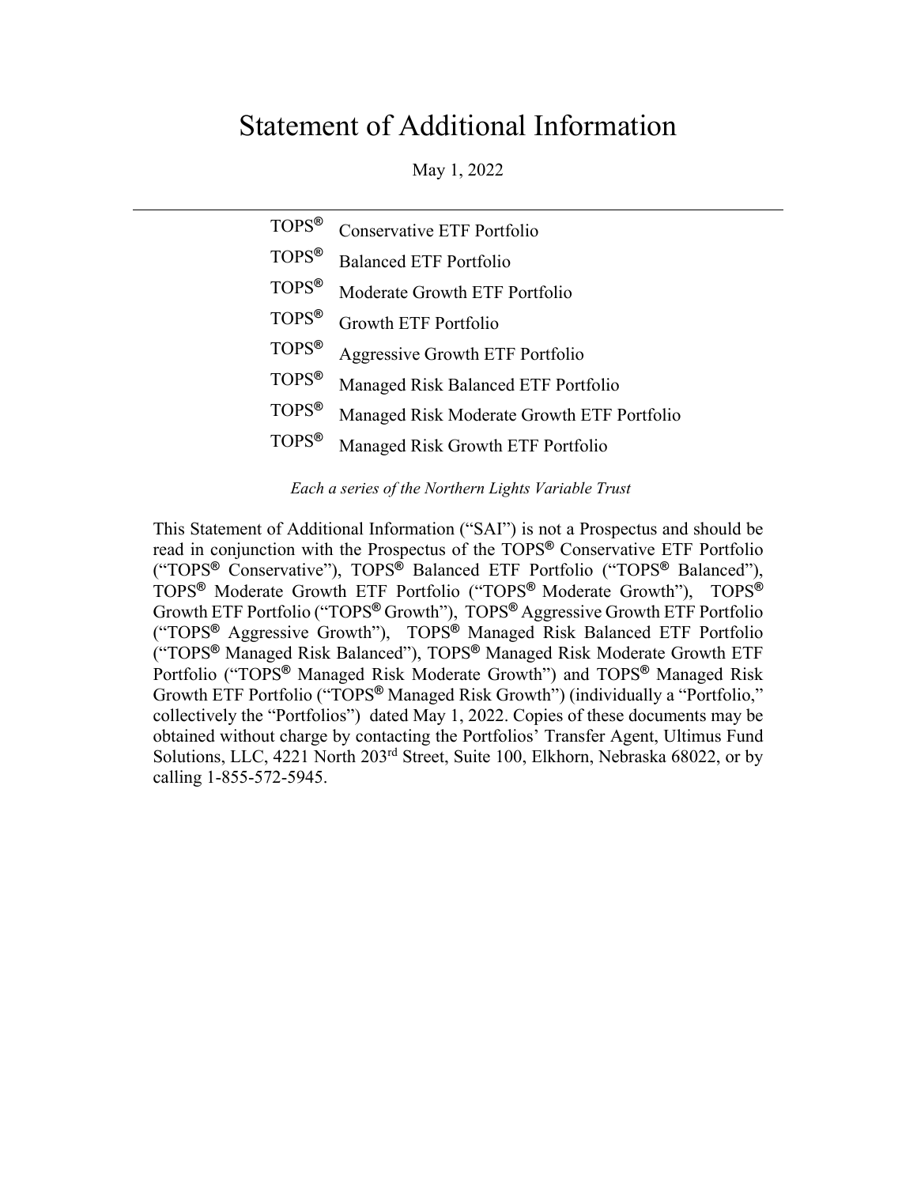# Statement of Additional Information

May 1, 2022

---

TOPS® Conservative ETF Portfolio
TOPS® Balanced ETF Portfolio
TOPS® Moderate Growth ETF Portfolio
TOPS® Growth ETF Portfolio
TOPS® Aggressive Growth ETF Portfolio
TOPS® Managed Risk Balanced ETF Portfolio
TOPS® Managed Risk Moderate Growth ETF Portfolio
TOPS® Managed Risk Growth ETF Portfolio

*Each a series of the Northern Lights Variable Trust*

This Statement of Additional Information ("SAI") is not a Prospectus and should be read in conjunction with the Prospectus of the TOPS® Conservative ETF Portfolio ("TOPS® Conservative"), TOPS® Balanced ETF Portfolio ("TOPS® Balanced"), TOPS® Moderate Growth ETF Portfolio ("TOPS® Moderate Growth"), TOPS® Growth ETF Portfolio ("TOPS® Growth"), TOPS® Aggressive Growth ETF Portfolio ("TOPS® Aggressive Growth"), TOPS® Managed Risk Balanced ETF Portfolio ("TOPS® Managed Risk Balanced"), TOPS® Managed Risk Moderate Growth ETF Portfolio ("TOPS® Managed Risk Moderate Growth") and TOPS® Managed Risk Growth ETF Portfolio ("TOPS® Managed Risk Growth") (individually a "Portfolio," collectively the "Portfolios") dated May 1, 2022. Copies of these documents may be obtained without charge by contacting the Portfolios' Transfer Agent, Ultimus Fund Solutions, LLC, 4221 North 203rd Street, Suite 100, Elkhorn, Nebraska 68022, or by calling 1-855-572-5945.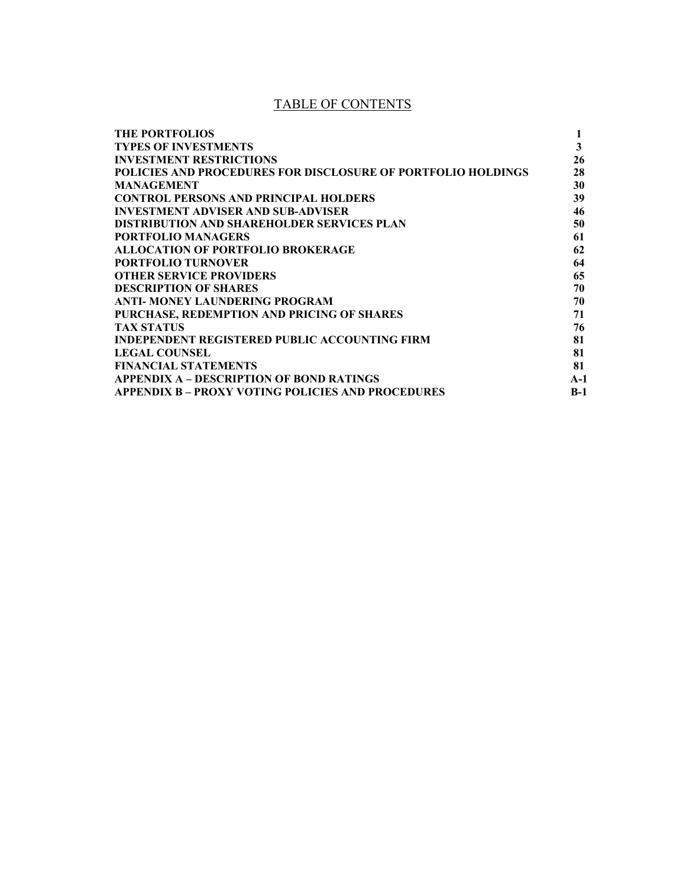# TABLE OF CONTENTS

| | |
|---|---|
| **THE PORTFOLIOS** | **1** |
| **TYPES OF INVESTMENTS** | **3** |
| **INVESTMENT RESTRICTIONS** | **26** |
| **POLICIES AND PROCEDURES FOR DISCLOSURE OF PORTFOLIO HOLDINGS** | **28** |
| **MANAGEMENT** | **30** |
| **CONTROL PERSONS AND PRINCIPAL HOLDERS** | **39** |
| **INVESTMENT ADVISER AND SUB-ADVISER** | **46** |
| **DISTRIBUTION AND SHAREHOLDER SERVICES PLAN** | **50** |
| **PORTFOLIO MANAGERS** | **61** |
| **ALLOCATION OF PORTFOLIO BROKERAGE** | **62** |
| **PORTFOLIO TURNOVER** | **64** |
| **OTHER SERVICE PROVIDERS** | **65** |
| **DESCRIPTION OF SHARES** | **70** |
| **ANTI- MONEY LAUNDERING PROGRAM** | **70** |
| **PURCHASE, REDEMPTION AND PRICING OF SHARES** | **71** |
| **TAX STATUS** | **76** |
| **INDEPENDENT REGISTERED PUBLIC ACCOUNTING FIRM** | **81** |
| **LEGAL COUNSEL** | **81** |
| **FINANCIAL STATEMENTS** | **81** |
| **APPENDIX A – DESCRIPTION OF BOND RATINGS** | **A-1** |
| **APPENDIX B – PROXY VOTING POLICIES AND PROCEDURES** | **B-1** |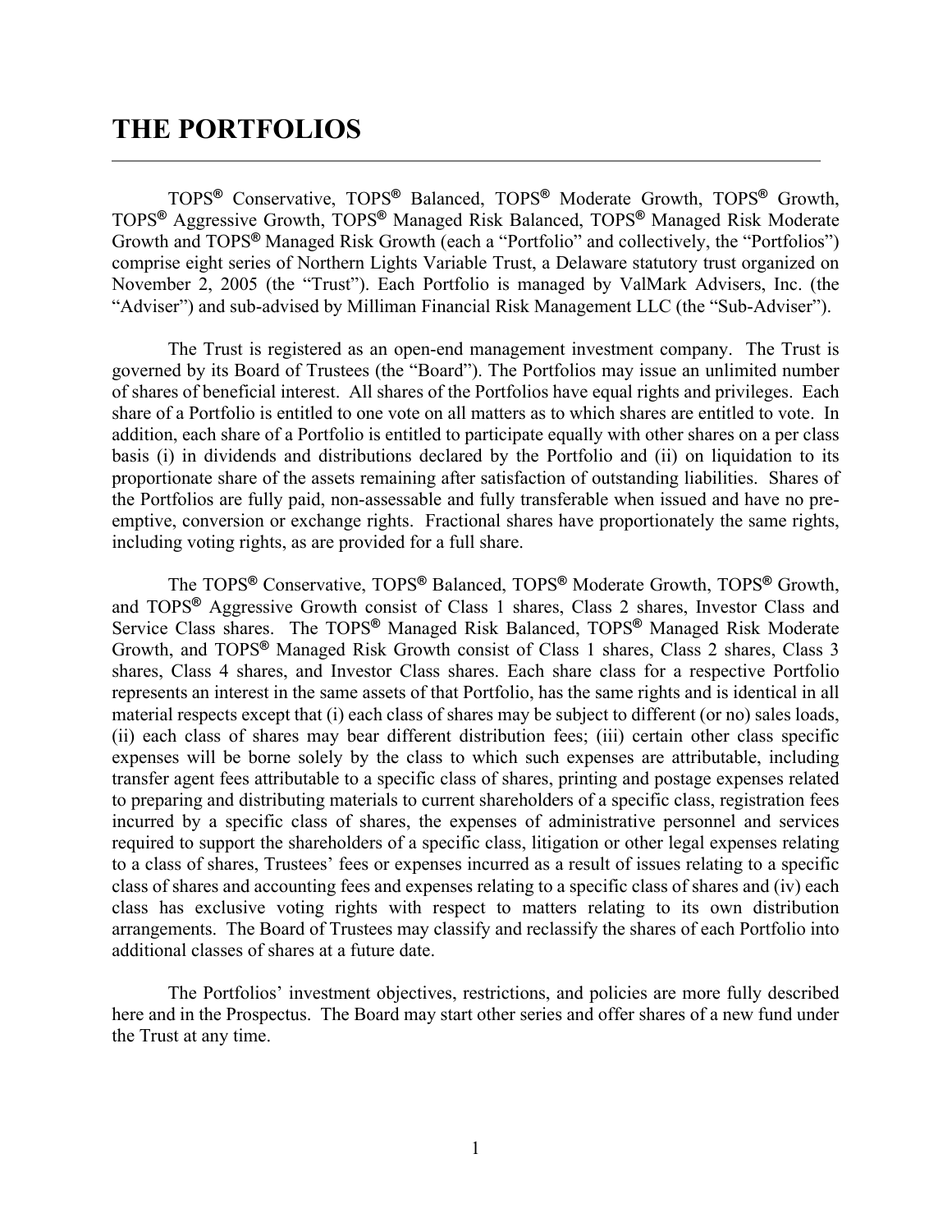# THE PORTFOLIOS

TOPS® Conservative, TOPS® Balanced, TOPS® Moderate Growth, TOPS® Growth, TOPS® Aggressive Growth, TOPS® Managed Risk Balanced, TOPS® Managed Risk Moderate Growth and TOPS® Managed Risk Growth (each a "Portfolio" and collectively, the "Portfolios") comprise eight series of Northern Lights Variable Trust, a Delaware statutory trust organized on November 2, 2005 (the "Trust"). Each Portfolio is managed by ValMark Advisers, Inc. (the "Adviser") and sub-advised by Milliman Financial Risk Management LLC (the "Sub-Adviser").

The Trust is registered as an open-end management investment company. The Trust is governed by its Board of Trustees (the "Board"). The Portfolios may issue an unlimited number of shares of beneficial interest. All shares of the Portfolios have equal rights and privileges. Each share of a Portfolio is entitled to one vote on all matters as to which shares are entitled to vote. In addition, each share of a Portfolio is entitled to participate equally with other shares on a per class basis (i) in dividends and distributions declared by the Portfolio and (ii) on liquidation to its proportionate share of the assets remaining after satisfaction of outstanding liabilities. Shares of the Portfolios are fully paid, non-assessable and fully transferable when issued and have no pre-emptive, conversion or exchange rights. Fractional shares have proportionately the same rights, including voting rights, as are provided for a full share.

The TOPS® Conservative, TOPS® Balanced, TOPS® Moderate Growth, TOPS® Growth, and TOPS® Aggressive Growth consist of Class 1 shares, Class 2 shares, Investor Class and Service Class shares. The TOPS® Managed Risk Balanced, TOPS® Managed Risk Moderate Growth, and TOPS® Managed Risk Growth consist of Class 1 shares, Class 2 shares, Class 3 shares, Class 4 shares, and Investor Class shares. Each share class for a respective Portfolio represents an interest in the same assets of that Portfolio, has the same rights and is identical in all material respects except that (i) each class of shares may be subject to different (or no) sales loads, (ii) each class of shares may bear different distribution fees; (iii) certain other class specific expenses will be borne solely by the class to which such expenses are attributable, including transfer agent fees attributable to a specific class of shares, printing and postage expenses related to preparing and distributing materials to current shareholders of a specific class, registration fees incurred by a specific class of shares, the expenses of administrative personnel and services required to support the shareholders of a specific class, litigation or other legal expenses relating to a class of shares, Trustees' fees or expenses incurred as a result of issues relating to a specific class of shares and accounting fees and expenses relating to a specific class of shares and (iv) each class has exclusive voting rights with respect to matters relating to its own distribution arrangements. The Board of Trustees may classify and reclassify the shares of each Portfolio into additional classes of shares at a future date.

The Portfolios' investment objectives, restrictions, and policies are more fully described here and in the Prospectus. The Board may start other series and offer shares of a new fund under the Trust at any time.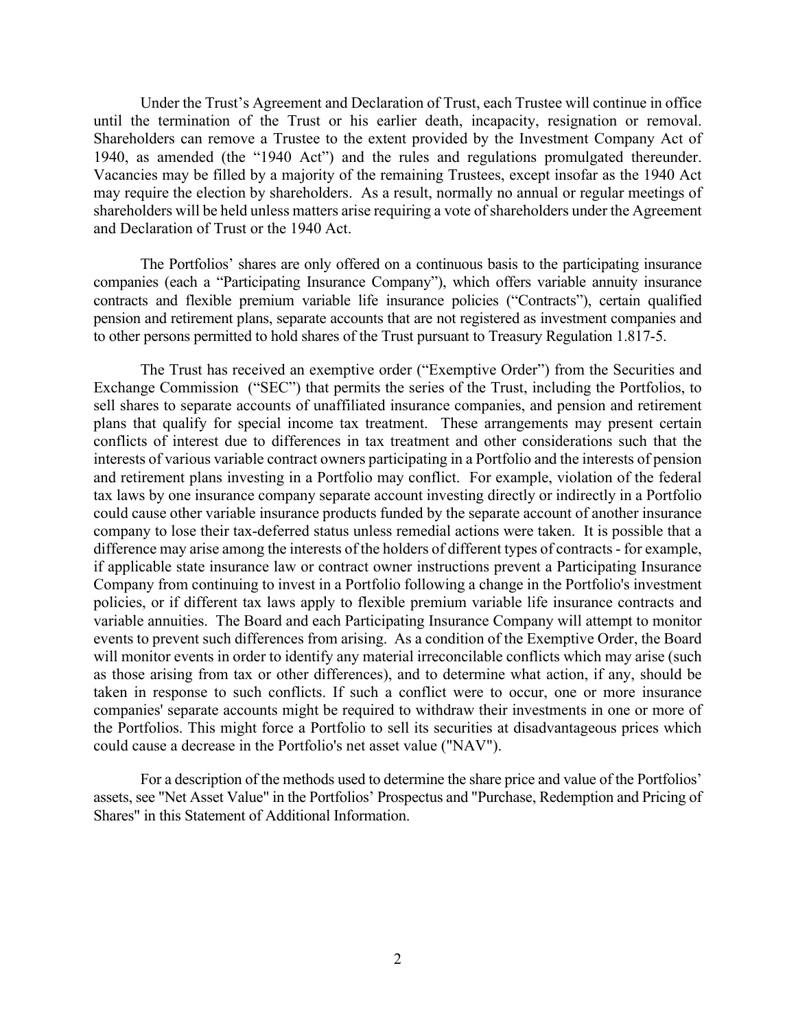Under the Trust's Agreement and Declaration of Trust, each Trustee will continue in office until the termination of the Trust or his earlier death, incapacity, resignation or removal. Shareholders can remove a Trustee to the extent provided by the Investment Company Act of 1940, as amended (the "1940 Act") and the rules and regulations promulgated thereunder. Vacancies may be filled by a majority of the remaining Trustees, except insofar as the 1940 Act may require the election by shareholders. As a result, normally no annual or regular meetings of shareholders will be held unless matters arise requiring a vote of shareholders under the Agreement and Declaration of Trust or the 1940 Act.

The Portfolios' shares are only offered on a continuous basis to the participating insurance companies (each a "Participating Insurance Company"), which offers variable annuity insurance contracts and flexible premium variable life insurance policies ("Contracts"), certain qualified pension and retirement plans, separate accounts that are not registered as investment companies and to other persons permitted to hold shares of the Trust pursuant to Treasury Regulation 1.817-5.

The Trust has received an exemptive order ("Exemptive Order") from the Securities and Exchange Commission ("SEC") that permits the series of the Trust, including the Portfolios, to sell shares to separate accounts of unaffiliated insurance companies, and pension and retirement plans that qualify for special income tax treatment. These arrangements may present certain conflicts of interest due to differences in tax treatment and other considerations such that the interests of various variable contract owners participating in a Portfolio and the interests of pension and retirement plans investing in a Portfolio may conflict. For example, violation of the federal tax laws by one insurance company separate account investing directly or indirectly in a Portfolio could cause other variable insurance products funded by the separate account of another insurance company to lose their tax-deferred status unless remedial actions were taken. It is possible that a difference may arise among the interests of the holders of different types of contracts - for example, if applicable state insurance law or contract owner instructions prevent a Participating Insurance Company from continuing to invest in a Portfolio following a change in the Portfolio's investment policies, or if different tax laws apply to flexible premium variable life insurance contracts and variable annuities. The Board and each Participating Insurance Company will attempt to monitor events to prevent such differences from arising. As a condition of the Exemptive Order, the Board will monitor events in order to identify any material irreconcilable conflicts which may arise (such as those arising from tax or other differences), and to determine what action, if any, should be taken in response to such conflicts. If such a conflict were to occur, one or more insurance companies' separate accounts might be required to withdraw their investments in one or more of the Portfolios. This might force a Portfolio to sell its securities at disadvantageous prices which could cause a decrease in the Portfolio's net asset value ("NAV").

For a description of the methods used to determine the share price and value of the Portfolios' assets, see "Net Asset Value" in the Portfolios' Prospectus and "Purchase, Redemption and Pricing of Shares" in this Statement of Additional Information.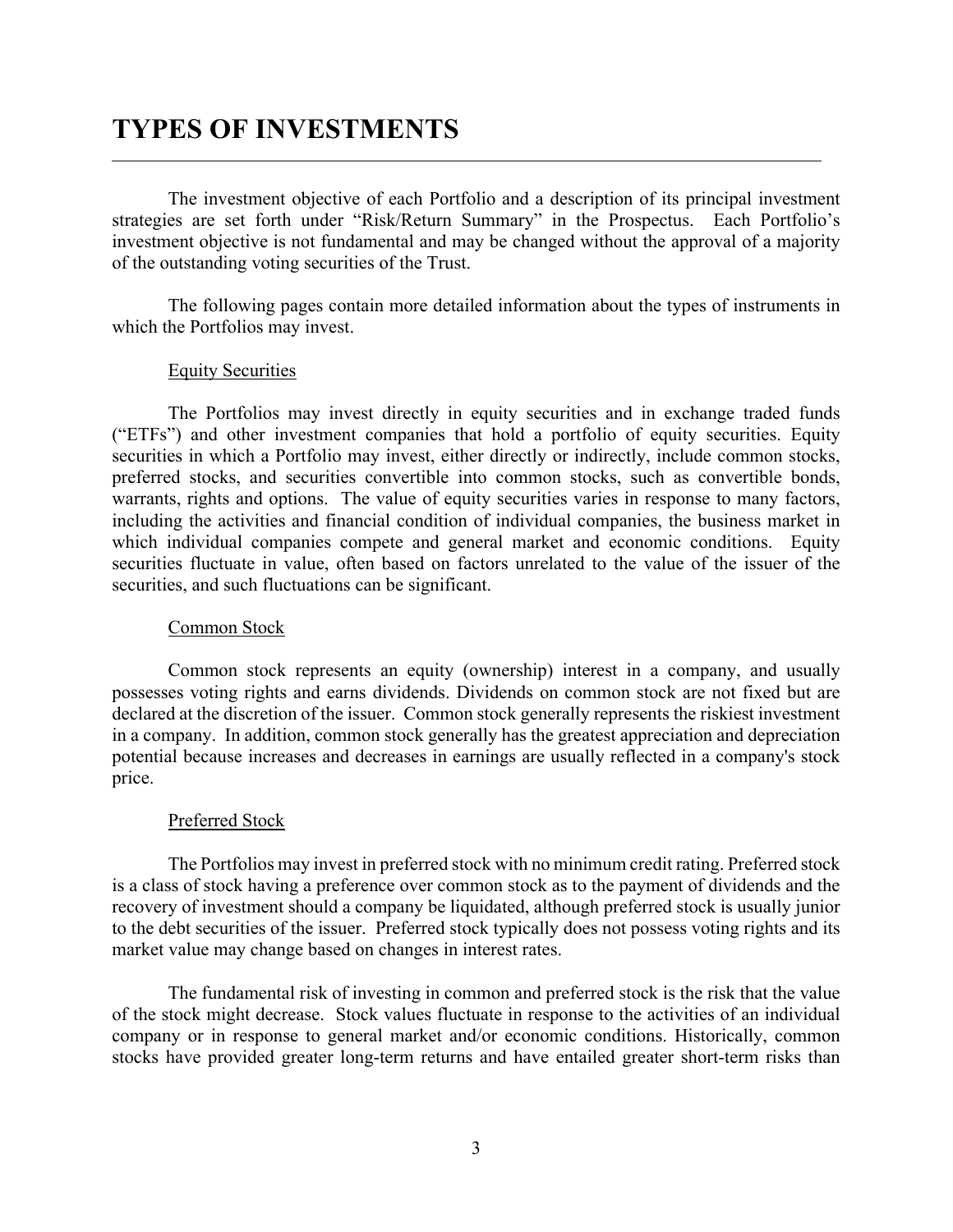# TYPES OF INVESTMENTS

The investment objective of each Portfolio and a description of its principal investment strategies are set forth under "Risk/Return Summary" in the Prospectus. Each Portfolio's investment objective is not fundamental and may be changed without the approval of a majority of the outstanding voting securities of the Trust.

The following pages contain more detailed information about the types of instruments in which the Portfolios may invest.

### Equity Securities

The Portfolios may invest directly in equity securities and in exchange traded funds ("ETFs") and other investment companies that hold a portfolio of equity securities. Equity securities in which a Portfolio may invest, either directly or indirectly, include common stocks, preferred stocks, and securities convertible into common stocks, such as convertible bonds, warrants, rights and options. The value of equity securities varies in response to many factors, including the activities and financial condition of individual companies, the business market in which individual companies compete and general market and economic conditions. Equity securities fluctuate in value, often based on factors unrelated to the value of the issuer of the securities, and such fluctuations can be significant.

### Common Stock

Common stock represents an equity (ownership) interest in a company, and usually possesses voting rights and earns dividends. Dividends on common stock are not fixed but are declared at the discretion of the issuer. Common stock generally represents the riskiest investment in a company. In addition, common stock generally has the greatest appreciation and depreciation potential because increases and decreases in earnings are usually reflected in a company's stock price.

### Preferred Stock

The Portfolios may invest in preferred stock with no minimum credit rating. Preferred stock is a class of stock having a preference over common stock as to the payment of dividends and the recovery of investment should a company be liquidated, although preferred stock is usually junior to the debt securities of the issuer. Preferred stock typically does not possess voting rights and its market value may change based on changes in interest rates.

The fundamental risk of investing in common and preferred stock is the risk that the value of the stock might decrease. Stock values fluctuate in response to the activities of an individual company or in response to general market and/or economic conditions. Historically, common stocks have provided greater long-term returns and have entailed greater short-term risks than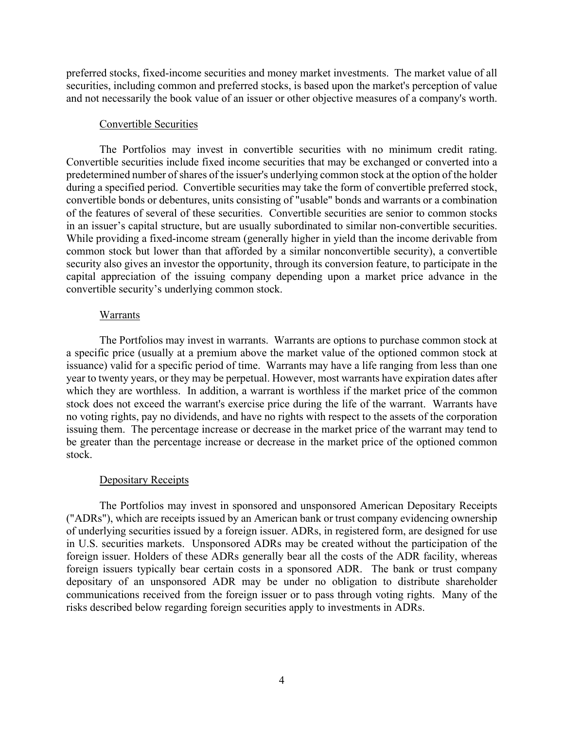preferred stocks, fixed-income securities and money market investments. The market value of all securities, including common and preferred stocks, is based upon the market's perception of value and not necessarily the book value of an issuer or other objective measures of a company's worth.

### Convertible Securities

The Portfolios may invest in convertible securities with no minimum credit rating. Convertible securities include fixed income securities that may be exchanged or converted into a predetermined number of shares of the issuer's underlying common stock at the option of the holder during a specified period. Convertible securities may take the form of convertible preferred stock, convertible bonds or debentures, units consisting of "usable" bonds and warrants or a combination of the features of several of these securities. Convertible securities are senior to common stocks in an issuer's capital structure, but are usually subordinated to similar non-convertible securities. While providing a fixed-income stream (generally higher in yield than the income derivable from common stock but lower than that afforded by a similar nonconvertible security), a convertible security also gives an investor the opportunity, through its conversion feature, to participate in the capital appreciation of the issuing company depending upon a market price advance in the convertible security's underlying common stock.

### Warrants

The Portfolios may invest in warrants. Warrants are options to purchase common stock at a specific price (usually at a premium above the market value of the optioned common stock at issuance) valid for a specific period of time. Warrants may have a life ranging from less than one year to twenty years, or they may be perpetual. However, most warrants have expiration dates after which they are worthless. In addition, a warrant is worthless if the market price of the common stock does not exceed the warrant's exercise price during the life of the warrant. Warrants have no voting rights, pay no dividends, and have no rights with respect to the assets of the corporation issuing them. The percentage increase or decrease in the market price of the warrant may tend to be greater than the percentage increase or decrease in the market price of the optioned common stock.

### Depositary Receipts

The Portfolios may invest in sponsored and unsponsored American Depositary Receipts ("ADRs"), which are receipts issued by an American bank or trust company evidencing ownership of underlying securities issued by a foreign issuer. ADRs, in registered form, are designed for use in U.S. securities markets. Unsponsored ADRs may be created without the participation of the foreign issuer. Holders of these ADRs generally bear all the costs of the ADR facility, whereas foreign issuers typically bear certain costs in a sponsored ADR. The bank or trust company depositary of an unsponsored ADR may be under no obligation to distribute shareholder communications received from the foreign issuer or to pass through voting rights. Many of the risks described below regarding foreign securities apply to investments in ADRs.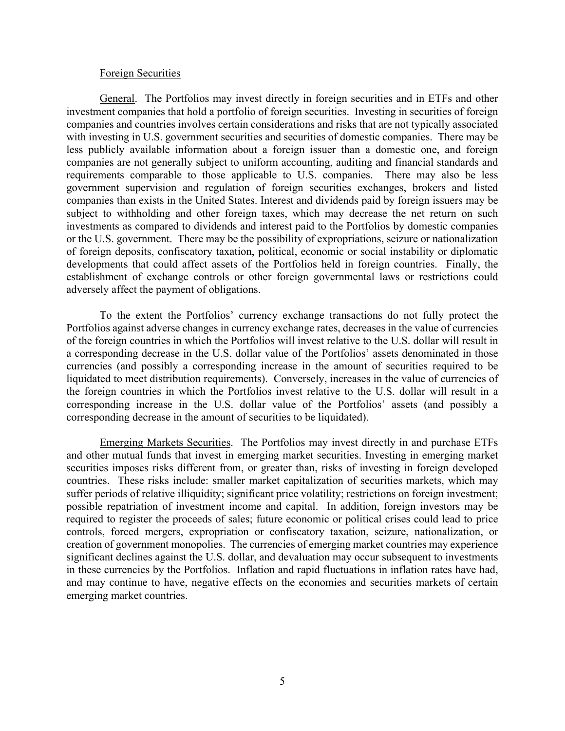## Foreign Securities

General. The Portfolios may invest directly in foreign securities and in ETFs and other investment companies that hold a portfolio of foreign securities. Investing in securities of foreign companies and countries involves certain considerations and risks that are not typically associated with investing in U.S. government securities and securities of domestic companies. There may be less publicly available information about a foreign issuer than a domestic one, and foreign companies are not generally subject to uniform accounting, auditing and financial standards and requirements comparable to those applicable to U.S. companies. There may also be less government supervision and regulation of foreign securities exchanges, brokers and listed companies than exists in the United States. Interest and dividends paid by foreign issuers may be subject to withholding and other foreign taxes, which may decrease the net return on such investments as compared to dividends and interest paid to the Portfolios by domestic companies or the U.S. government. There may be the possibility of expropriations, seizure or nationalization of foreign deposits, confiscatory taxation, political, economic or social instability or diplomatic developments that could affect assets of the Portfolios held in foreign countries. Finally, the establishment of exchange controls or other foreign governmental laws or restrictions could adversely affect the payment of obligations.

To the extent the Portfolios' currency exchange transactions do not fully protect the Portfolios against adverse changes in currency exchange rates, decreases in the value of currencies of the foreign countries in which the Portfolios will invest relative to the U.S. dollar will result in a corresponding decrease in the U.S. dollar value of the Portfolios' assets denominated in those currencies (and possibly a corresponding increase in the amount of securities required to be liquidated to meet distribution requirements). Conversely, increases in the value of currencies of the foreign countries in which the Portfolios invest relative to the U.S. dollar will result in a corresponding increase in the U.S. dollar value of the Portfolios' assets (and possibly a corresponding decrease in the amount of securities to be liquidated).

Emerging Markets Securities. The Portfolios may invest directly in and purchase ETFs and other mutual funds that invest in emerging market securities. Investing in emerging market securities imposes risks different from, or greater than, risks of investing in foreign developed countries. These risks include: smaller market capitalization of securities markets, which may suffer periods of relative illiquidity; significant price volatility; restrictions on foreign investment; possible repatriation of investment income and capital. In addition, foreign investors may be required to register the proceeds of sales; future economic or political crises could lead to price controls, forced mergers, expropriation or confiscatory taxation, seizure, nationalization, or creation of government monopolies. The currencies of emerging market countries may experience significant declines against the U.S. dollar, and devaluation may occur subsequent to investments in these currencies by the Portfolios. Inflation and rapid fluctuations in inflation rates have had, and may continue to have, negative effects on the economies and securities markets of certain emerging market countries.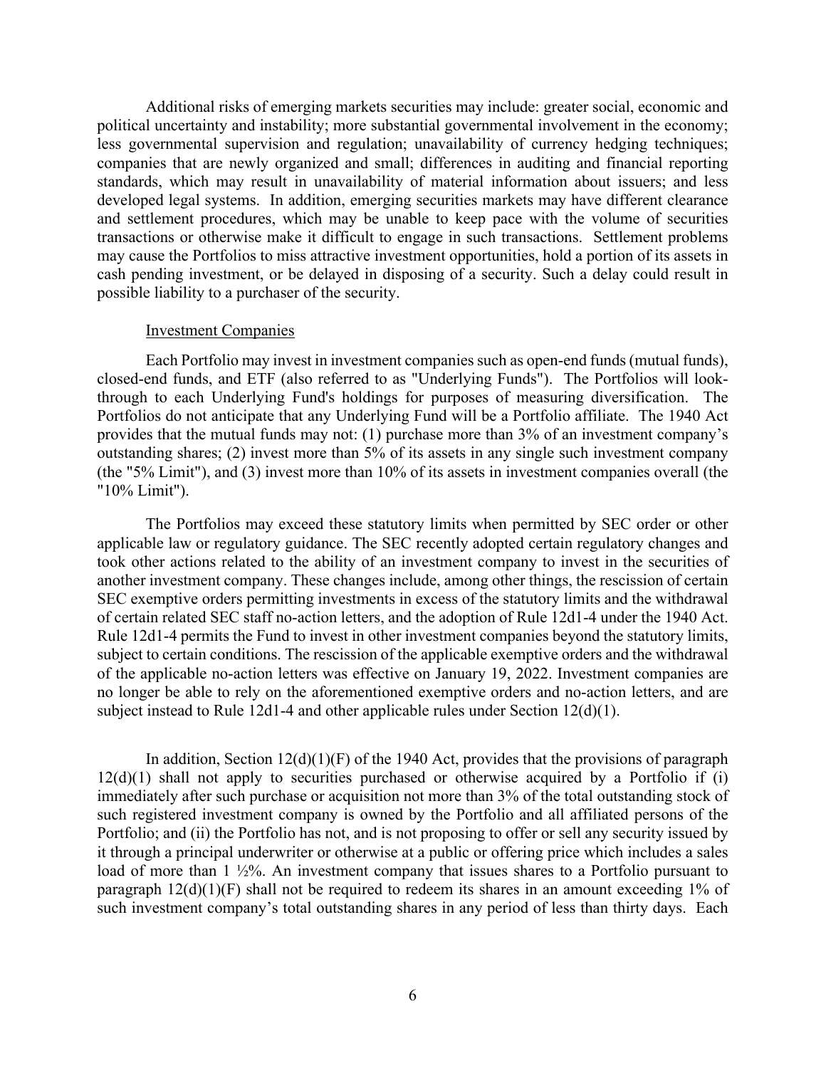Additional risks of emerging markets securities may include: greater social, economic and political uncertainty and instability; more substantial governmental involvement in the economy; less governmental supervision and regulation; unavailability of currency hedging techniques; companies that are newly organized and small; differences in auditing and financial reporting standards, which may result in unavailability of material information about issuers; and less developed legal systems. In addition, emerging securities markets may have different clearance and settlement procedures, which may be unable to keep pace with the volume of securities transactions or otherwise make it difficult to engage in such transactions. Settlement problems may cause the Portfolios to miss attractive investment opportunities, hold a portion of its assets in cash pending investment, or be delayed in disposing of a security. Such a delay could result in possible liability to a purchaser of the security.

Investment Companies

Each Portfolio may invest in investment companies such as open-end funds (mutual funds), closed-end funds, and ETF (also referred to as "Underlying Funds"). The Portfolios will look-through to each Underlying Fund's holdings for purposes of measuring diversification. The Portfolios do not anticipate that any Underlying Fund will be a Portfolio affiliate. The 1940 Act provides that the mutual funds may not: (1) purchase more than 3% of an investment company's outstanding shares; (2) invest more than 5% of its assets in any single such investment company (the "5% Limit"), and (3) invest more than 10% of its assets in investment companies overall (the "10% Limit").

The Portfolios may exceed these statutory limits when permitted by SEC order or other applicable law or regulatory guidance. The SEC recently adopted certain regulatory changes and took other actions related to the ability of an investment company to invest in the securities of another investment company. These changes include, among other things, the rescission of certain SEC exemptive orders permitting investments in excess of the statutory limits and the withdrawal of certain related SEC staff no-action letters, and the adoption of Rule 12d1-4 under the 1940 Act. Rule 12d1-4 permits the Fund to invest in other investment companies beyond the statutory limits, subject to certain conditions. The rescission of the applicable exemptive orders and the withdrawal of the applicable no-action letters was effective on January 19, 2022. Investment companies are no longer be able to rely on the aforementioned exemptive orders and no-action letters, and are subject instead to Rule 12d1-4 and other applicable rules under Section 12(d)(1).

In addition, Section 12(d)(1)(F) of the 1940 Act, provides that the provisions of paragraph 12(d)(1) shall not apply to securities purchased or otherwise acquired by a Portfolio if (i) immediately after such purchase or acquisition not more than 3% of the total outstanding stock of such registered investment company is owned by the Portfolio and all affiliated persons of the Portfolio; and (ii) the Portfolio has not, and is not proposing to offer or sell any security issued by it through a principal underwriter or otherwise at a public or offering price which includes a sales load of more than 1 ½%. An investment company that issues shares to a Portfolio pursuant to paragraph 12(d)(1)(F) shall not be required to redeem its shares in an amount exceeding 1% of such investment company's total outstanding shares in any period of less than thirty days. Each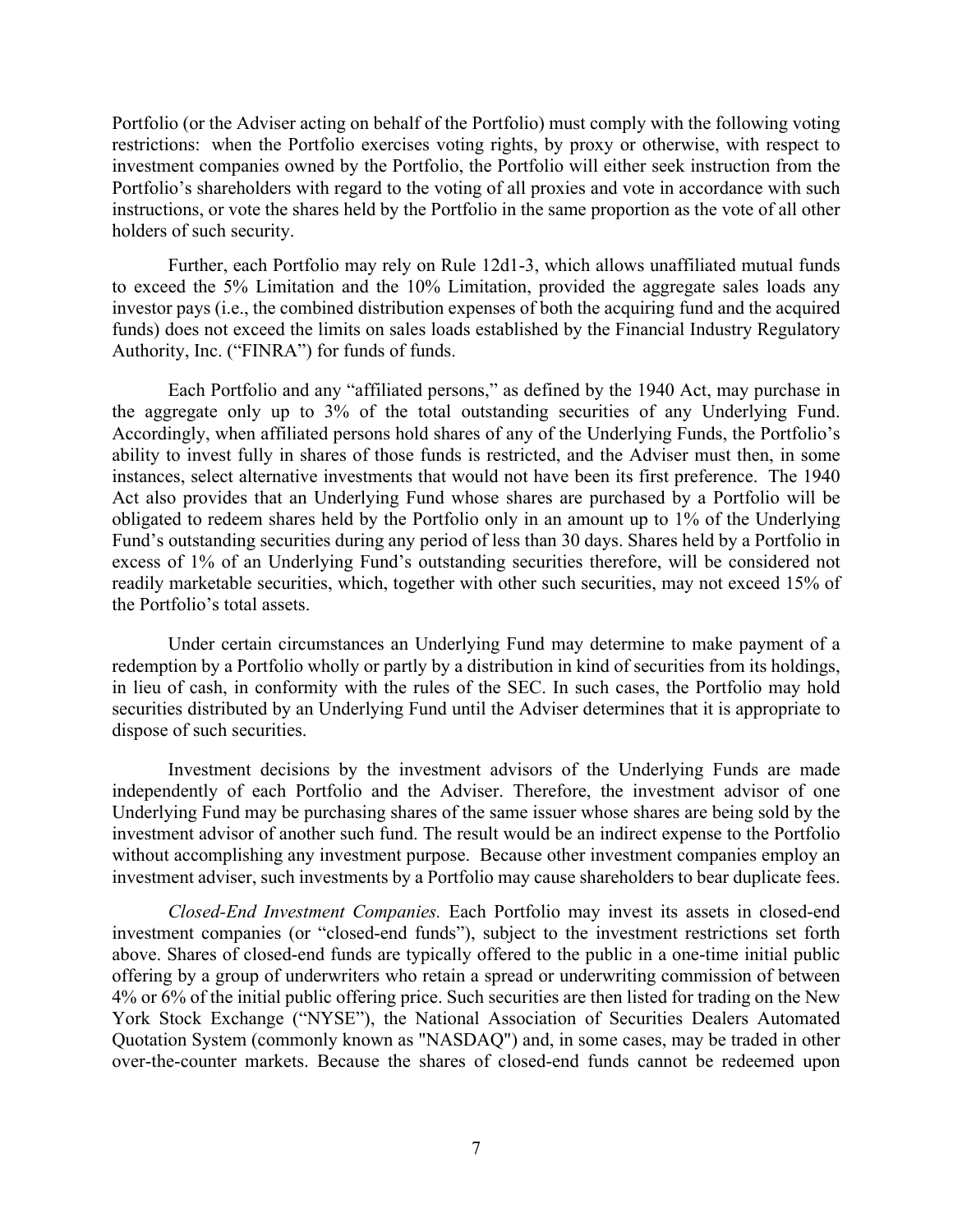Portfolio (or the Adviser acting on behalf of the Portfolio) must comply with the following voting restrictions: when the Portfolio exercises voting rights, by proxy or otherwise, with respect to investment companies owned by the Portfolio, the Portfolio will either seek instruction from the Portfolio's shareholders with regard to the voting of all proxies and vote in accordance with such instructions, or vote the shares held by the Portfolio in the same proportion as the vote of all other holders of such security.

Further, each Portfolio may rely on Rule 12d1-3, which allows unaffiliated mutual funds to exceed the 5% Limitation and the 10% Limitation, provided the aggregate sales loads any investor pays (i.e., the combined distribution expenses of both the acquiring fund and the acquired funds) does not exceed the limits on sales loads established by the Financial Industry Regulatory Authority, Inc. ("FINRA") for funds of funds.

Each Portfolio and any "affiliated persons," as defined by the 1940 Act, may purchase in the aggregate only up to 3% of the total outstanding securities of any Underlying Fund. Accordingly, when affiliated persons hold shares of any of the Underlying Funds, the Portfolio's ability to invest fully in shares of those funds is restricted, and the Adviser must then, in some instances, select alternative investments that would not have been its first preference. The 1940 Act also provides that an Underlying Fund whose shares are purchased by a Portfolio will be obligated to redeem shares held by the Portfolio only in an amount up to 1% of the Underlying Fund's outstanding securities during any period of less than 30 days. Shares held by a Portfolio in excess of 1% of an Underlying Fund's outstanding securities therefore, will be considered not readily marketable securities, which, together with other such securities, may not exceed 15% of the Portfolio's total assets.

Under certain circumstances an Underlying Fund may determine to make payment of a redemption by a Portfolio wholly or partly by a distribution in kind of securities from its holdings, in lieu of cash, in conformity with the rules of the SEC. In such cases, the Portfolio may hold securities distributed by an Underlying Fund until the Adviser determines that it is appropriate to dispose of such securities.

Investment decisions by the investment advisors of the Underlying Funds are made independently of each Portfolio and the Adviser. Therefore, the investment advisor of one Underlying Fund may be purchasing shares of the same issuer whose shares are being sold by the investment advisor of another such fund. The result would be an indirect expense to the Portfolio without accomplishing any investment purpose. Because other investment companies employ an investment adviser, such investments by a Portfolio may cause shareholders to bear duplicate fees.

*Closed-End Investment Companies.* Each Portfolio may invest its assets in closed-end investment companies (or "closed-end funds"), subject to the investment restrictions set forth above. Shares of closed-end funds are typically offered to the public in a one-time initial public offering by a group of underwriters who retain a spread or underwriting commission of between 4% or 6% of the initial public offering price. Such securities are then listed for trading on the New York Stock Exchange ("NYSE"), the National Association of Securities Dealers Automated Quotation System (commonly known as "NASDAQ") and, in some cases, may be traded in other over-the-counter markets. Because the shares of closed-end funds cannot be redeemed upon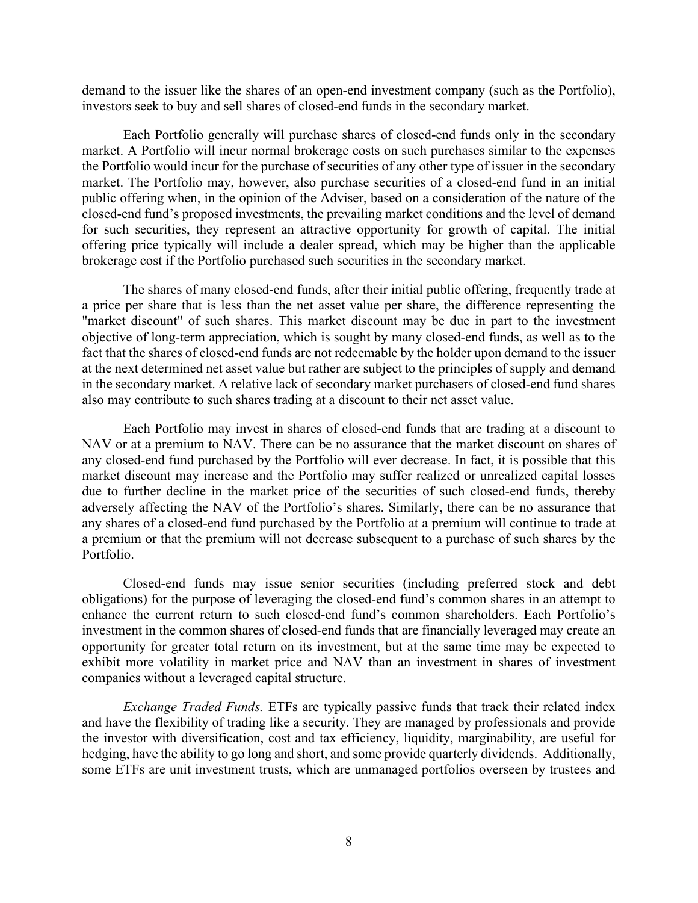demand to the issuer like the shares of an open-end investment company (such as the Portfolio), investors seek to buy and sell shares of closed-end funds in the secondary market.

Each Portfolio generally will purchase shares of closed-end funds only in the secondary market. A Portfolio will incur normal brokerage costs on such purchases similar to the expenses the Portfolio would incur for the purchase of securities of any other type of issuer in the secondary market. The Portfolio may, however, also purchase securities of a closed-end fund in an initial public offering when, in the opinion of the Adviser, based on a consideration of the nature of the closed-end fund's proposed investments, the prevailing market conditions and the level of demand for such securities, they represent an attractive opportunity for growth of capital. The initial offering price typically will include a dealer spread, which may be higher than the applicable brokerage cost if the Portfolio purchased such securities in the secondary market.

The shares of many closed-end funds, after their initial public offering, frequently trade at a price per share that is less than the net asset value per share, the difference representing the "market discount" of such shares. This market discount may be due in part to the investment objective of long-term appreciation, which is sought by many closed-end funds, as well as to the fact that the shares of closed-end funds are not redeemable by the holder upon demand to the issuer at the next determined net asset value but rather are subject to the principles of supply and demand in the secondary market. A relative lack of secondary market purchasers of closed-end fund shares also may contribute to such shares trading at a discount to their net asset value.

Each Portfolio may invest in shares of closed-end funds that are trading at a discount to NAV or at a premium to NAV. There can be no assurance that the market discount on shares of any closed-end fund purchased by the Portfolio will ever decrease. In fact, it is possible that this market discount may increase and the Portfolio may suffer realized or unrealized capital losses due to further decline in the market price of the securities of such closed-end funds, thereby adversely affecting the NAV of the Portfolio's shares. Similarly, there can be no assurance that any shares of a closed-end fund purchased by the Portfolio at a premium will continue to trade at a premium or that the premium will not decrease subsequent to a purchase of such shares by the Portfolio.

Closed-end funds may issue senior securities (including preferred stock and debt obligations) for the purpose of leveraging the closed-end fund's common shares in an attempt to enhance the current return to such closed-end fund's common shareholders. Each Portfolio's investment in the common shares of closed-end funds that are financially leveraged may create an opportunity for greater total return on its investment, but at the same time may be expected to exhibit more volatility in market price and NAV than an investment in shares of investment companies without a leveraged capital structure.

*Exchange Traded Funds.* ETFs are typically passive funds that track their related index and have the flexibility of trading like a security. They are managed by professionals and provide the investor with diversification, cost and tax efficiency, liquidity, marginability, are useful for hedging, have the ability to go long and short, and some provide quarterly dividends. Additionally, some ETFs are unit investment trusts, which are unmanaged portfolios overseen by trustees and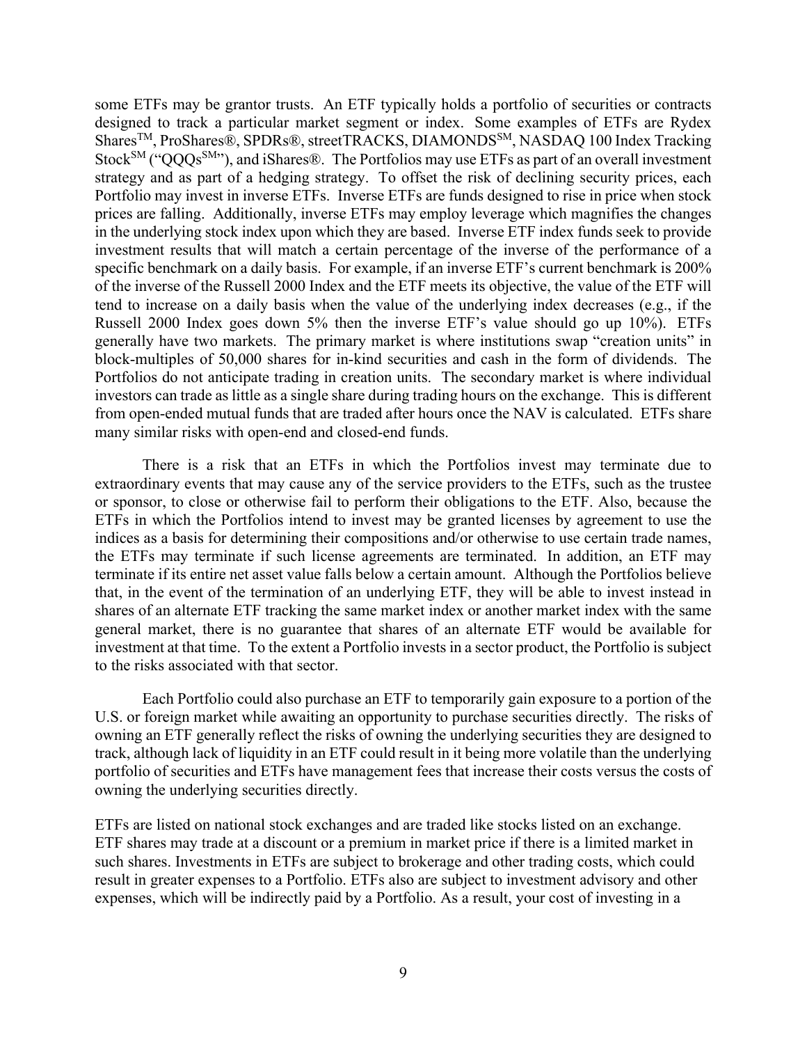some ETFs may be grantor trusts. An ETF typically holds a portfolio of securities or contracts designed to track a particular market segment or index. Some examples of ETFs are Rydex Shares™, ProShares®, SPDRs®, streetTRACKS, DIAMONDS℠, NASDAQ 100 Index Tracking Stock℠ ("QQQs℠"), and iShares®. The Portfolios may use ETFs as part of an overall investment strategy and as part of a hedging strategy. To offset the risk of declining security prices, each Portfolio may invest in inverse ETFs. Inverse ETFs are funds designed to rise in price when stock prices are falling. Additionally, inverse ETFs may employ leverage which magnifies the changes in the underlying stock index upon which they are based. Inverse ETF index funds seek to provide investment results that will match a certain percentage of the inverse of the performance of a specific benchmark on a daily basis. For example, if an inverse ETF's current benchmark is 200% of the inverse of the Russell 2000 Index and the ETF meets its objective, the value of the ETF will tend to increase on a daily basis when the value of the underlying index decreases (e.g., if the Russell 2000 Index goes down 5% then the inverse ETF's value should go up 10%). ETFs generally have two markets. The primary market is where institutions swap "creation units" in block-multiples of 50,000 shares for in-kind securities and cash in the form of dividends. The Portfolios do not anticipate trading in creation units. The secondary market is where individual investors can trade as little as a single share during trading hours on the exchange. This is different from open-ended mutual funds that are traded after hours once the NAV is calculated. ETFs share many similar risks with open-end and closed-end funds.

There is a risk that an ETFs in which the Portfolios invest may terminate due to extraordinary events that may cause any of the service providers to the ETFs, such as the trustee or sponsor, to close or otherwise fail to perform their obligations to the ETF. Also, because the ETFs in which the Portfolios intend to invest may be granted licenses by agreement to use the indices as a basis for determining their compositions and/or otherwise to use certain trade names, the ETFs may terminate if such license agreements are terminated. In addition, an ETF may terminate if its entire net asset value falls below a certain amount. Although the Portfolios believe that, in the event of the termination of an underlying ETF, they will be able to invest instead in shares of an alternate ETF tracking the same market index or another market index with the same general market, there is no guarantee that shares of an alternate ETF would be available for investment at that time. To the extent a Portfolio invests in a sector product, the Portfolio is subject to the risks associated with that sector.

Each Portfolio could also purchase an ETF to temporarily gain exposure to a portion of the U.S. or foreign market while awaiting an opportunity to purchase securities directly. The risks of owning an ETF generally reflect the risks of owning the underlying securities they are designed to track, although lack of liquidity in an ETF could result in it being more volatile than the underlying portfolio of securities and ETFs have management fees that increase their costs versus the costs of owning the underlying securities directly.

ETFs are listed on national stock exchanges and are traded like stocks listed on an exchange. ETF shares may trade at a discount or a premium in market price if there is a limited market in such shares. Investments in ETFs are subject to brokerage and other trading costs, which could result in greater expenses to a Portfolio. ETFs also are subject to investment advisory and other expenses, which will be indirectly paid by a Portfolio. As a result, your cost of investing in a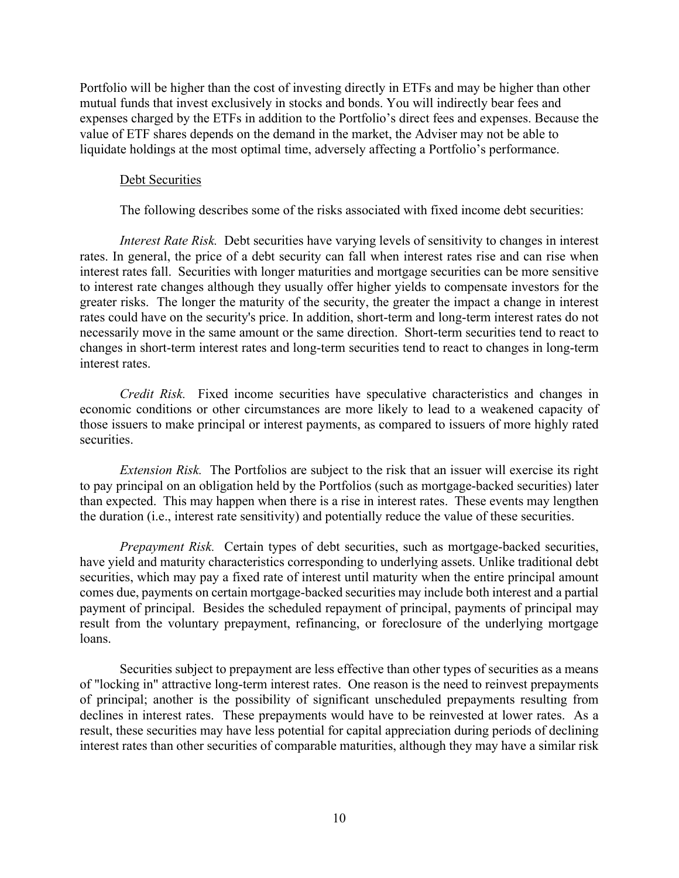Portfolio will be higher than the cost of investing directly in ETFs and may be higher than other mutual funds that invest exclusively in stocks and bonds. You will indirectly bear fees and expenses charged by the ETFs in addition to the Portfolio's direct fees and expenses. Because the value of ETF shares depends on the demand in the market, the Adviser may not be able to liquidate holdings at the most optimal time, adversely affecting a Portfolio's performance.

Debt Securities

The following describes some of the risks associated with fixed income debt securities:

*Interest Rate Risk.* Debt securities have varying levels of sensitivity to changes in interest rates. In general, the price of a debt security can fall when interest rates rise and can rise when interest rates fall. Securities with longer maturities and mortgage securities can be more sensitive to interest rate changes although they usually offer higher yields to compensate investors for the greater risks. The longer the maturity of the security, the greater the impact a change in interest rates could have on the security's price. In addition, short-term and long-term interest rates do not necessarily move in the same amount or the same direction. Short-term securities tend to react to changes in short-term interest rates and long-term securities tend to react to changes in long-term interest rates.

*Credit Risk.* Fixed income securities have speculative characteristics and changes in economic conditions or other circumstances are more likely to lead to a weakened capacity of those issuers to make principal or interest payments, as compared to issuers of more highly rated securities.

*Extension Risk.* The Portfolios are subject to the risk that an issuer will exercise its right to pay principal on an obligation held by the Portfolios (such as mortgage-backed securities) later than expected. This may happen when there is a rise in interest rates. These events may lengthen the duration (i.e., interest rate sensitivity) and potentially reduce the value of these securities.

*Prepayment Risk.* Certain types of debt securities, such as mortgage-backed securities, have yield and maturity characteristics corresponding to underlying assets. Unlike traditional debt securities, which may pay a fixed rate of interest until maturity when the entire principal amount comes due, payments on certain mortgage-backed securities may include both interest and a partial payment of principal. Besides the scheduled repayment of principal, payments of principal may result from the voluntary prepayment, refinancing, or foreclosure of the underlying mortgage loans.

Securities subject to prepayment are less effective than other types of securities as a means of "locking in" attractive long-term interest rates. One reason is the need to reinvest prepayments of principal; another is the possibility of significant unscheduled prepayments resulting from declines in interest rates. These prepayments would have to be reinvested at lower rates. As a result, these securities may have less potential for capital appreciation during periods of declining interest rates than other securities of comparable maturities, although they may have a similar risk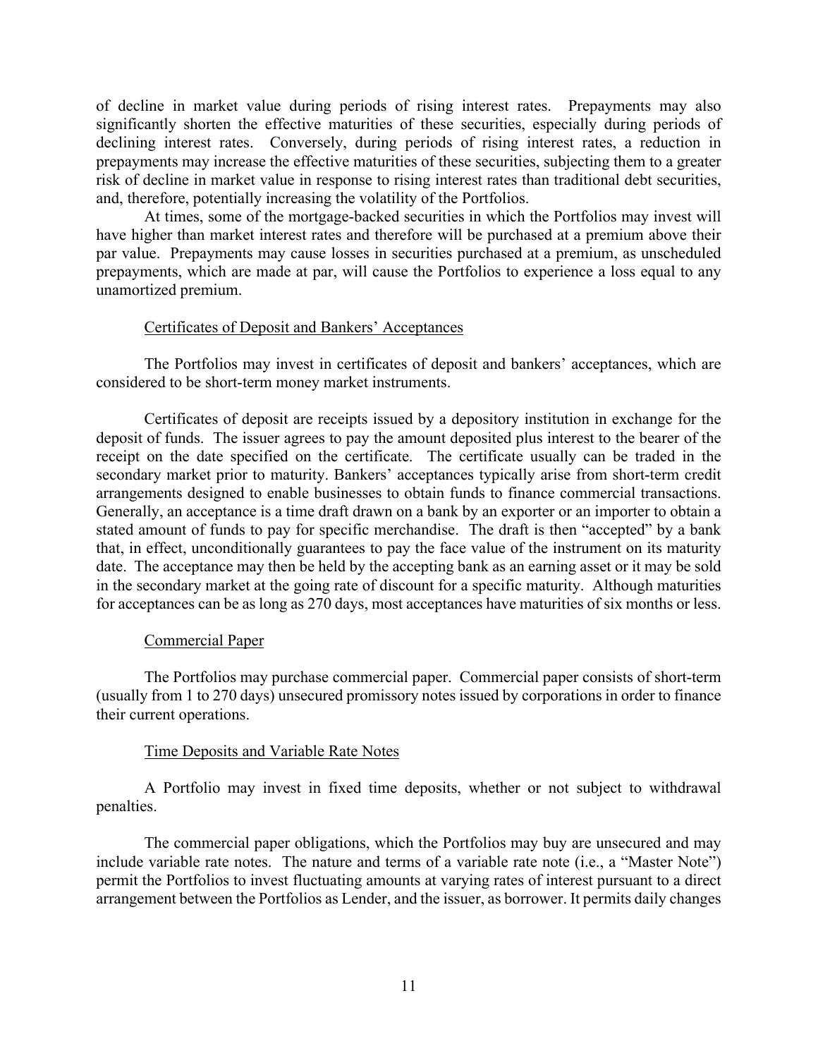of decline in market value during periods of rising interest rates. Prepayments may also significantly shorten the effective maturities of these securities, especially during periods of declining interest rates. Conversely, during periods of rising interest rates, a reduction in prepayments may increase the effective maturities of these securities, subjecting them to a greater risk of decline in market value in response to rising interest rates than traditional debt securities, and, therefore, potentially increasing the volatility of the Portfolios.

At times, some of the mortgage-backed securities in which the Portfolios may invest will have higher than market interest rates and therefore will be purchased at a premium above their par value. Prepayments may cause losses in securities purchased at a premium, as unscheduled prepayments, which are made at par, will cause the Portfolios to experience a loss equal to any unamortized premium.

### Certificates of Deposit and Bankers' Acceptances

The Portfolios may invest in certificates of deposit and bankers' acceptances, which are considered to be short-term money market instruments.

Certificates of deposit are receipts issued by a depository institution in exchange for the deposit of funds. The issuer agrees to pay the amount deposited plus interest to the bearer of the receipt on the date specified on the certificate. The certificate usually can be traded in the secondary market prior to maturity. Bankers' acceptances typically arise from short-term credit arrangements designed to enable businesses to obtain funds to finance commercial transactions. Generally, an acceptance is a time draft drawn on a bank by an exporter or an importer to obtain a stated amount of funds to pay for specific merchandise. The draft is then "accepted" by a bank that, in effect, unconditionally guarantees to pay the face value of the instrument on its maturity date. The acceptance may then be held by the accepting bank as an earning asset or it may be sold in the secondary market at the going rate of discount for a specific maturity. Although maturities for acceptances can be as long as 270 days, most acceptances have maturities of six months or less.

### Commercial Paper

The Portfolios may purchase commercial paper. Commercial paper consists of short-term (usually from 1 to 270 days) unsecured promissory notes issued by corporations in order to finance their current operations.

### Time Deposits and Variable Rate Notes

A Portfolio may invest in fixed time deposits, whether or not subject to withdrawal penalties.

The commercial paper obligations, which the Portfolios may buy are unsecured and may include variable rate notes. The nature and terms of a variable rate note (i.e., a "Master Note") permit the Portfolios to invest fluctuating amounts at varying rates of interest pursuant to a direct arrangement between the Portfolios as Lender, and the issuer, as borrower. It permits daily changes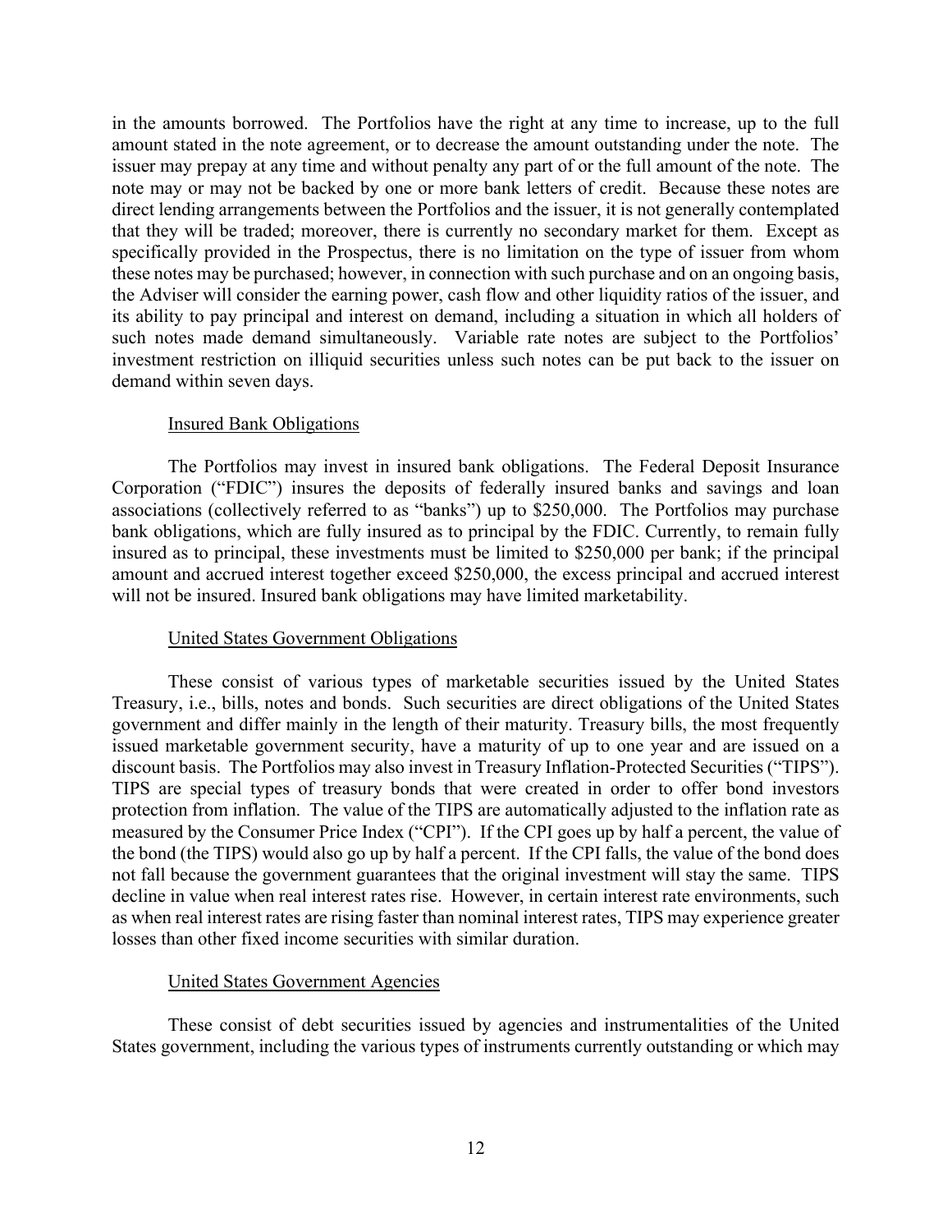in the amounts borrowed. The Portfolios have the right at any time to increase, up to the full amount stated in the note agreement, or to decrease the amount outstanding under the note. The issuer may prepay at any time and without penalty any part of or the full amount of the note. The note may or may not be backed by one or more bank letters of credit. Because these notes are direct lending arrangements between the Portfolios and the issuer, it is not generally contemplated that they will be traded; moreover, there is currently no secondary market for them. Except as specifically provided in the Prospectus, there is no limitation on the type of issuer from whom these notes may be purchased; however, in connection with such purchase and on an ongoing basis, the Adviser will consider the earning power, cash flow and other liquidity ratios of the issuer, and its ability to pay principal and interest on demand, including a situation in which all holders of such notes made demand simultaneously. Variable rate notes are subject to the Portfolios' investment restriction on illiquid securities unless such notes can be put back to the issuer on demand within seven days.

### Insured Bank Obligations

The Portfolios may invest in insured bank obligations. The Federal Deposit Insurance Corporation ("FDIC") insures the deposits of federally insured banks and savings and loan associations (collectively referred to as "banks") up to $250,000. The Portfolios may purchase bank obligations, which are fully insured as to principal by the FDIC. Currently, to remain fully insured as to principal, these investments must be limited to $250,000 per bank; if the principal amount and accrued interest together exceed $250,000, the excess principal and accrued interest will not be insured. Insured bank obligations may have limited marketability.

### United States Government Obligations

These consist of various types of marketable securities issued by the United States Treasury, i.e., bills, notes and bonds. Such securities are direct obligations of the United States government and differ mainly in the length of their maturity. Treasury bills, the most frequently issued marketable government security, have a maturity of up to one year and are issued on a discount basis. The Portfolios may also invest in Treasury Inflation-Protected Securities ("TIPS"). TIPS are special types of treasury bonds that were created in order to offer bond investors protection from inflation. The value of the TIPS are automatically adjusted to the inflation rate as measured by the Consumer Price Index ("CPI"). If the CPI goes up by half a percent, the value of the bond (the TIPS) would also go up by half a percent. If the CPI falls, the value of the bond does not fall because the government guarantees that the original investment will stay the same. TIPS decline in value when real interest rates rise. However, in certain interest rate environments, such as when real interest rates are rising faster than nominal interest rates, TIPS may experience greater losses than other fixed income securities with similar duration.

### United States Government Agencies

These consist of debt securities issued by agencies and instrumentalities of the United States government, including the various types of instruments currently outstanding or which may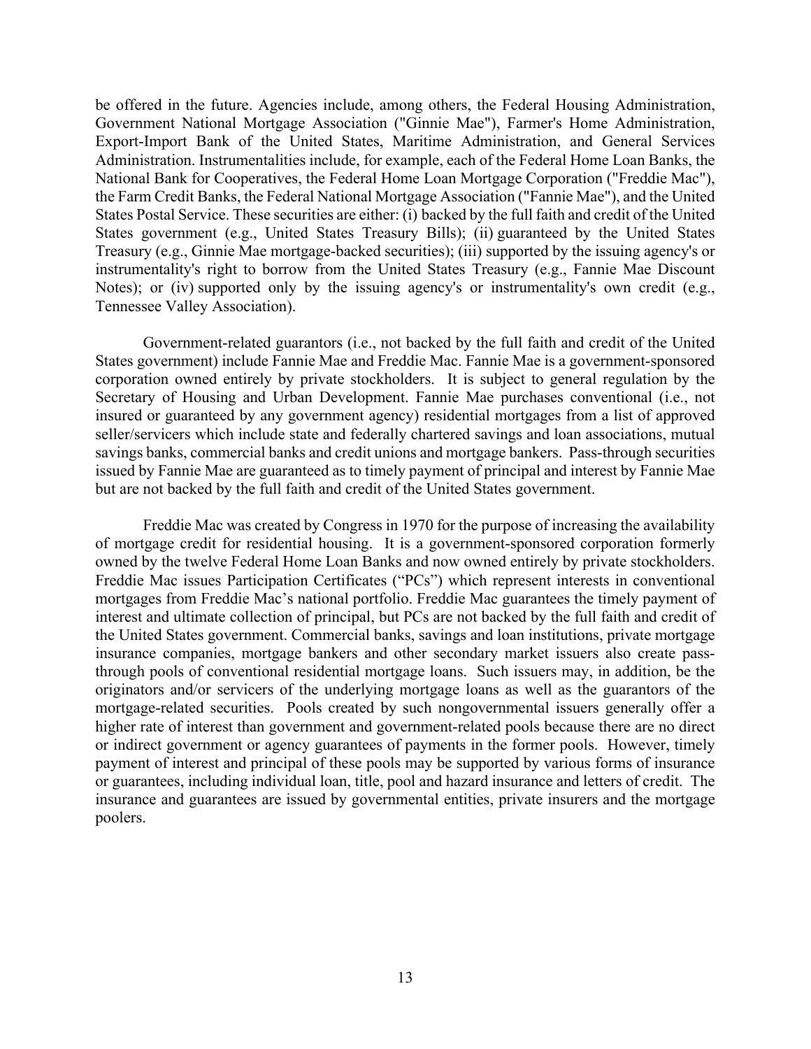be offered in the future. Agencies include, among others, the Federal Housing Administration, Government National Mortgage Association ("Ginnie Mae"), Farmer's Home Administration, Export-Import Bank of the United States, Maritime Administration, and General Services Administration. Instrumentalities include, for example, each of the Federal Home Loan Banks, the National Bank for Cooperatives, the Federal Home Loan Mortgage Corporation ("Freddie Mac"), the Farm Credit Banks, the Federal National Mortgage Association ("Fannie Mae"), and the United States Postal Service. These securities are either: (i) backed by the full faith and credit of the United States government (e.g., United States Treasury Bills); (ii) guaranteed by the United States Treasury (e.g., Ginnie Mae mortgage-backed securities); (iii) supported by the issuing agency's or instrumentality's right to borrow from the United States Treasury (e.g., Fannie Mae Discount Notes); or (iv) supported only by the issuing agency's or instrumentality's own credit (e.g., Tennessee Valley Association).

Government-related guarantors (i.e., not backed by the full faith and credit of the United States government) include Fannie Mae and Freddie Mac. Fannie Mae is a government-sponsored corporation owned entirely by private stockholders. It is subject to general regulation by the Secretary of Housing and Urban Development. Fannie Mae purchases conventional (i.e., not insured or guaranteed by any government agency) residential mortgages from a list of approved seller/servicers which include state and federally chartered savings and loan associations, mutual savings banks, commercial banks and credit unions and mortgage bankers. Pass-through securities issued by Fannie Mae are guaranteed as to timely payment of principal and interest by Fannie Mae but are not backed by the full faith and credit of the United States government.

Freddie Mac was created by Congress in 1970 for the purpose of increasing the availability of mortgage credit for residential housing. It is a government-sponsored corporation formerly owned by the twelve Federal Home Loan Banks and now owned entirely by private stockholders. Freddie Mac issues Participation Certificates ("PCs") which represent interests in conventional mortgages from Freddie Mac's national portfolio. Freddie Mac guarantees the timely payment of interest and ultimate collection of principal, but PCs are not backed by the full faith and credit of the United States government. Commercial banks, savings and loan institutions, private mortgage insurance companies, mortgage bankers and other secondary market issuers also create pass-through pools of conventional residential mortgage loans. Such issuers may, in addition, be the originators and/or servicers of the underlying mortgage loans as well as the guarantors of the mortgage-related securities. Pools created by such nongovernmental issuers generally offer a higher rate of interest than government and government-related pools because there are no direct or indirect government or agency guarantees of payments in the former pools. However, timely payment of interest and principal of these pools may be supported by various forms of insurance or guarantees, including individual loan, title, pool and hazard insurance and letters of credit. The insurance and guarantees are issued by governmental entities, private insurers and the mortgage poolers.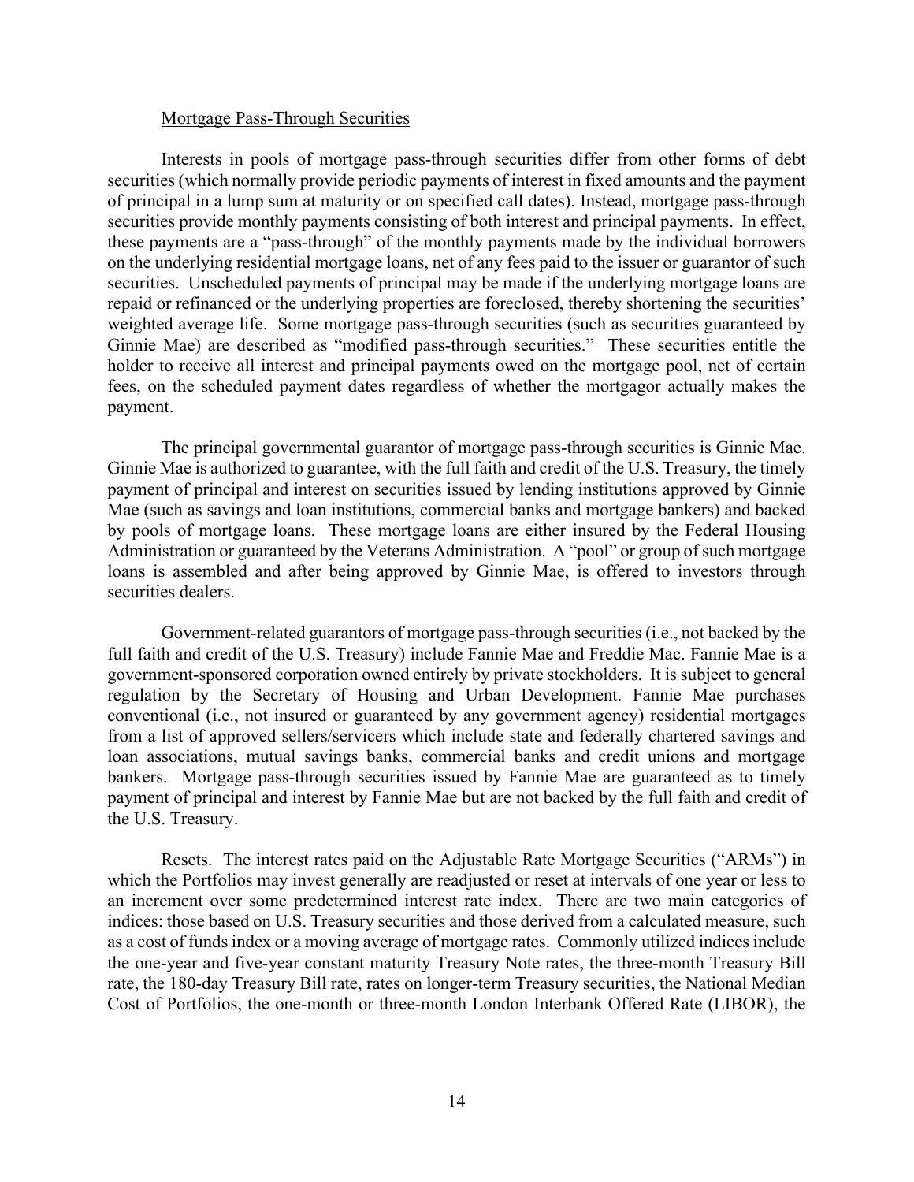Mortgage Pass-Through Securities

Interests in pools of mortgage pass-through securities differ from other forms of debt securities (which normally provide periodic payments of interest in fixed amounts and the payment of principal in a lump sum at maturity or on specified call dates). Instead, mortgage pass-through securities provide monthly payments consisting of both interest and principal payments. In effect, these payments are a "pass-through" of the monthly payments made by the individual borrowers on the underlying residential mortgage loans, net of any fees paid to the issuer or guarantor of such securities. Unscheduled payments of principal may be made if the underlying mortgage loans are repaid or refinanced or the underlying properties are foreclosed, thereby shortening the securities' weighted average life. Some mortgage pass-through securities (such as securities guaranteed by Ginnie Mae) are described as "modified pass-through securities." These securities entitle the holder to receive all interest and principal payments owed on the mortgage pool, net of certain fees, on the scheduled payment dates regardless of whether the mortgagor actually makes the payment.

The principal governmental guarantor of mortgage pass-through securities is Ginnie Mae. Ginnie Mae is authorized to guarantee, with the full faith and credit of the U.S. Treasury, the timely payment of principal and interest on securities issued by lending institutions approved by Ginnie Mae (such as savings and loan institutions, commercial banks and mortgage bankers) and backed by pools of mortgage loans. These mortgage loans are either insured by the Federal Housing Administration or guaranteed by the Veterans Administration. A "pool" or group of such mortgage loans is assembled and after being approved by Ginnie Mae, is offered to investors through securities dealers.

Government-related guarantors of mortgage pass-through securities (i.e., not backed by the full faith and credit of the U.S. Treasury) include Fannie Mae and Freddie Mac. Fannie Mae is a government-sponsored corporation owned entirely by private stockholders. It is subject to general regulation by the Secretary of Housing and Urban Development. Fannie Mae purchases conventional (i.e., not insured or guaranteed by any government agency) residential mortgages from a list of approved sellers/servicers which include state and federally chartered savings and loan associations, mutual savings banks, commercial banks and credit unions and mortgage bankers. Mortgage pass-through securities issued by Fannie Mae are guaranteed as to timely payment of principal and interest by Fannie Mae but are not backed by the full faith and credit of the U.S. Treasury.

Resets. The interest rates paid on the Adjustable Rate Mortgage Securities ("ARMs") in which the Portfolios may invest generally are readjusted or reset at intervals of one year or less to an increment over some predetermined interest rate index. There are two main categories of indices: those based on U.S. Treasury securities and those derived from a calculated measure, such as a cost of funds index or a moving average of mortgage rates. Commonly utilized indices include the one-year and five-year constant maturity Treasury Note rates, the three-month Treasury Bill rate, the 180-day Treasury Bill rate, rates on longer-term Treasury securities, the National Median Cost of Portfolios, the one-month or three-month London Interbank Offered Rate (LIBOR), the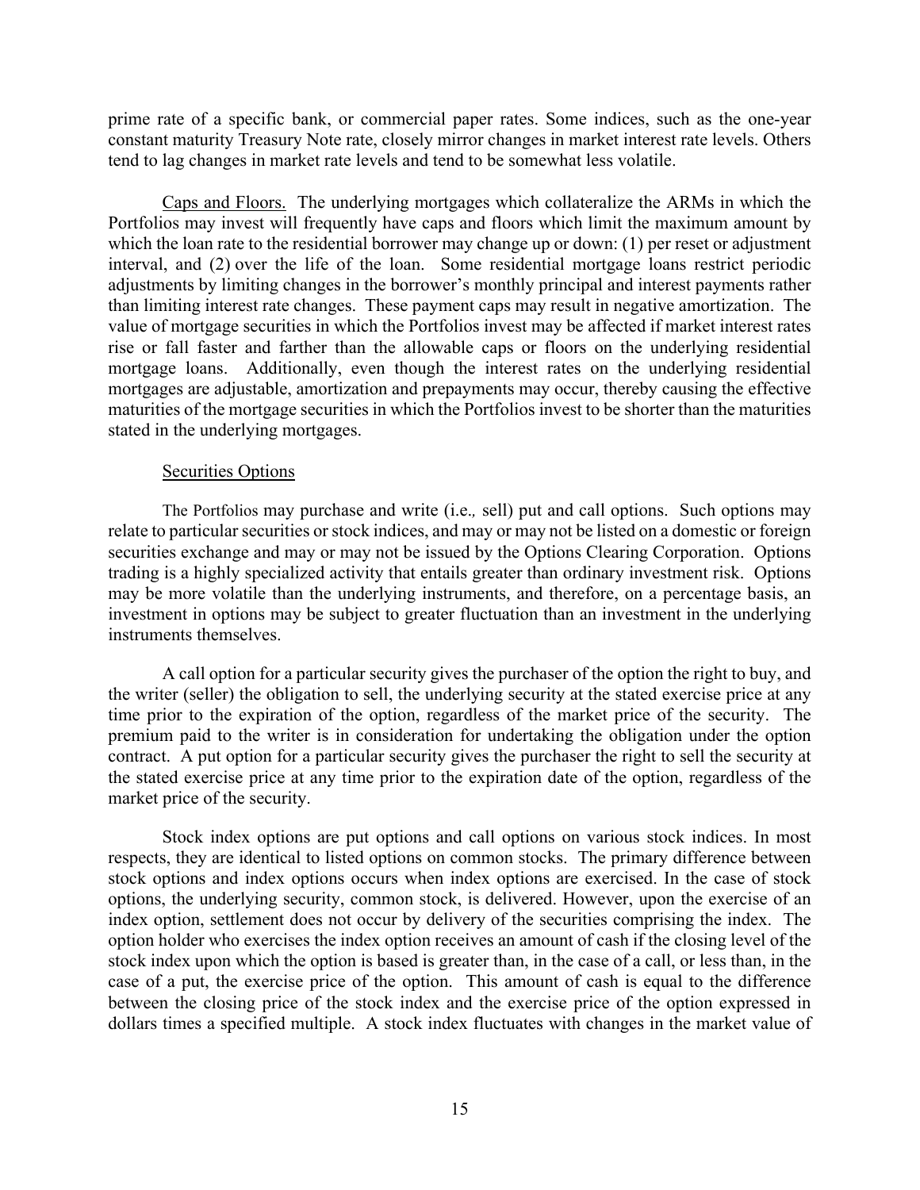prime rate of a specific bank, or commercial paper rates. Some indices, such as the one-year constant maturity Treasury Note rate, closely mirror changes in market interest rate levels. Others tend to lag changes in market rate levels and tend to be somewhat less volatile.

Caps and Floors. The underlying mortgages which collateralize the ARMs in which the Portfolios may invest will frequently have caps and floors which limit the maximum amount by which the loan rate to the residential borrower may change up or down: (1) per reset or adjustment interval, and (2) over the life of the loan. Some residential mortgage loans restrict periodic adjustments by limiting changes in the borrower's monthly principal and interest payments rather than limiting interest rate changes. These payment caps may result in negative amortization. The value of mortgage securities in which the Portfolios invest may be affected if market interest rates rise or fall faster and farther than the allowable caps or floors on the underlying residential mortgage loans. Additionally, even though the interest rates on the underlying residential mortgages are adjustable, amortization and prepayments may occur, thereby causing the effective maturities of the mortgage securities in which the Portfolios invest to be shorter than the maturities stated in the underlying mortgages.

Securities Options

The Portfolios may purchase and write (i.e., sell) put and call options. Such options may relate to particular securities or stock indices, and may or may not be listed on a domestic or foreign securities exchange and may or may not be issued by the Options Clearing Corporation. Options trading is a highly specialized activity that entails greater than ordinary investment risk. Options may be more volatile than the underlying instruments, and therefore, on a percentage basis, an investment in options may be subject to greater fluctuation than an investment in the underlying instruments themselves.

A call option for a particular security gives the purchaser of the option the right to buy, and the writer (seller) the obligation to sell, the underlying security at the stated exercise price at any time prior to the expiration of the option, regardless of the market price of the security. The premium paid to the writer is in consideration for undertaking the obligation under the option contract. A put option for a particular security gives the purchaser the right to sell the security at the stated exercise price at any time prior to the expiration date of the option, regardless of the market price of the security.

Stock index options are put options and call options on various stock indices. In most respects, they are identical to listed options on common stocks. The primary difference between stock options and index options occurs when index options are exercised. In the case of stock options, the underlying security, common stock, is delivered. However, upon the exercise of an index option, settlement does not occur by delivery of the securities comprising the index. The option holder who exercises the index option receives an amount of cash if the closing level of the stock index upon which the option is based is greater than, in the case of a call, or less than, in the case of a put, the exercise price of the option. This amount of cash is equal to the difference between the closing price of the stock index and the exercise price of the option expressed in dollars times a specified multiple. A stock index fluctuates with changes in the market value of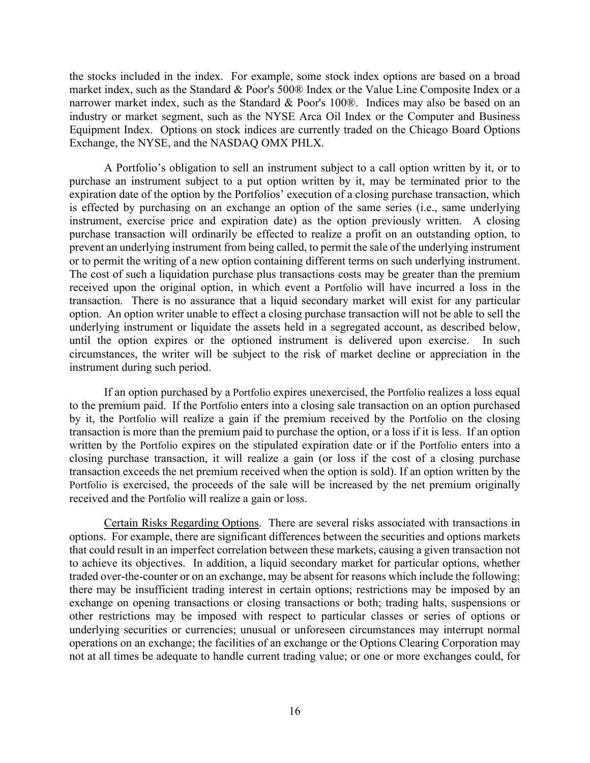the stocks included in the index. For example, some stock index options are based on a broad market index, such as the Standard & Poor's 500® Index or the Value Line Composite Index or a narrower market index, such as the Standard & Poor's 100®. Indices may also be based on an industry or market segment, such as the NYSE Arca Oil Index or the Computer and Business Equipment Index. Options on stock indices are currently traded on the Chicago Board Options Exchange, the NYSE, and the NASDAQ OMX PHLX.

A Portfolio's obligation to sell an instrument subject to a call option written by it, or to purchase an instrument subject to a put option written by it, may be terminated prior to the expiration date of the option by the Portfolios' execution of a closing purchase transaction, which is effected by purchasing on an exchange an option of the same series (i.e., same underlying instrument, exercise price and expiration date) as the option previously written. A closing purchase transaction will ordinarily be effected to realize a profit on an outstanding option, to prevent an underlying instrument from being called, to permit the sale of the underlying instrument or to permit the writing of a new option containing different terms on such underlying instrument. The cost of such a liquidation purchase plus transactions costs may be greater than the premium received upon the original option, in which event a Portfolio will have incurred a loss in the transaction. There is no assurance that a liquid secondary market will exist for any particular option. An option writer unable to effect a closing purchase transaction will not be able to sell the underlying instrument or liquidate the assets held in a segregated account, as described below, until the option expires or the optioned instrument is delivered upon exercise. In such circumstances, the writer will be subject to the risk of market decline or appreciation in the instrument during such period.

If an option purchased by a Portfolio expires unexercised, the Portfolio realizes a loss equal to the premium paid. If the Portfolio enters into a closing sale transaction on an option purchased by it, the Portfolio will realize a gain if the premium received by the Portfolio on the closing transaction is more than the premium paid to purchase the option, or a loss if it is less. If an option written by the Portfolio expires on the stipulated expiration date or if the Portfolio enters into a closing purchase transaction, it will realize a gain (or loss if the cost of a closing purchase transaction exceeds the net premium received when the option is sold). If an option written by the Portfolio is exercised, the proceeds of the sale will be increased by the net premium originally received and the Portfolio will realize a gain or loss.

Certain Risks Regarding Options. There are several risks associated with transactions in options. For example, there are significant differences between the securities and options markets that could result in an imperfect correlation between these markets, causing a given transaction not to achieve its objectives. In addition, a liquid secondary market for particular options, whether traded over-the-counter or on an exchange, may be absent for reasons which include the following: there may be insufficient trading interest in certain options; restrictions may be imposed by an exchange on opening transactions or closing transactions or both; trading halts, suspensions or other restrictions may be imposed with respect to particular classes or series of options or underlying securities or currencies; unusual or unforeseen circumstances may interrupt normal operations on an exchange; the facilities of an exchange or the Options Clearing Corporation may not at all times be adequate to handle current trading value; or one or more exchanges could, for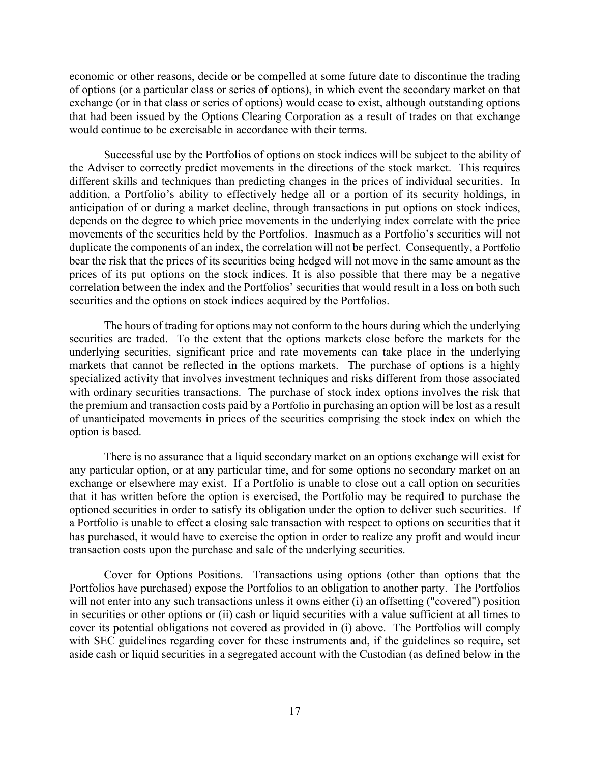economic or other reasons, decide or be compelled at some future date to discontinue the trading of options (or a particular class or series of options), in which event the secondary market on that exchange (or in that class or series of options) would cease to exist, although outstanding options that had been issued by the Options Clearing Corporation as a result of trades on that exchange would continue to be exercisable in accordance with their terms.

Successful use by the Portfolios of options on stock indices will be subject to the ability of the Adviser to correctly predict movements in the directions of the stock market. This requires different skills and techniques than predicting changes in the prices of individual securities. In addition, a Portfolio's ability to effectively hedge all or a portion of its security holdings, in anticipation of or during a market decline, through transactions in put options on stock indices, depends on the degree to which price movements in the underlying index correlate with the price movements of the securities held by the Portfolios. Inasmuch as a Portfolio's securities will not duplicate the components of an index, the correlation will not be perfect. Consequently, a Portfolio bear the risk that the prices of its securities being hedged will not move in the same amount as the prices of its put options on the stock indices. It is also possible that there may be a negative correlation between the index and the Portfolios' securities that would result in a loss on both such securities and the options on stock indices acquired by the Portfolios.

The hours of trading for options may not conform to the hours during which the underlying securities are traded. To the extent that the options markets close before the markets for the underlying securities, significant price and rate movements can take place in the underlying markets that cannot be reflected in the options markets. The purchase of options is a highly specialized activity that involves investment techniques and risks different from those associated with ordinary securities transactions. The purchase of stock index options involves the risk that the premium and transaction costs paid by a Portfolio in purchasing an option will be lost as a result of unanticipated movements in prices of the securities comprising the stock index on which the option is based.

There is no assurance that a liquid secondary market on an options exchange will exist for any particular option, or at any particular time, and for some options no secondary market on an exchange or elsewhere may exist. If a Portfolio is unable to close out a call option on securities that it has written before the option is exercised, the Portfolio may be required to purchase the optioned securities in order to satisfy its obligation under the option to deliver such securities. If a Portfolio is unable to effect a closing sale transaction with respect to options on securities that it has purchased, it would have to exercise the option in order to realize any profit and would incur transaction costs upon the purchase and sale of the underlying securities.

Cover for Options Positions. Transactions using options (other than options that the Portfolios have purchased) expose the Portfolios to an obligation to another party. The Portfolios will not enter into any such transactions unless it owns either (i) an offsetting ("covered") position in securities or other options or (ii) cash or liquid securities with a value sufficient at all times to cover its potential obligations not covered as provided in (i) above. The Portfolios will comply with SEC guidelines regarding cover for these instruments and, if the guidelines so require, set aside cash or liquid securities in a segregated account with the Custodian (as defined below in the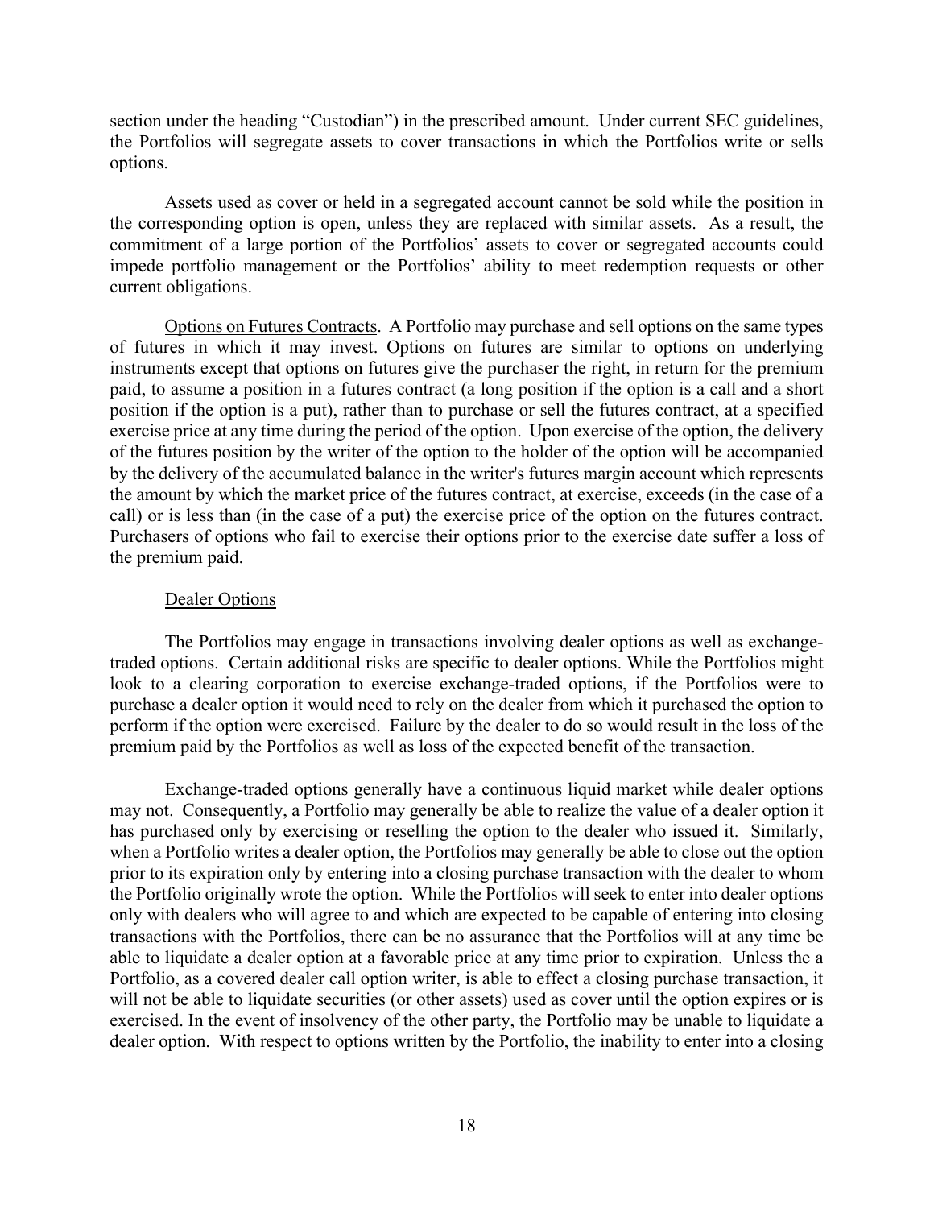section under the heading "Custodian") in the prescribed amount. Under current SEC guidelines, the Portfolios will segregate assets to cover transactions in which the Portfolios write or sells options.

Assets used as cover or held in a segregated account cannot be sold while the position in the corresponding option is open, unless they are replaced with similar assets. As a result, the commitment of a large portion of the Portfolios' assets to cover or segregated accounts could impede portfolio management or the Portfolios' ability to meet redemption requests or other current obligations.

Options on Futures Contracts. A Portfolio may purchase and sell options on the same types of futures in which it may invest. Options on futures are similar to options on underlying instruments except that options on futures give the purchaser the right, in return for the premium paid, to assume a position in a futures contract (a long position if the option is a call and a short position if the option is a put), rather than to purchase or sell the futures contract, at a specified exercise price at any time during the period of the option. Upon exercise of the option, the delivery of the futures position by the writer of the option to the holder of the option will be accompanied by the delivery of the accumulated balance in the writer's futures margin account which represents the amount by which the market price of the futures contract, at exercise, exceeds (in the case of a call) or is less than (in the case of a put) the exercise price of the option on the futures contract. Purchasers of options who fail to exercise their options prior to the exercise date suffer a loss of the premium paid.

Dealer Options

The Portfolios may engage in transactions involving dealer options as well as exchange-traded options. Certain additional risks are specific to dealer options. While the Portfolios might look to a clearing corporation to exercise exchange-traded options, if the Portfolios were to purchase a dealer option it would need to rely on the dealer from which it purchased the option to perform if the option were exercised. Failure by the dealer to do so would result in the loss of the premium paid by the Portfolios as well as loss of the expected benefit of the transaction.

Exchange-traded options generally have a continuous liquid market while dealer options may not. Consequently, a Portfolio may generally be able to realize the value of a dealer option it has purchased only by exercising or reselling the option to the dealer who issued it. Similarly, when a Portfolio writes a dealer option, the Portfolios may generally be able to close out the option prior to its expiration only by entering into a closing purchase transaction with the dealer to whom the Portfolio originally wrote the option. While the Portfolios will seek to enter into dealer options only with dealers who will agree to and which are expected to be capable of entering into closing transactions with the Portfolios, there can be no assurance that the Portfolios will at any time be able to liquidate a dealer option at a favorable price at any time prior to expiration. Unless the a Portfolio, as a covered dealer call option writer, is able to effect a closing purchase transaction, it will not be able to liquidate securities (or other assets) used as cover until the option expires or is exercised. In the event of insolvency of the other party, the Portfolio may be unable to liquidate a dealer option. With respect to options written by the Portfolio, the inability to enter into a closing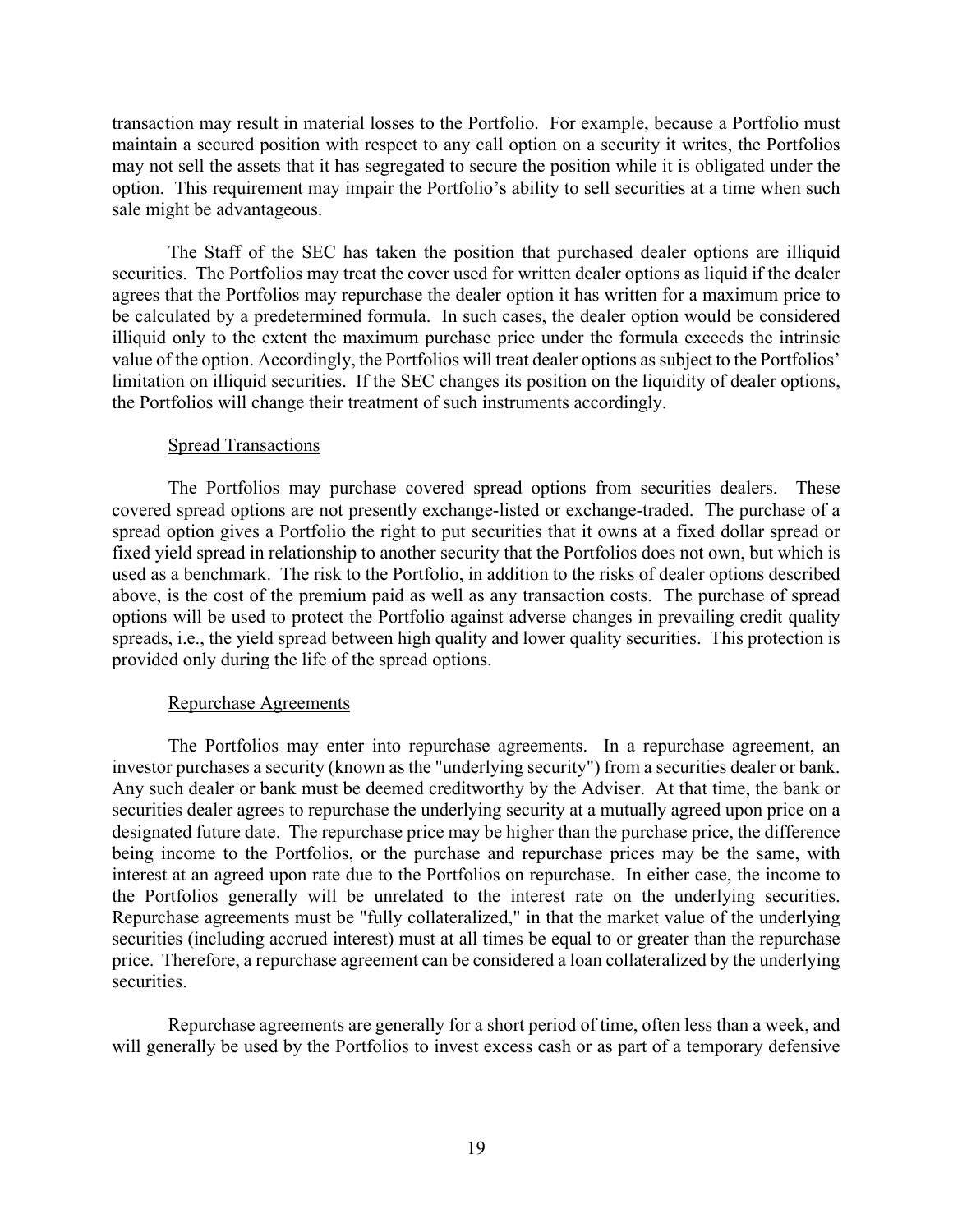transaction may result in material losses to the Portfolio. For example, because a Portfolio must maintain a secured position with respect to any call option on a security it writes, the Portfolios may not sell the assets that it has segregated to secure the position while it is obligated under the option. This requirement may impair the Portfolio's ability to sell securities at a time when such sale might be advantageous.

The Staff of the SEC has taken the position that purchased dealer options are illiquid securities. The Portfolios may treat the cover used for written dealer options as liquid if the dealer agrees that the Portfolios may repurchase the dealer option it has written for a maximum price to be calculated by a predetermined formula. In such cases, the dealer option would be considered illiquid only to the extent the maximum purchase price under the formula exceeds the intrinsic value of the option. Accordingly, the Portfolios will treat dealer options as subject to the Portfolios' limitation on illiquid securities. If the SEC changes its position on the liquidity of dealer options, the Portfolios will change their treatment of such instruments accordingly.

Spread Transactions

The Portfolios may purchase covered spread options from securities dealers. These covered spread options are not presently exchange-listed or exchange-traded. The purchase of a spread option gives a Portfolio the right to put securities that it owns at a fixed dollar spread or fixed yield spread in relationship to another security that the Portfolios does not own, but which is used as a benchmark. The risk to the Portfolio, in addition to the risks of dealer options described above, is the cost of the premium paid as well as any transaction costs. The purchase of spread options will be used to protect the Portfolio against adverse changes in prevailing credit quality spreads, i.e., the yield spread between high quality and lower quality securities. This protection is provided only during the life of the spread options.

Repurchase Agreements

The Portfolios may enter into repurchase agreements. In a repurchase agreement, an investor purchases a security (known as the "underlying security") from a securities dealer or bank. Any such dealer or bank must be deemed creditworthy by the Adviser. At that time, the bank or securities dealer agrees to repurchase the underlying security at a mutually agreed upon price on a designated future date. The repurchase price may be higher than the purchase price, the difference being income to the Portfolios, or the purchase and repurchase prices may be the same, with interest at an agreed upon rate due to the Portfolios on repurchase. In either case, the income to the Portfolios generally will be unrelated to the interest rate on the underlying securities. Repurchase agreements must be "fully collateralized," in that the market value of the underlying securities (including accrued interest) must at all times be equal to or greater than the repurchase price. Therefore, a repurchase agreement can be considered a loan collateralized by the underlying securities.

Repurchase agreements are generally for a short period of time, often less than a week, and will generally be used by the Portfolios to invest excess cash or as part of a temporary defensive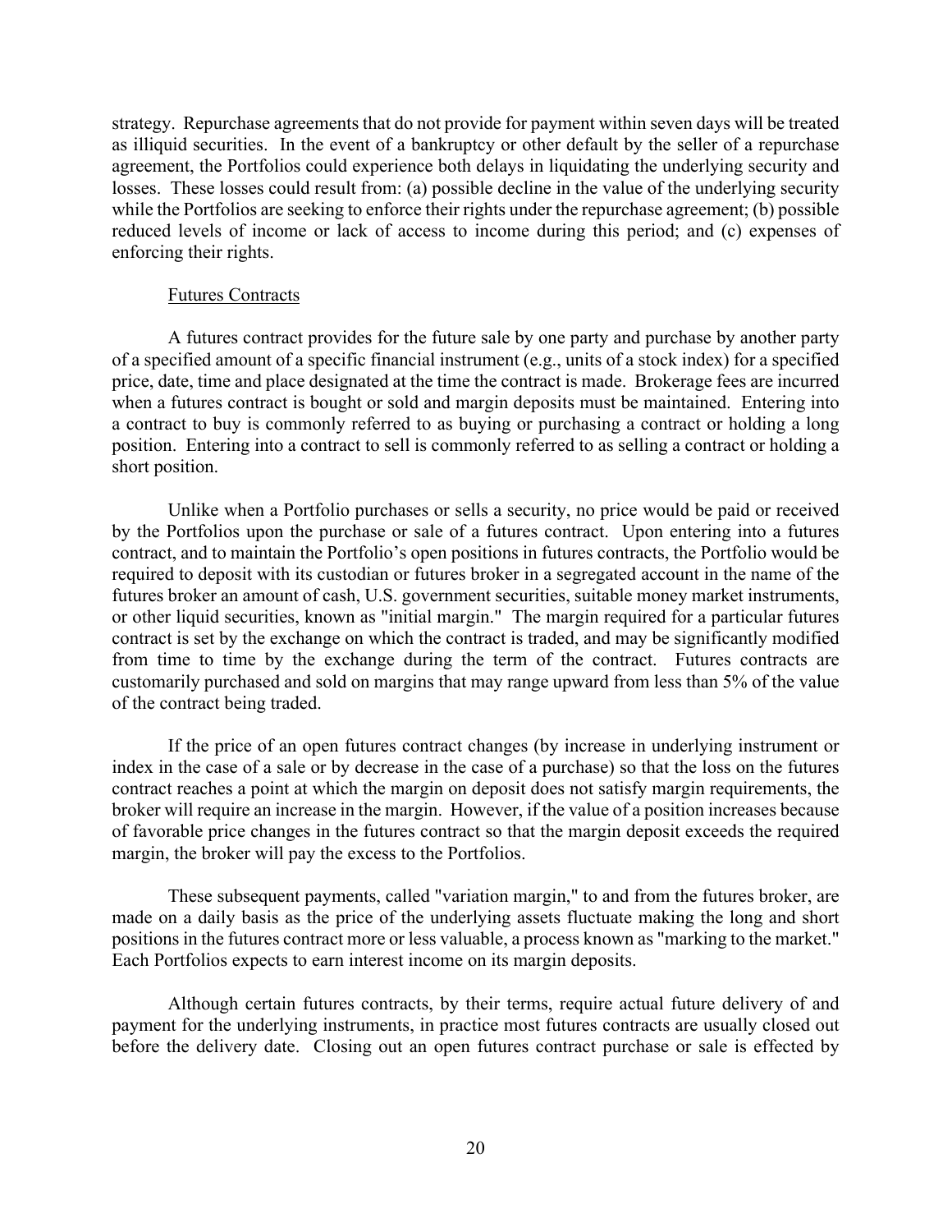strategy. Repurchase agreements that do not provide for payment within seven days will be treated as illiquid securities. In the event of a bankruptcy or other default by the seller of a repurchase agreement, the Portfolios could experience both delays in liquidating the underlying security and losses. These losses could result from: (a) possible decline in the value of the underlying security while the Portfolios are seeking to enforce their rights under the repurchase agreement; (b) possible reduced levels of income or lack of access to income during this period; and (c) expenses of enforcing their rights.

Futures Contracts

A futures contract provides for the future sale by one party and purchase by another party of a specified amount of a specific financial instrument (e.g., units of a stock index) for a specified price, date, time and place designated at the time the contract is made. Brokerage fees are incurred when a futures contract is bought or sold and margin deposits must be maintained. Entering into a contract to buy is commonly referred to as buying or purchasing a contract or holding a long position. Entering into a contract to sell is commonly referred to as selling a contract or holding a short position.

Unlike when a Portfolio purchases or sells a security, no price would be paid or received by the Portfolios upon the purchase or sale of a futures contract. Upon entering into a futures contract, and to maintain the Portfolio's open positions in futures contracts, the Portfolio would be required to deposit with its custodian or futures broker in a segregated account in the name of the futures broker an amount of cash, U.S. government securities, suitable money market instruments, or other liquid securities, known as "initial margin." The margin required for a particular futures contract is set by the exchange on which the contract is traded, and may be significantly modified from time to time by the exchange during the term of the contract. Futures contracts are customarily purchased and sold on margins that may range upward from less than 5% of the value of the contract being traded.

If the price of an open futures contract changes (by increase in underlying instrument or index in the case of a sale or by decrease in the case of a purchase) so that the loss on the futures contract reaches a point at which the margin on deposit does not satisfy margin requirements, the broker will require an increase in the margin. However, if the value of a position increases because of favorable price changes in the futures contract so that the margin deposit exceeds the required margin, the broker will pay the excess to the Portfolios.

These subsequent payments, called "variation margin," to and from the futures broker, are made on a daily basis as the price of the underlying assets fluctuate making the long and short positions in the futures contract more or less valuable, a process known as "marking to the market." Each Portfolios expects to earn interest income on its margin deposits.

Although certain futures contracts, by their terms, require actual future delivery of and payment for the underlying instruments, in practice most futures contracts are usually closed out before the delivery date. Closing out an open futures contract purchase or sale is effected by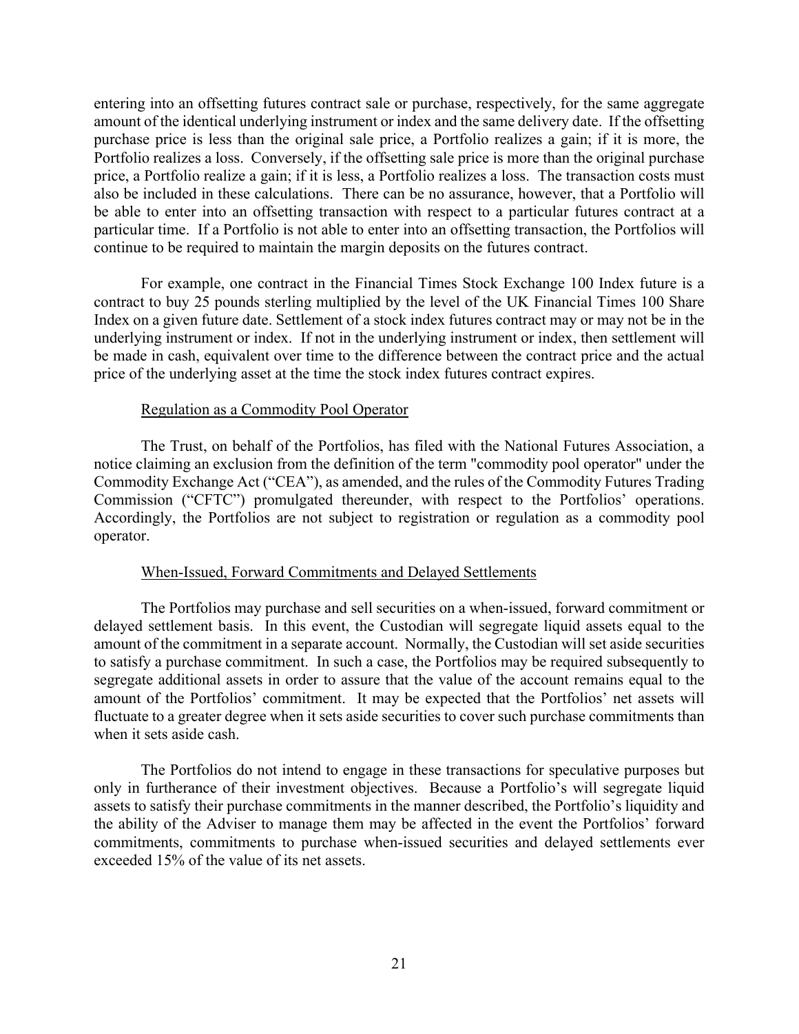entering into an offsetting futures contract sale or purchase, respectively, for the same aggregate amount of the identical underlying instrument or index and the same delivery date. If the offsetting purchase price is less than the original sale price, a Portfolio realizes a gain; if it is more, the Portfolio realizes a loss. Conversely, if the offsetting sale price is more than the original purchase price, a Portfolio realize a gain; if it is less, a Portfolio realizes a loss. The transaction costs must also be included in these calculations. There can be no assurance, however, that a Portfolio will be able to enter into an offsetting transaction with respect to a particular futures contract at a particular time. If a Portfolio is not able to enter into an offsetting transaction, the Portfolios will continue to be required to maintain the margin deposits on the futures contract.

For example, one contract in the Financial Times Stock Exchange 100 Index future is a contract to buy 25 pounds sterling multiplied by the level of the UK Financial Times 100 Share Index on a given future date. Settlement of a stock index futures contract may or may not be in the underlying instrument or index. If not in the underlying instrument or index, then settlement will be made in cash, equivalent over time to the difference between the contract price and the actual price of the underlying asset at the time the stock index futures contract expires.

Regulation as a Commodity Pool Operator

The Trust, on behalf of the Portfolios, has filed with the National Futures Association, a notice claiming an exclusion from the definition of the term "commodity pool operator" under the Commodity Exchange Act ("CEA"), as amended, and the rules of the Commodity Futures Trading Commission ("CFTC") promulgated thereunder, with respect to the Portfolios' operations. Accordingly, the Portfolios are not subject to registration or regulation as a commodity pool operator.

When-Issued, Forward Commitments and Delayed Settlements

The Portfolios may purchase and sell securities on a when-issued, forward commitment or delayed settlement basis. In this event, the Custodian will segregate liquid assets equal to the amount of the commitment in a separate account. Normally, the Custodian will set aside securities to satisfy a purchase commitment. In such a case, the Portfolios may be required subsequently to segregate additional assets in order to assure that the value of the account remains equal to the amount of the Portfolios' commitment. It may be expected that the Portfolios' net assets will fluctuate to a greater degree when it sets aside securities to cover such purchase commitments than when it sets aside cash.

The Portfolios do not intend to engage in these transactions for speculative purposes but only in furtherance of their investment objectives. Because a Portfolio's will segregate liquid assets to satisfy their purchase commitments in the manner described, the Portfolio's liquidity and the ability of the Adviser to manage them may be affected in the event the Portfolios' forward commitments, commitments to purchase when-issued securities and delayed settlements ever exceeded 15% of the value of its net assets.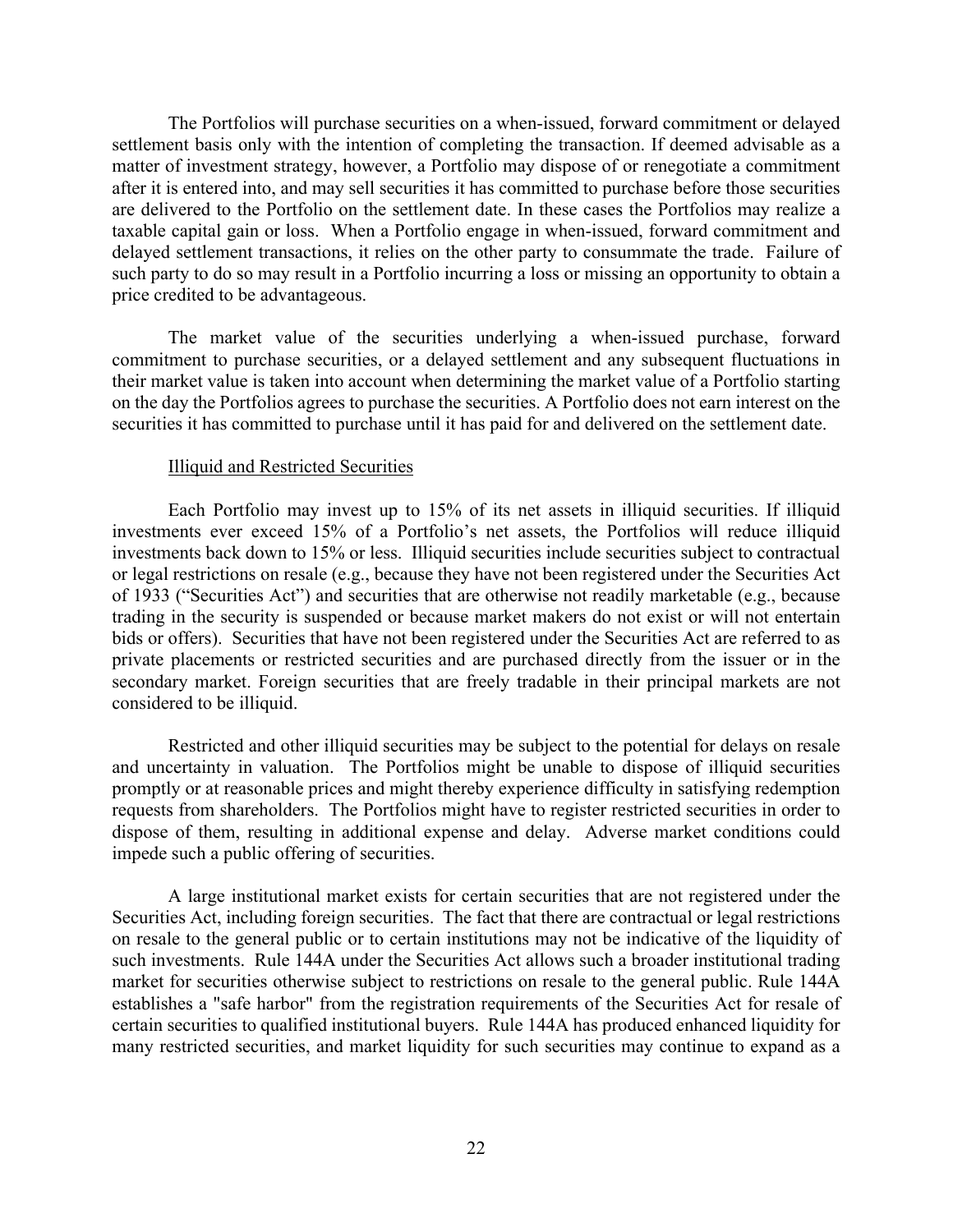The Portfolios will purchase securities on a when-issued, forward commitment or delayed settlement basis only with the intention of completing the transaction. If deemed advisable as a matter of investment strategy, however, a Portfolio may dispose of or renegotiate a commitment after it is entered into, and may sell securities it has committed to purchase before those securities are delivered to the Portfolio on the settlement date. In these cases the Portfolios may realize a taxable capital gain or loss. When a Portfolio engage in when-issued, forward commitment and delayed settlement transactions, it relies on the other party to consummate the trade. Failure of such party to do so may result in a Portfolio incurring a loss or missing an opportunity to obtain a price credited to be advantageous.

The market value of the securities underlying a when-issued purchase, forward commitment to purchase securities, or a delayed settlement and any subsequent fluctuations in their market value is taken into account when determining the market value of a Portfolio starting on the day the Portfolios agrees to purchase the securities. A Portfolio does not earn interest on the securities it has committed to purchase until it has paid for and delivered on the settlement date.

Illiquid and Restricted Securities

Each Portfolio may invest up to 15% of its net assets in illiquid securities. If illiquid investments ever exceed 15% of a Portfolio's net assets, the Portfolios will reduce illiquid investments back down to 15% or less. Illiquid securities include securities subject to contractual or legal restrictions on resale (e.g., because they have not been registered under the Securities Act of 1933 ("Securities Act") and securities that are otherwise not readily marketable (e.g., because trading in the security is suspended or because market makers do not exist or will not entertain bids or offers). Securities that have not been registered under the Securities Act are referred to as private placements or restricted securities and are purchased directly from the issuer or in the secondary market. Foreign securities that are freely tradable in their principal markets are not considered to be illiquid.

Restricted and other illiquid securities may be subject to the potential for delays on resale and uncertainty in valuation. The Portfolios might be unable to dispose of illiquid securities promptly or at reasonable prices and might thereby experience difficulty in satisfying redemption requests from shareholders. The Portfolios might have to register restricted securities in order to dispose of them, resulting in additional expense and delay. Adverse market conditions could impede such a public offering of securities.

A large institutional market exists for certain securities that are not registered under the Securities Act, including foreign securities. The fact that there are contractual or legal restrictions on resale to the general public or to certain institutions may not be indicative of the liquidity of such investments. Rule 144A under the Securities Act allows such a broader institutional trading market for securities otherwise subject to restrictions on resale to the general public. Rule 144A establishes a "safe harbor" from the registration requirements of the Securities Act for resale of certain securities to qualified institutional buyers. Rule 144A has produced enhanced liquidity for many restricted securities, and market liquidity for such securities may continue to expand as a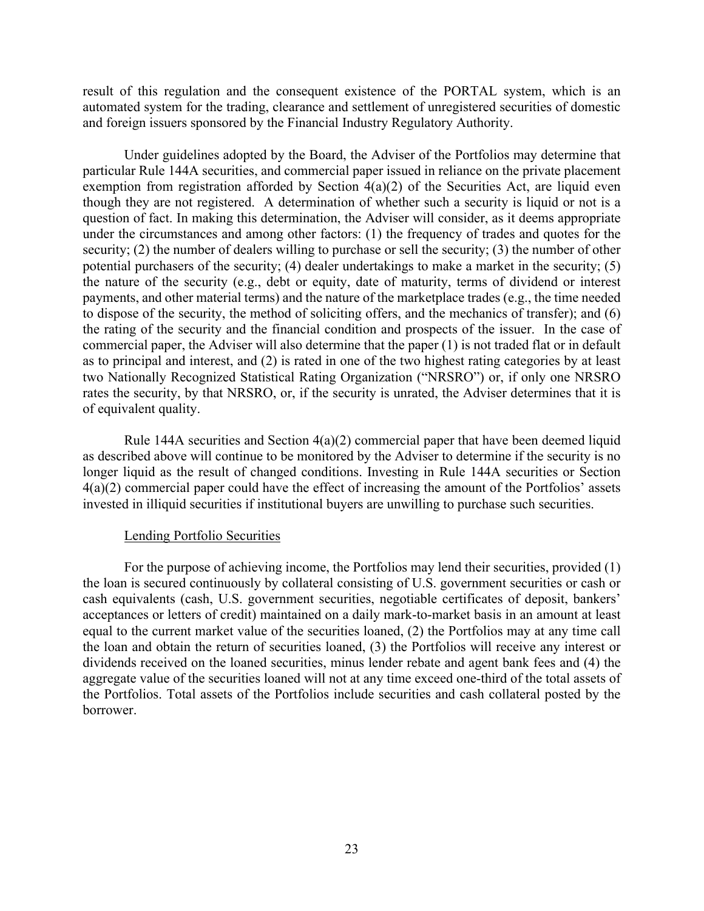result of this regulation and the consequent existence of the PORTAL system, which is an automated system for the trading, clearance and settlement of unregistered securities of domestic and foreign issuers sponsored by the Financial Industry Regulatory Authority.

Under guidelines adopted by the Board, the Adviser of the Portfolios may determine that particular Rule 144A securities, and commercial paper issued in reliance on the private placement exemption from registration afforded by Section 4(a)(2) of the Securities Act, are liquid even though they are not registered. A determination of whether such a security is liquid or not is a question of fact. In making this determination, the Adviser will consider, as it deems appropriate under the circumstances and among other factors: (1) the frequency of trades and quotes for the security; (2) the number of dealers willing to purchase or sell the security; (3) the number of other potential purchasers of the security; (4) dealer undertakings to make a market in the security; (5) the nature of the security (e.g., debt or equity, date of maturity, terms of dividend or interest payments, and other material terms) and the nature of the marketplace trades (e.g., the time needed to dispose of the security, the method of soliciting offers, and the mechanics of transfer); and (6) the rating of the security and the financial condition and prospects of the issuer. In the case of commercial paper, the Adviser will also determine that the paper (1) is not traded flat or in default as to principal and interest, and (2) is rated in one of the two highest rating categories by at least two Nationally Recognized Statistical Rating Organization ("NRSRO") or, if only one NRSRO rates the security, by that NRSRO, or, if the security is unrated, the Adviser determines that it is of equivalent quality.

Rule 144A securities and Section 4(a)(2) commercial paper that have been deemed liquid as described above will continue to be monitored by the Adviser to determine if the security is no longer liquid as the result of changed conditions. Investing in Rule 144A securities or Section 4(a)(2) commercial paper could have the effect of increasing the amount of the Portfolios' assets invested in illiquid securities if institutional buyers are unwilling to purchase such securities.

Lending Portfolio Securities

For the purpose of achieving income, the Portfolios may lend their securities, provided (1) the loan is secured continuously by collateral consisting of U.S. government securities or cash or cash equivalents (cash, U.S. government securities, negotiable certificates of deposit, bankers' acceptances or letters of credit) maintained on a daily mark-to-market basis in an amount at least equal to the current market value of the securities loaned, (2) the Portfolios may at any time call the loan and obtain the return of securities loaned, (3) the Portfolios will receive any interest or dividends received on the loaned securities, minus lender rebate and agent bank fees and (4) the aggregate value of the securities loaned will not at any time exceed one-third of the total assets of the Portfolios. Total assets of the Portfolios include securities and cash collateral posted by the borrower.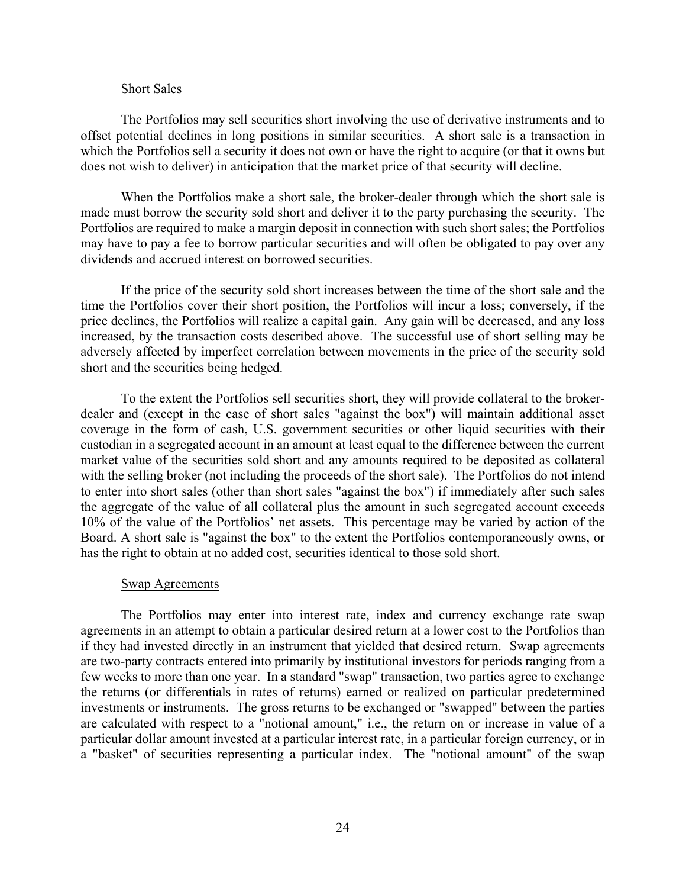Short Sales

The Portfolios may sell securities short involving the use of derivative instruments and to offset potential declines in long positions in similar securities. A short sale is a transaction in which the Portfolios sell a security it does not own or have the right to acquire (or that it owns but does not wish to deliver) in anticipation that the market price of that security will decline.

When the Portfolios make a short sale, the broker-dealer through which the short sale is made must borrow the security sold short and deliver it to the party purchasing the security. The Portfolios are required to make a margin deposit in connection with such short sales; the Portfolios may have to pay a fee to borrow particular securities and will often be obligated to pay over any dividends and accrued interest on borrowed securities.

If the price of the security sold short increases between the time of the short sale and the time the Portfolios cover their short position, the Portfolios will incur a loss; conversely, if the price declines, the Portfolios will realize a capital gain. Any gain will be decreased, and any loss increased, by the transaction costs described above. The successful use of short selling may be adversely affected by imperfect correlation between movements in the price of the security sold short and the securities being hedged.

To the extent the Portfolios sell securities short, they will provide collateral to the broker-dealer and (except in the case of short sales "against the box") will maintain additional asset coverage in the form of cash, U.S. government securities or other liquid securities with their custodian in a segregated account in an amount at least equal to the difference between the current market value of the securities sold short and any amounts required to be deposited as collateral with the selling broker (not including the proceeds of the short sale). The Portfolios do not intend to enter into short sales (other than short sales "against the box") if immediately after such sales the aggregate of the value of all collateral plus the amount in such segregated account exceeds 10% of the value of the Portfolios' net assets. This percentage may be varied by action of the Board. A short sale is "against the box" to the extent the Portfolios contemporaneously owns, or has the right to obtain at no added cost, securities identical to those sold short.

Swap Agreements

The Portfolios may enter into interest rate, index and currency exchange rate swap agreements in an attempt to obtain a particular desired return at a lower cost to the Portfolios than if they had invested directly in an instrument that yielded that desired return. Swap agreements are two-party contracts entered into primarily by institutional investors for periods ranging from a few weeks to more than one year. In a standard "swap" transaction, two parties agree to exchange the returns (or differentials in rates of returns) earned or realized on particular predetermined investments or instruments. The gross returns to be exchanged or "swapped" between the parties are calculated with respect to a "notional amount," i.e., the return on or increase in value of a particular dollar amount invested at a particular interest rate, in a particular foreign currency, or in a "basket" of securities representing a particular index. The "notional amount" of the swap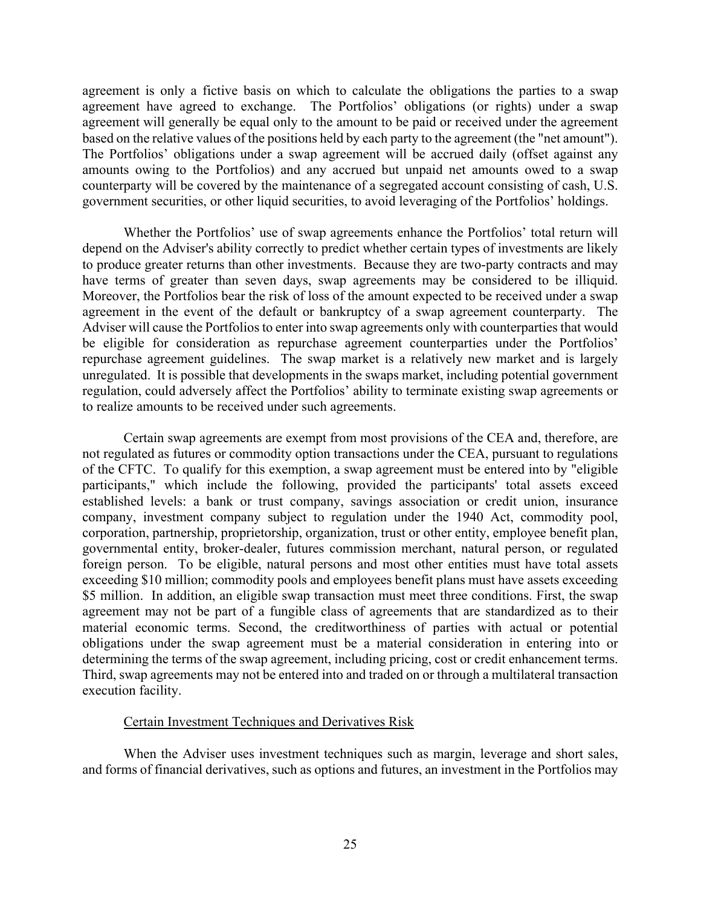agreement is only a fictive basis on which to calculate the obligations the parties to a swap agreement have agreed to exchange. The Portfolios' obligations (or rights) under a swap agreement will generally be equal only to the amount to be paid or received under the agreement based on the relative values of the positions held by each party to the agreement (the "net amount"). The Portfolios' obligations under a swap agreement will be accrued daily (offset against any amounts owing to the Portfolios) and any accrued but unpaid net amounts owed to a swap counterparty will be covered by the maintenance of a segregated account consisting of cash, U.S. government securities, or other liquid securities, to avoid leveraging of the Portfolios' holdings.

Whether the Portfolios' use of swap agreements enhance the Portfolios' total return will depend on the Adviser's ability correctly to predict whether certain types of investments are likely to produce greater returns than other investments. Because they are two-party contracts and may have terms of greater than seven days, swap agreements may be considered to be illiquid. Moreover, the Portfolios bear the risk of loss of the amount expected to be received under a swap agreement in the event of the default or bankruptcy of a swap agreement counterparty. The Adviser will cause the Portfolios to enter into swap agreements only with counterparties that would be eligible for consideration as repurchase agreement counterparties under the Portfolios' repurchase agreement guidelines. The swap market is a relatively new market and is largely unregulated. It is possible that developments in the swaps market, including potential government regulation, could adversely affect the Portfolios' ability to terminate existing swap agreements or to realize amounts to be received under such agreements.

Certain swap agreements are exempt from most provisions of the CEA and, therefore, are not regulated as futures or commodity option transactions under the CEA, pursuant to regulations of the CFTC. To qualify for this exemption, a swap agreement must be entered into by "eligible participants," which include the following, provided the participants' total assets exceed established levels: a bank or trust company, savings association or credit union, insurance company, investment company subject to regulation under the 1940 Act, commodity pool, corporation, partnership, proprietorship, organization, trust or other entity, employee benefit plan, governmental entity, broker-dealer, futures commission merchant, natural person, or regulated foreign person. To be eligible, natural persons and most other entities must have total assets exceeding $10 million; commodity pools and employees benefit plans must have assets exceeding $5 million. In addition, an eligible swap transaction must meet three conditions. First, the swap agreement may not be part of a fungible class of agreements that are standardized as to their material economic terms. Second, the creditworthiness of parties with actual or potential obligations under the swap agreement must be a material consideration in entering into or determining the terms of the swap agreement, including pricing, cost or credit enhancement terms. Third, swap agreements may not be entered into and traded on or through a multilateral transaction execution facility.

Certain Investment Techniques and Derivatives Risk

When the Adviser uses investment techniques such as margin, leverage and short sales, and forms of financial derivatives, such as options and futures, an investment in the Portfolios may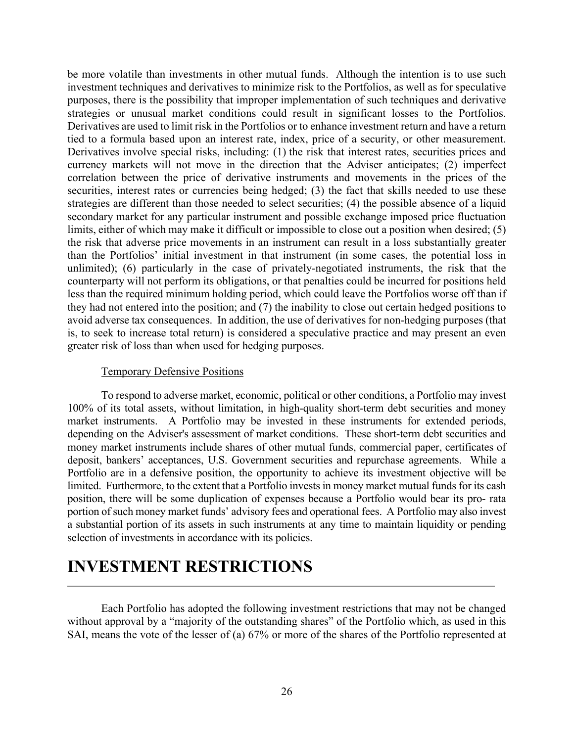be more volatile than investments in other mutual funds. Although the intention is to use such investment techniques and derivatives to minimize risk to the Portfolios, as well as for speculative purposes, there is the possibility that improper implementation of such techniques and derivative strategies or unusual market conditions could result in significant losses to the Portfolios. Derivatives are used to limit risk in the Portfolios or to enhance investment return and have a return tied to a formula based upon an interest rate, index, price of a security, or other measurement. Derivatives involve special risks, including: (1) the risk that interest rates, securities prices and currency markets will not move in the direction that the Adviser anticipates; (2) imperfect correlation between the price of derivative instruments and movements in the prices of the securities, interest rates or currencies being hedged; (3) the fact that skills needed to use these strategies are different than those needed to select securities; (4) the possible absence of a liquid secondary market for any particular instrument and possible exchange imposed price fluctuation limits, either of which may make it difficult or impossible to close out a position when desired; (5) the risk that adverse price movements in an instrument can result in a loss substantially greater than the Portfolios' initial investment in that instrument (in some cases, the potential loss in unlimited); (6) particularly in the case of privately-negotiated instruments, the risk that the counterparty will not perform its obligations, or that penalties could be incurred for positions held less than the required minimum holding period, which could leave the Portfolios worse off than if they had not entered into the position; and (7) the inability to close out certain hedged positions to avoid adverse tax consequences. In addition, the use of derivatives for non-hedging purposes (that is, to seek to increase total return) is considered a speculative practice and may present an even greater risk of loss than when used for hedging purposes.

Temporary Defensive Positions

To respond to adverse market, economic, political or other conditions, a Portfolio may invest 100% of its total assets, without limitation, in high-quality short-term debt securities and money market instruments. A Portfolio may be invested in these instruments for extended periods, depending on the Adviser's assessment of market conditions. These short-term debt securities and money market instruments include shares of other mutual funds, commercial paper, certificates of deposit, bankers' acceptances, U.S. Government securities and repurchase agreements. While a Portfolio are in a defensive position, the opportunity to achieve its investment objective will be limited. Furthermore, to the extent that a Portfolio invests in money market mutual funds for its cash position, there will be some duplication of expenses because a Portfolio would bear its pro- rata portion of such money market funds' advisory fees and operational fees. A Portfolio may also invest a substantial portion of its assets in such instruments at any time to maintain liquidity or pending selection of investments in accordance with its policies.

# INVESTMENT RESTRICTIONS

Each Portfolio has adopted the following investment restrictions that may not be changed without approval by a "majority of the outstanding shares" of the Portfolio which, as used in this SAI, means the vote of the lesser of (a) 67% or more of the shares of the Portfolio represented at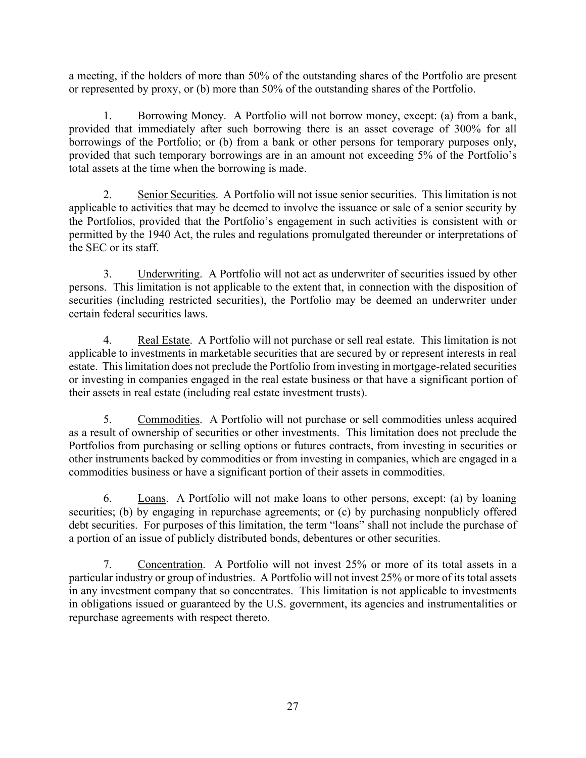a meeting, if the holders of more than 50% of the outstanding shares of the Portfolio are present or represented by proxy, or (b) more than 50% of the outstanding shares of the Portfolio.

1. Borrowing Money. A Portfolio will not borrow money, except: (a) from a bank, provided that immediately after such borrowing there is an asset coverage of 300% for all borrowings of the Portfolio; or (b) from a bank or other persons for temporary purposes only, provided that such temporary borrowings are in an amount not exceeding 5% of the Portfolio's total assets at the time when the borrowing is made.

2. Senior Securities. A Portfolio will not issue senior securities. This limitation is not applicable to activities that may be deemed to involve the issuance or sale of a senior security by the Portfolios, provided that the Portfolio's engagement in such activities is consistent with or permitted by the 1940 Act, the rules and regulations promulgated thereunder or interpretations of the SEC or its staff.

3. Underwriting. A Portfolio will not act as underwriter of securities issued by other persons. This limitation is not applicable to the extent that, in connection with the disposition of securities (including restricted securities), the Portfolio may be deemed an underwriter under certain federal securities laws.

4. Real Estate. A Portfolio will not purchase or sell real estate. This limitation is not applicable to investments in marketable securities that are secured by or represent interests in real estate. This limitation does not preclude the Portfolio from investing in mortgage-related securities or investing in companies engaged in the real estate business or that have a significant portion of their assets in real estate (including real estate investment trusts).

5. Commodities. A Portfolio will not purchase or sell commodities unless acquired as a result of ownership of securities or other investments. This limitation does not preclude the Portfolios from purchasing or selling options or futures contracts, from investing in securities or other instruments backed by commodities or from investing in companies, which are engaged in a commodities business or have a significant portion of their assets in commodities.

6. Loans. A Portfolio will not make loans to other persons, except: (a) by loaning securities; (b) by engaging in repurchase agreements; or (c) by purchasing nonpublicly offered debt securities. For purposes of this limitation, the term "loans" shall not include the purchase of a portion of an issue of publicly distributed bonds, debentures or other securities.

7. Concentration. A Portfolio will not invest 25% or more of its total assets in a particular industry or group of industries. A Portfolio will not invest 25% or more of its total assets in any investment company that so concentrates. This limitation is not applicable to investments in obligations issued or guaranteed by the U.S. government, its agencies and instrumentalities or repurchase agreements with respect thereto.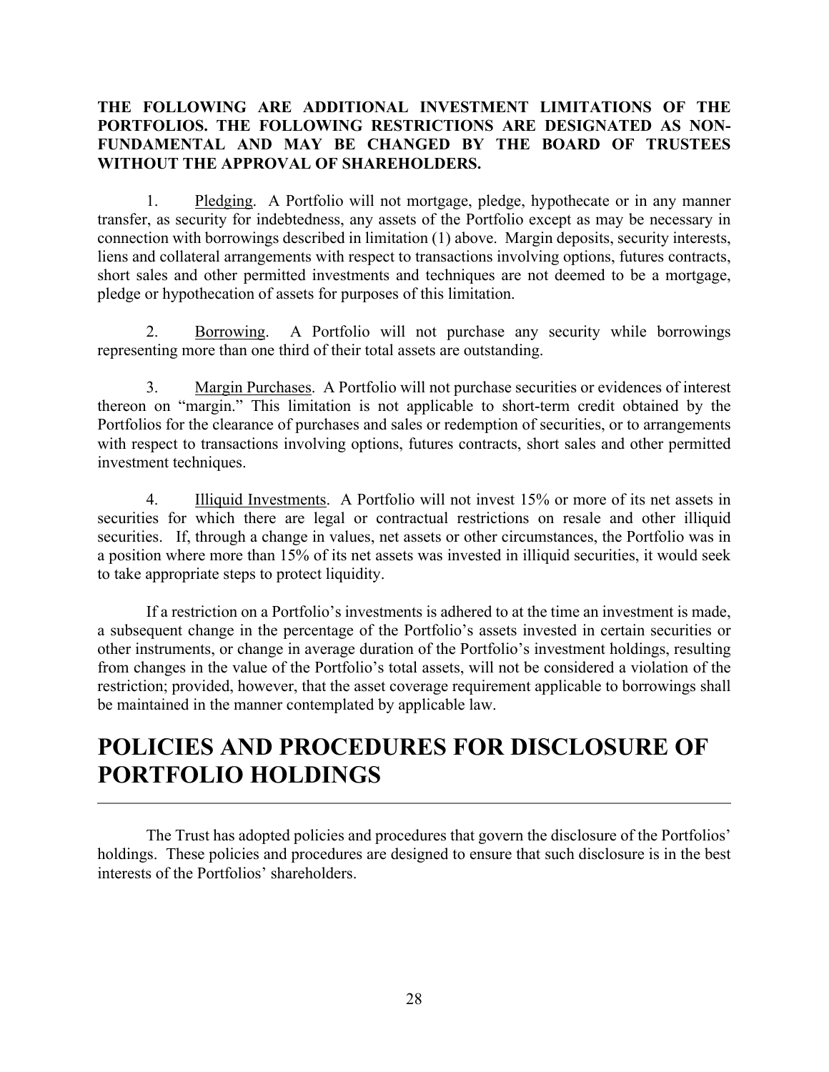**THE FOLLOWING ARE ADDITIONAL INVESTMENT LIMITATIONS OF THE PORTFOLIOS. THE FOLLOWING RESTRICTIONS ARE DESIGNATED AS NON-FUNDAMENTAL AND MAY BE CHANGED BY THE BOARD OF TRUSTEES WITHOUT THE APPROVAL OF SHAREHOLDERS.**

1. Pledging. A Portfolio will not mortgage, pledge, hypothecate or in any manner transfer, as security for indebtedness, any assets of the Portfolio except as may be necessary in connection with borrowings described in limitation (1) above. Margin deposits, security interests, liens and collateral arrangements with respect to transactions involving options, futures contracts, short sales and other permitted investments and techniques are not deemed to be a mortgage, pledge or hypothecation of assets for purposes of this limitation.

2. Borrowing. A Portfolio will not purchase any security while borrowings representing more than one third of their total assets are outstanding.

3. Margin Purchases. A Portfolio will not purchase securities or evidences of interest thereon on "margin." This limitation is not applicable to short-term credit obtained by the Portfolios for the clearance of purchases and sales or redemption of securities, or to arrangements with respect to transactions involving options, futures contracts, short sales and other permitted investment techniques.

4. Illiquid Investments. A Portfolio will not invest 15% or more of its net assets in securities for which there are legal or contractual restrictions on resale and other illiquid securities. If, through a change in values, net assets or other circumstances, the Portfolio was in a position where more than 15% of its net assets was invested in illiquid securities, it would seek to take appropriate steps to protect liquidity.

If a restriction on a Portfolio's investments is adhered to at the time an investment is made, a subsequent change in the percentage of the Portfolio's assets invested in certain securities or other instruments, or change in average duration of the Portfolio's investment holdings, resulting from changes in the value of the Portfolio's total assets, will not be considered a violation of the restriction; provided, however, that the asset coverage requirement applicable to borrowings shall be maintained in the manner contemplated by applicable law.

# POLICIES AND PROCEDURES FOR DISCLOSURE OF PORTFOLIO HOLDINGS

The Trust has adopted policies and procedures that govern the disclosure of the Portfolios' holdings. These policies and procedures are designed to ensure that such disclosure is in the best interests of the Portfolios' shareholders.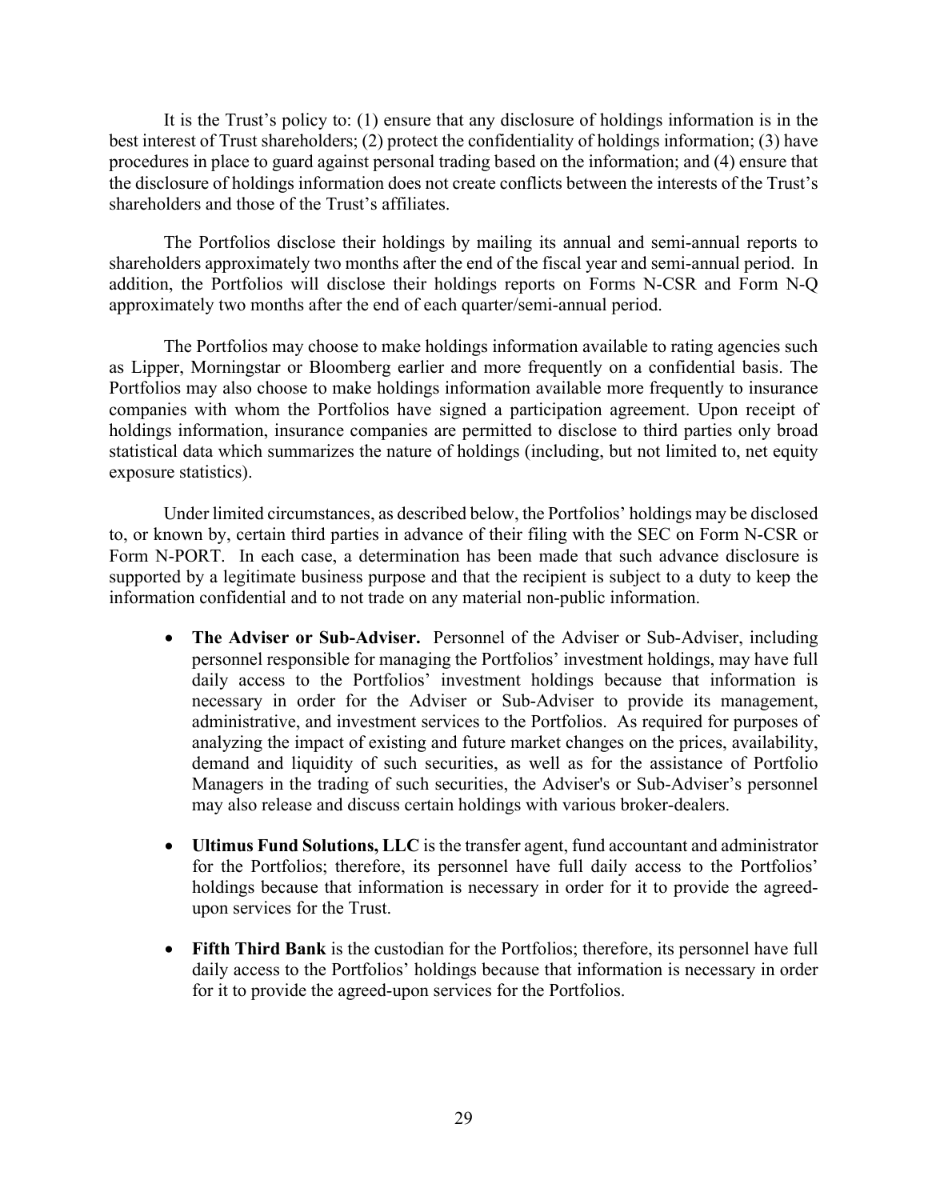It is the Trust's policy to: (1) ensure that any disclosure of holdings information is in the best interest of Trust shareholders; (2) protect the confidentiality of holdings information; (3) have procedures in place to guard against personal trading based on the information; and (4) ensure that the disclosure of holdings information does not create conflicts between the interests of the Trust's shareholders and those of the Trust's affiliates.

The Portfolios disclose their holdings by mailing its annual and semi-annual reports to shareholders approximately two months after the end of the fiscal year and semi-annual period. In addition, the Portfolios will disclose their holdings reports on Forms N-CSR and Form N-Q approximately two months after the end of each quarter/semi-annual period.

The Portfolios may choose to make holdings information available to rating agencies such as Lipper, Morningstar or Bloomberg earlier and more frequently on a confidential basis. The Portfolios may also choose to make holdings information available more frequently to insurance companies with whom the Portfolios have signed a participation agreement. Upon receipt of holdings information, insurance companies are permitted to disclose to third parties only broad statistical data which summarizes the nature of holdings (including, but not limited to, net equity exposure statistics).

Under limited circumstances, as described below, the Portfolios' holdings may be disclosed to, or known by, certain third parties in advance of their filing with the SEC on Form N-CSR or Form N-PORT. In each case, a determination has been made that such advance disclosure is supported by a legitimate business purpose and that the recipient is subject to a duty to keep the information confidential and to not trade on any material non-public information.

- **The Adviser or Sub-Adviser.** Personnel of the Adviser or Sub-Adviser, including personnel responsible for managing the Portfolios' investment holdings, may have full daily access to the Portfolios' investment holdings because that information is necessary in order for the Adviser or Sub-Adviser to provide its management, administrative, and investment services to the Portfolios. As required for purposes of analyzing the impact of existing and future market changes on the prices, availability, demand and liquidity of such securities, as well as for the assistance of Portfolio Managers in the trading of such securities, the Adviser's or Sub-Adviser's personnel may also release and discuss certain holdings with various broker-dealers.

- **Ultimus Fund Solutions, LLC** is the transfer agent, fund accountant and administrator for the Portfolios; therefore, its personnel have full daily access to the Portfolios' holdings because that information is necessary in order for it to provide the agreed-upon services for the Trust.

- **Fifth Third Bank** is the custodian for the Portfolios; therefore, its personnel have full daily access to the Portfolios' holdings because that information is necessary in order for it to provide the agreed-upon services for the Portfolios.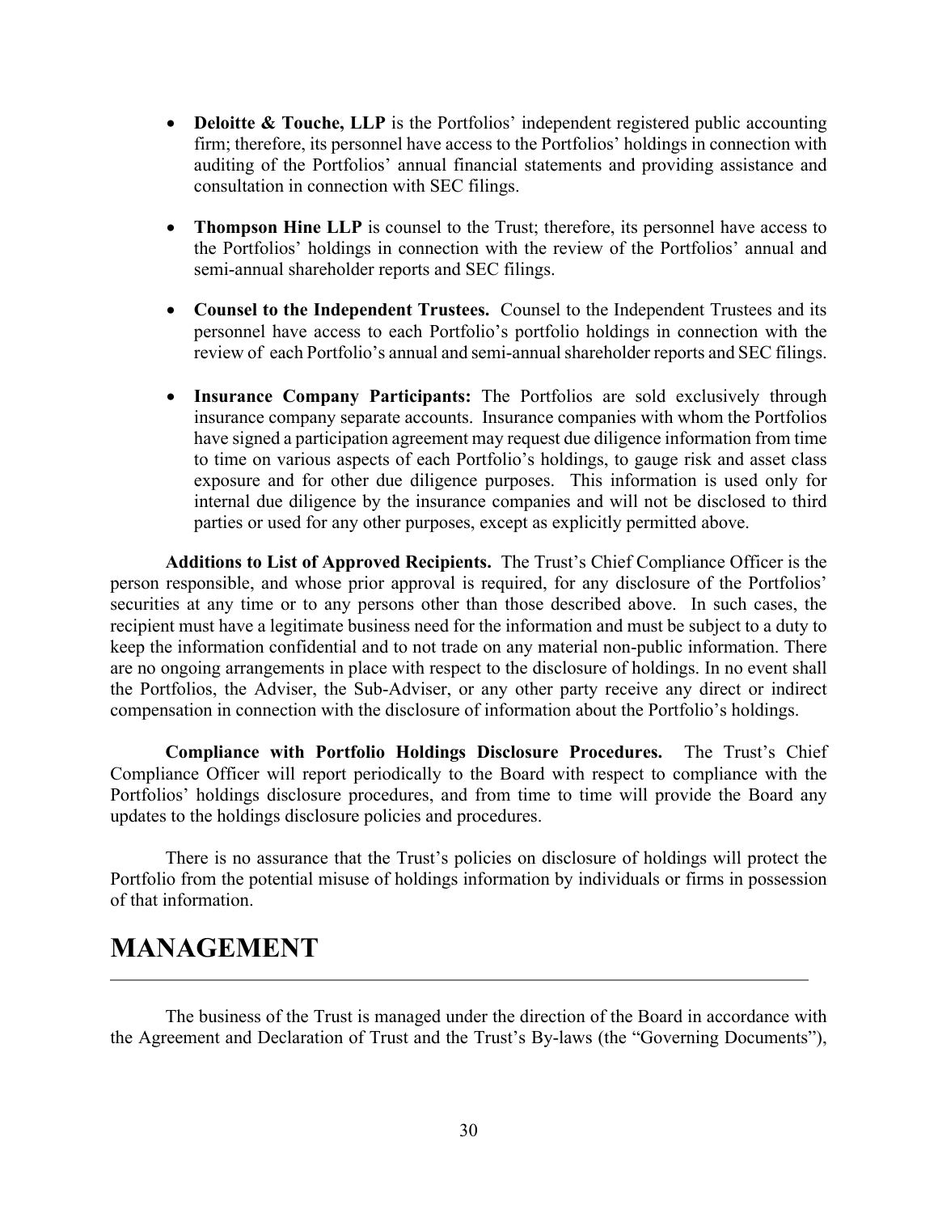- **Deloitte & Touche, LLP** is the Portfolios' independent registered public accounting firm; therefore, its personnel have access to the Portfolios' holdings in connection with auditing of the Portfolios' annual financial statements and providing assistance and consultation in connection with SEC filings.

- **Thompson Hine LLP** is counsel to the Trust; therefore, its personnel have access to the Portfolios' holdings in connection with the review of the Portfolios' annual and semi-annual shareholder reports and SEC filings.

- **Counsel to the Independent Trustees.** Counsel to the Independent Trustees and its personnel have access to each Portfolio's portfolio holdings in connection with the review of each Portfolio's annual and semi-annual shareholder reports and SEC filings.

- **Insurance Company Participants:** The Portfolios are sold exclusively through insurance company separate accounts. Insurance companies with whom the Portfolios have signed a participation agreement may request due diligence information from time to time on various aspects of each Portfolio's holdings, to gauge risk and asset class exposure and for other due diligence purposes. This information is used only for internal due diligence by the insurance companies and will not be disclosed to third parties or used for any other purposes, except as explicitly permitted above.

**Additions to List of Approved Recipients.** The Trust's Chief Compliance Officer is the person responsible, and whose prior approval is required, for any disclosure of the Portfolios' securities at any time or to any persons other than those described above. In such cases, the recipient must have a legitimate business need for the information and must be subject to a duty to keep the information confidential and to not trade on any material non-public information. There are no ongoing arrangements in place with respect to the disclosure of holdings. In no event shall the Portfolios, the Adviser, the Sub-Adviser, or any other party receive any direct or indirect compensation in connection with the disclosure of information about the Portfolio's holdings.

**Compliance with Portfolio Holdings Disclosure Procedures.** The Trust's Chief Compliance Officer will report periodically to the Board with respect to compliance with the Portfolios' holdings disclosure procedures, and from time to time will provide the Board any updates to the holdings disclosure policies and procedures.

There is no assurance that the Trust's policies on disclosure of holdings will protect the Portfolio from the potential misuse of holdings information by individuals or firms in possession of that information.

# MANAGEMENT

The business of the Trust is managed under the direction of the Board in accordance with the Agreement and Declaration of Trust and the Trust's By-laws (the "Governing Documents"),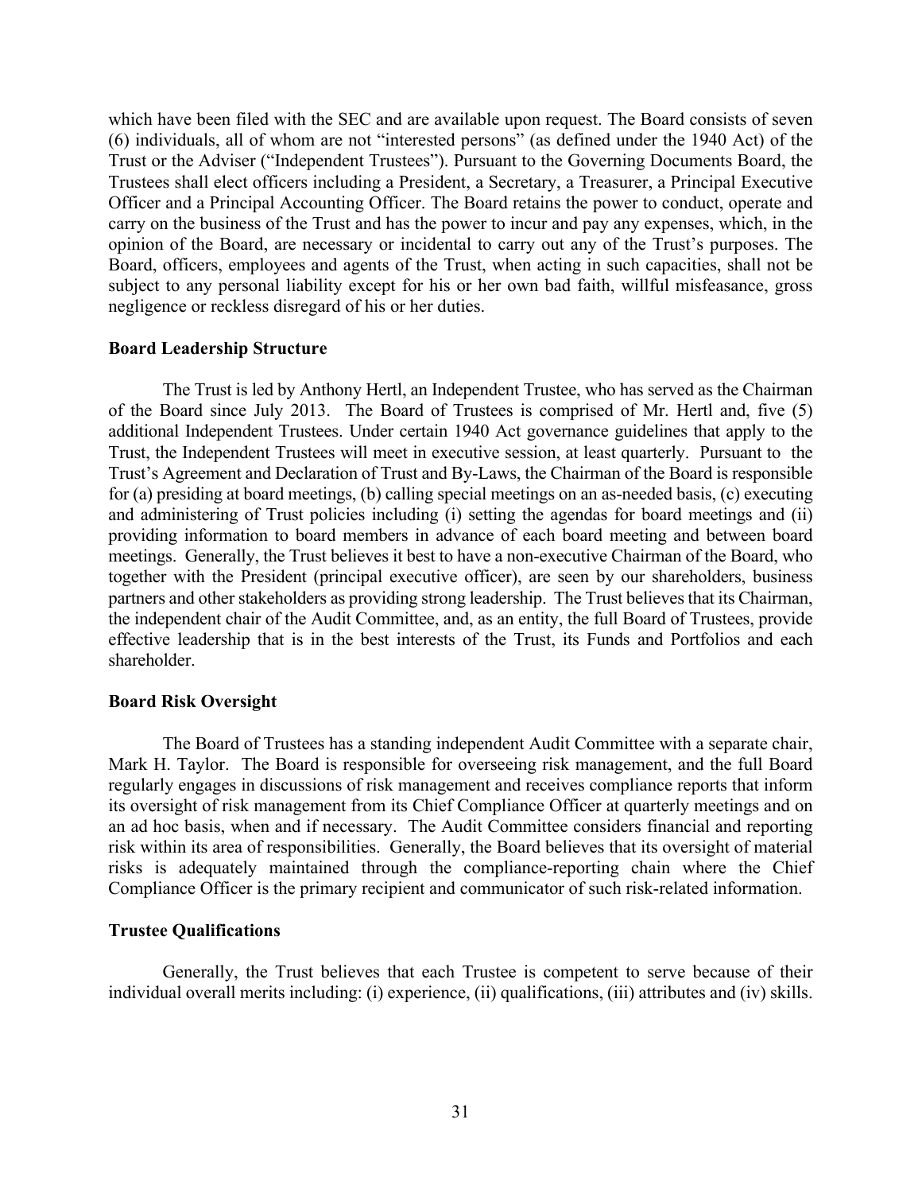which have been filed with the SEC and are available upon request. The Board consists of seven (6) individuals, all of whom are not "interested persons" (as defined under the 1940 Act) of the Trust or the Adviser ("Independent Trustees"). Pursuant to the Governing Documents Board, the Trustees shall elect officers including a President, a Secretary, a Treasurer, a Principal Executive Officer and a Principal Accounting Officer. The Board retains the power to conduct, operate and carry on the business of the Trust and has the power to incur and pay any expenses, which, in the opinion of the Board, are necessary or incidental to carry out any of the Trust's purposes. The Board, officers, employees and agents of the Trust, when acting in such capacities, shall not be subject to any personal liability except for his or her own bad faith, willful misfeasance, gross negligence or reckless disregard of his or her duties.

**Board Leadership Structure**

The Trust is led by Anthony Hertl, an Independent Trustee, who has served as the Chairman of the Board since July 2013. The Board of Trustees is comprised of Mr. Hertl and, five (5) additional Independent Trustees. Under certain 1940 Act governance guidelines that apply to the Trust, the Independent Trustees will meet in executive session, at least quarterly. Pursuant to the Trust's Agreement and Declaration of Trust and By-Laws, the Chairman of the Board is responsible for (a) presiding at board meetings, (b) calling special meetings on an as-needed basis, (c) executing and administering of Trust policies including (i) setting the agendas for board meetings and (ii) providing information to board members in advance of each board meeting and between board meetings. Generally, the Trust believes it best to have a non-executive Chairman of the Board, who together with the President (principal executive officer), are seen by our shareholders, business partners and other stakeholders as providing strong leadership. The Trust believes that its Chairman, the independent chair of the Audit Committee, and, as an entity, the full Board of Trustees, provide effective leadership that is in the best interests of the Trust, its Funds and Portfolios and each shareholder.

**Board Risk Oversight**

The Board of Trustees has a standing independent Audit Committee with a separate chair, Mark H. Taylor. The Board is responsible for overseeing risk management, and the full Board regularly engages in discussions of risk management and receives compliance reports that inform its oversight of risk management from its Chief Compliance Officer at quarterly meetings and on an ad hoc basis, when and if necessary. The Audit Committee considers financial and reporting risk within its area of responsibilities. Generally, the Board believes that its oversight of material risks is adequately maintained through the compliance-reporting chain where the Chief Compliance Officer is the primary recipient and communicator of such risk-related information.

**Trustee Qualifications**

Generally, the Trust believes that each Trustee is competent to serve because of their individual overall merits including: (i) experience, (ii) qualifications, (iii) attributes and (iv) skills.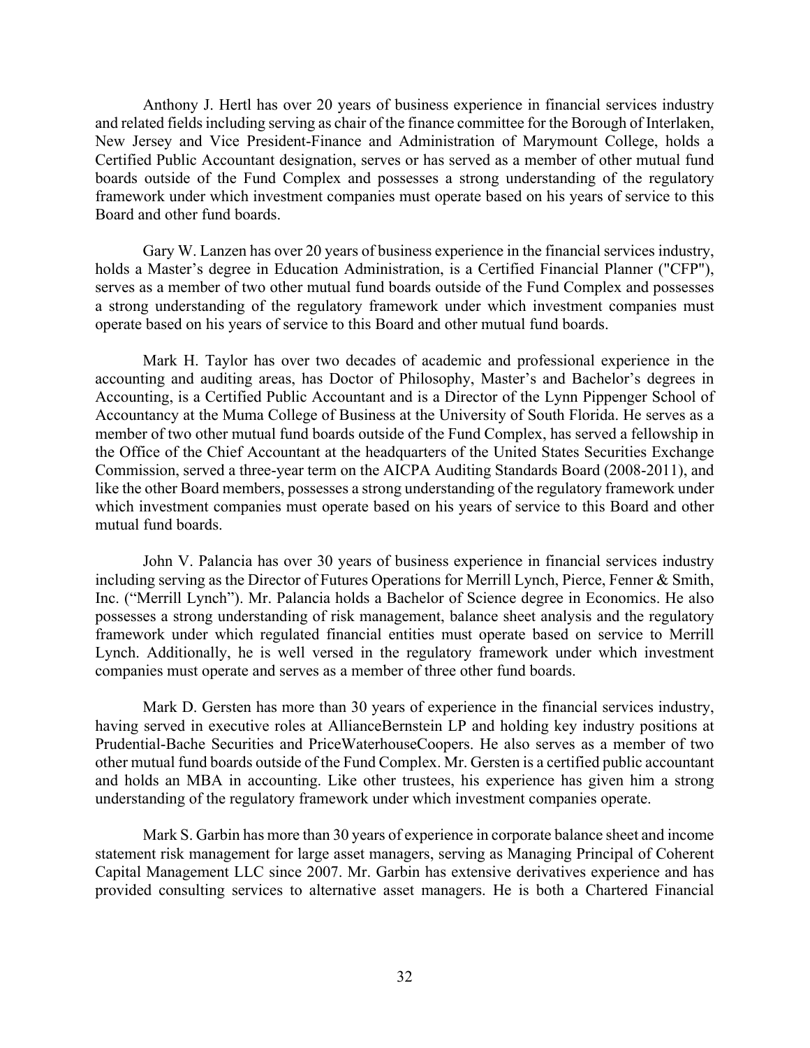Anthony J. Hertl has over 20 years of business experience in financial services industry and related fields including serving as chair of the finance committee for the Borough of Interlaken, New Jersey and Vice President-Finance and Administration of Marymount College, holds a Certified Public Accountant designation, serves or has served as a member of other mutual fund boards outside of the Fund Complex and possesses a strong understanding of the regulatory framework under which investment companies must operate based on his years of service to this Board and other fund boards.

Gary W. Lanzen has over 20 years of business experience in the financial services industry, holds a Master's degree in Education Administration, is a Certified Financial Planner ("CFP"), serves as a member of two other mutual fund boards outside of the Fund Complex and possesses a strong understanding of the regulatory framework under which investment companies must operate based on his years of service to this Board and other mutual fund boards.

Mark H. Taylor has over two decades of academic and professional experience in the accounting and auditing areas, has Doctor of Philosophy, Master's and Bachelor's degrees in Accounting, is a Certified Public Accountant and is a Director of the Lynn Pippenger School of Accountancy at the Muma College of Business at the University of South Florida. He serves as a member of two other mutual fund boards outside of the Fund Complex, has served a fellowship in the Office of the Chief Accountant at the headquarters of the United States Securities Exchange Commission, served a three-year term on the AICPA Auditing Standards Board (2008-2011), and like the other Board members, possesses a strong understanding of the regulatory framework under which investment companies must operate based on his years of service to this Board and other mutual fund boards.

John V. Palancia has over 30 years of business experience in financial services industry including serving as the Director of Futures Operations for Merrill Lynch, Pierce, Fenner & Smith, Inc. ("Merrill Lynch"). Mr. Palancia holds a Bachelor of Science degree in Economics. He also possesses a strong understanding of risk management, balance sheet analysis and the regulatory framework under which regulated financial entities must operate based on service to Merrill Lynch. Additionally, he is well versed in the regulatory framework under which investment companies must operate and serves as a member of three other fund boards.

Mark D. Gersten has more than 30 years of experience in the financial services industry, having served in executive roles at AllianceBernstein LP and holding key industry positions at Prudential-Bache Securities and PriceWaterhouseCoopers. He also serves as a member of two other mutual fund boards outside of the Fund Complex. Mr. Gersten is a certified public accountant and holds an MBA in accounting. Like other trustees, his experience has given him a strong understanding of the regulatory framework under which investment companies operate.

Mark S. Garbin has more than 30 years of experience in corporate balance sheet and income statement risk management for large asset managers, serving as Managing Principal of Coherent Capital Management LLC since 2007. Mr. Garbin has extensive derivatives experience and has provided consulting services to alternative asset managers. He is both a Chartered Financial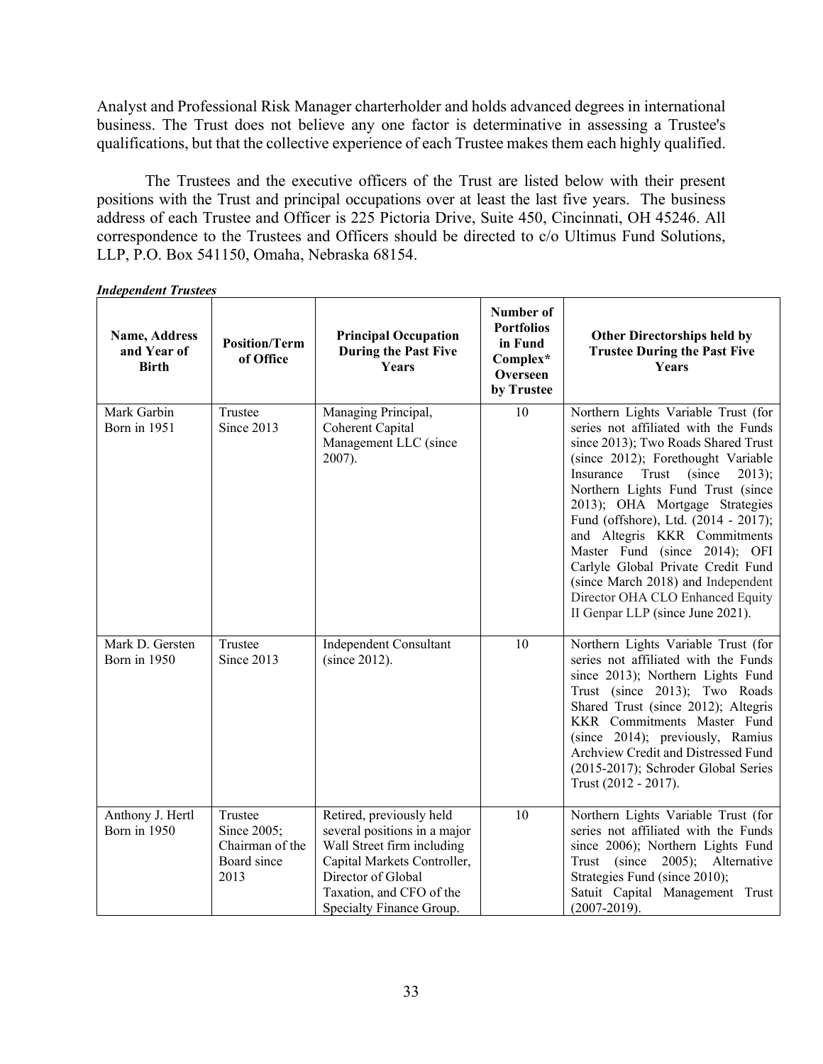Analyst and Professional Risk Manager charterholder and holds advanced degrees in international business. The Trust does not believe any one factor is determinative in assessing a Trustee's qualifications, but that the collective experience of each Trustee makes them each highly qualified.

The Trustees and the executive officers of the Trust are listed below with their present positions with the Trust and principal occupations over at least the last five years. The business address of each Trustee and Officer is 225 Pictoria Drive, Suite 450, Cincinnati, OH 45246. All correspondence to the Trustees and Officers should be directed to c/o Ultimus Fund Solutions, LLP, P.O. Box 541150, Omaha, Nebraska 68154.

***Independent Trustees***

| Name, Address and Year of Birth | Position/Term of Office | Principal Occupation During the Past Five Years | Number of Portfolios in Fund Complex* Overseen by Trustee | Other Directorships held by Trustee During the Past Five Years |
|---|---|---|---|---|
| Mark Garbin Born in 1951 | Trustee Since 2013 | Managing Principal, Coherent Capital Management LLC (since 2007). | 10 | Northern Lights Variable Trust (for series not affiliated with the Funds since 2013); Two Roads Shared Trust (since 2012); Forethought Variable Insurance Trust (since 2013); Northern Lights Fund Trust (since 2013); OHA Mortgage Strategies Fund (offshore), Ltd. (2014 - 2017); and Altegris KKR Commitments Master Fund (since 2014); OFI Carlyle Global Private Credit Fund (since March 2018) and Independent Director OHA CLO Enhanced Equity II Genpar LLP (since June 2021). |
| Mark D. Gersten Born in 1950 | Trustee Since 2013 | Independent Consultant (since 2012). | 10 | Northern Lights Variable Trust (for series not affiliated with the Funds since 2013); Northern Lights Fund Trust (since 2013); Two Roads Shared Trust (since 2012); Altegris KKR Commitments Master Fund (since 2014); previously, Ramius Archview Credit and Distressed Fund (2015-2017); Schroder Global Series Trust (2012 - 2017). |
| Anthony J. Hertl Born in 1950 | Trustee Since 2005; Chairman of the Board since 2013 | Retired, previously held several positions in a major Wall Street firm including Capital Markets Controller, Director of Global Taxation, and CFO of the Specialty Finance Group. | 10 | Northern Lights Variable Trust (for series not affiliated with the Funds since 2006); Northern Lights Fund Trust (since 2005); Alternative Strategies Fund (since 2010); Satuit Capital Management Trust (2007-2019). |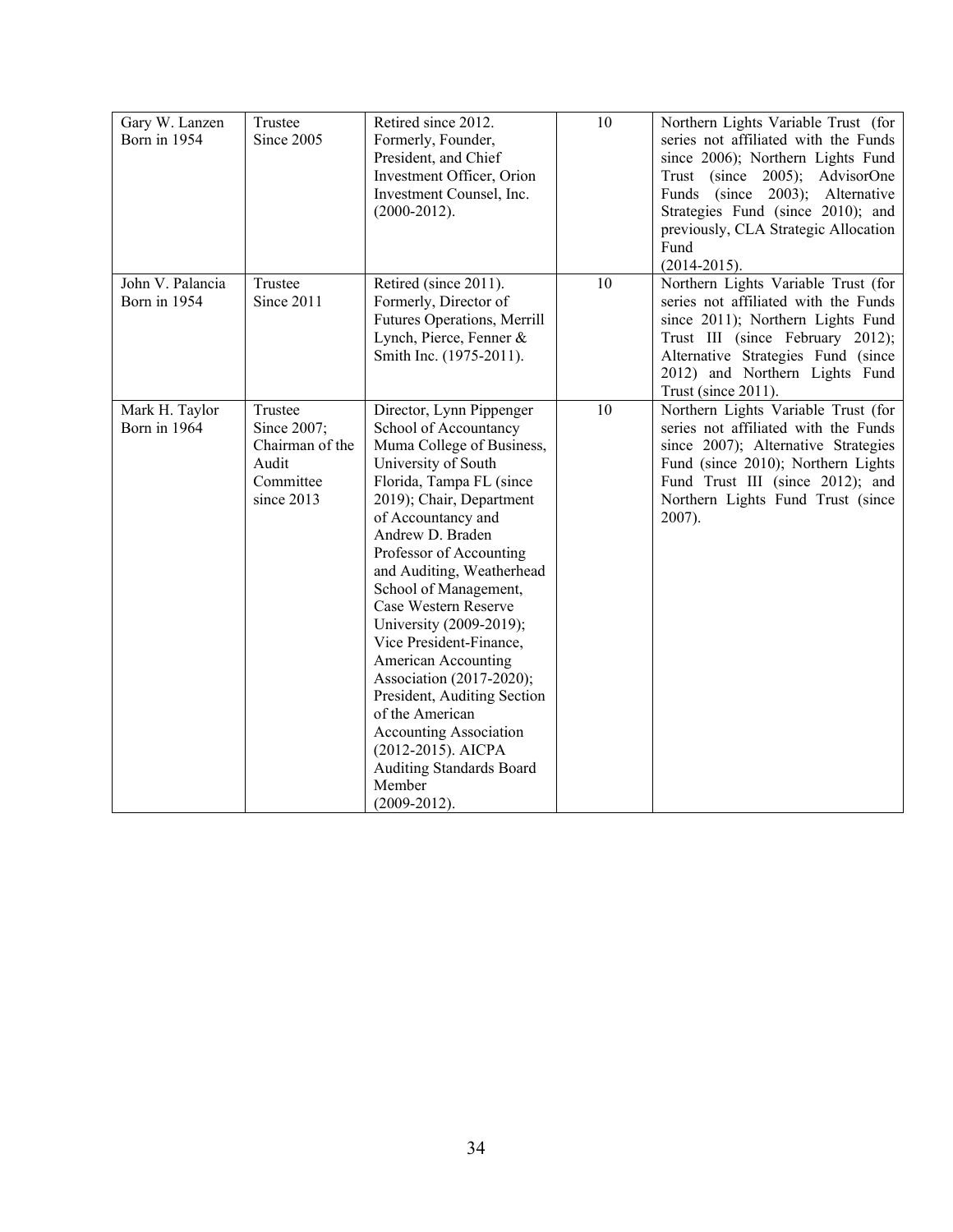| | | | | |
|---|---|---|---|---|
| Gary W. Lanzen Born in 1954 | Trustee Since 2005 | Retired since 2012. Formerly, Founder, President, and Chief Investment Officer, Orion Investment Counsel, Inc. (2000-2012). | 10 | Northern Lights Variable Trust (for series not affiliated with the Funds since 2006); Northern Lights Fund Trust (since 2005); AdvisorOne Funds (since 2003); Alternative Strategies Fund (since 2010); and previously, CLA Strategic Allocation Fund (2014-2015). |
| John V. Palancia Born in 1954 | Trustee Since 2011 | Retired (since 2011). Formerly, Director of Futures Operations, Merrill Lynch, Pierce, Fenner & Smith Inc. (1975-2011). | 10 | Northern Lights Variable Trust (for series not affiliated with the Funds since 2011); Northern Lights Fund Trust III (since February 2012); Alternative Strategies Fund (since 2012) and Northern Lights Fund Trust (since 2011). |
| Mark H. Taylor Born in 1964 | Trustee Since 2007; Chairman of the Audit Committee since 2013 | Director, Lynn Pippenger School of Accountancy Muma College of Business, University of South Florida, Tampa FL (since 2019); Chair, Department of Accountancy and Andrew D. Braden Professor of Accounting and Auditing, Weatherhead School of Management, Case Western Reserve University (2009-2019); Vice President-Finance, American Accounting Association (2017-2020); President, Auditing Section of the American Accounting Association (2012-2015). AICPA Auditing Standards Board Member (2009-2012). | 10 | Northern Lights Variable Trust (for series not affiliated with the Funds since 2007); Alternative Strategies Fund (since 2010); Northern Lights Fund Trust III (since 2012); and Northern Lights Fund Trust (since 2007). |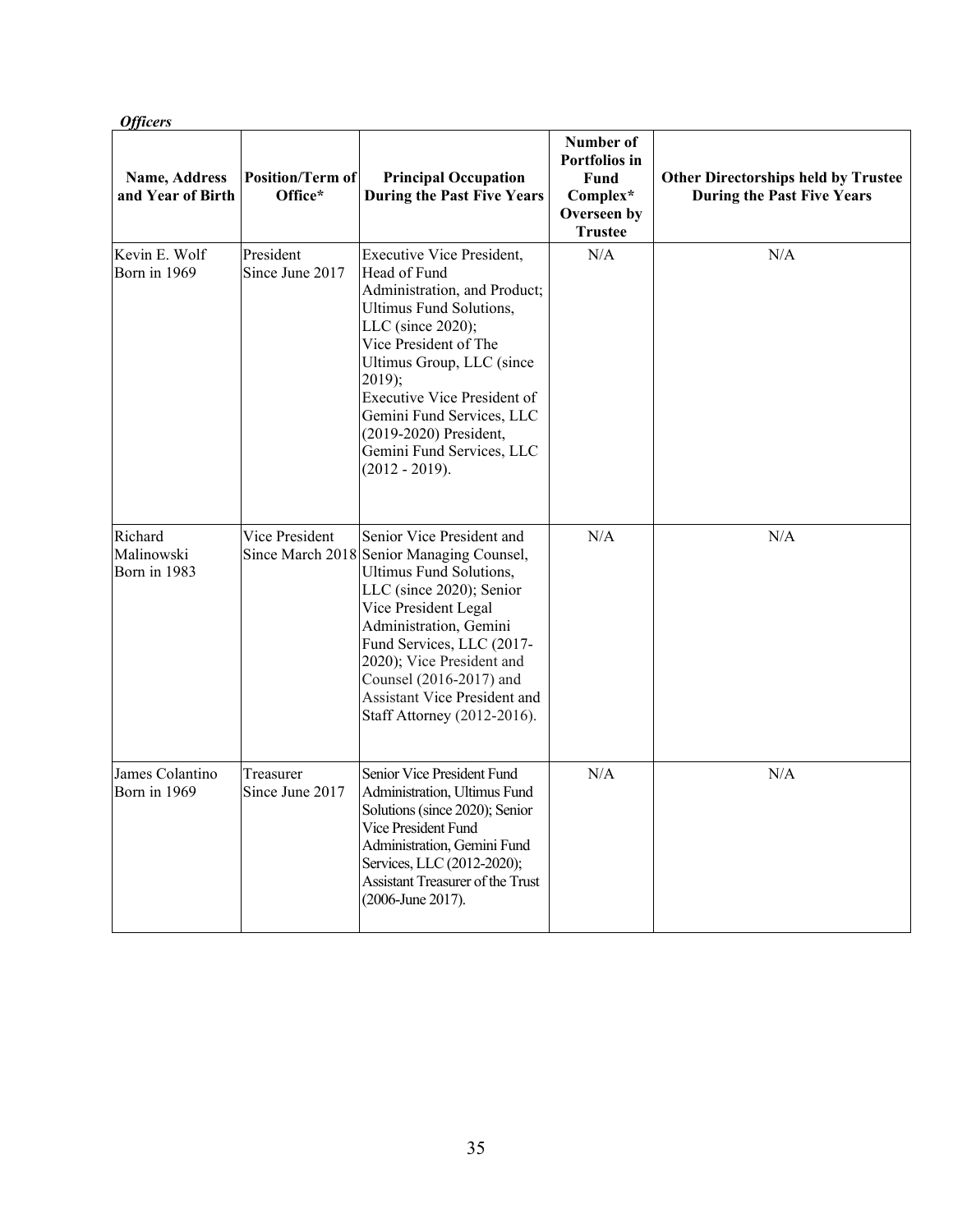***Officers***

| Name, Address and Year of Birth | Position/Term of Office* | Principal Occupation During the Past Five Years | Number of Portfolios in Fund Complex* Overseen by Trustee | Other Directorships held by Trustee During the Past Five Years |
|---|---|---|---|---|
| Kevin E. Wolf Born in 1969 | President Since June 2017 | Executive Vice President, Head of Fund Administration, and Product; Ultimus Fund Solutions, LLC (since 2020); Vice President of The Ultimus Group, LLC (since 2019); Executive Vice President of Gemini Fund Services, LLC (2019-2020) President, Gemini Fund Services, LLC (2012 - 2019). | N/A | N/A |
| Richard Malinowski Born in 1983 | Vice President Since March 2018 | Senior Vice President and Senior Managing Counsel, Ultimus Fund Solutions, LLC (since 2020); Senior Vice President Legal Administration, Gemini Fund Services, LLC (2017-2020); Vice President and Counsel (2016-2017) and Assistant Vice President and Staff Attorney (2012-2016). | N/A | N/A |
| James Colantino Born in 1969 | Treasurer Since June 2017 | Senior Vice President Fund Administration, Ultimus Fund Solutions (since 2020); Senior Vice President Fund Administration, Gemini Fund Services, LLC (2012-2020); Assistant Treasurer of the Trust (2006-June 2017). | N/A | N/A |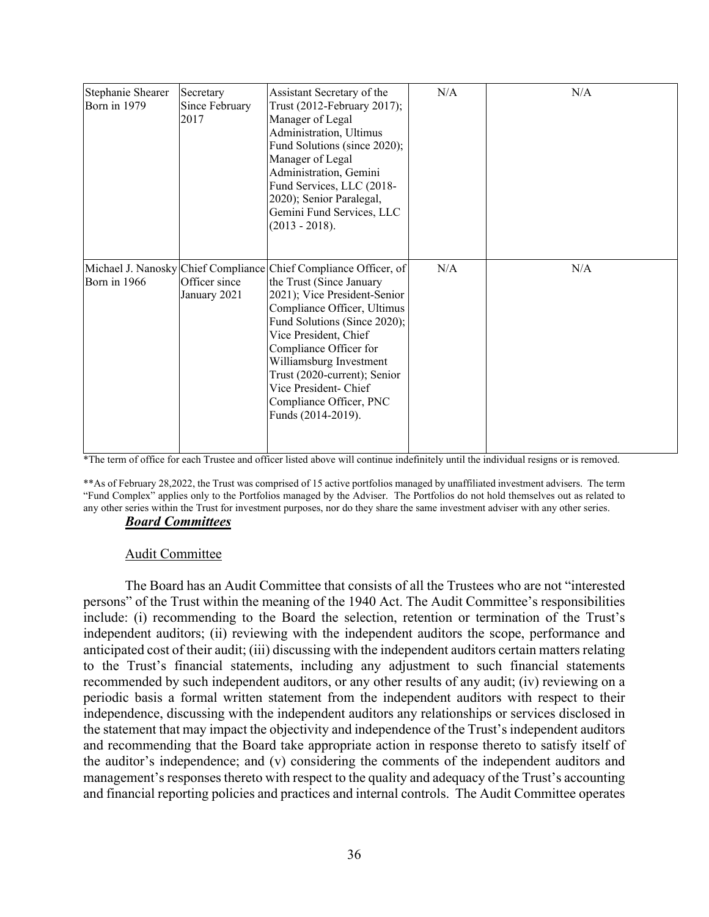| Stephanie Shearer<br>Born in 1979 | Secretary<br>Since February 2017 | Assistant Secretary of the Trust (2012-February 2017); Manager of Legal Administration, Ultimus Fund Solutions (since 2020); Manager of Legal Administration, Gemini Fund Services, LLC (2018-2020); Senior Paralegal, Gemini Fund Services, LLC (2013 - 2018). | N/A | N/A |
|---|---|---|---|---|
| Michael J. Nanosky<br>Born in 1966 | Chief Compliance Officer since January 2021 | Chief Compliance Officer, of the Trust (Since January 2021); Vice President-Senior Compliance Officer, Ultimus Fund Solutions (Since 2020); Vice President, Chief Compliance Officer for Williamsburg Investment Trust (2020-current); Senior Vice President- Chief Compliance Officer, PNC Funds (2014-2019). | N/A | N/A |

*The term of office for each Trustee and officer listed above will continue indefinitely until the individual resigns or is removed.

**As of February 28,2022, the Trust was comprised of 15 active portfolios managed by unaffiliated investment advisers. The term "Fund Complex" applies only to the Portfolios managed by the Adviser. The Portfolios do not hold themselves out as related to any other series within the Trust for investment purposes, nor do they share the same investment adviser with any other series.

***Board Committees***

Audit Committee

The Board has an Audit Committee that consists of all the Trustees who are not "interested persons" of the Trust within the meaning of the 1940 Act. The Audit Committee's responsibilities include: (i) recommending to the Board the selection, retention or termination of the Trust's independent auditors; (ii) reviewing with the independent auditors the scope, performance and anticipated cost of their audit; (iii) discussing with the independent auditors certain matters relating to the Trust's financial statements, including any adjustment to such financial statements recommended by such independent auditors, or any other results of any audit; (iv) reviewing on a periodic basis a formal written statement from the independent auditors with respect to their independence, discussing with the independent auditors any relationships or services disclosed in the statement that may impact the objectivity and independence of the Trust's independent auditors and recommending that the Board take appropriate action in response thereto to satisfy itself of the auditor's independence; and (v) considering the comments of the independent auditors and management's responses thereto with respect to the quality and adequacy of the Trust's accounting and financial reporting policies and practices and internal controls. The Audit Committee operates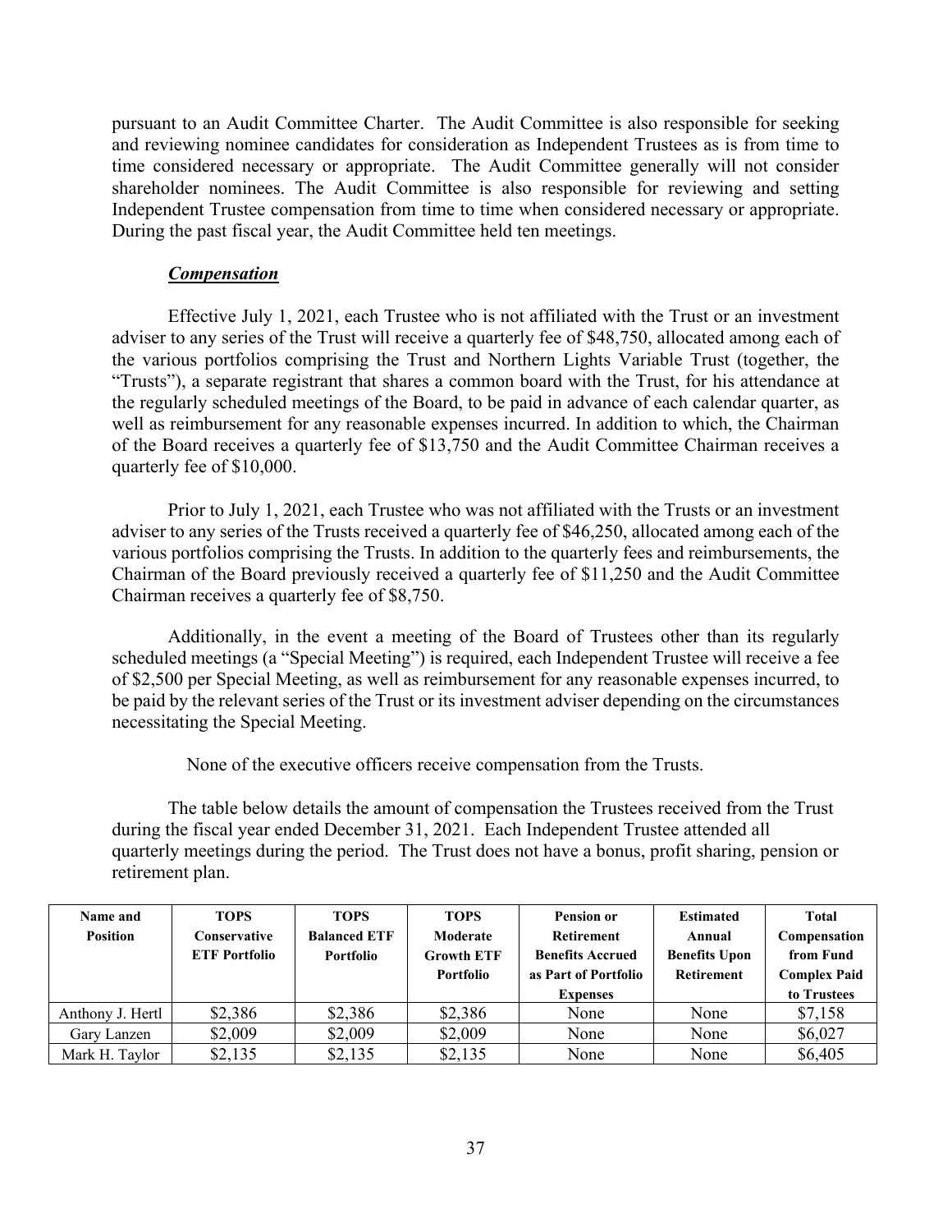pursuant to an Audit Committee Charter. The Audit Committee is also responsible for seeking and reviewing nominee candidates for consideration as Independent Trustees as is from time to time considered necessary or appropriate. The Audit Committee generally will not consider shareholder nominees. The Audit Committee is also responsible for reviewing and setting Independent Trustee compensation from time to time when considered necessary or appropriate. During the past fiscal year, the Audit Committee held ten meetings.

***Compensation***

Effective July 1, 2021, each Trustee who is not affiliated with the Trust or an investment adviser to any series of the Trust will receive a quarterly fee of $48,750, allocated among each of the various portfolios comprising the Trust and Northern Lights Variable Trust (together, the "Trusts"), a separate registrant that shares a common board with the Trust, for his attendance at the regularly scheduled meetings of the Board, to be paid in advance of each calendar quarter, as well as reimbursement for any reasonable expenses incurred. In addition to which, the Chairman of the Board receives a quarterly fee of $13,750 and the Audit Committee Chairman receives a quarterly fee of $10,000.

Prior to July 1, 2021, each Trustee who was not affiliated with the Trusts or an investment adviser to any series of the Trusts received a quarterly fee of $46,250, allocated among each of the various portfolios comprising the Trusts. In addition to the quarterly fees and reimbursements, the Chairman of the Board previously received a quarterly fee of $11,250 and the Audit Committee Chairman receives a quarterly fee of $8,750.

Additionally, in the event a meeting of the Board of Trustees other than its regularly scheduled meetings (a "Special Meeting") is required, each Independent Trustee will receive a fee of $2,500 per Special Meeting, as well as reimbursement for any reasonable expenses incurred, to be paid by the relevant series of the Trust or its investment adviser depending on the circumstances necessitating the Special Meeting.

None of the executive officers receive compensation from the Trusts.

The table below details the amount of compensation the Trustees received from the Trust during the fiscal year ended December 31, 2021. Each Independent Trustee attended all quarterly meetings during the period. The Trust does not have a bonus, profit sharing, pension or retirement plan.

| Name and Position | TOPS Conservative ETF Portfolio | TOPS Balanced ETF Portfolio | TOPS Moderate Growth ETF Portfolio | Pension or Retirement Benefits Accrued as Part of Portfolio Expenses | Estimated Annual Benefits Upon Retirement | Total Compensation from Fund Complex Paid to Trustees |
|---|---|---|---|---|---|---|
| Anthony J. Hertl | $2,386 | $2,386 | $2,386 | None | None | $7,158 |
| Gary Lanzen | $2,009 | $2,009 | $2,009 | None | None | $6,027 |
| Mark H. Taylor | $2,135 | $2,135 | $2,135 | None | None | $6,405 |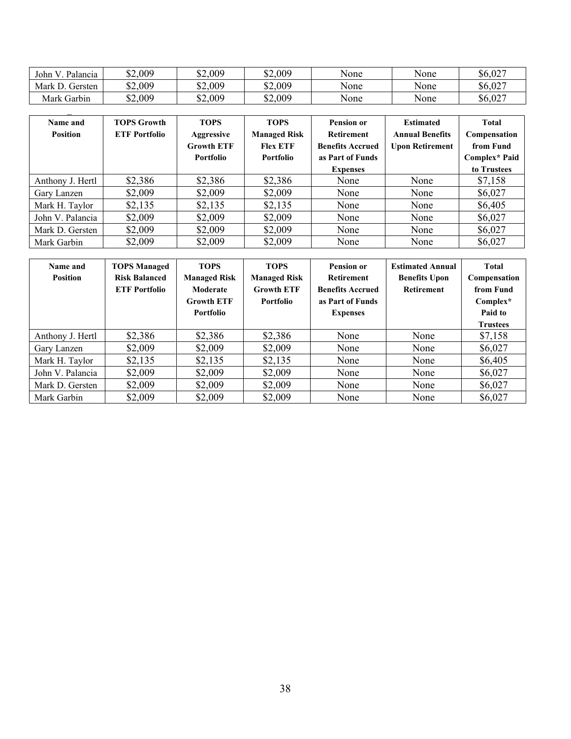| | | | | | | |
|---|---|---|---|---|---|---|
| John V. Palancia | $2,009 | $2,009 | $2,009 | None | None | $6,027 |
| Mark D. Gersten | $2,009 | $2,009 | $2,009 | None | None | $6,027 |
| Mark Garbin | $2,009 | $2,009 | $2,009 | None | None | $6,027 |

| Name and Position | TOPS Growth ETF Portfolio | TOPS Aggressive Growth ETF Portfolio | TOPS Managed Risk Flex ETF Portfolio | Pension or Retirement Benefits Accrued as Part of Funds Expenses | Estimated Annual Benefits Upon Retirement | Total Compensation from Fund Complex* Paid to Trustees |
|---|---|---|---|---|---|---|
| Anthony J. Hertl | $2,386 | $2,386 | $2,386 | None | None | $7,158 |
| Gary Lanzen | $2,009 | $2,009 | $2,009 | None | None | $6,027 |
| Mark H. Taylor | $2,135 | $2,135 | $2,135 | None | None | $6,405 |
| John V. Palancia | $2,009 | $2,009 | $2,009 | None | None | $6,027 |
| Mark D. Gersten | $2,009 | $2,009 | $2,009 | None | None | $6,027 |
| Mark Garbin | $2,009 | $2,009 | $2,009 | None | None | $6,027 |

| Name and Position | TOPS Managed Risk Balanced ETF Portfolio | TOPS Managed Risk Moderate Growth ETF Portfolio | TOPS Managed Risk Growth ETF Portfolio | Pension or Retirement Benefits Accrued as Part of Funds Expenses | Estimated Annual Benefits Upon Retirement | Total Compensation from Fund Complex* Paid to Trustees |
|---|---|---|---|---|---|---|
| Anthony J. Hertl | $2,386 | $2,386 | $2,386 | None | None | $7,158 |
| Gary Lanzen | $2,009 | $2,009 | $2,009 | None | None | $6,027 |
| Mark H. Taylor | $2,135 | $2,135 | $2,135 | None | None | $6,405 |
| John V. Palancia | $2,009 | $2,009 | $2,009 | None | None | $6,027 |
| Mark D. Gersten | $2,009 | $2,009 | $2,009 | None | None | $6,027 |
| Mark Garbin | $2,009 | $2,009 | $2,009 | None | None | $6,027 |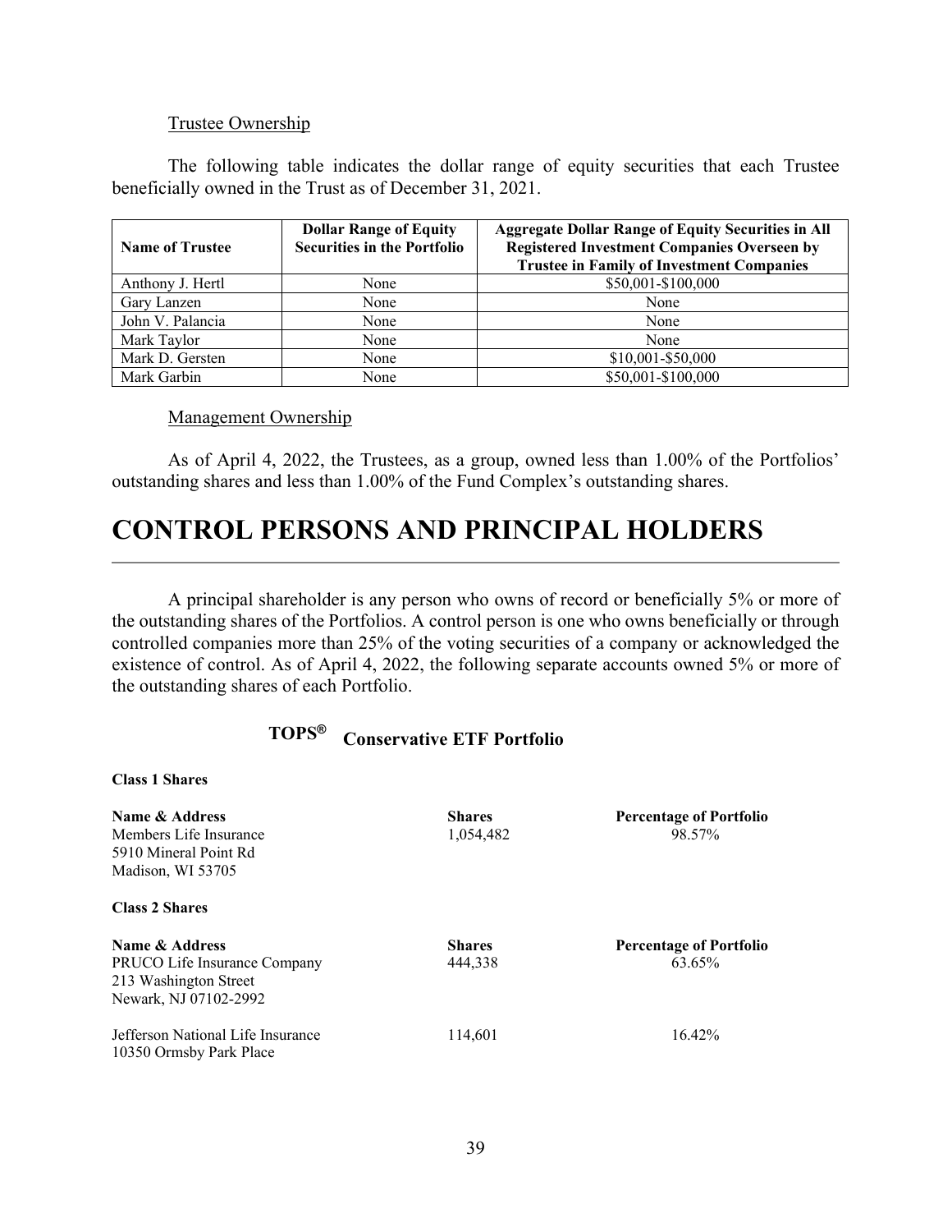Trustee Ownership

The following table indicates the dollar range of equity securities that each Trustee beneficially owned in the Trust as of December 31, 2021.

| Name of Trustee | Dollar Range of Equity Securities in the Portfolio | Aggregate Dollar Range of Equity Securities in All Registered Investment Companies Overseen by Trustee in Family of Investment Companies |
|---|---|---|
| Anthony J. Hertl | None | $50,001-$100,000 |
| Gary Lanzen | None | None |
| John V. Palancia | None | None |
| Mark Taylor | None | None |
| Mark D. Gersten | None | $10,001-$50,000 |
| Mark Garbin | None | $50,001-$100,000 |

Management Ownership

As of April 4, 2022, the Trustees, as a group, owned less than 1.00% of the Portfolios' outstanding shares and less than 1.00% of the Fund Complex's outstanding shares.

# CONTROL PERSONS AND PRINCIPAL HOLDERS

A principal shareholder is any person who owns of record or beneficially 5% or more of the outstanding shares of the Portfolios. A control person is one who owns beneficially or through controlled companies more than 25% of the voting securities of a company or acknowledged the existence of control. As of April 4, 2022, the following separate accounts owned 5% or more of the outstanding shares of each Portfolio.

### TOPS® Conservative ETF Portfolio

**Class 1 Shares**

| Name & Address | Shares | Percentage of Portfolio |
|---|---|---|
| Members Life Insurance<br>5910 Mineral Point Rd<br>Madison, WI 53705 | 1,054,482 | 98.57% |

**Class 2 Shares**

| Name & Address | Shares | Percentage of Portfolio |
|---|---|---|
| PRUCO Life Insurance Company<br>213 Washington Street<br>Newark, NJ 07102-2992 | 444,338 | 63.65% |
| Jefferson National Life Insurance<br>10350 Ormsby Park Place | 114,601 | 16.42% |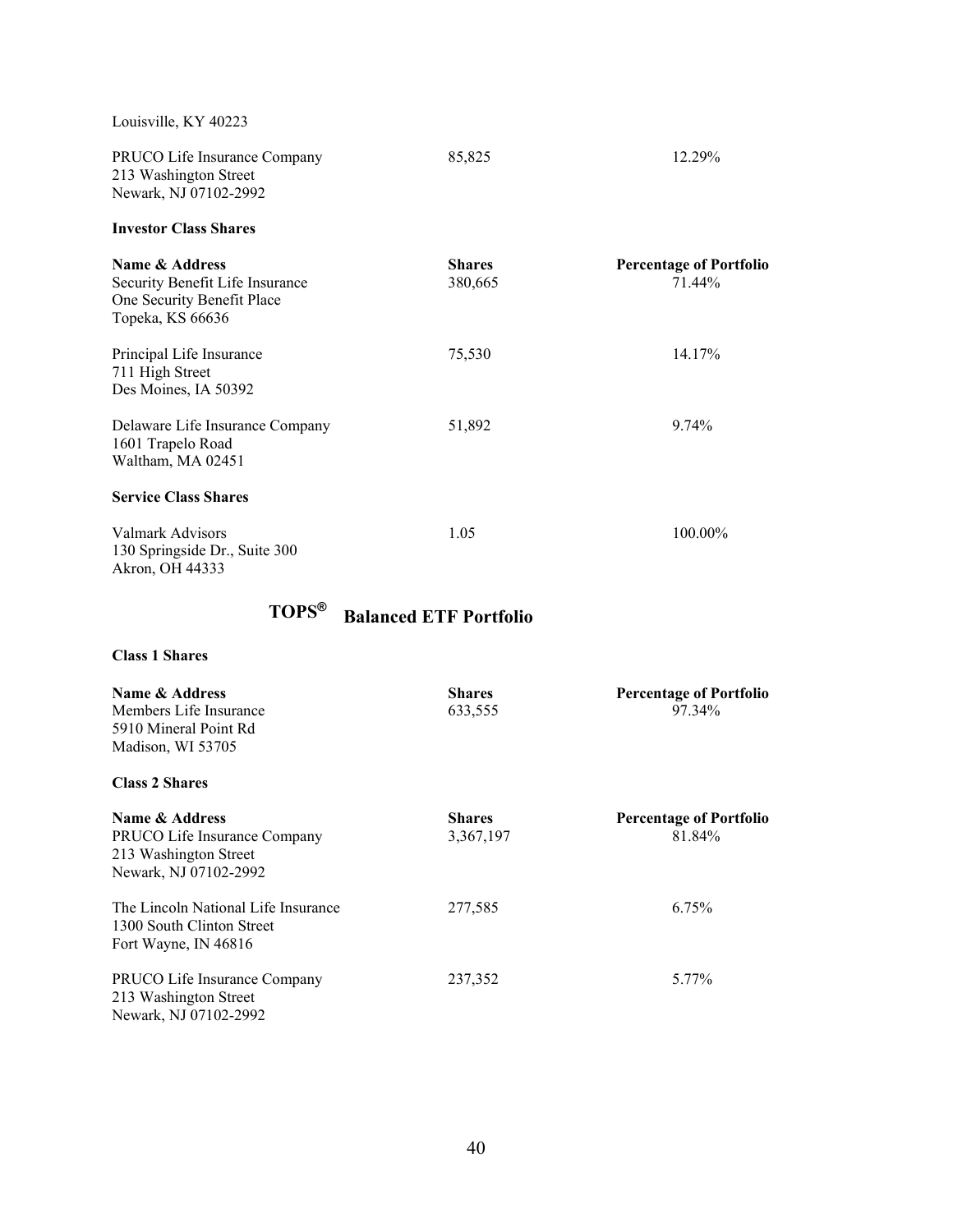Louisville, KY 40223

| | | |
|---|---|---|
| PRUCO Life Insurance Company<br>213 Washington Street<br>Newark, NJ 07102-2992 | 85,825 | 12.29% |

**Investor Class Shares**

| Name & Address | Shares | Percentage of Portfolio |
|---|---|---|
| Security Benefit Life Insurance<br>One Security Benefit Place<br>Topeka, KS 66636 | 380,665 | 71.44% |
| Principal Life Insurance<br>711 High Street<br>Des Moines, IA 50392 | 75,530 | 14.17% |
| Delaware Life Insurance Company<br>1601 Trapelo Road<br>Waltham, MA 02451 | 51,892 | 9.74% |

**Service Class Shares**

| | | |
|---|---|---|
| Valmark Advisors<br>130 Springside Dr., Suite 300<br>Akron, OH 44333 | 1.05 | 100.00% |

## TOPS® Balanced ETF Portfolio

**Class 1 Shares**

| Name & Address | Shares | Percentage of Portfolio |
|---|---|---|
| Members Life Insurance<br>5910 Mineral Point Rd<br>Madison, WI 53705 | 633,555 | 97.34% |

**Class 2 Shares**

| Name & Address | Shares | Percentage of Portfolio |
|---|---|---|
| PRUCO Life Insurance Company<br>213 Washington Street<br>Newark, NJ 07102-2992 | 3,367,197 | 81.84% |
| The Lincoln National Life Insurance<br>1300 South Clinton Street<br>Fort Wayne, IN 46816 | 277,585 | 6.75% |
| PRUCO Life Insurance Company<br>213 Washington Street<br>Newark, NJ 07102-2992 | 237,352 | 5.77% |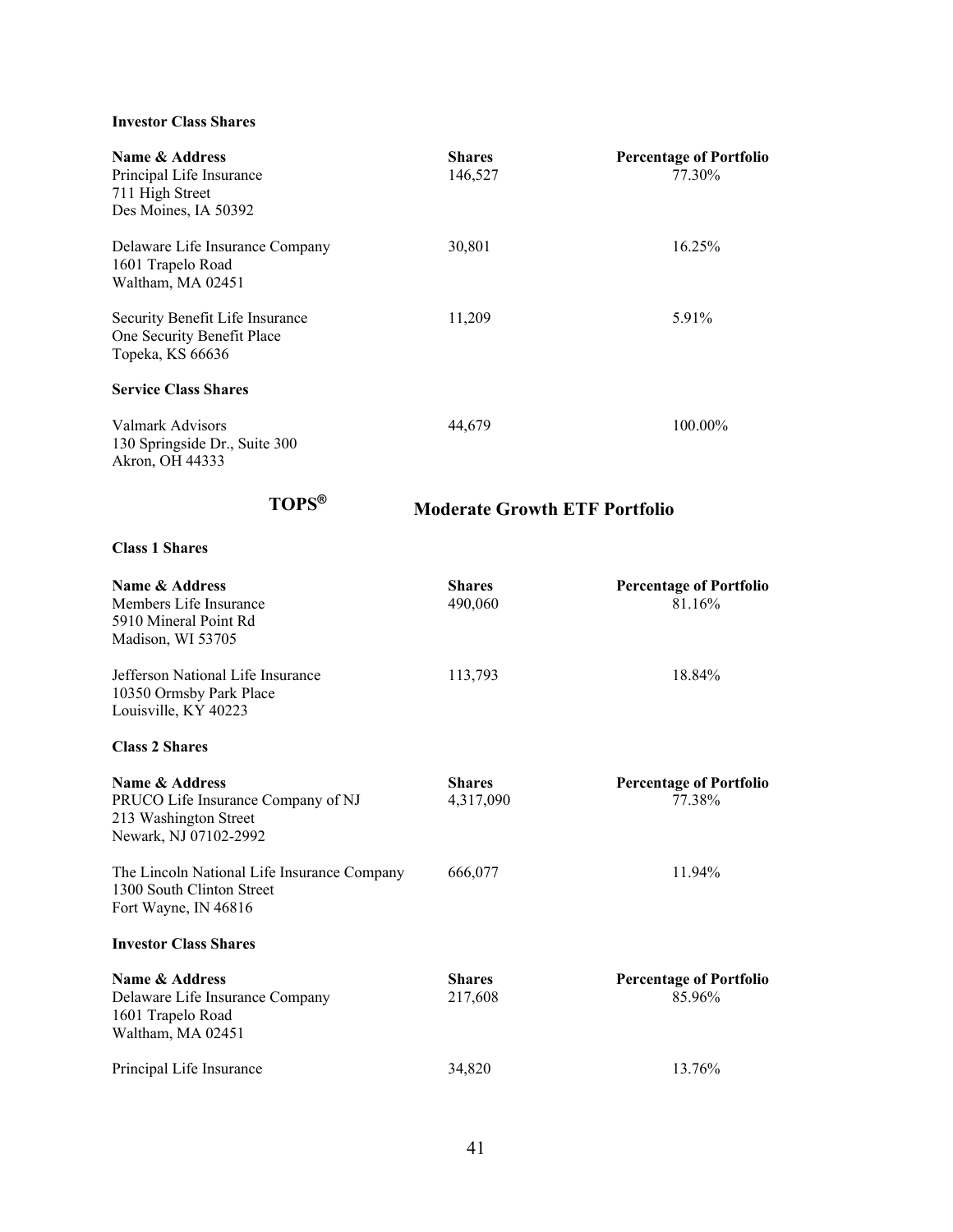**Investor Class Shares**

| Name & Address | Shares | Percentage of Portfolio |
|---|---|---|
| Principal Life Insurance<br>711 High Street<br>Des Moines, IA 50392 | 146,527 | 77.30% |
| Delaware Life Insurance Company<br>1601 Trapelo Road<br>Waltham, MA 02451 | 30,801 | 16.25% |
| Security Benefit Life Insurance<br>One Security Benefit Place<br>Topeka, KS 66636 | 11,209 | 5.91% |

**Service Class Shares**

| Name & Address | Shares | Percentage of Portfolio |
|---|---|---|
| Valmark Advisors<br>130 Springside Dr., Suite 300<br>Akron, OH 44333 | 44,679 | 100.00% |

## TOPS® Moderate Growth ETF Portfolio

**Class 1 Shares**

| Name & Address | Shares | Percentage of Portfolio |
|---|---|---|
| Members Life Insurance<br>5910 Mineral Point Rd<br>Madison, WI 53705 | 490,060 | 81.16% |
| Jefferson National Life Insurance<br>10350 Ormsby Park Place<br>Louisville, KY 40223 | 113,793 | 18.84% |

**Class 2 Shares**

| Name & Address | Shares | Percentage of Portfolio |
|---|---|---|
| PRUCO Life Insurance Company of NJ<br>213 Washington Street<br>Newark, NJ 07102-2992 | 4,317,090 | 77.38% |
| The Lincoln National Life Insurance Company<br>1300 South Clinton Street<br>Fort Wayne, IN 46816 | 666,077 | 11.94% |

**Investor Class Shares**

| Name & Address | Shares | Percentage of Portfolio |
|---|---|---|
| Delaware Life Insurance Company<br>1601 Trapelo Road<br>Waltham, MA 02451 | 217,608 | 85.96% |
| Principal Life Insurance | 34,820 | 13.76% |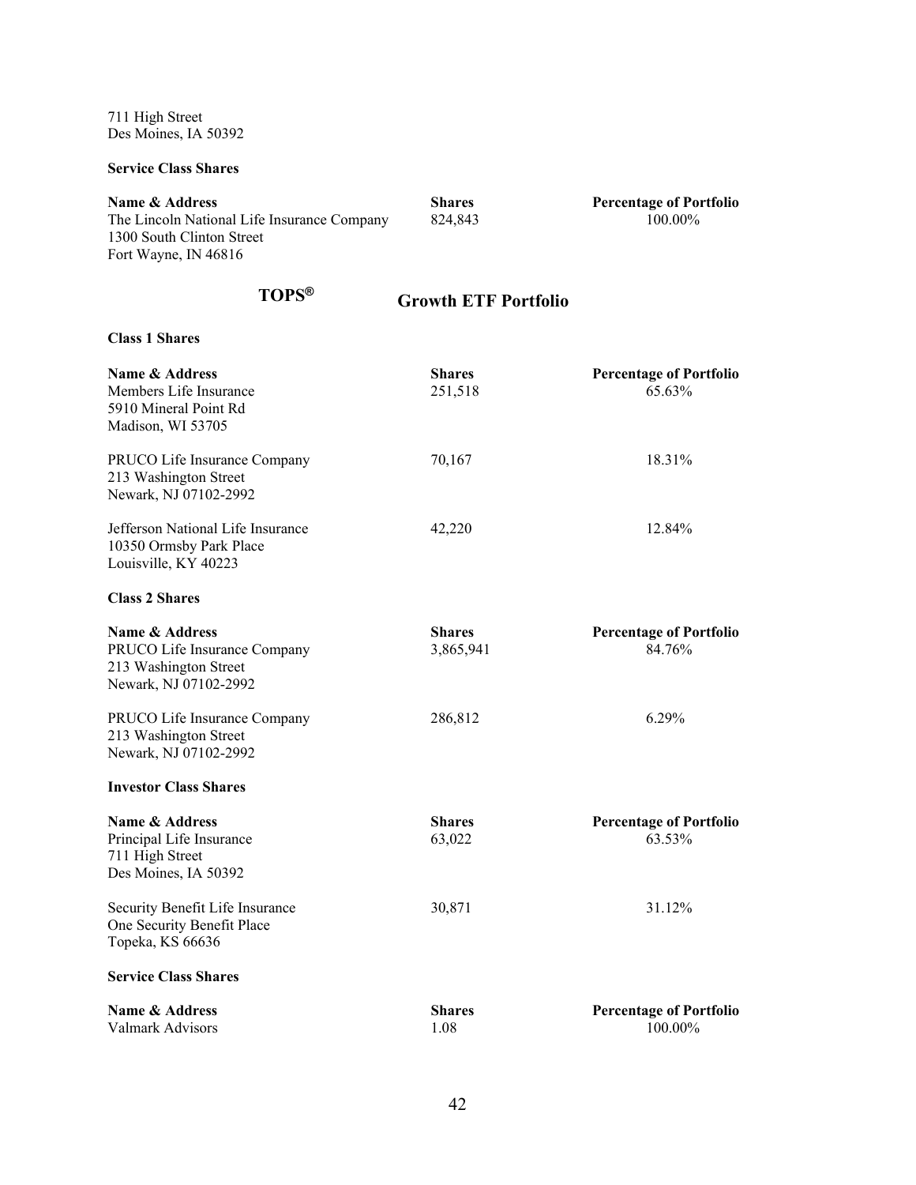711 High Street
Des Moines, IA 50392

**Service Class Shares**

| **Name & Address** | **Shares** | **Percentage of Portfolio** |
|---|---|---|
| The Lincoln National Life Insurance Company<br>1300 South Clinton Street<br>Fort Wayne, IN 46816 | 824,843 | 100.00% |

## TOPS® Growth ETF Portfolio

**Class 1 Shares**

| **Name & Address** | **Shares** | **Percentage of Portfolio** |
|---|---|---|
| Members Life Insurance<br>5910 Mineral Point Rd<br>Madison, WI 53705 | 251,518 | 65.63% |
| PRUCO Life Insurance Company<br>213 Washington Street<br>Newark, NJ 07102-2992 | 70,167 | 18.31% |
| Jefferson National Life Insurance<br>10350 Ormsby Park Place<br>Louisville, KY 40223 | 42,220 | 12.84% |

**Class 2 Shares**

| **Name & Address** | **Shares** | **Percentage of Portfolio** |
|---|---|---|
| PRUCO Life Insurance Company<br>213 Washington Street<br>Newark, NJ 07102-2992 | 3,865,941 | 84.76% |
| PRUCO Life Insurance Company<br>213 Washington Street<br>Newark, NJ 07102-2992 | 286,812 | 6.29% |

**Investor Class Shares**

| **Name & Address** | **Shares** | **Percentage of Portfolio** |
|---|---|---|
| Principal Life Insurance<br>711 High Street<br>Des Moines, IA 50392 | 63,022 | 63.53% |
| Security Benefit Life Insurance<br>One Security Benefit Place<br>Topeka, KS 66636 | 30,871 | 31.12% |

**Service Class Shares**

| **Name & Address** | **Shares** | **Percentage of Portfolio** |
|---|---|---|
| Valmark Advisors | 1.08 | 100.00% |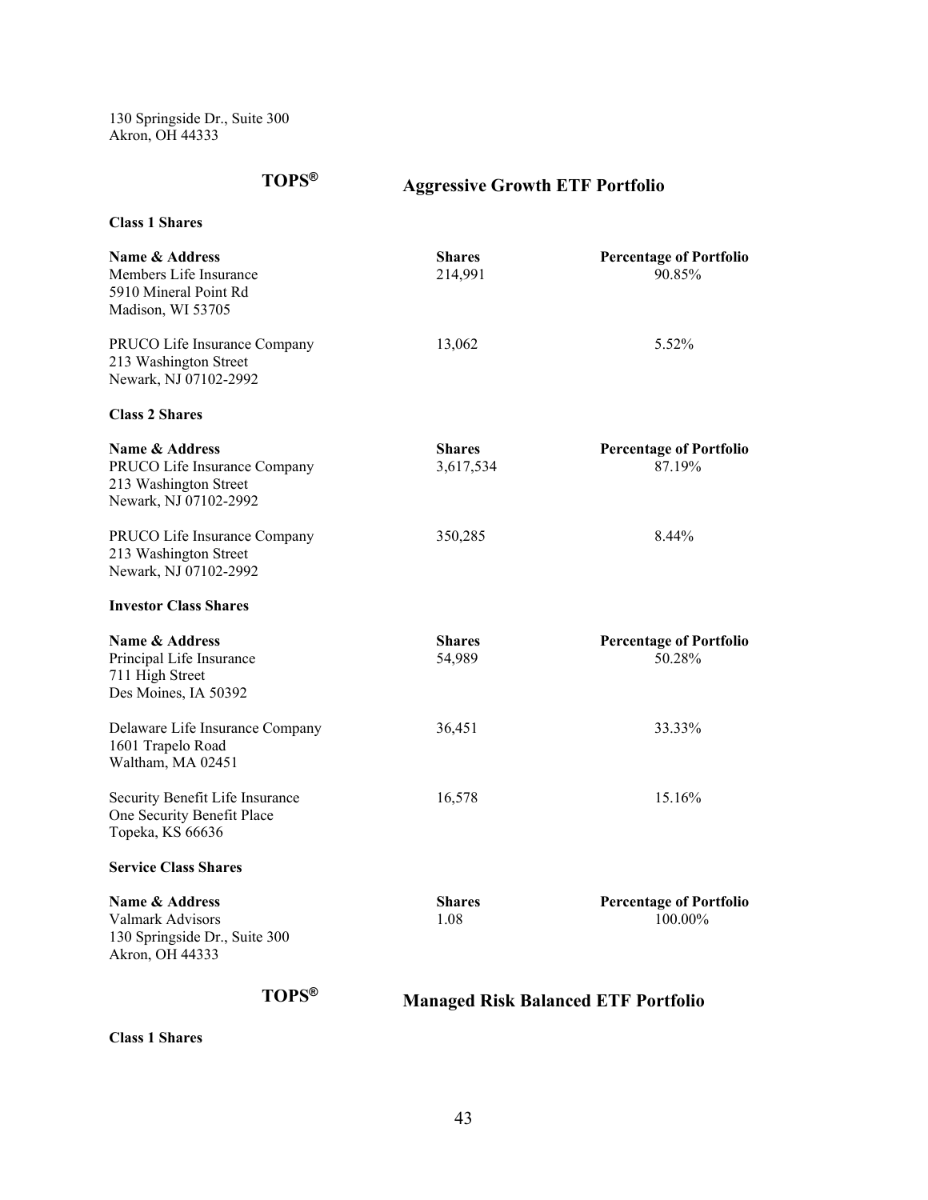130 Springside Dr., Suite 300
Akron, OH 44333

## TOPS® Aggressive Growth ETF Portfolio

**Class 1 Shares**

| Name & Address | Shares | Percentage of Portfolio |
|---|---|---|
| Members Life Insurance<br>5910 Mineral Point Rd<br>Madison, WI 53705 | 214,991 | 90.85% |
| PRUCO Life Insurance Company<br>213 Washington Street<br>Newark, NJ 07102-2992 | 13,062 | 5.52% |

**Class 2 Shares**

| Name & Address | Shares | Percentage of Portfolio |
|---|---|---|
| PRUCO Life Insurance Company<br>213 Washington Street<br>Newark, NJ 07102-2992 | 3,617,534 | 87.19% |
| PRUCO Life Insurance Company<br>213 Washington Street<br>Newark, NJ 07102-2992 | 350,285 | 8.44% |

**Investor Class Shares**

| Name & Address | Shares | Percentage of Portfolio |
|---|---|---|
| Principal Life Insurance<br>711 High Street<br>Des Moines, IA 50392 | 54,989 | 50.28% |
| Delaware Life Insurance Company<br>1601 Trapelo Road<br>Waltham, MA 02451 | 36,451 | 33.33% |
| Security Benefit Life Insurance<br>One Security Benefit Place<br>Topeka, KS 66636 | 16,578 | 15.16% |

**Service Class Shares**

| Name & Address | Shares | Percentage of Portfolio |
|---|---|---|
| Valmark Advisors<br>130 Springside Dr., Suite 300<br>Akron, OH 44333 | 1.08 | 100.00% |

## TOPS® Managed Risk Balanced ETF Portfolio

**Class 1 Shares**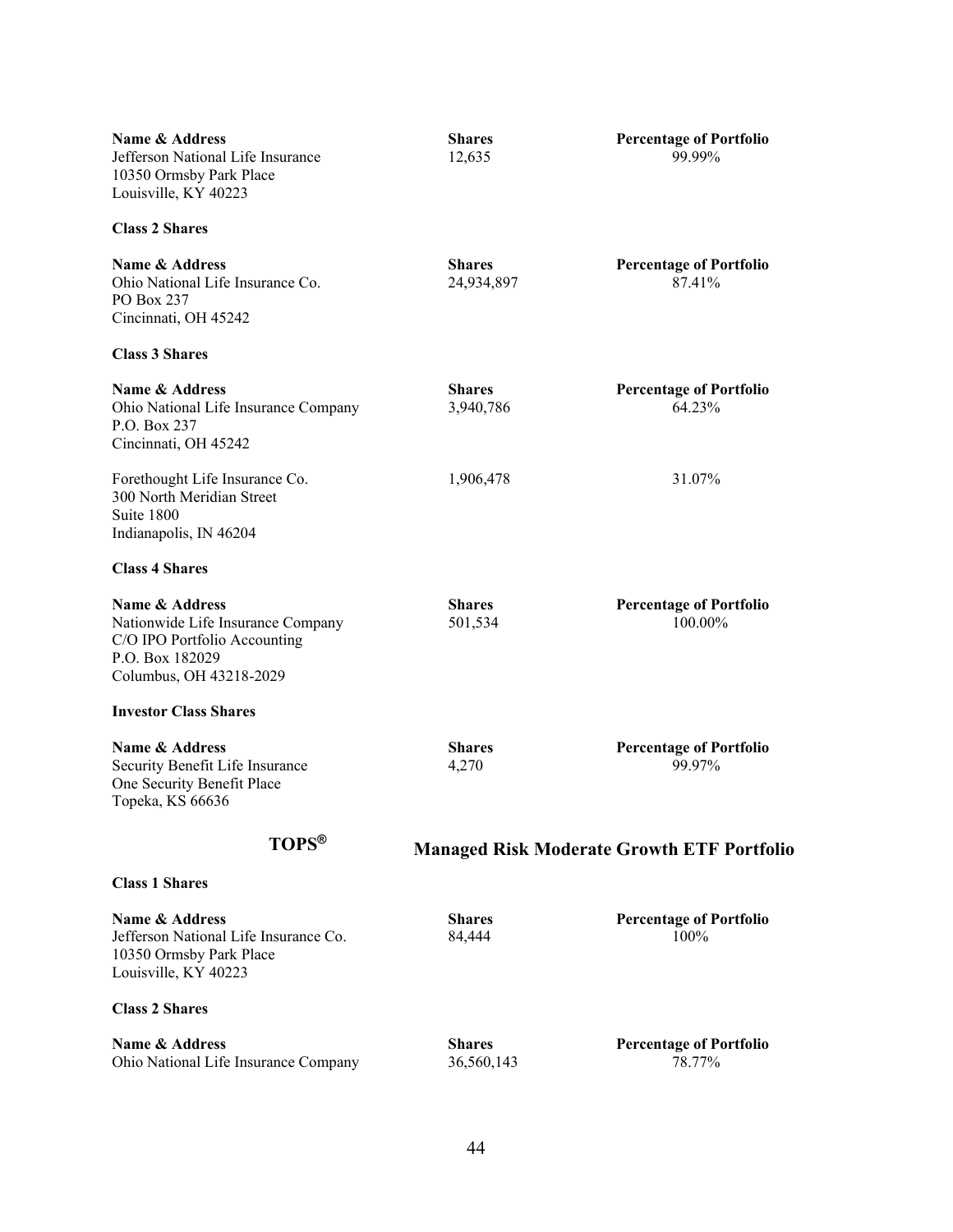| Name & Address | Shares | Percentage of Portfolio |
|---|---|---|
| Jefferson National Life Insurance<br>10350 Ormsby Park Place<br>Louisville, KY 40223 | 12,635 | 99.99% |

**Class 2 Shares**

| Name & Address | Shares | Percentage of Portfolio |
|---|---|---|
| Ohio National Life Insurance Co.<br>PO Box 237<br>Cincinnati, OH 45242 | 24,934,897 | 87.41% |

**Class 3 Shares**

| Name & Address | Shares | Percentage of Portfolio |
|---|---|---|
| Ohio National Life Insurance Company<br>P.O. Box 237<br>Cincinnati, OH 45242 | 3,940,786 | 64.23% |
| Forethought Life Insurance Co.<br>300 North Meridian Street<br>Suite 1800<br>Indianapolis, IN 46204 | 1,906,478 | 31.07% |

**Class 4 Shares**

| Name & Address | Shares | Percentage of Portfolio |
|---|---|---|
| Nationwide Life Insurance Company<br>C/O IPO Portfolio Accounting<br>P.O. Box 182029<br>Columbus, OH 43218-2029 | 501,534 | 100.00% |

**Investor Class Shares**

| Name & Address | Shares | Percentage of Portfolio |
|---|---|---|
| Security Benefit Life Insurance<br>One Security Benefit Place<br>Topeka, KS 66636 | 4,270 | 99.97% |

## TOPS® Managed Risk Moderate Growth ETF Portfolio

**Class 1 Shares**

| Name & Address | Shares | Percentage of Portfolio |
|---|---|---|
| Jefferson National Life Insurance Co.<br>10350 Ormsby Park Place<br>Louisville, KY 40223 | 84,444 | 100% |

**Class 2 Shares**

| Name & Address | Shares | Percentage of Portfolio |
|---|---|---|
| Ohio National Life Insurance Company | 36,560,143 | 78.77% |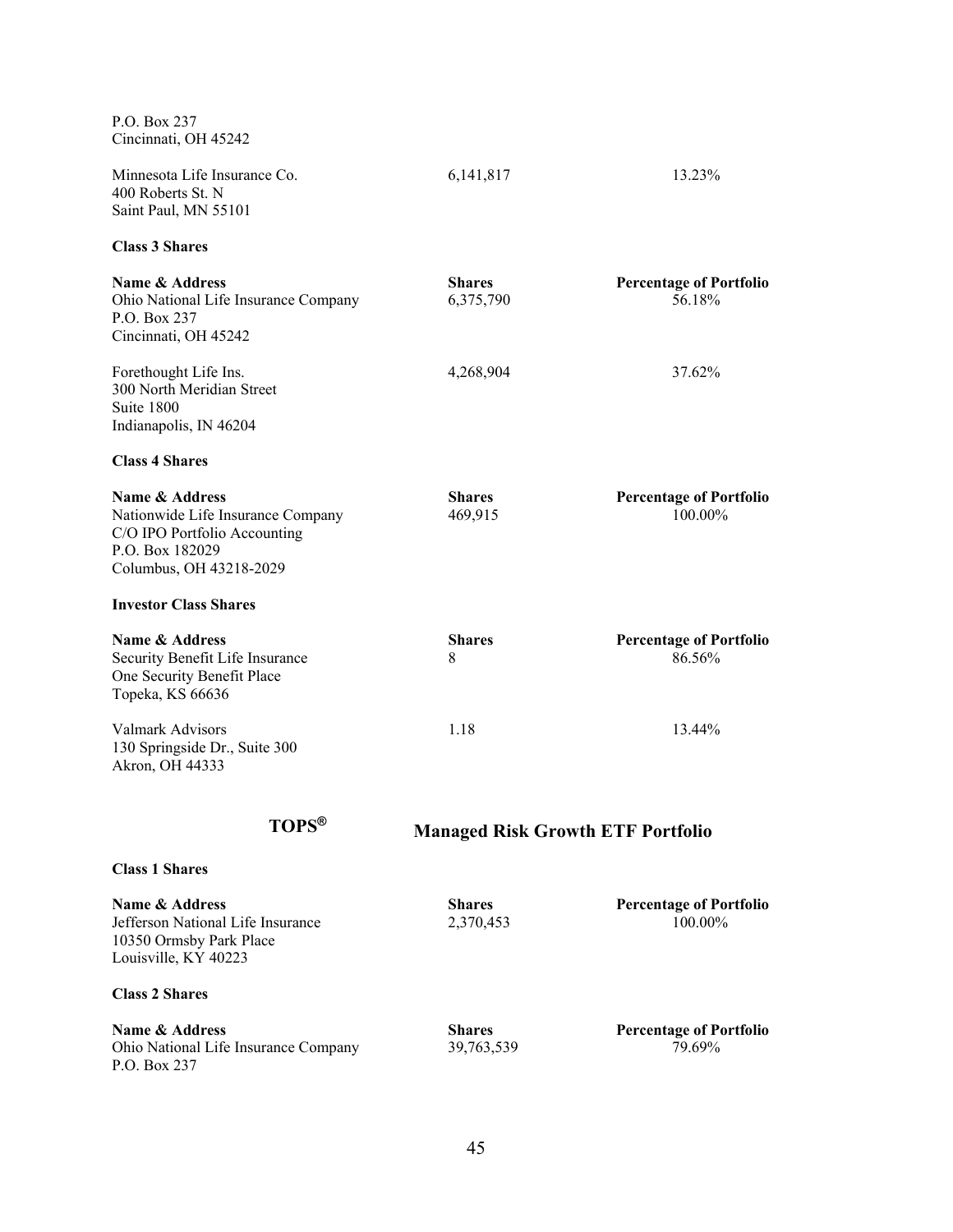P.O. Box 237
Cincinnati, OH 45242

| | | |
|---|---|---|
| Minnesota Life Insurance Co.<br>400 Roberts St. N<br>Saint Paul, MN 55101 | 6,141,817 | 13.23% |

**Class 3 Shares**

| **Name & Address** | **Shares** | **Percentage of Portfolio** |
|---|---|---|
| Ohio National Life Insurance Company<br>P.O. Box 237<br>Cincinnati, OH 45242 | 6,375,790 | 56.18% |
| Forethought Life Ins.<br>300 North Meridian Street<br>Suite 1800<br>Indianapolis, IN 46204 | 4,268,904 | 37.62% |

**Class 4 Shares**

| **Name & Address** | **Shares** | **Percentage of Portfolio** |
|---|---|---|
| Nationwide Life Insurance Company<br>C/O IPO Portfolio Accounting<br>P.O. Box 182029<br>Columbus, OH 43218-2029 | 469,915 | 100.00% |

**Investor Class Shares**

| **Name & Address** | **Shares** | **Percentage of Portfolio** |
|---|---|---|
| Security Benefit Life Insurance<br>One Security Benefit Place<br>Topeka, KS 66636 | 8 | 86.56% |
| Valmark Advisors<br>130 Springside Dr., Suite 300<br>Akron, OH 44333 | 1.18 | 13.44% |

## TOPS® Managed Risk Growth ETF Portfolio

**Class 1 Shares**

| **Name & Address** | **Shares** | **Percentage of Portfolio** |
|---|---|---|
| Jefferson National Life Insurance<br>10350 Ormsby Park Place<br>Louisville, KY 40223 | 2,370,453 | 100.00% |

**Class 2 Shares**

| **Name & Address** | **Shares** | **Percentage of Portfolio** |
|---|---|---|
| Ohio National Life Insurance Company<br>P.O. Box 237 | 39,763,539 | 79.69% |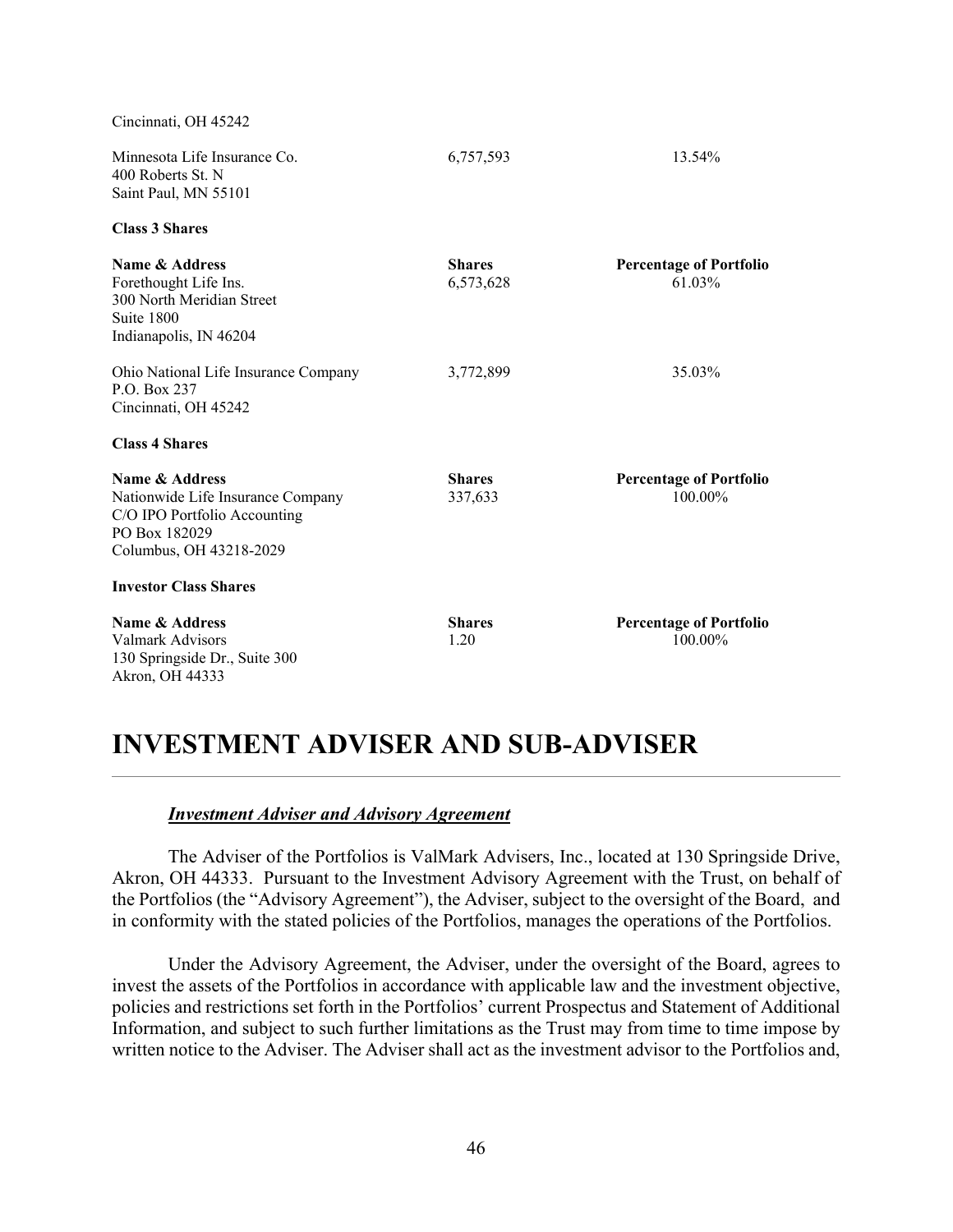| | | |
|---|---|---|
| Cincinnati, OH 45242 | | |
| Minnesota Life Insurance Co.<br>400 Roberts St. N<br>Saint Paul, MN 55101 | 6,757,593 | 13.54% |

**Class 3 Shares**

| Name & Address | Shares | Percentage of Portfolio |
|---|---|---|
| Forethought Life Ins.<br>300 North Meridian Street<br>Suite 1800<br>Indianapolis, IN 46204 | 6,573,628 | 61.03% |
| Ohio National Life Insurance Company<br>P.O. Box 237<br>Cincinnati, OH 45242 | 3,772,899 | 35.03% |

**Class 4 Shares**

| Name & Address | Shares | Percentage of Portfolio |
|---|---|---|
| Nationwide Life Insurance Company<br>C/O IPO Portfolio Accounting<br>PO Box 182029<br>Columbus, OH 43218-2029 | 337,633 | 100.00% |

**Investor Class Shares**

| Name & Address | Shares | Percentage of Portfolio |
|---|---|---|
| Valmark Advisors<br>130 Springside Dr., Suite 300<br>Akron, OH 44333 | 1.20 | 100.00% |

# INVESTMENT ADVISER AND SUB-ADVISER

***Investment Adviser and Advisory Agreement***

The Adviser of the Portfolios is ValMark Advisers, Inc., located at 130 Springside Drive, Akron, OH 44333. Pursuant to the Investment Advisory Agreement with the Trust, on behalf of the Portfolios (the "Advisory Agreement"), the Adviser, subject to the oversight of the Board, and in conformity with the stated policies of the Portfolios, manages the operations of the Portfolios.

Under the Advisory Agreement, the Adviser, under the oversight of the Board, agrees to invest the assets of the Portfolios in accordance with applicable law and the investment objective, policies and restrictions set forth in the Portfolios' current Prospectus and Statement of Additional Information, and subject to such further limitations as the Trust may from time to time impose by written notice to the Adviser. The Adviser shall act as the investment advisor to the Portfolios and,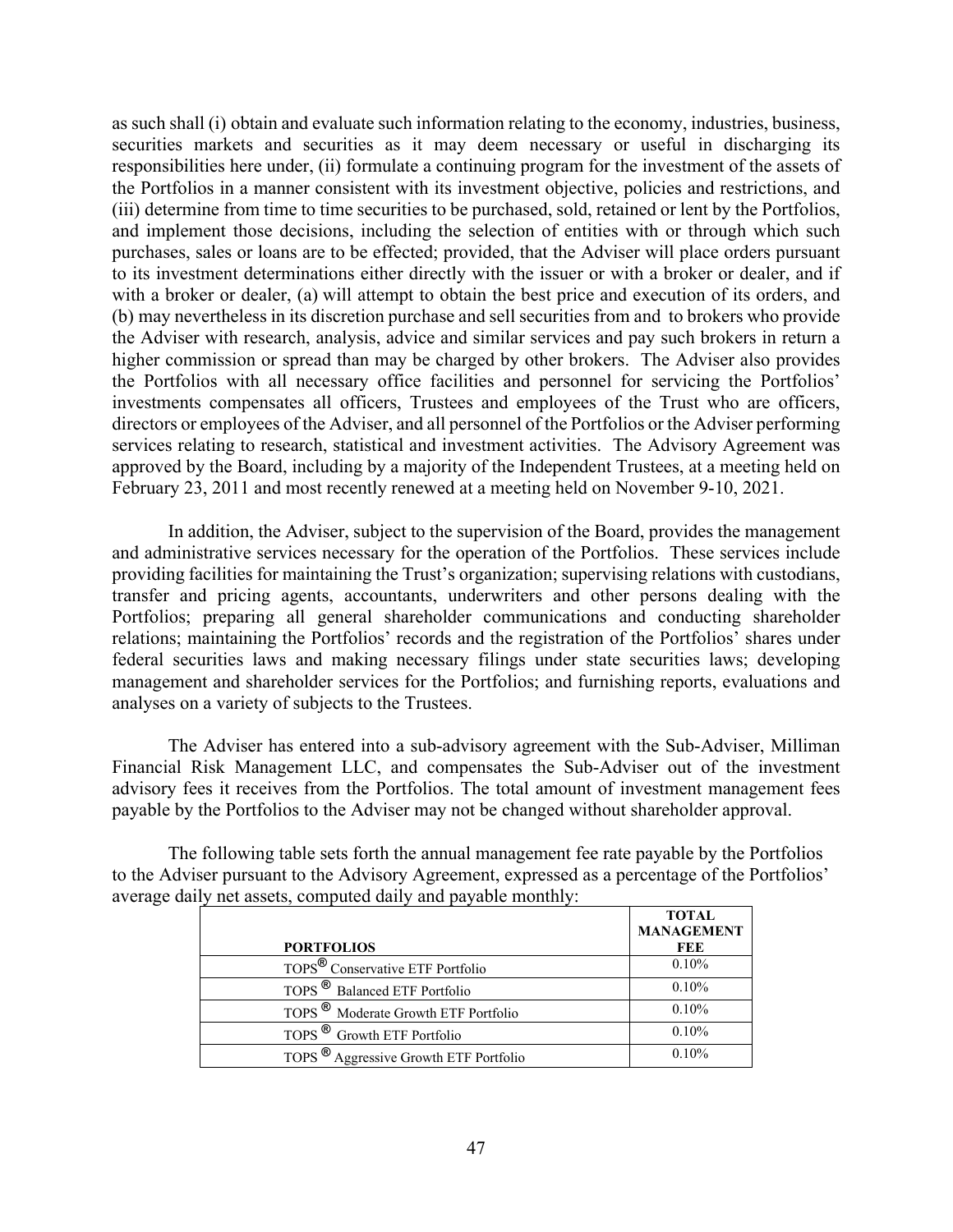as such shall (i) obtain and evaluate such information relating to the economy, industries, business, securities markets and securities as it may deem necessary or useful in discharging its responsibilities here under, (ii) formulate a continuing program for the investment of the assets of the Portfolios in a manner consistent with its investment objective, policies and restrictions, and (iii) determine from time to time securities to be purchased, sold, retained or lent by the Portfolios, and implement those decisions, including the selection of entities with or through which such purchases, sales or loans are to be effected; provided, that the Adviser will place orders pursuant to its investment determinations either directly with the issuer or with a broker or dealer, and if with a broker or dealer, (a) will attempt to obtain the best price and execution of its orders, and (b) may nevertheless in its discretion purchase and sell securities from and to brokers who provide the Adviser with research, analysis, advice and similar services and pay such brokers in return a higher commission or spread than may be charged by other brokers. The Adviser also provides the Portfolios with all necessary office facilities and personnel for servicing the Portfolios' investments compensates all officers, Trustees and employees of the Trust who are officers, directors or employees of the Adviser, and all personnel of the Portfolios or the Adviser performing services relating to research, statistical and investment activities. The Advisory Agreement was approved by the Board, including by a majority of the Independent Trustees, at a meeting held on February 23, 2011 and most recently renewed at a meeting held on November 9-10, 2021.

In addition, the Adviser, subject to the supervision of the Board, provides the management and administrative services necessary for the operation of the Portfolios. These services include providing facilities for maintaining the Trust's organization; supervising relations with custodians, transfer and pricing agents, accountants, underwriters and other persons dealing with the Portfolios; preparing all general shareholder communications and conducting shareholder relations; maintaining the Portfolios' records and the registration of the Portfolios' shares under federal securities laws and making necessary filings under state securities laws; developing management and shareholder services for the Portfolios; and furnishing reports, evaluations and analyses on a variety of subjects to the Trustees.

The Adviser has entered into a sub-advisory agreement with the Sub-Adviser, Milliman Financial Risk Management LLC, and compensates the Sub-Adviser out of the investment advisory fees it receives from the Portfolios. The total amount of investment management fees payable by the Portfolios to the Adviser may not be changed without shareholder approval.

The following table sets forth the annual management fee rate payable by the Portfolios to the Adviser pursuant to the Advisory Agreement, expressed as a percentage of the Portfolios' average daily net assets, computed daily and payable monthly:

| PORTFOLIOS | TOTAL MANAGEMENT FEE |
|---|---|
| TOPS® Conservative ETF Portfolio | 0.10% |
| TOPS® Balanced ETF Portfolio | 0.10% |
| TOPS® Moderate Growth ETF Portfolio | 0.10% |
| TOPS® Growth ETF Portfolio | 0.10% |
| TOPS® Aggressive Growth ETF Portfolio | 0.10% |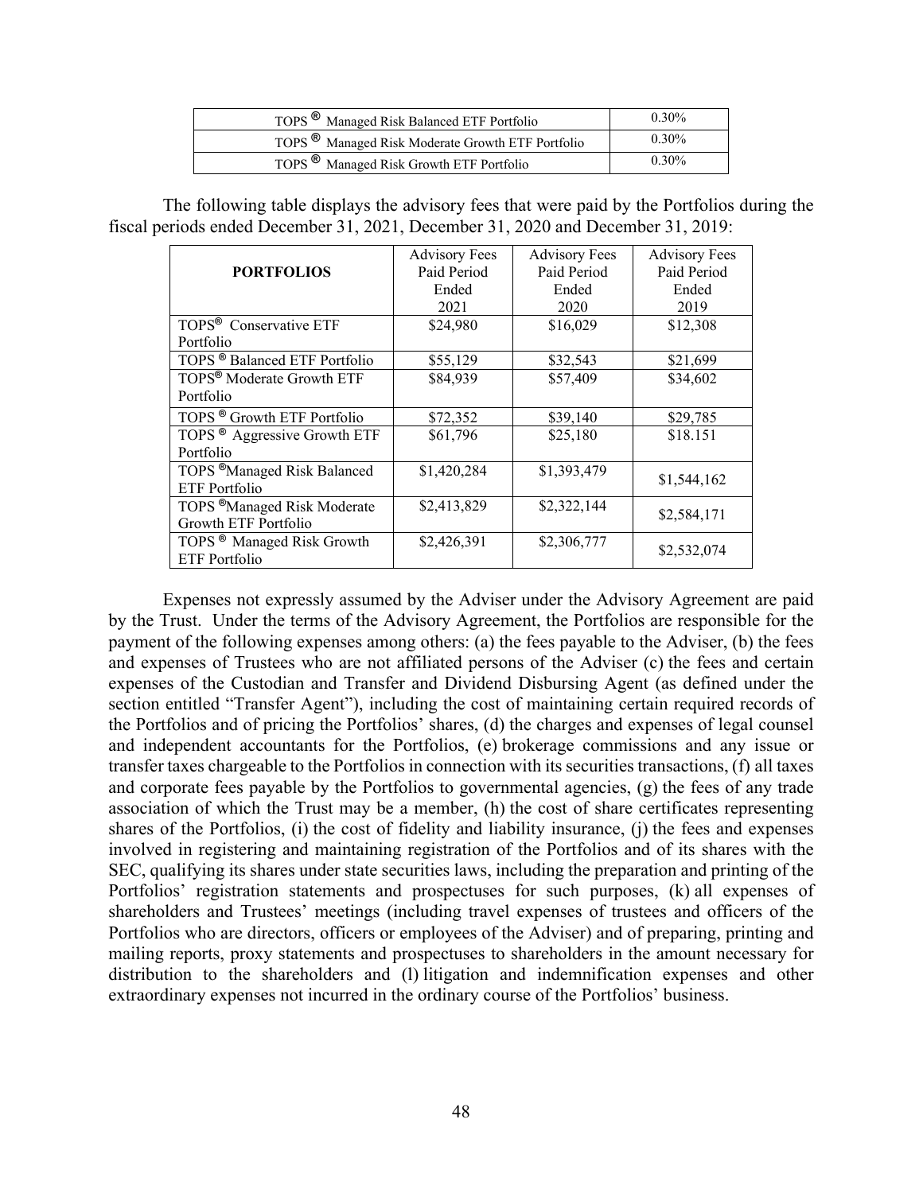| | |
|---|---|
| TOPS ® Managed Risk Balanced ETF Portfolio | 0.30% |
| TOPS ® Managed Risk Moderate Growth ETF Portfolio | 0.30% |
| TOPS ® Managed Risk Growth ETF Portfolio | 0.30% |

The following table displays the advisory fees that were paid by the Portfolios during the fiscal periods ended December 31, 2021, December 31, 2020 and December 31, 2019:

| PORTFOLIOS | Advisory Fees Paid Period Ended 2021 | Advisory Fees Paid Period Ended 2020 | Advisory Fees Paid Period Ended 2019 |
|---|---|---|---|
| TOPS® Conservative ETF Portfolio | $24,980 | $16,029 | $12,308 |
| TOPS ® Balanced ETF Portfolio | $55,129 | $32,543 | $21,699 |
| TOPS® Moderate Growth ETF Portfolio | $84,939 | $57,409 | $34,602 |
| TOPS ® Growth ETF Portfolio | $72,352 | $39,140 | $29,785 |
| TOPS ® Aggressive Growth ETF Portfolio | $61,796 | $25,180 | $18.151 |
| TOPS ®Managed Risk Balanced ETF Portfolio | $1,420,284 | $1,393,479 | $1,544,162 |
| TOPS ®Managed Risk Moderate Growth ETF Portfolio | $2,413,829 | $2,322,144 | $2,584,171 |
| TOPS ® Managed Risk Growth ETF Portfolio | $2,426,391 | $2,306,777 | $2,532,074 |

Expenses not expressly assumed by the Adviser under the Advisory Agreement are paid by the Trust. Under the terms of the Advisory Agreement, the Portfolios are responsible for the payment of the following expenses among others: (a) the fees payable to the Adviser, (b) the fees and expenses of Trustees who are not affiliated persons of the Adviser (c) the fees and certain expenses of the Custodian and Transfer and Dividend Disbursing Agent (as defined under the section entitled "Transfer Agent"), including the cost of maintaining certain required records of the Portfolios and of pricing the Portfolios' shares, (d) the charges and expenses of legal counsel and independent accountants for the Portfolios, (e) brokerage commissions and any issue or transfer taxes chargeable to the Portfolios in connection with its securities transactions, (f) all taxes and corporate fees payable by the Portfolios to governmental agencies, (g) the fees of any trade association of which the Trust may be a member, (h) the cost of share certificates representing shares of the Portfolios, (i) the cost of fidelity and liability insurance, (j) the fees and expenses involved in registering and maintaining registration of the Portfolios and of its shares with the SEC, qualifying its shares under state securities laws, including the preparation and printing of the Portfolios' registration statements and prospectuses for such purposes, (k) all expenses of shareholders and Trustees' meetings (including travel expenses of trustees and officers of the Portfolios who are directors, officers or employees of the Adviser) and of preparing, printing and mailing reports, proxy statements and prospectuses to shareholders in the amount necessary for distribution to the shareholders and (l) litigation and indemnification expenses and other extraordinary expenses not incurred in the ordinary course of the Portfolios' business.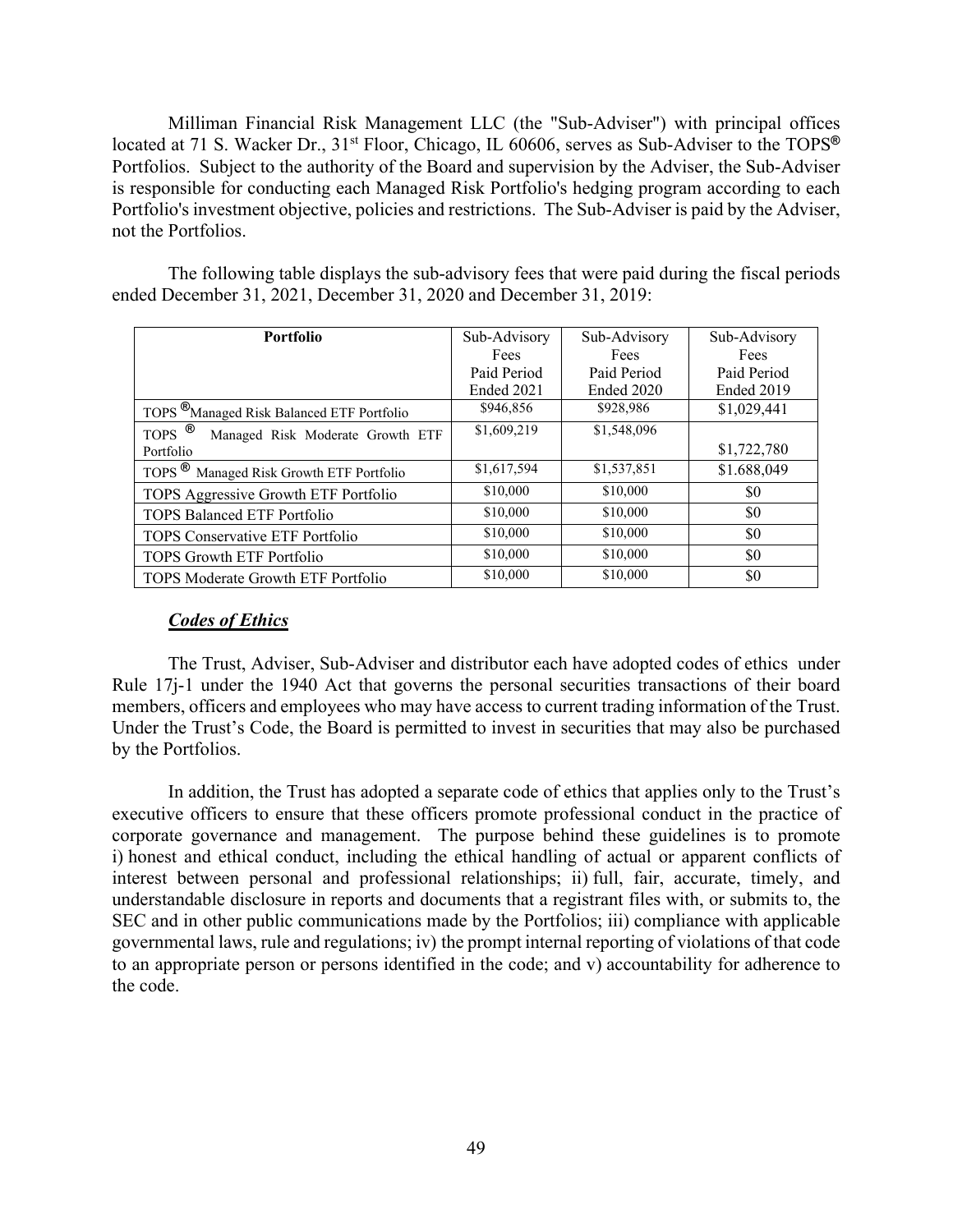Milliman Financial Risk Management LLC (the "Sub-Adviser") with principal offices located at 71 S. Wacker Dr., 31st Floor, Chicago, IL 60606, serves as Sub-Adviser to the TOPS® Portfolios. Subject to the authority of the Board and supervision by the Adviser, the Sub-Adviser is responsible for conducting each Managed Risk Portfolio's hedging program according to each Portfolio's investment objective, policies and restrictions. The Sub-Adviser is paid by the Adviser, not the Portfolios.

The following table displays the sub-advisory fees that were paid during the fiscal periods ended December 31, 2021, December 31, 2020 and December 31, 2019:

| Portfolio | Sub-Advisory Fees Paid Period Ended 2021 | Sub-Advisory Fees Paid Period Ended 2020 | Sub-Advisory Fees Paid Period Ended 2019 |
|---|---|---|---|
| TOPS ®Managed Risk Balanced ETF Portfolio | $946,856 | $928,986 | $1,029,441 |
| TOPS ® Managed Risk Moderate Growth ETF Portfolio | $1,609,219 | $1,548,096 | $1,722,780 |
| TOPS ® Managed Risk Growth ETF Portfolio | $1,617,594 | $1,537,851 | $1.688,049 |
| TOPS Aggressive Growth ETF Portfolio | $10,000 | $10,000 | $0 |
| TOPS Balanced ETF Portfolio | $10,000 | $10,000 | $0 |
| TOPS Conservative ETF Portfolio | $10,000 | $10,000 | $0 |
| TOPS Growth ETF Portfolio | $10,000 | $10,000 | $0 |
| TOPS Moderate Growth ETF Portfolio | $10,000 | $10,000 | $0 |

***Codes of Ethics***

The Trust, Adviser, Sub-Adviser and distributor each have adopted codes of ethics under Rule 17j-1 under the 1940 Act that governs the personal securities transactions of their board members, officers and employees who may have access to current trading information of the Trust. Under the Trust's Code, the Board is permitted to invest in securities that may also be purchased by the Portfolios.

In addition, the Trust has adopted a separate code of ethics that applies only to the Trust's executive officers to ensure that these officers promote professional conduct in the practice of corporate governance and management. The purpose behind these guidelines is to promote i) honest and ethical conduct, including the ethical handling of actual or apparent conflicts of interest between personal and professional relationships; ii) full, fair, accurate, timely, and understandable disclosure in reports and documents that a registrant files with, or submits to, the SEC and in other public communications made by the Portfolios; iii) compliance with applicable governmental laws, rule and regulations; iv) the prompt internal reporting of violations of that code to an appropriate person or persons identified in the code; and v) accountability for adherence to the code.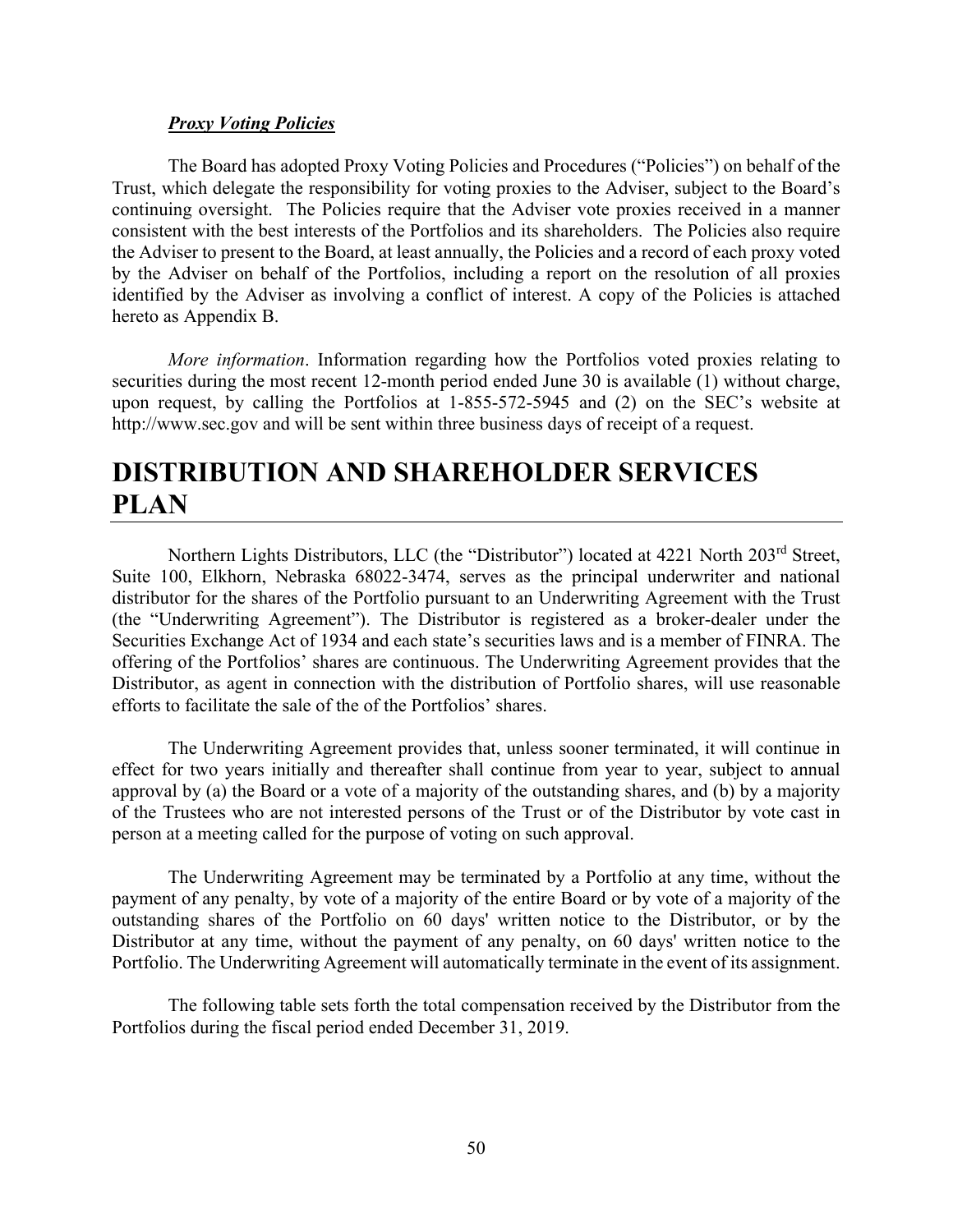***Proxy Voting Policies***

The Board has adopted Proxy Voting Policies and Procedures ("Policies") on behalf of the Trust, which delegate the responsibility for voting proxies to the Adviser, subject to the Board's continuing oversight. The Policies require that the Adviser vote proxies received in a manner consistent with the best interests of the Portfolios and its shareholders. The Policies also require the Adviser to present to the Board, at least annually, the Policies and a record of each proxy voted by the Adviser on behalf of the Portfolios, including a report on the resolution of all proxies identified by the Adviser as involving a conflict of interest. A copy of the Policies is attached hereto as Appendix B.

*More information*. Information regarding how the Portfolios voted proxies relating to securities during the most recent 12-month period ended June 30 is available (1) without charge, upon request, by calling the Portfolios at 1-855-572-5945 and (2) on the SEC's website at http://www.sec.gov and will be sent within three business days of receipt of a request.

# DISTRIBUTION AND SHAREHOLDER SERVICES PLAN

Northern Lights Distributors, LLC (the "Distributor") located at 4221 North 203rd Street, Suite 100, Elkhorn, Nebraska 68022-3474, serves as the principal underwriter and national distributor for the shares of the Portfolio pursuant to an Underwriting Agreement with the Trust (the "Underwriting Agreement"). The Distributor is registered as a broker-dealer under the Securities Exchange Act of 1934 and each state's securities laws and is a member of FINRA. The offering of the Portfolios' shares are continuous. The Underwriting Agreement provides that the Distributor, as agent in connection with the distribution of Portfolio shares, will use reasonable efforts to facilitate the sale of the of the Portfolios' shares.

The Underwriting Agreement provides that, unless sooner terminated, it will continue in effect for two years initially and thereafter shall continue from year to year, subject to annual approval by (a) the Board or a vote of a majority of the outstanding shares, and (b) by a majority of the Trustees who are not interested persons of the Trust or of the Distributor by vote cast in person at a meeting called for the purpose of voting on such approval.

The Underwriting Agreement may be terminated by a Portfolio at any time, without the payment of any penalty, by vote of a majority of the entire Board or by vote of a majority of the outstanding shares of the Portfolio on 60 days' written notice to the Distributor, or by the Distributor at any time, without the payment of any penalty, on 60 days' written notice to the Portfolio. The Underwriting Agreement will automatically terminate in the event of its assignment.

The following table sets forth the total compensation received by the Distributor from the Portfolios during the fiscal period ended December 31, 2019.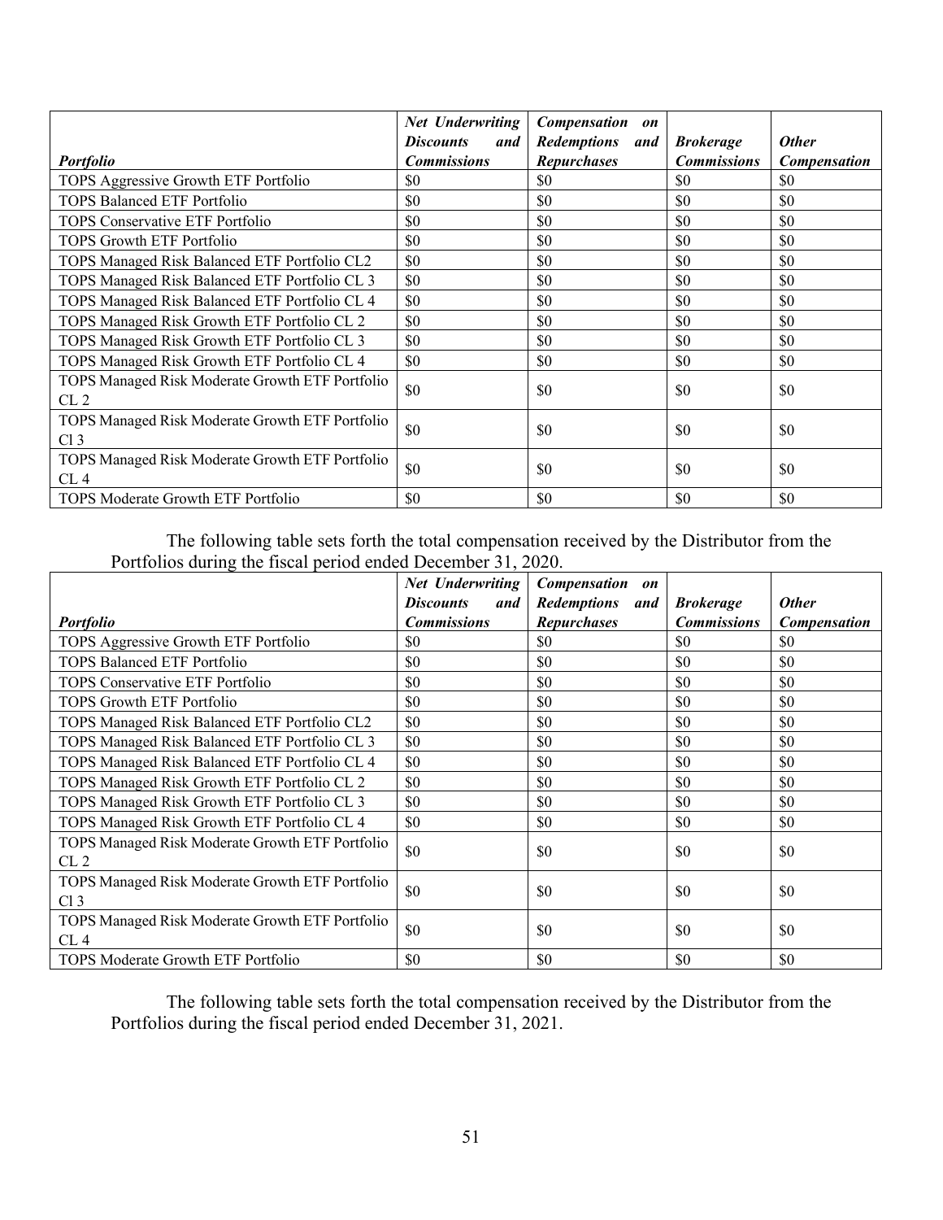| *Portfolio* | *Net Underwriting Discounts and Commissions* | *Compensation on Redemptions and Repurchases* | *Brokerage Commissions* | *Other Compensation* |
|---|---|---|---|---|
| TOPS Aggressive Growth ETF Portfolio | $0 | $0 | $0 | $0 |
| TOPS Balanced ETF Portfolio | $0 | $0 | $0 | $0 |
| TOPS Conservative ETF Portfolio | $0 | $0 | $0 | $0 |
| TOPS Growth ETF Portfolio | $0 | $0 | $0 | $0 |
| TOPS Managed Risk Balanced ETF Portfolio CL2 | $0 | $0 | $0 | $0 |
| TOPS Managed Risk Balanced ETF Portfolio CL 3 | $0 | $0 | $0 | $0 |
| TOPS Managed Risk Balanced ETF Portfolio CL 4 | $0 | $0 | $0 | $0 |
| TOPS Managed Risk Growth ETF Portfolio CL 2 | $0 | $0 | $0 | $0 |
| TOPS Managed Risk Growth ETF Portfolio CL 3 | $0 | $0 | $0 | $0 |
| TOPS Managed Risk Growth ETF Portfolio CL 4 | $0 | $0 | $0 | $0 |
| TOPS Managed Risk Moderate Growth ETF Portfolio CL 2 | $0 | $0 | $0 | $0 |
| TOPS Managed Risk Moderate Growth ETF Portfolio Cl 3 | $0 | $0 | $0 | $0 |
| TOPS Managed Risk Moderate Growth ETF Portfolio CL 4 | $0 | $0 | $0 | $0 |
| TOPS Moderate Growth ETF Portfolio | $0 | $0 | $0 | $0 |

The following table sets forth the total compensation received by the Distributor from the Portfolios during the fiscal period ended December 31, 2020.

| *Portfolio* | *Net Underwriting Discounts and Commissions* | *Compensation on Redemptions and Repurchases* | *Brokerage Commissions* | *Other Compensation* |
|---|---|---|---|---|
| TOPS Aggressive Growth ETF Portfolio | $0 | $0 | $0 | $0 |
| TOPS Balanced ETF Portfolio | $0 | $0 | $0 | $0 |
| TOPS Conservative ETF Portfolio | $0 | $0 | $0 | $0 |
| TOPS Growth ETF Portfolio | $0 | $0 | $0 | $0 |
| TOPS Managed Risk Balanced ETF Portfolio CL2 | $0 | $0 | $0 | $0 |
| TOPS Managed Risk Balanced ETF Portfolio CL 3 | $0 | $0 | $0 | $0 |
| TOPS Managed Risk Balanced ETF Portfolio CL 4 | $0 | $0 | $0 | $0 |
| TOPS Managed Risk Growth ETF Portfolio CL 2 | $0 | $0 | $0 | $0 |
| TOPS Managed Risk Growth ETF Portfolio CL 3 | $0 | $0 | $0 | $0 |
| TOPS Managed Risk Growth ETF Portfolio CL 4 | $0 | $0 | $0 | $0 |
| TOPS Managed Risk Moderate Growth ETF Portfolio CL 2 | $0 | $0 | $0 | $0 |
| TOPS Managed Risk Moderate Growth ETF Portfolio Cl 3 | $0 | $0 | $0 | $0 |
| TOPS Managed Risk Moderate Growth ETF Portfolio CL 4 | $0 | $0 | $0 | $0 |
| TOPS Moderate Growth ETF Portfolio | $0 | $0 | $0 | $0 |

The following table sets forth the total compensation received by the Distributor from the Portfolios during the fiscal period ended December 31, 2021.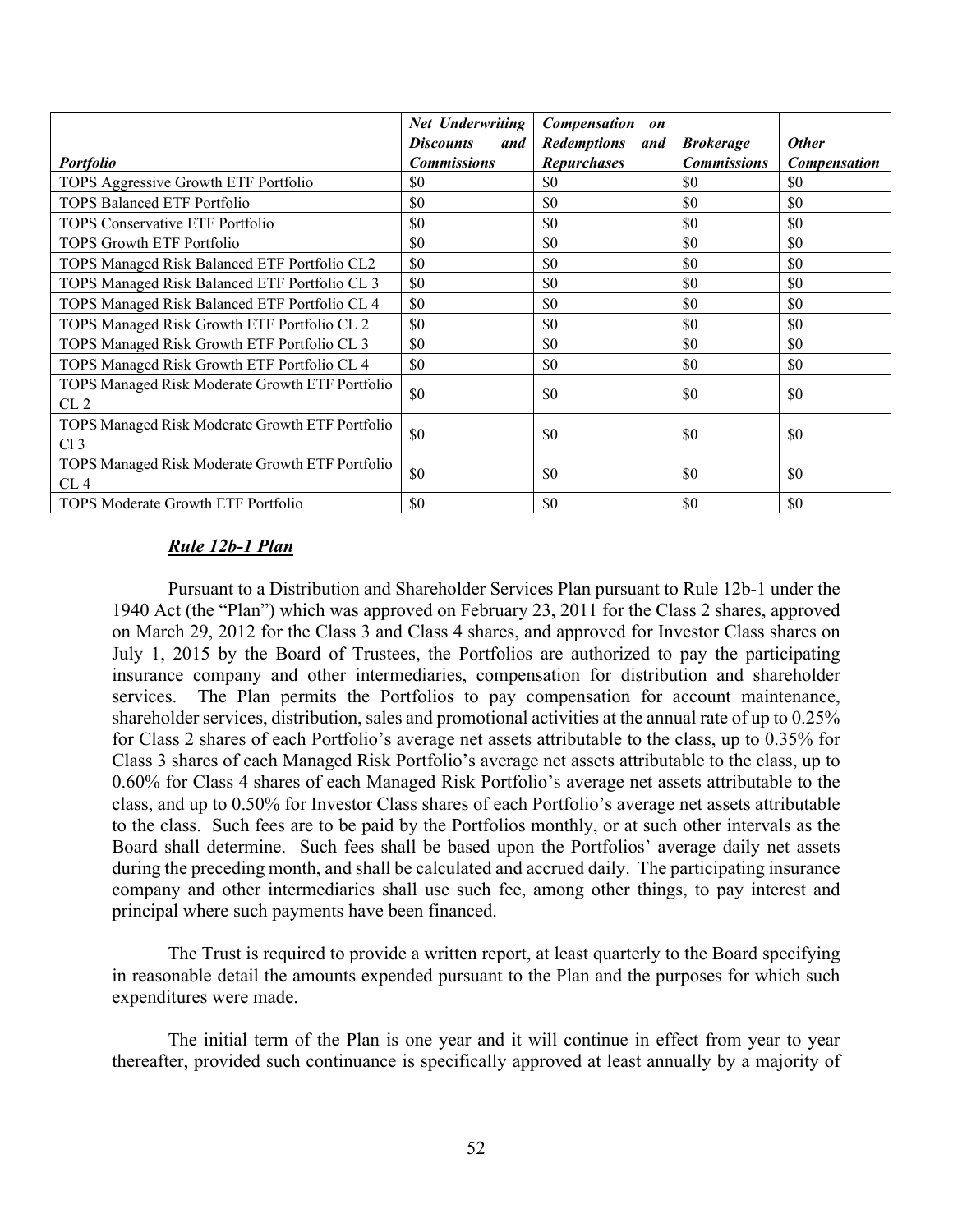| *Portfolio* | *Net Underwriting Discounts and Commissions* | *Compensation on Redemptions and Repurchases* | *Brokerage Commissions* | *Other Compensation* |
|---|---|---|---|---|
| TOPS Aggressive Growth ETF Portfolio | $0 | $0 | $0 | $0 |
| TOPS Balanced ETF Portfolio | $0 | $0 | $0 | $0 |
| TOPS Conservative ETF Portfolio | $0 | $0 | $0 | $0 |
| TOPS Growth ETF Portfolio | $0 | $0 | $0 | $0 |
| TOPS Managed Risk Balanced ETF Portfolio CL2 | $0 | $0 | $0 | $0 |
| TOPS Managed Risk Balanced ETF Portfolio CL 3 | $0 | $0 | $0 | $0 |
| TOPS Managed Risk Balanced ETF Portfolio CL 4 | $0 | $0 | $0 | $0 |
| TOPS Managed Risk Growth ETF Portfolio CL 2 | $0 | $0 | $0 | $0 |
| TOPS Managed Risk Growth ETF Portfolio CL 3 | $0 | $0 | $0 | $0 |
| TOPS Managed Risk Growth ETF Portfolio CL 4 | $0 | $0 | $0 | $0 |
| TOPS Managed Risk Moderate Growth ETF Portfolio CL 2 | $0 | $0 | $0 | $0 |
| TOPS Managed Risk Moderate Growth ETF Portfolio Cl 3 | $0 | $0 | $0 | $0 |
| TOPS Managed Risk Moderate Growth ETF Portfolio CL 4 | $0 | $0 | $0 | $0 |
| TOPS Moderate Growth ETF Portfolio | $0 | $0 | $0 | $0 |

***Rule 12b-1 Plan***

Pursuant to a Distribution and Shareholder Services Plan pursuant to Rule 12b-1 under the 1940 Act (the "Plan") which was approved on February 23, 2011 for the Class 2 shares, approved on March 29, 2012 for the Class 3 and Class 4 shares, and approved for Investor Class shares on July 1, 2015 by the Board of Trustees, the Portfolios are authorized to pay the participating insurance company and other intermediaries, compensation for distribution and shareholder services. The Plan permits the Portfolios to pay compensation for account maintenance, shareholder services, distribution, sales and promotional activities at the annual rate of up to 0.25% for Class 2 shares of each Portfolio's average net assets attributable to the class, up to 0.35% for Class 3 shares of each Managed Risk Portfolio's average net assets attributable to the class, up to 0.60% for Class 4 shares of each Managed Risk Portfolio's average net assets attributable to the class, and up to 0.50% for Investor Class shares of each Portfolio's average net assets attributable to the class. Such fees are to be paid by the Portfolios monthly, or at such other intervals as the Board shall determine. Such fees shall be based upon the Portfolios' average daily net assets during the preceding month, and shall be calculated and accrued daily. The participating insurance company and other intermediaries shall use such fee, among other things, to pay interest and principal where such payments have been financed.

The Trust is required to provide a written report, at least quarterly to the Board specifying in reasonable detail the amounts expended pursuant to the Plan and the purposes for which such expenditures were made.

The initial term of the Plan is one year and it will continue in effect from year to year thereafter, provided such continuance is specifically approved at least annually by a majority of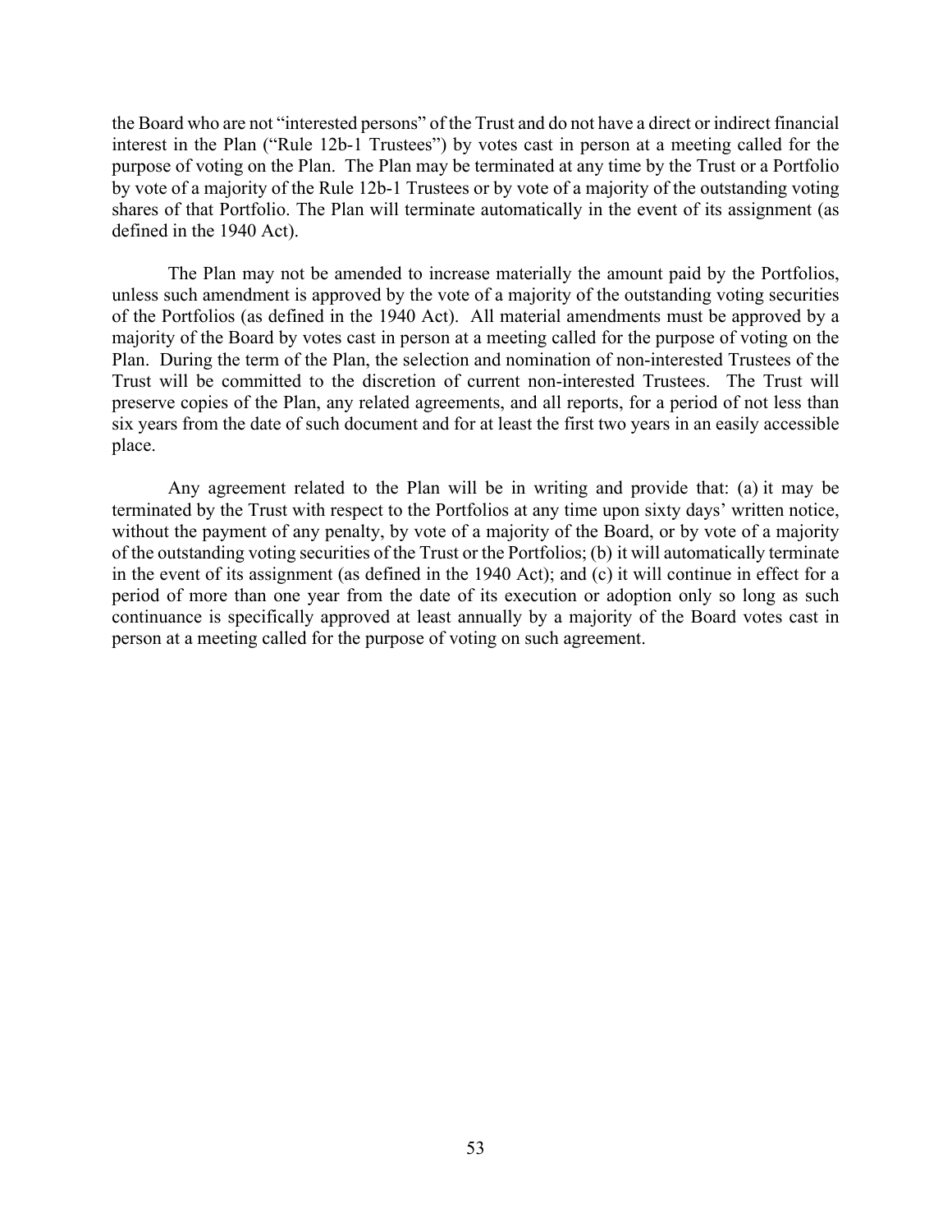the Board who are not "interested persons" of the Trust and do not have a direct or indirect financial interest in the Plan ("Rule 12b-1 Trustees") by votes cast in person at a meeting called for the purpose of voting on the Plan. The Plan may be terminated at any time by the Trust or a Portfolio by vote of a majority of the Rule 12b-1 Trustees or by vote of a majority of the outstanding voting shares of that Portfolio. The Plan will terminate automatically in the event of its assignment (as defined in the 1940 Act).

The Plan may not be amended to increase materially the amount paid by the Portfolios, unless such amendment is approved by the vote of a majority of the outstanding voting securities of the Portfolios (as defined in the 1940 Act). All material amendments must be approved by a majority of the Board by votes cast in person at a meeting called for the purpose of voting on the Plan. During the term of the Plan, the selection and nomination of non-interested Trustees of the Trust will be committed to the discretion of current non-interested Trustees. The Trust will preserve copies of the Plan, any related agreements, and all reports, for a period of not less than six years from the date of such document and for at least the first two years in an easily accessible place.

Any agreement related to the Plan will be in writing and provide that: (a) it may be terminated by the Trust with respect to the Portfolios at any time upon sixty days' written notice, without the payment of any penalty, by vote of a majority of the Board, or by vote of a majority of the outstanding voting securities of the Trust or the Portfolios; (b) it will automatically terminate in the event of its assignment (as defined in the 1940 Act); and (c) it will continue in effect for a period of more than one year from the date of its execution or adoption only so long as such continuance is specifically approved at least annually by a majority of the Board votes cast in person at a meeting called for the purpose of voting on such agreement.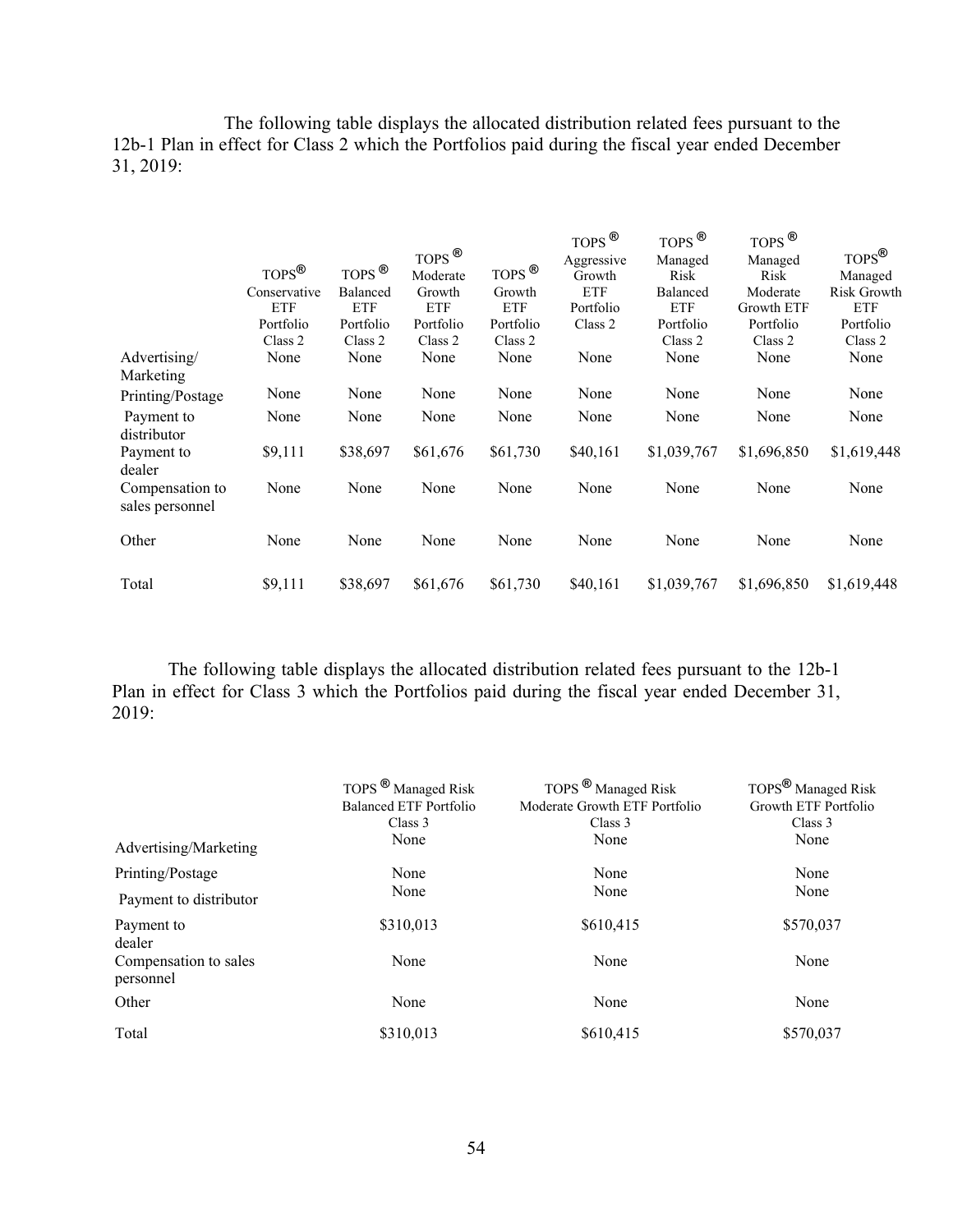The following table displays the allocated distribution related fees pursuant to the 12b-1 Plan in effect for Class 2 which the Portfolios paid during the fiscal year ended December 31, 2019:

| | TOPS® Conservative ETF Portfolio Class 2 | TOPS® Balanced ETF Portfolio Class 2 | TOPS® Moderate Growth ETF Portfolio Class 2 | TOPS® Growth ETF Portfolio Class 2 | TOPS® Aggressive Growth ETF Portfolio Class 2 | TOPS® Managed Risk Balanced ETF Portfolio Class 2 | TOPS® Managed Risk Moderate Growth ETF Portfolio Class 2 | TOPS® Managed Risk Growth ETF Portfolio Class 2 |
|---|---|---|---|---|---|---|---|---|
| Advertising/ Marketing | None | None | None | None | None | None | None | None |
| Printing/Postage | None | None | None | None | None | None | None | None |
| Payment to distributor | None | None | None | None | None | None | None | None |
| Payment to dealer | $9,111 | $38,697 | $61,676 | $61,730 | $40,161 | $1,039,767 | $1,696,850 | $1,619,448 |
| Compensation to sales personnel | None | None | None | None | None | None | None | None |
| Other | None | None | None | None | None | None | None | None |
| Total | $9,111 | $38,697 | $61,676 | $61,730 | $40,161 | $1,039,767 | $1,696,850 | $1,619,448 |

The following table displays the allocated distribution related fees pursuant to the 12b-1 Plan in effect for Class 3 which the Portfolios paid during the fiscal year ended December 31, 2019:

| | TOPS® Managed Risk Balanced ETF Portfolio Class 3 | TOPS® Managed Risk Moderate Growth ETF Portfolio Class 3 | TOPS® Managed Risk Growth ETF Portfolio Class 3 |
|---|---|---|---|
| Advertising/Marketing | None | None | None |
| Printing/Postage | None | None | None |
| Payment to distributor | None | None | None |
| Payment to dealer | $310,013 | $610,415 | $570,037 |
| Compensation to sales personnel | None | None | None |
| Other | None | None | None |
| Total | $310,013 | $610,415 | $570,037 |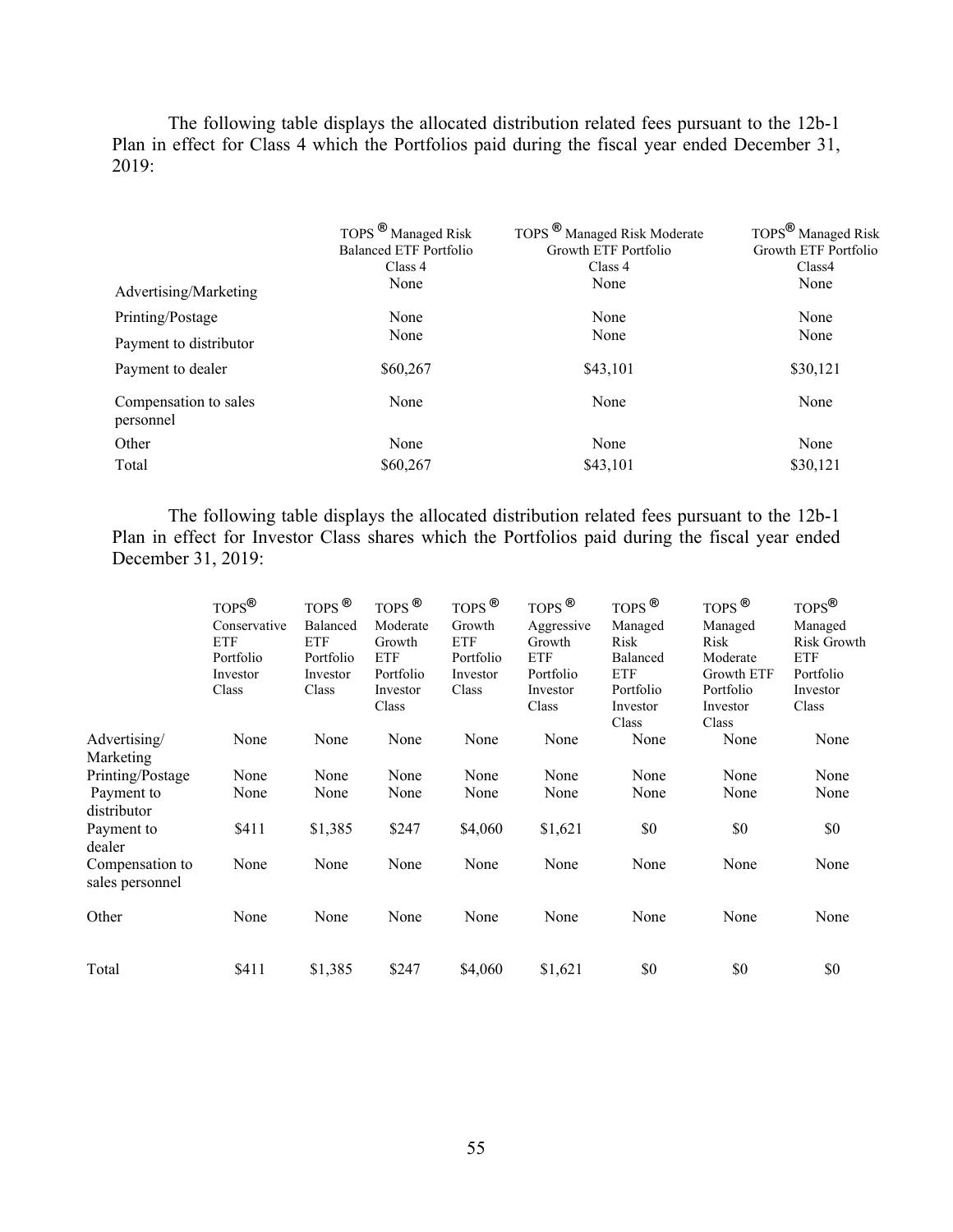The following table displays the allocated distribution related fees pursuant to the 12b-1 Plan in effect for Class 4 which the Portfolios paid during the fiscal year ended December 31, 2019:

| | TOPS ® Managed Risk Balanced ETF Portfolio Class 4 | TOPS ® Managed Risk Moderate Growth ETF Portfolio Class 4 | TOPS® Managed Risk Growth ETF Portfolio Class4 |
|---|---|---|---|
| Advertising/Marketing | None | None | None |
| Printing/Postage | None | None | None |
| Payment to distributor | None | None | None |
| Payment to dealer | $60,267 | $43,101 | $30,121 |
| Compensation to sales personnel | None | None | None |
| Other | None | None | None |
| Total | $60,267 | $43,101 | $30,121 |

The following table displays the allocated distribution related fees pursuant to the 12b-1 Plan in effect for Investor Class shares which the Portfolios paid during the fiscal year ended December 31, 2019:

| | TOPS® Conservative ETF Portfolio Investor Class | TOPS ® Balanced ETF Portfolio Investor Class | TOPS ® Moderate Growth ETF Portfolio Investor Class | TOPS ® Growth ETF Portfolio Investor Class | TOPS ® Aggressive Growth ETF Portfolio Investor Class | TOPS ® Managed Risk Balanced ETF Portfolio Investor Class | TOPS ® Managed Risk Moderate Growth ETF Portfolio Investor Class | TOPS® Managed Risk Growth ETF Portfolio Investor Class |
|---|---|---|---|---|---|---|---|---|
| Advertising/ Marketing | None | None | None | None | None | None | None | None |
| Printing/Postage | None | None | None | None | None | None | None | None |
| Payment to distributor | None | None | None | None | None | None | None | None |
| Payment to dealer | $411 | $1,385 | $247 | $4,060 | $1,621 | $0 | $0 | $0 |
| Compensation to sales personnel | None | None | None | None | None | None | None | None |
| Other | None | None | None | None | None | None | None | None |
| Total | $411 | $1,385 | $247 | $4,060 | $1,621 | $0 | $0 | $0 |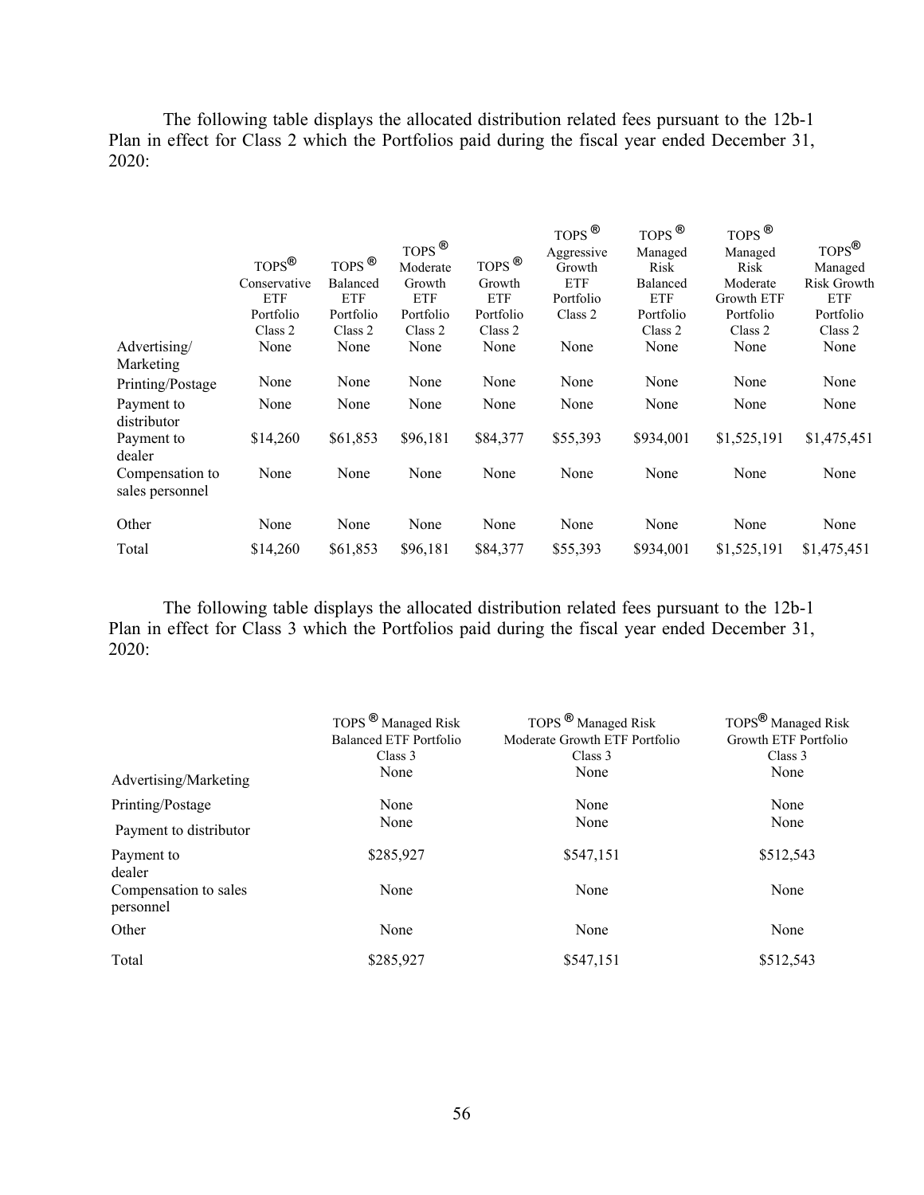The following table displays the allocated distribution related fees pursuant to the 12b-1 Plan in effect for Class 2 which the Portfolios paid during the fiscal year ended December 31, 2020:

| | TOPS® Conservative ETF Portfolio Class 2 | TOPS ® Balanced ETF Portfolio Class 2 | TOPS ® Moderate Growth ETF Portfolio Class 2 | TOPS ® Growth ETF Portfolio Class 2 | TOPS ® Aggressive Growth ETF Portfolio Class 2 | TOPS ® Managed Risk Balanced ETF Portfolio Class 2 | TOPS ® Managed Risk Moderate Growth ETF Portfolio Class 2 | TOPS® Managed Risk Growth ETF Portfolio Class 2 |
|---|---|---|---|---|---|---|---|---|
| Advertising/ Marketing | None | None | None | None | None | None | None | None |
| Printing/Postage | None | None | None | None | None | None | None | None |
| Payment to distributor | None | None | None | None | None | None | None | None |
| Payment to dealer | $14,260 | $61,853 | $96,181 | $84,377 | $55,393 | $934,001 | $1,525,191 | $1,475,451 |
| Compensation to sales personnel | None | None | None | None | None | None | None | None |
| Other | None | None | None | None | None | None | None | None |
| Total | $14,260 | $61,853 | $96,181 | $84,377 | $55,393 | $934,001 | $1,525,191 | $1,475,451 |

The following table displays the allocated distribution related fees pursuant to the 12b-1 Plan in effect for Class 3 which the Portfolios paid during the fiscal year ended December 31, 2020:

| | TOPS ® Managed Risk Balanced ETF Portfolio Class 3 | TOPS ® Managed Risk Moderate Growth ETF Portfolio Class 3 | TOPS® Managed Risk Growth ETF Portfolio Class 3 |
|---|---|---|---|
| Advertising/Marketing | None | None | None |
| Printing/Postage | None | None | None |
| Payment to distributor | None | None | None |
| Payment to dealer | $285,927 | $547,151 | $512,543 |
| Compensation to sales personnel | None | None | None |
| Other | None | None | None |
| Total | $285,927 | $547,151 | $512,543 |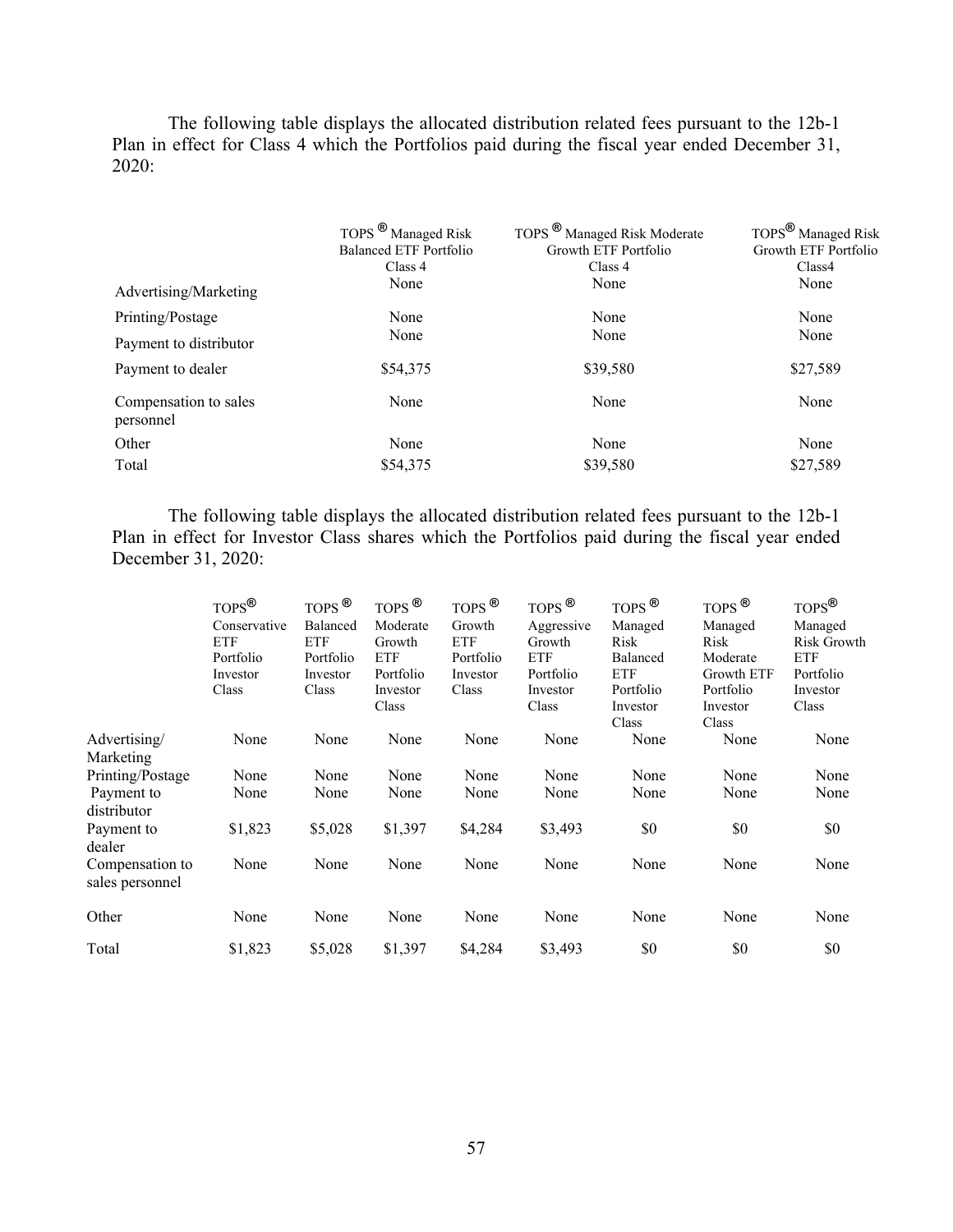The following table displays the allocated distribution related fees pursuant to the 12b-1 Plan in effect for Class 4 which the Portfolios paid during the fiscal year ended December 31, 2020:

| | TOPS ® Managed Risk Balanced ETF Portfolio Class 4 | TOPS ® Managed Risk Moderate Growth ETF Portfolio Class 4 | TOPS® Managed Risk Growth ETF Portfolio Class4 |
|---|---|---|---|
| Advertising/Marketing | None | None | None |
| Printing/Postage | None | None | None |
| Payment to distributor | None | None | None |
| Payment to dealer | $54,375 | $39,580 | $27,589 |
| Compensation to sales personnel | None | None | None |
| Other | None | None | None |
| Total | $54,375 | $39,580 | $27,589 |

The following table displays the allocated distribution related fees pursuant to the 12b-1 Plan in effect for Investor Class shares which the Portfolios paid during the fiscal year ended December 31, 2020:

| | TOPS® Conservative ETF Portfolio Investor Class | TOPS ® Balanced ETF Portfolio Investor Class | TOPS ® Moderate Growth ETF Portfolio Investor Class | TOPS ® Growth ETF Portfolio Investor Class | TOPS ® Aggressive Growth ETF Portfolio Investor Class | TOPS ® Managed Risk Balanced ETF Portfolio Investor Class | TOPS ® Managed Risk Moderate Growth ETF Portfolio Investor Class | TOPS® Managed Risk Growth ETF Portfolio Investor Class |
|---|---|---|---|---|---|---|---|---|
| Advertising/ Marketing | None | None | None | None | None | None | None | None |
| Printing/Postage | None | None | None | None | None | None | None | None |
| Payment to distributor | None | None | None | None | None | None | None | None |
| Payment to dealer | $1,823 | $5,028 | $1,397 | $4,284 | $3,493 | $0 | $0 | $0 |
| Compensation to sales personnel | None | None | None | None | None | None | None | None |
| Other | None | None | None | None | None | None | None | None |
| Total | $1,823 | $5,028 | $1,397 | $4,284 | $3,493 | $0 | $0 | $0 |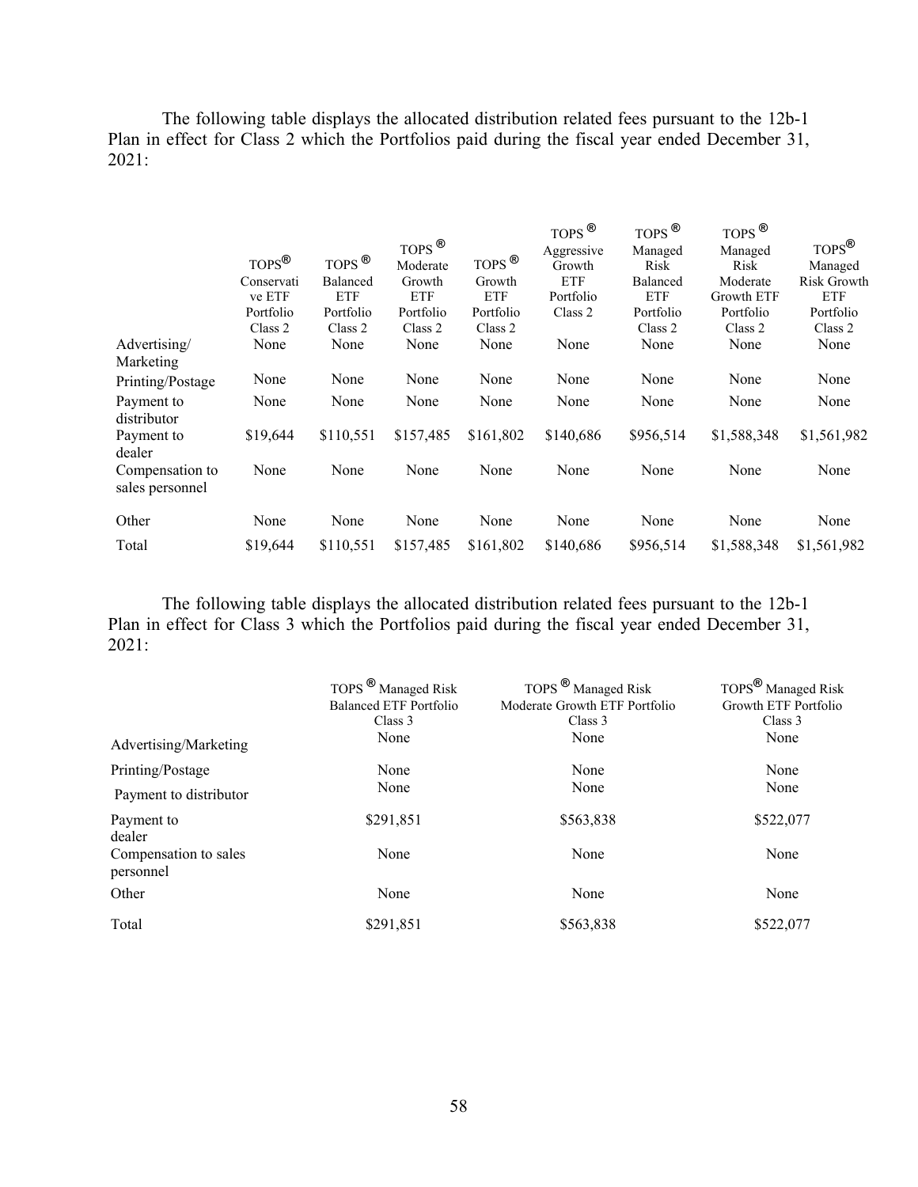The following table displays the allocated distribution related fees pursuant to the 12b-1 Plan in effect for Class 2 which the Portfolios paid during the fiscal year ended December 31, 2021:

| | TOPS® Conservative ETF Portfolio Class 2 | TOPS® Balanced ETF Portfolio Class 2 | TOPS® Moderate Growth ETF Portfolio Class 2 | TOPS® Growth ETF Portfolio Class 2 | TOPS® Aggressive Growth ETF Portfolio Class 2 | TOPS® Managed Risk Balanced ETF Portfolio Class 2 | TOPS® Managed Risk Moderate Growth ETF Portfolio Class 2 | TOPS® Managed Risk Growth ETF Portfolio Class 2 |
|---|---|---|---|---|---|---|---|---|
| Advertising/ Marketing | None | None | None | None | None | None | None | None |
| Printing/Postage | None | None | None | None | None | None | None | None |
| Payment to distributor | None | None | None | None | None | None | None | None |
| Payment to dealer | $19,644 | $110,551 | $157,485 | $161,802 | $140,686 | $956,514 | $1,588,348 | $1,561,982 |
| Compensation to sales personnel | None | None | None | None | None | None | None | None |
| Other | None | None | None | None | None | None | None | None |
| Total | $19,644 | $110,551 | $157,485 | $161,802 | $140,686 | $956,514 | $1,588,348 | $1,561,982 |

The following table displays the allocated distribution related fees pursuant to the 12b-1 Plan in effect for Class 3 which the Portfolios paid during the fiscal year ended December 31, 2021:

| | TOPS® Managed Risk Balanced ETF Portfolio Class 3 | TOPS® Managed Risk Moderate Growth ETF Portfolio Class 3 | TOPS® Managed Risk Growth ETF Portfolio Class 3 |
|---|---|---|---|
| Advertising/Marketing | None | None | None |
| Printing/Postage | None | None | None |
| Payment to distributor | None | None | None |
| Payment to dealer | $291,851 | $563,838 | $522,077 |
| Compensation to sales personnel | None | None | None |
| Other | None | None | None |
| Total | $291,851 | $563,838 | $522,077 |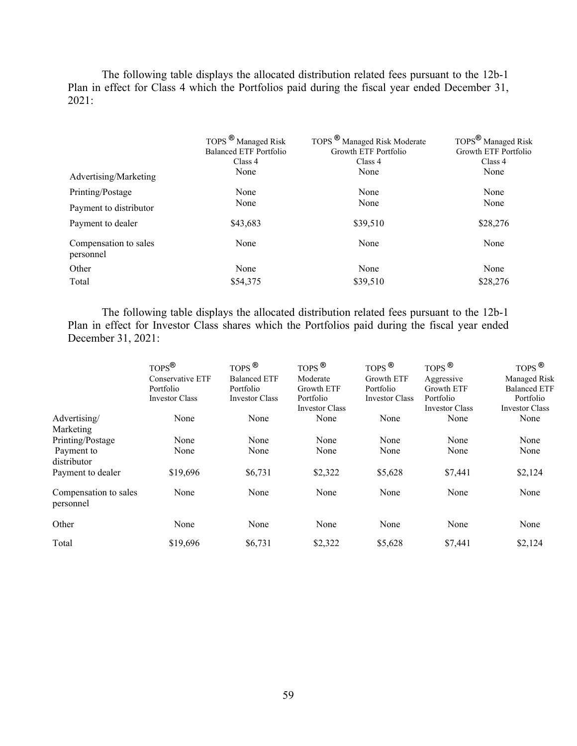The following table displays the allocated distribution related fees pursuant to the 12b-1 Plan in effect for Class 4 which the Portfolios paid during the fiscal year ended December 31, 2021:

| | TOPS ® Managed Risk Balanced ETF Portfolio Class 4 | TOPS ® Managed Risk Moderate Growth ETF Portfolio Class 4 | TOPS® Managed Risk Growth ETF Portfolio Class 4 |
|---|---|---|---|
| Advertising/Marketing | None | None | None |
| Printing/Postage | None | None | None |
| Payment to distributor | None | None | None |
| Payment to dealer | $43,683 | $39,510 | $28,276 |
| Compensation to sales personnel | None | None | None |
| Other | None | None | None |
| Total | $54,375 | $39,510 | $28,276 |

The following table displays the allocated distribution related fees pursuant to the 12b-1 Plan in effect for Investor Class shares which the Portfolios paid during the fiscal year ended December 31, 2021:

| | TOPS® Conservative ETF Portfolio Investor Class | TOPS ® Balanced ETF Portfolio Investor Class | TOPS ® Moderate Growth ETF Portfolio Investor Class | TOPS ® Growth ETF Portfolio Investor Class | TOPS ® Aggressive Growth ETF Portfolio Investor Class | TOPS ® Managed Risk Balanced ETF Portfolio Investor Class |
|---|---|---|---|---|---|---|
| Advertising/ Marketing | None | None | None | None | None | None |
| Printing/Postage | None | None | None | None | None | None |
| Payment to distributor | None | None | None | None | None | None |
| Payment to dealer | $19,696 | $6,731 | $2,322 | $5,628 | $7,441 | $2,124 |
| Compensation to sales personnel | None | None | None | None | None | None |
| Other | None | None | None | None | None | None |
| Total | $19,696 | $6,731 | $2,322 | $5,628 | $7,441 | $2,124 |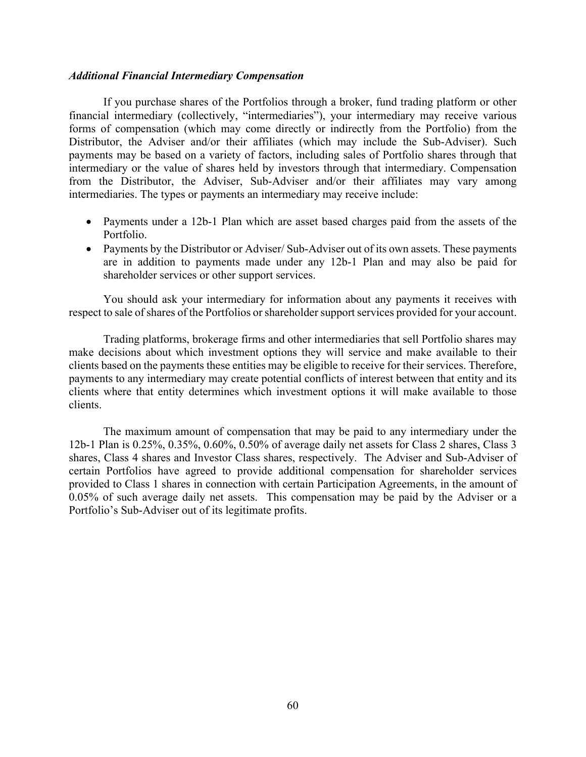*Additional Financial Intermediary Compensation*

If you purchase shares of the Portfolios through a broker, fund trading platform or other financial intermediary (collectively, "intermediaries"), your intermediary may receive various forms of compensation (which may come directly or indirectly from the Portfolio) from the Distributor, the Adviser and/or their affiliates (which may include the Sub-Adviser). Such payments may be based on a variety of factors, including sales of Portfolio shares through that intermediary or the value of shares held by investors through that intermediary. Compensation from the Distributor, the Adviser, Sub-Adviser and/or their affiliates may vary among intermediaries. The types or payments an intermediary may receive include:

- Payments under a 12b-1 Plan which are asset based charges paid from the assets of the Portfolio.
- Payments by the Distributor or Adviser/ Sub-Adviser out of its own assets. These payments are in addition to payments made under any 12b-1 Plan and may also be paid for shareholder services or other support services.

You should ask your intermediary for information about any payments it receives with respect to sale of shares of the Portfolios or shareholder support services provided for your account.

Trading platforms, brokerage firms and other intermediaries that sell Portfolio shares may make decisions about which investment options they will service and make available to their clients based on the payments these entities may be eligible to receive for their services. Therefore, payments to any intermediary may create potential conflicts of interest between that entity and its clients where that entity determines which investment options it will make available to those clients.

The maximum amount of compensation that may be paid to any intermediary under the 12b-1 Plan is 0.25%, 0.35%, 0.60%, 0.50% of average daily net assets for Class 2 shares, Class 3 shares, Class 4 shares and Investor Class shares, respectively. The Adviser and Sub-Adviser of certain Portfolios have agreed to provide additional compensation for shareholder services provided to Class 1 shares in connection with certain Participation Agreements, in the amount of 0.05% of such average daily net assets. This compensation may be paid by the Adviser or a Portfolio's Sub-Adviser out of its legitimate profits.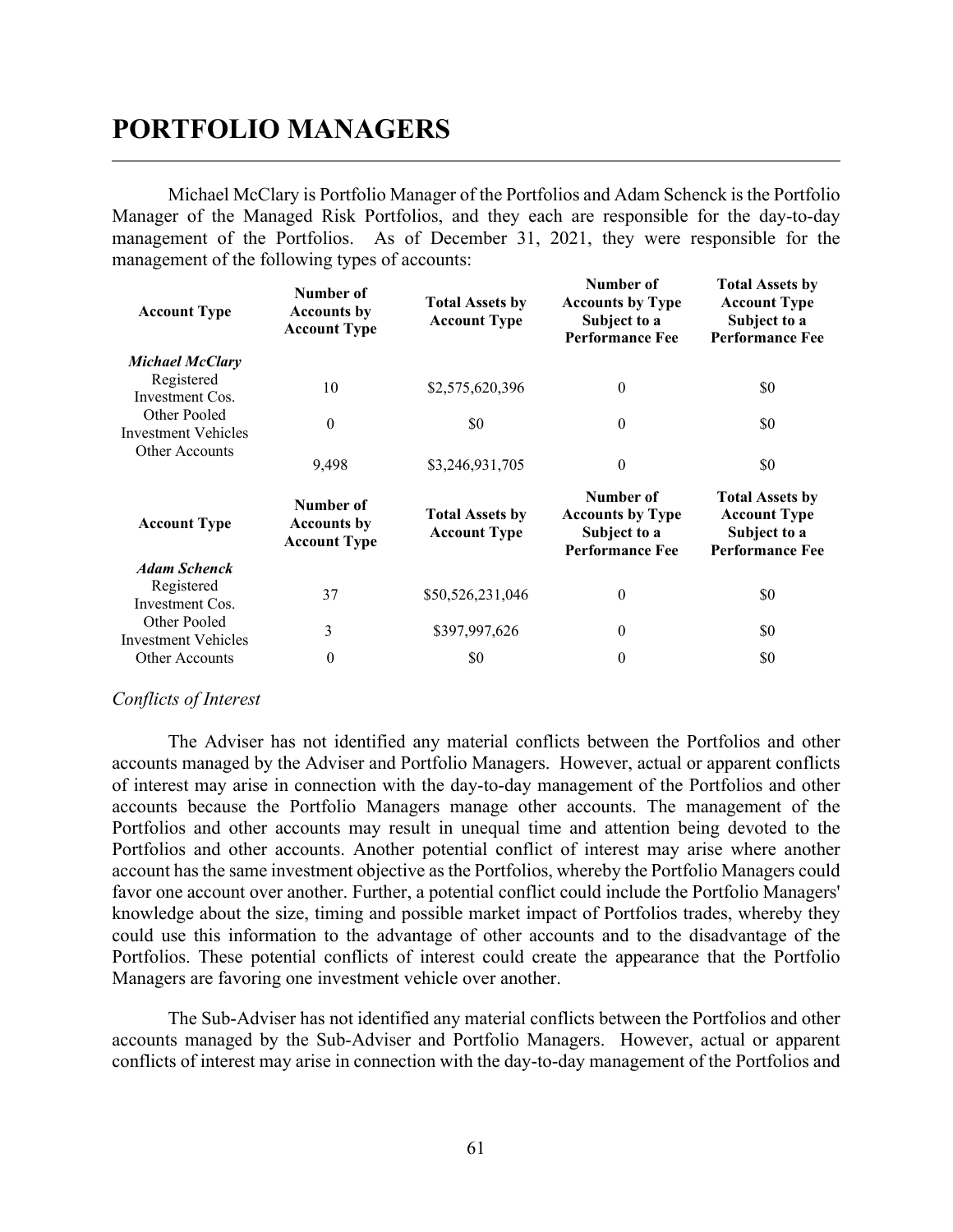# PORTFOLIO MANAGERS

Michael McClary is Portfolio Manager of the Portfolios and Adam Schenck is the Portfolio Manager of the Managed Risk Portfolios, and they each are responsible for the day-to-day management of the Portfolios. As of December 31, 2021, they were responsible for the management of the following types of accounts:

| Account Type | Number of Accounts by Account Type | Total Assets by Account Type | Number of Accounts by Type Subject to a Performance Fee | Total Assets by Account Type Subject to a Performance Fee |
|---|---|---|---|---|
| ***Michael McClary*** | | | | |
| Registered Investment Cos. | 10 | $2,575,620,396 | 0 | $0 |
| Other Pooled Investment Vehicles | 0 | $0 | 0 | $0 |
| Other Accounts | 9,498 | $3,246,931,705 | 0 | $0 |

| Account Type | Number of Accounts by Account Type | Total Assets by Account Type | Number of Accounts by Type Subject to a Performance Fee | Total Assets by Account Type Subject to a Performance Fee |
|---|---|---|---|---|
| ***Adam Schenck*** | | | | |
| Registered Investment Cos. | 37 | $50,526,231,046 | 0 | $0 |
| Other Pooled Investment Vehicles | 3 | $397,997,626 | 0 | $0 |
| Other Accounts | 0 | $0 | 0 | $0 |

*Conflicts of Interest*

The Adviser has not identified any material conflicts between the Portfolios and other accounts managed by the Adviser and Portfolio Managers. However, actual or apparent conflicts of interest may arise in connection with the day-to-day management of the Portfolios and other accounts because the Portfolio Managers manage other accounts. The management of the Portfolios and other accounts may result in unequal time and attention being devoted to the Portfolios and other accounts. Another potential conflict of interest may arise where another account has the same investment objective as the Portfolios, whereby the Portfolio Managers could favor one account over another. Further, a potential conflict could include the Portfolio Managers' knowledge about the size, timing and possible market impact of Portfolios trades, whereby they could use this information to the advantage of other accounts and to the disadvantage of the Portfolios. These potential conflicts of interest could create the appearance that the Portfolio Managers are favoring one investment vehicle over another.

The Sub-Adviser has not identified any material conflicts between the Portfolios and other accounts managed by the Sub-Adviser and Portfolio Managers. However, actual or apparent conflicts of interest may arise in connection with the day-to-day management of the Portfolios and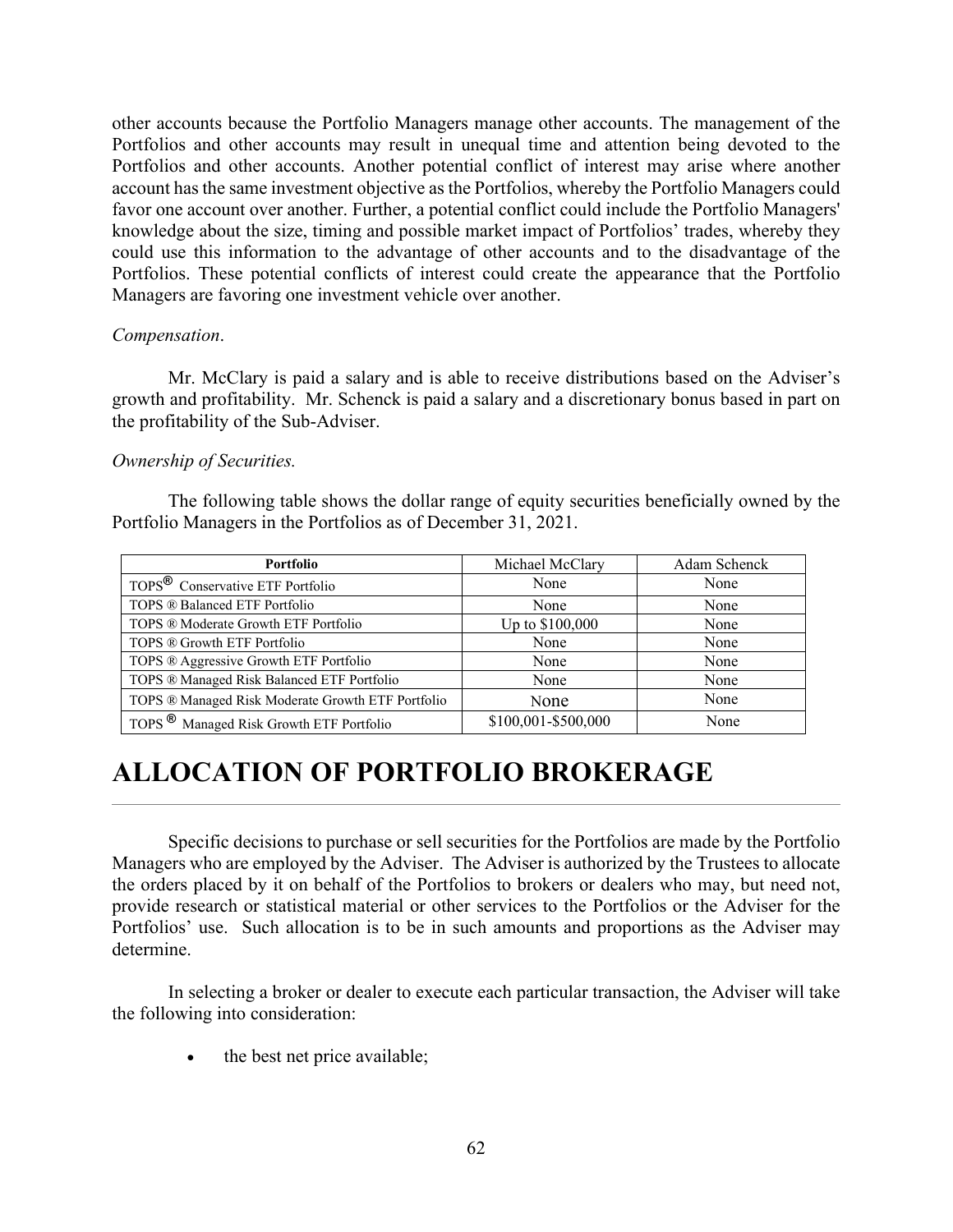other accounts because the Portfolio Managers manage other accounts. The management of the Portfolios and other accounts may result in unequal time and attention being devoted to the Portfolios and other accounts. Another potential conflict of interest may arise where another account has the same investment objective as the Portfolios, whereby the Portfolio Managers could favor one account over another. Further, a potential conflict could include the Portfolio Managers' knowledge about the size, timing and possible market impact of Portfolios' trades, whereby they could use this information to the advantage of other accounts and to the disadvantage of the Portfolios. These potential conflicts of interest could create the appearance that the Portfolio Managers are favoring one investment vehicle over another.

*Compensation*.

Mr. McClary is paid a salary and is able to receive distributions based on the Adviser's growth and profitability. Mr. Schenck is paid a salary and a discretionary bonus based in part on the profitability of the Sub-Adviser.

*Ownership of Securities.*

The following table shows the dollar range of equity securities beneficially owned by the Portfolio Managers in the Portfolios as of December 31, 2021.

| Portfolio | Michael McClary | Adam Schenck |
|---|---|---|
| TOPS® Conservative ETF Portfolio | None | None |
| TOPS ® Balanced ETF Portfolio | None | None |
| TOPS ® Moderate Growth ETF Portfolio | Up to $100,000 | None |
| TOPS ® Growth ETF Portfolio | None | None |
| TOPS ® Aggressive Growth ETF Portfolio | None | None |
| TOPS ® Managed Risk Balanced ETF Portfolio | None | None |
| TOPS ® Managed Risk Moderate Growth ETF Portfolio | None | None |
| TOPS ® Managed Risk Growth ETF Portfolio | $100,001-$500,000 | None |

# ALLOCATION OF PORTFOLIO BROKERAGE

Specific decisions to purchase or sell securities for the Portfolios are made by the Portfolio Managers who are employed by the Adviser. The Adviser is authorized by the Trustees to allocate the orders placed by it on behalf of the Portfolios to brokers or dealers who may, but need not, provide research or statistical material or other services to the Portfolios or the Adviser for the Portfolios' use. Such allocation is to be in such amounts and proportions as the Adviser may determine.

In selecting a broker or dealer to execute each particular transaction, the Adviser will take the following into consideration:

- the best net price available;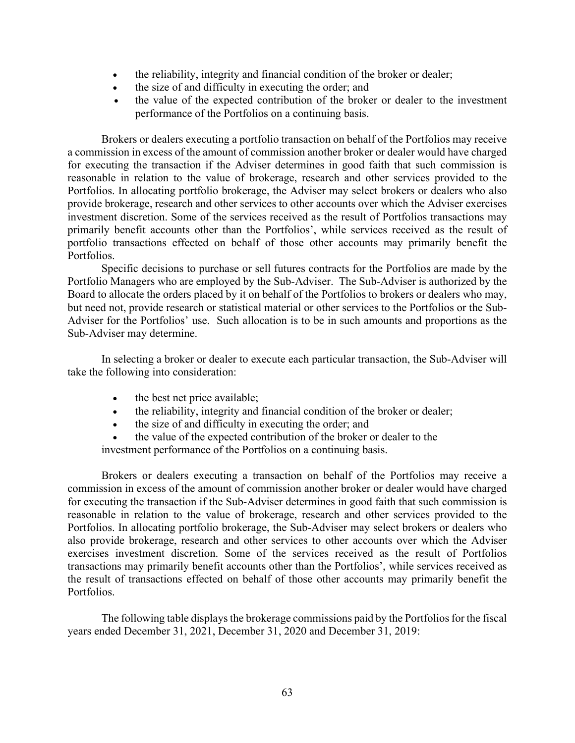- the reliability, integrity and financial condition of the broker or dealer;
- the size of and difficulty in executing the order; and
- the value of the expected contribution of the broker or dealer to the investment performance of the Portfolios on a continuing basis.

Brokers or dealers executing a portfolio transaction on behalf of the Portfolios may receive a commission in excess of the amount of commission another broker or dealer would have charged for executing the transaction if the Adviser determines in good faith that such commission is reasonable in relation to the value of brokerage, research and other services provided to the Portfolios. In allocating portfolio brokerage, the Adviser may select brokers or dealers who also provide brokerage, research and other services to other accounts over which the Adviser exercises investment discretion. Some of the services received as the result of Portfolios transactions may primarily benefit accounts other than the Portfolios', while services received as the result of portfolio transactions effected on behalf of those other accounts may primarily benefit the Portfolios.

Specific decisions to purchase or sell futures contracts for the Portfolios are made by the Portfolio Managers who are employed by the Sub-Adviser. The Sub-Adviser is authorized by the Board to allocate the orders placed by it on behalf of the Portfolios to brokers or dealers who may, but need not, provide research or statistical material or other services to the Portfolios or the Sub-Adviser for the Portfolios' use. Such allocation is to be in such amounts and proportions as the Sub-Adviser may determine.

In selecting a broker or dealer to execute each particular transaction, the Sub-Adviser will take the following into consideration:

- the best net price available;
- the reliability, integrity and financial condition of the broker or dealer;
- the size of and difficulty in executing the order; and
- the value of the expected contribution of the broker or dealer to the investment performance of the Portfolios on a continuing basis.

Brokers or dealers executing a transaction on behalf of the Portfolios may receive a commission in excess of the amount of commission another broker or dealer would have charged for executing the transaction if the Sub-Adviser determines in good faith that such commission is reasonable in relation to the value of brokerage, research and other services provided to the Portfolios. In allocating portfolio brokerage, the Sub-Adviser may select brokers or dealers who also provide brokerage, research and other services to other accounts over which the Adviser exercises investment discretion. Some of the services received as the result of Portfolios transactions may primarily benefit accounts other than the Portfolios', while services received as the result of transactions effected on behalf of those other accounts may primarily benefit the Portfolios.

The following table displays the brokerage commissions paid by the Portfolios for the fiscal years ended December 31, 2021, December 31, 2020 and December 31, 2019: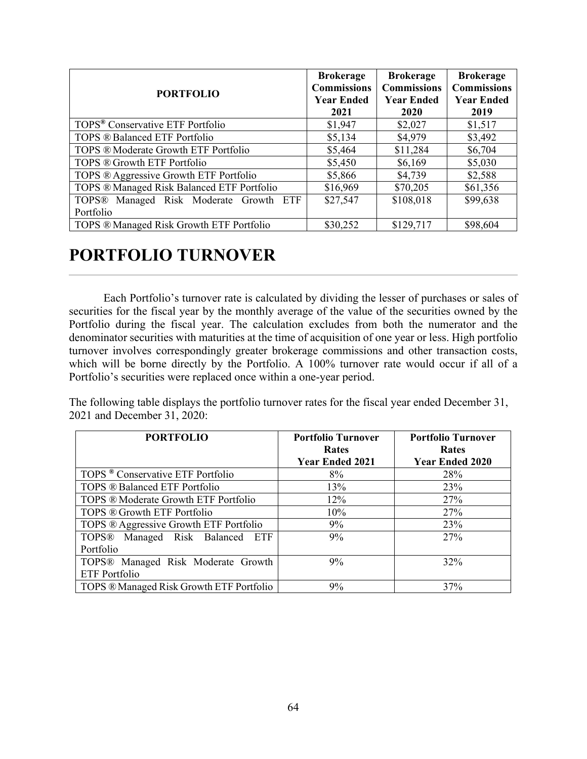| PORTFOLIO | Brokerage Commissions Year Ended 2021 | Brokerage Commissions Year Ended 2020 | Brokerage Commissions Year Ended 2019 |
|---|---|---|---|
| TOPS® Conservative ETF Portfolio | $1,947 | $2,027 | $1,517 |
| TOPS ® Balanced ETF Portfolio | $5,134 | $4,979 | $3,492 |
| TOPS ® Moderate Growth ETF Portfolio | $5,464 | $11,284 | $6,704 |
| TOPS ® Growth ETF Portfolio | $5,450 | $6,169 | $5,030 |
| TOPS ® Aggressive Growth ETF Portfolio | $5,866 | $4,739 | $2,588 |
| TOPS ® Managed Risk Balanced ETF Portfolio | $16,969 | $70,205 | $61,356 |
| TOPS® Managed Risk Moderate Growth ETF Portfolio | $27,547 | $108,018 | $99,638 |
| TOPS ® Managed Risk Growth ETF Portfolio | $30,252 | $129,717 | $98,604 |

# PORTFOLIO TURNOVER

Each Portfolio's turnover rate is calculated by dividing the lesser of purchases or sales of securities for the fiscal year by the monthly average of the value of the securities owned by the Portfolio during the fiscal year. The calculation excludes from both the numerator and the denominator securities with maturities at the time of acquisition of one year or less. High portfolio turnover involves correspondingly greater brokerage commissions and other transaction costs, which will be borne directly by the Portfolio. A 100% turnover rate would occur if all of a Portfolio's securities were replaced once within a one-year period.

The following table displays the portfolio turnover rates for the fiscal year ended December 31, 2021 and December 31, 2020:

| PORTFOLIO | Portfolio Turnover Rates Year Ended 2021 | Portfolio Turnover Rates Year Ended 2020 |
|---|---|---|
| TOPS ® Conservative ETF Portfolio | 8% | 28% |
| TOPS ® Balanced ETF Portfolio | 13% | 23% |
| TOPS ® Moderate Growth ETF Portfolio | 12% | 27% |
| TOPS ® Growth ETF Portfolio | 10% | 27% |
| TOPS ® Aggressive Growth ETF Portfolio | 9% | 23% |
| TOPS® Managed Risk Balanced ETF Portfolio | 9% | 27% |
| TOPS® Managed Risk Moderate Growth ETF Portfolio | 9% | 32% |
| TOPS ® Managed Risk Growth ETF Portfolio | 9% | 37% |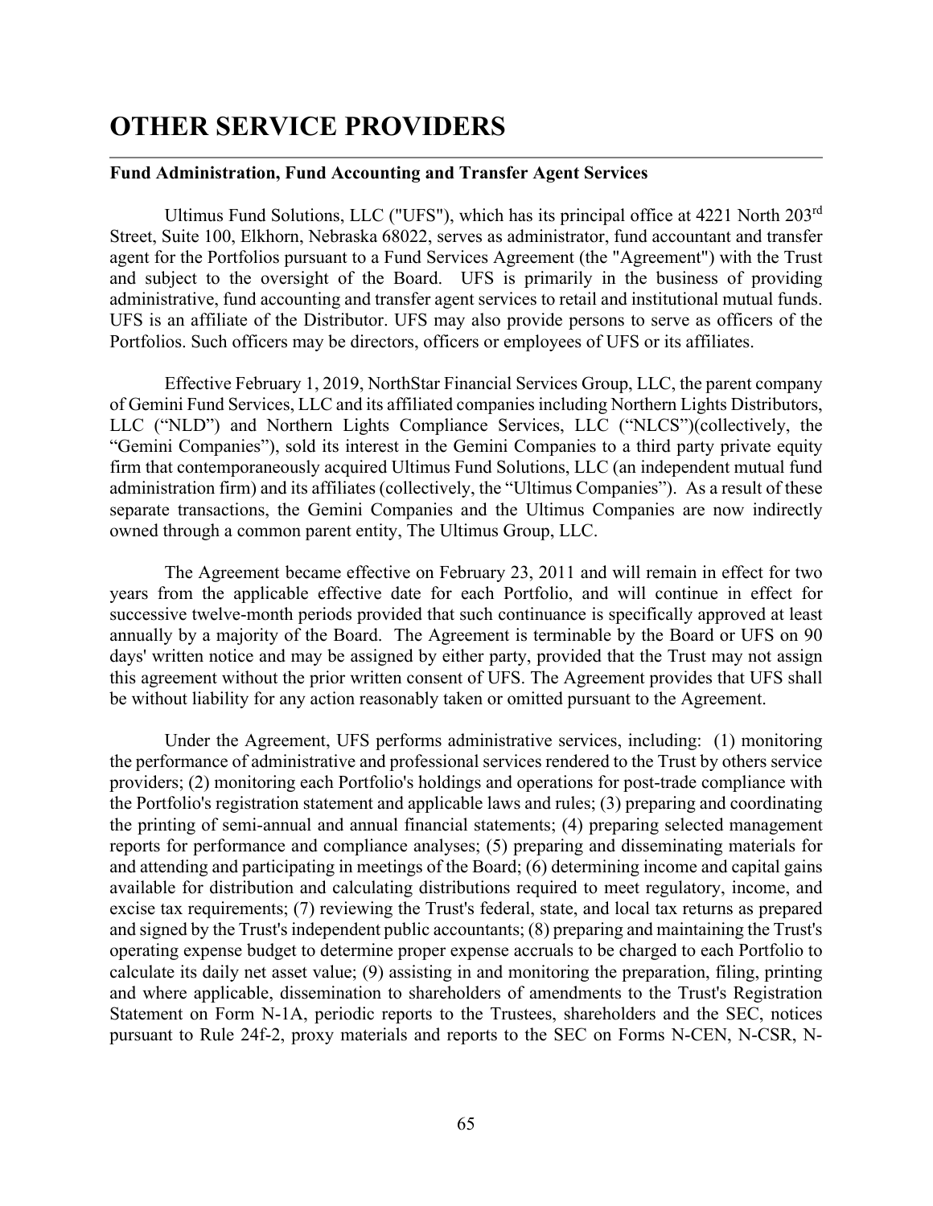# OTHER SERVICE PROVIDERS

**Fund Administration, Fund Accounting and Transfer Agent Services**

Ultimus Fund Solutions, LLC ("UFS"), which has its principal office at 4221 North 203rd Street, Suite 100, Elkhorn, Nebraska 68022, serves as administrator, fund accountant and transfer agent for the Portfolios pursuant to a Fund Services Agreement (the "Agreement") with the Trust and subject to the oversight of the Board. UFS is primarily in the business of providing administrative, fund accounting and transfer agent services to retail and institutional mutual funds. UFS is an affiliate of the Distributor. UFS may also provide persons to serve as officers of the Portfolios. Such officers may be directors, officers or employees of UFS or its affiliates.

Effective February 1, 2019, NorthStar Financial Services Group, LLC, the parent company of Gemini Fund Services, LLC and its affiliated companies including Northern Lights Distributors, LLC ("NLD") and Northern Lights Compliance Services, LLC ("NLCS")(collectively, the "Gemini Companies"), sold its interest in the Gemini Companies to a third party private equity firm that contemporaneously acquired Ultimus Fund Solutions, LLC (an independent mutual fund administration firm) and its affiliates (collectively, the "Ultimus Companies"). As a result of these separate transactions, the Gemini Companies and the Ultimus Companies are now indirectly owned through a common parent entity, The Ultimus Group, LLC.

The Agreement became effective on February 23, 2011 and will remain in effect for two years from the applicable effective date for each Portfolio, and will continue in effect for successive twelve-month periods provided that such continuance is specifically approved at least annually by a majority of the Board. The Agreement is terminable by the Board or UFS on 90 days' written notice and may be assigned by either party, provided that the Trust may not assign this agreement without the prior written consent of UFS. The Agreement provides that UFS shall be without liability for any action reasonably taken or omitted pursuant to the Agreement.

Under the Agreement, UFS performs administrative services, including: (1) monitoring the performance of administrative and professional services rendered to the Trust by others service providers; (2) monitoring each Portfolio's holdings and operations for post-trade compliance with the Portfolio's registration statement and applicable laws and rules; (3) preparing and coordinating the printing of semi-annual and annual financial statements; (4) preparing selected management reports for performance and compliance analyses; (5) preparing and disseminating materials for and attending and participating in meetings of the Board; (6) determining income and capital gains available for distribution and calculating distributions required to meet regulatory, income, and excise tax requirements; (7) reviewing the Trust's federal, state, and local tax returns as prepared and signed by the Trust's independent public accountants; (8) preparing and maintaining the Trust's operating expense budget to determine proper expense accruals to be charged to each Portfolio to calculate its daily net asset value; (9) assisting in and monitoring the preparation, filing, printing and where applicable, dissemination to shareholders of amendments to the Trust's Registration Statement on Form N-1A, periodic reports to the Trustees, shareholders and the SEC, notices pursuant to Rule 24f-2, proxy materials and reports to the SEC on Forms N-CEN, N-CSR, N-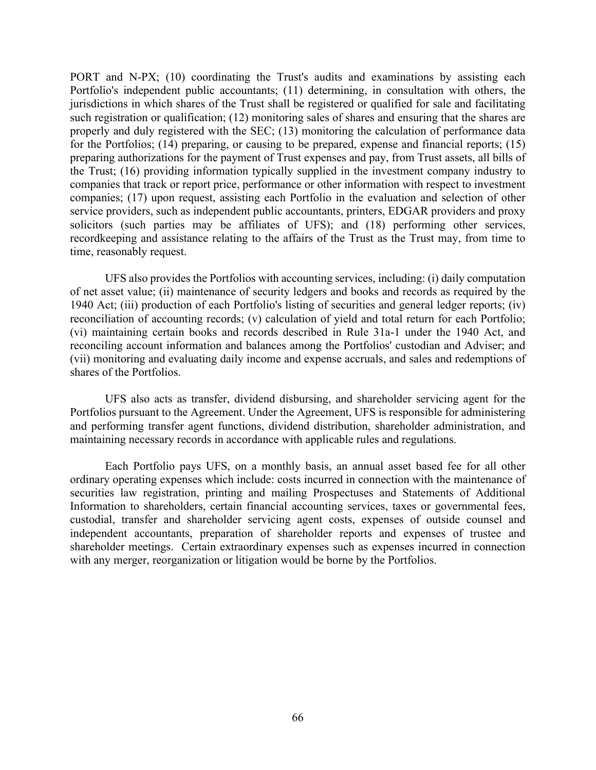PORT and N-PX; (10) coordinating the Trust's audits and examinations by assisting each Portfolio's independent public accountants; (11) determining, in consultation with others, the jurisdictions in which shares of the Trust shall be registered or qualified for sale and facilitating such registration or qualification; (12) monitoring sales of shares and ensuring that the shares are properly and duly registered with the SEC; (13) monitoring the calculation of performance data for the Portfolios; (14) preparing, or causing to be prepared, expense and financial reports; (15) preparing authorizations for the payment of Trust expenses and pay, from Trust assets, all bills of the Trust; (16) providing information typically supplied in the investment company industry to companies that track or report price, performance or other information with respect to investment companies; (17) upon request, assisting each Portfolio in the evaluation and selection of other service providers, such as independent public accountants, printers, EDGAR providers and proxy solicitors (such parties may be affiliates of UFS); and (18) performing other services, recordkeeping and assistance relating to the affairs of the Trust as the Trust may, from time to time, reasonably request.

UFS also provides the Portfolios with accounting services, including: (i) daily computation of net asset value; (ii) maintenance of security ledgers and books and records as required by the 1940 Act; (iii) production of each Portfolio's listing of securities and general ledger reports; (iv) reconciliation of accounting records; (v) calculation of yield and total return for each Portfolio; (vi) maintaining certain books and records described in Rule 31a-1 under the 1940 Act, and reconciling account information and balances among the Portfolios' custodian and Adviser; and (vii) monitoring and evaluating daily income and expense accruals, and sales and redemptions of shares of the Portfolios.

UFS also acts as transfer, dividend disbursing, and shareholder servicing agent for the Portfolios pursuant to the Agreement. Under the Agreement, UFS is responsible for administering and performing transfer agent functions, dividend distribution, shareholder administration, and maintaining necessary records in accordance with applicable rules and regulations.

Each Portfolio pays UFS, on a monthly basis, an annual asset based fee for all other ordinary operating expenses which include: costs incurred in connection with the maintenance of securities law registration, printing and mailing Prospectuses and Statements of Additional Information to shareholders, certain financial accounting services, taxes or governmental fees, custodial, transfer and shareholder servicing agent costs, expenses of outside counsel and independent accountants, preparation of shareholder reports and expenses of trustee and shareholder meetings. Certain extraordinary expenses such as expenses incurred in connection with any merger, reorganization or litigation would be borne by the Portfolios.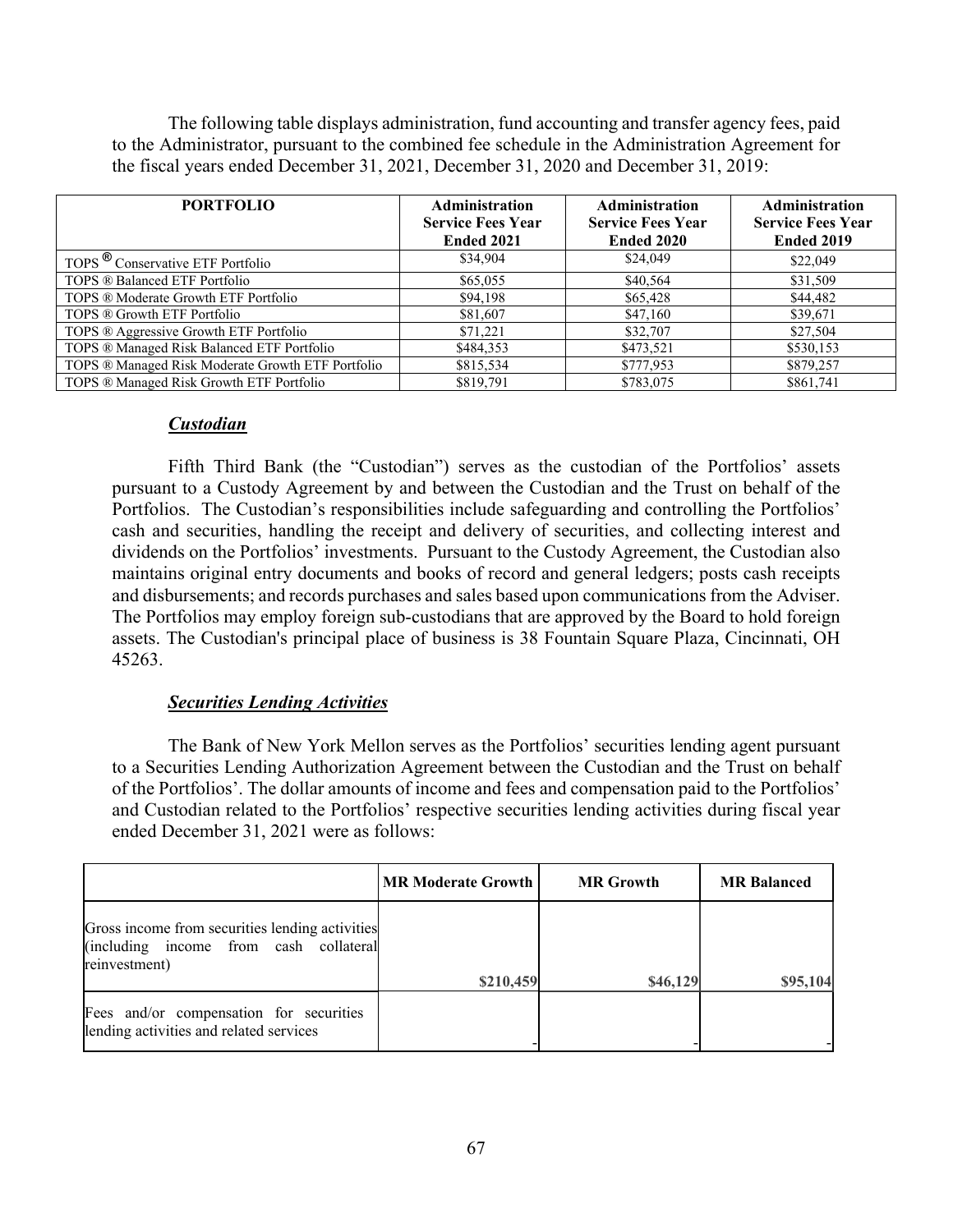The following table displays administration, fund accounting and transfer agency fees, paid to the Administrator, pursuant to the combined fee schedule in the Administration Agreement for the fiscal years ended December 31, 2021, December 31, 2020 and December 31, 2019:

| PORTFOLIO | Administration Service Fees Year Ended 2021 | Administration Service Fees Year Ended 2020 | Administration Service Fees Year Ended 2019 |
|---|---|---|---|
| TOPS ® Conservative ETF Portfolio | $34,904 | $24,049 | $22,049 |
| TOPS ® Balanced ETF Portfolio | $65,055 | $40,564 | $31,509 |
| TOPS ® Moderate Growth ETF Portfolio | $94,198 | $65,428 | $44,482 |
| TOPS ® Growth ETF Portfolio | $81,607 | $47,160 | $39,671 |
| TOPS ® Aggressive Growth ETF Portfolio | $71,221 | $32,707 | $27,504 |
| TOPS ® Managed Risk Balanced ETF Portfolio | $484,353 | $473,521 | $530,153 |
| TOPS ® Managed Risk Moderate Growth ETF Portfolio | $815,534 | $777,953 | $879,257 |
| TOPS ® Managed Risk Growth ETF Portfolio | $819,791 | $783,075 | $861,741 |

***Custodian***

Fifth Third Bank (the "Custodian") serves as the custodian of the Portfolios' assets pursuant to a Custody Agreement by and between the Custodian and the Trust on behalf of the Portfolios. The Custodian's responsibilities include safeguarding and controlling the Portfolios' cash and securities, handling the receipt and delivery of securities, and collecting interest and dividends on the Portfolios' investments. Pursuant to the Custody Agreement, the Custodian also maintains original entry documents and books of record and general ledgers; posts cash receipts and disbursements; and records purchases and sales based upon communications from the Adviser. The Portfolios may employ foreign sub-custodians that are approved by the Board to hold foreign assets. The Custodian's principal place of business is 38 Fountain Square Plaza, Cincinnati, OH 45263.

***Securities Lending Activities***

The Bank of New York Mellon serves as the Portfolios' securities lending agent pursuant to a Securities Lending Authorization Agreement between the Custodian and the Trust on behalf of the Portfolios'. The dollar amounts of income and fees and compensation paid to the Portfolios' and Custodian related to the Portfolios' respective securities lending activities during fiscal year ended December 31, 2021 were as follows:

| | MR Moderate Growth | MR Growth | MR Balanced |
|---|---|---|---|
| Gross income from securities lending activities (including income from cash collateral reinvestment) | $210,459 | $46,129 | $95,104 |
| Fees and/or compensation for securities lending activities and related services | - | - | - |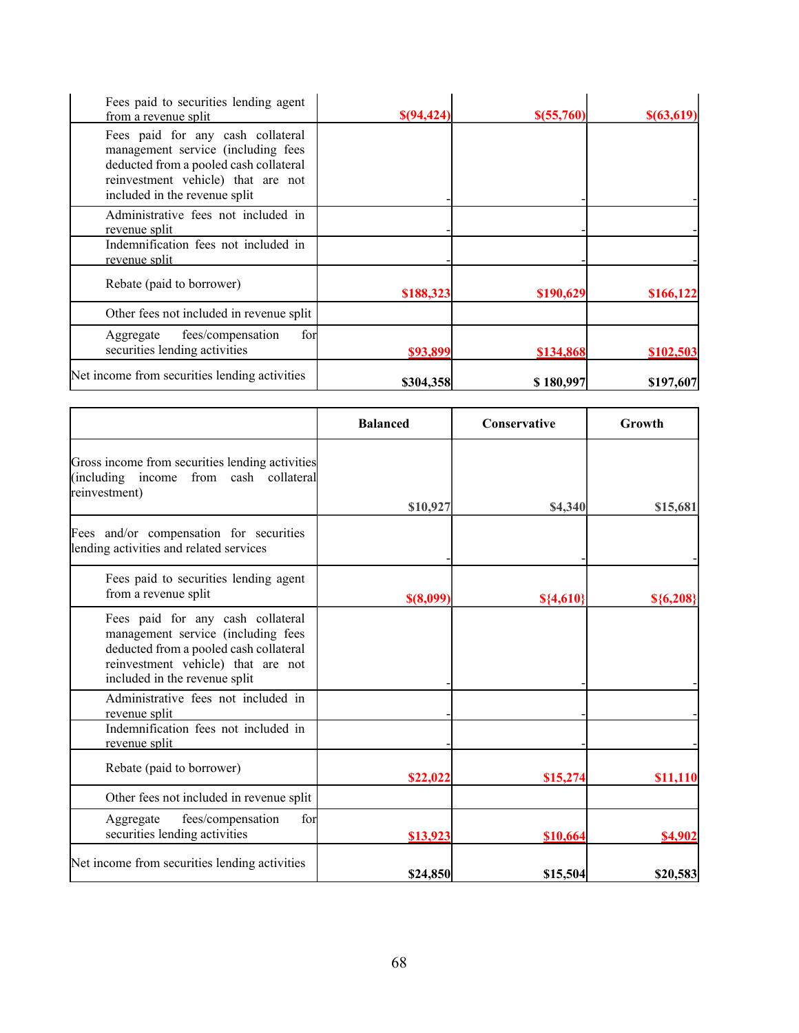| | | | |
|---|---|---|---|
| Fees paid to securities lending agent from a revenue split | $(94,424) | $(55,760) | $(63,619) |
| Fees paid for any cash collateral management service (including fees deducted from a pooled cash collateral reinvestment vehicle) that are not included in the revenue split | - | - | - |
| Administrative fees not included in revenue split | - | - | - |
| Indemnification fees not included in revenue split | - | - | - |
| Rebate (paid to borrower) | $188,323 | $190,629 | $166,122 |
| Other fees not included in revenue split | | | |
| Aggregate fees/compensation for securities lending activities | $93,899 | $134,868 | $102,503 |
| Net income from securities lending activities | $304,358 | $ 180,997 | $197,607 |

| | Balanced | Conservative | Growth |
|---|---|---|---|
| Gross income from securities lending activities (including income from cash collateral reinvestment) | $10,927 | $4,340 | $15,681 |
| Fees and/or compensation for securities lending activities and related services | - | - | - |
| Fees paid to securities lending agent from a revenue split | $(8,099) | ${4,610} | ${6,208} |
| Fees paid for any cash collateral management service (including fees deducted from a pooled cash collateral reinvestment vehicle) that are not included in the revenue split | - | - | - |
| Administrative fees not included in revenue split | - | - | - |
| Indemnification fees not included in revenue split | - | - | - |
| Rebate (paid to borrower) | $22,022 | $15,274 | $11,110 |
| Other fees not included in revenue split | | | |
| Aggregate fees/compensation for securities lending activities | $13,923 | $10,664 | $4,902 |
| Net income from securities lending activities | $24,850 | $15,504 | $20,583 |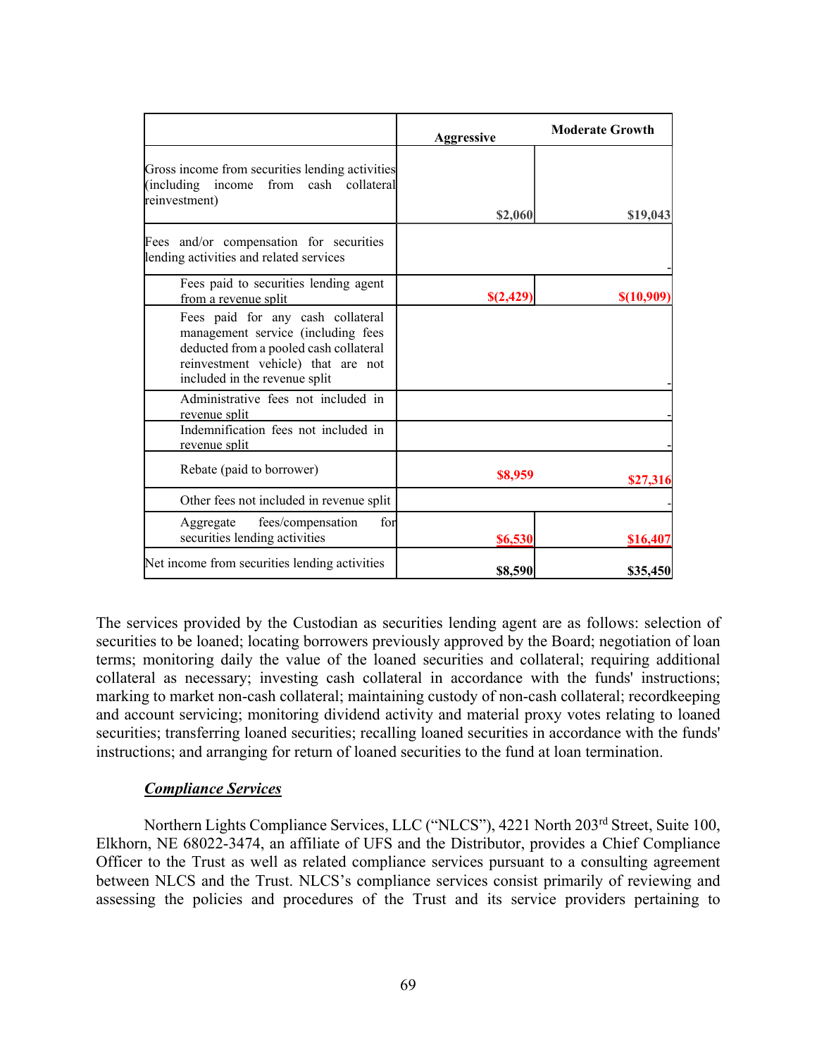| | Aggressive | Moderate Growth |
|---|---|---|
| Gross income from securities lending activities (including income from cash collateral reinvestment) | $2,060 | $19,043 |
| Fees and/or compensation for securities lending activities and related services | | - |
| Fees paid to securities lending agent from a revenue split | $(2,429) | $(10,909) |
| Fees paid for any cash collateral management service (including fees deducted from a pooled cash collateral reinvestment vehicle) that are not included in the revenue split | | - |
| Administrative fees not included in revenue split | | - |
| Indemnification fees not included in revenue split | | - |
| Rebate (paid to borrower) | $8,959 | $27,316 |
| Other fees not included in revenue split | | - |
| Aggregate fees/compensation for securities lending activities | $6,530 | $16,407 |
| Net income from securities lending activities | $8,590 | $35,450 |

The services provided by the Custodian as securities lending agent are as follows: selection of securities to be loaned; locating borrowers previously approved by the Board; negotiation of loan terms; monitoring daily the value of the loaned securities and collateral; requiring additional collateral as necessary; investing cash collateral in accordance with the funds' instructions; marking to market non-cash collateral; maintaining custody of non-cash collateral; recordkeeping and account servicing; monitoring dividend activity and material proxy votes relating to loaned securities; transferring loaned securities; recalling loaned securities in accordance with the funds' instructions; and arranging for return of loaned securities to the fund at loan termination.

***Compliance Services***

Northern Lights Compliance Services, LLC ("NLCS"), 4221 North 203rd Street, Suite 100, Elkhorn, NE 68022-3474, an affiliate of UFS and the Distributor, provides a Chief Compliance Officer to the Trust as well as related compliance services pursuant to a consulting agreement between NLCS and the Trust. NLCS's compliance services consist primarily of reviewing and assessing the policies and procedures of the Trust and its service providers pertaining to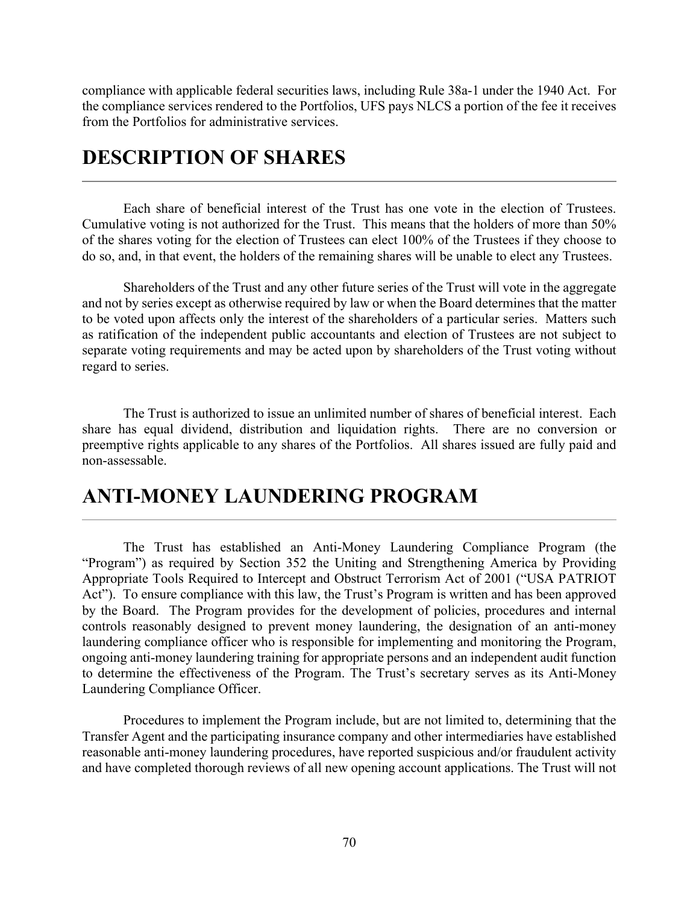compliance with applicable federal securities laws, including Rule 38a-1 under the 1940 Act. For the compliance services rendered to the Portfolios, UFS pays NLCS a portion of the fee it receives from the Portfolios for administrative services.

# DESCRIPTION OF SHARES

Each share of beneficial interest of the Trust has one vote in the election of Trustees. Cumulative voting is not authorized for the Trust. This means that the holders of more than 50% of the shares voting for the election of Trustees can elect 100% of the Trustees if they choose to do so, and, in that event, the holders of the remaining shares will be unable to elect any Trustees.

Shareholders of the Trust and any other future series of the Trust will vote in the aggregate and not by series except as otherwise required by law or when the Board determines that the matter to be voted upon affects only the interest of the shareholders of a particular series. Matters such as ratification of the independent public accountants and election of Trustees are not subject to separate voting requirements and may be acted upon by shareholders of the Trust voting without regard to series.

The Trust is authorized to issue an unlimited number of shares of beneficial interest. Each share has equal dividend, distribution and liquidation rights. There are no conversion or preemptive rights applicable to any shares of the Portfolios. All shares issued are fully paid and non-assessable.

# ANTI-MONEY LAUNDERING PROGRAM

The Trust has established an Anti-Money Laundering Compliance Program (the "Program") as required by Section 352 the Uniting and Strengthening America by Providing Appropriate Tools Required to Intercept and Obstruct Terrorism Act of 2001 ("USA PATRIOT Act"). To ensure compliance with this law, the Trust's Program is written and has been approved by the Board. The Program provides for the development of policies, procedures and internal controls reasonably designed to prevent money laundering, the designation of an anti-money laundering compliance officer who is responsible for implementing and monitoring the Program, ongoing anti-money laundering training for appropriate persons and an independent audit function to determine the effectiveness of the Program. The Trust's secretary serves as its Anti-Money Laundering Compliance Officer.

Procedures to implement the Program include, but are not limited to, determining that the Transfer Agent and the participating insurance company and other intermediaries have established reasonable anti-money laundering procedures, have reported suspicious and/or fraudulent activity and have completed thorough reviews of all new opening account applications. The Trust will not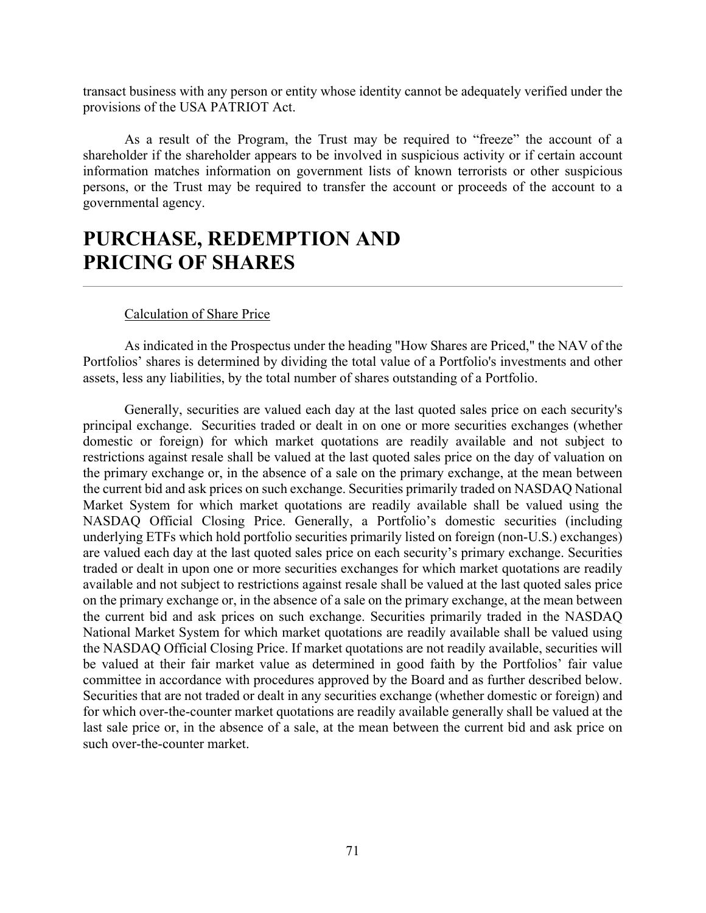transact business with any person or entity whose identity cannot be adequately verified under the provisions of the USA PATRIOT Act.

As a result of the Program, the Trust may be required to "freeze" the account of a shareholder if the shareholder appears to be involved in suspicious activity or if certain account information matches information on government lists of known terrorists or other suspicious persons, or the Trust may be required to transfer the account or proceeds of the account to a governmental agency.

# PURCHASE, REDEMPTION AND PRICING OF SHARES

Calculation of Share Price

As indicated in the Prospectus under the heading "How Shares are Priced," the NAV of the Portfolios' shares is determined by dividing the total value of a Portfolio's investments and other assets, less any liabilities, by the total number of shares outstanding of a Portfolio.

Generally, securities are valued each day at the last quoted sales price on each security's principal exchange. Securities traded or dealt in on one or more securities exchanges (whether domestic or foreign) for which market quotations are readily available and not subject to restrictions against resale shall be valued at the last quoted sales price on the day of valuation on the primary exchange or, in the absence of a sale on the primary exchange, at the mean between the current bid and ask prices on such exchange. Securities primarily traded on NASDAQ National Market System for which market quotations are readily available shall be valued using the NASDAQ Official Closing Price. Generally, a Portfolio's domestic securities (including underlying ETFs which hold portfolio securities primarily listed on foreign (non-U.S.) exchanges) are valued each day at the last quoted sales price on each security's primary exchange. Securities traded or dealt in upon one or more securities exchanges for which market quotations are readily available and not subject to restrictions against resale shall be valued at the last quoted sales price on the primary exchange or, in the absence of a sale on the primary exchange, at the mean between the current bid and ask prices on such exchange. Securities primarily traded in the NASDAQ National Market System for which market quotations are readily available shall be valued using the NASDAQ Official Closing Price. If market quotations are not readily available, securities will be valued at their fair market value as determined in good faith by the Portfolios' fair value committee in accordance with procedures approved by the Board and as further described below. Securities that are not traded or dealt in any securities exchange (whether domestic or foreign) and for which over-the-counter market quotations are readily available generally shall be valued at the last sale price or, in the absence of a sale, at the mean between the current bid and ask price on such over-the-counter market.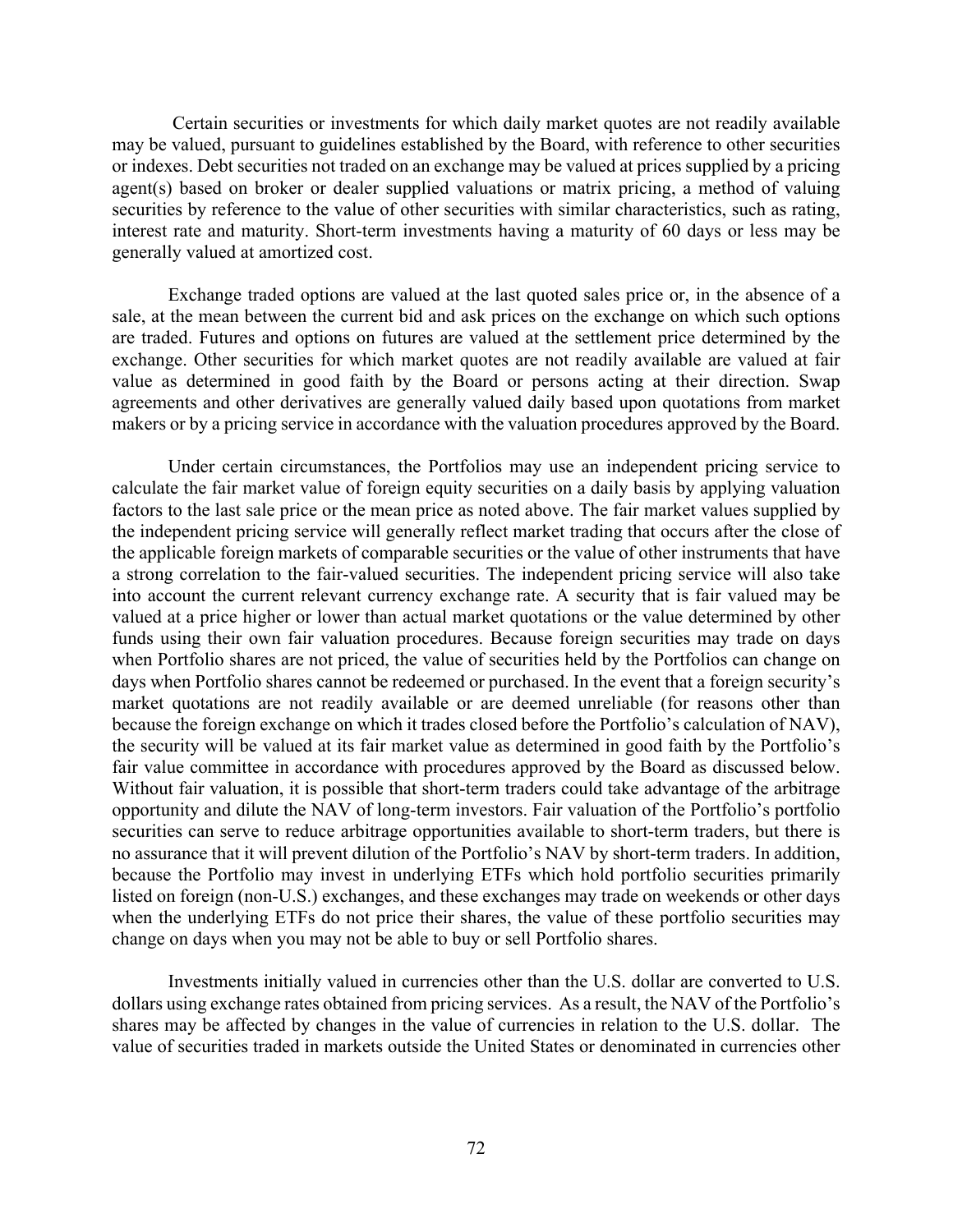Certain securities or investments for which daily market quotes are not readily available may be valued, pursuant to guidelines established by the Board, with reference to other securities or indexes. Debt securities not traded on an exchange may be valued at prices supplied by a pricing agent(s) based on broker or dealer supplied valuations or matrix pricing, a method of valuing securities by reference to the value of other securities with similar characteristics, such as rating, interest rate and maturity. Short-term investments having a maturity of 60 days or less may be generally valued at amortized cost.

Exchange traded options are valued at the last quoted sales price or, in the absence of a sale, at the mean between the current bid and ask prices on the exchange on which such options are traded. Futures and options on futures are valued at the settlement price determined by the exchange. Other securities for which market quotes are not readily available are valued at fair value as determined in good faith by the Board or persons acting at their direction. Swap agreements and other derivatives are generally valued daily based upon quotations from market makers or by a pricing service in accordance with the valuation procedures approved by the Board.

Under certain circumstances, the Portfolios may use an independent pricing service to calculate the fair market value of foreign equity securities on a daily basis by applying valuation factors to the last sale price or the mean price as noted above. The fair market values supplied by the independent pricing service will generally reflect market trading that occurs after the close of the applicable foreign markets of comparable securities or the value of other instruments that have a strong correlation to the fair-valued securities. The independent pricing service will also take into account the current relevant currency exchange rate. A security that is fair valued may be valued at a price higher or lower than actual market quotations or the value determined by other funds using their own fair valuation procedures. Because foreign securities may trade on days when Portfolio shares are not priced, the value of securities held by the Portfolios can change on days when Portfolio shares cannot be redeemed or purchased. In the event that a foreign security's market quotations are not readily available or are deemed unreliable (for reasons other than because the foreign exchange on which it trades closed before the Portfolio's calculation of NAV), the security will be valued at its fair market value as determined in good faith by the Portfolio's fair value committee in accordance with procedures approved by the Board as discussed below. Without fair valuation, it is possible that short-term traders could take advantage of the arbitrage opportunity and dilute the NAV of long-term investors. Fair valuation of the Portfolio's portfolio securities can serve to reduce arbitrage opportunities available to short-term traders, but there is no assurance that it will prevent dilution of the Portfolio's NAV by short-term traders. In addition, because the Portfolio may invest in underlying ETFs which hold portfolio securities primarily listed on foreign (non-U.S.) exchanges, and these exchanges may trade on weekends or other days when the underlying ETFs do not price their shares, the value of these portfolio securities may change on days when you may not be able to buy or sell Portfolio shares.

Investments initially valued in currencies other than the U.S. dollar are converted to U.S. dollars using exchange rates obtained from pricing services. As a result, the NAV of the Portfolio's shares may be affected by changes in the value of currencies in relation to the U.S. dollar. The value of securities traded in markets outside the United States or denominated in currencies other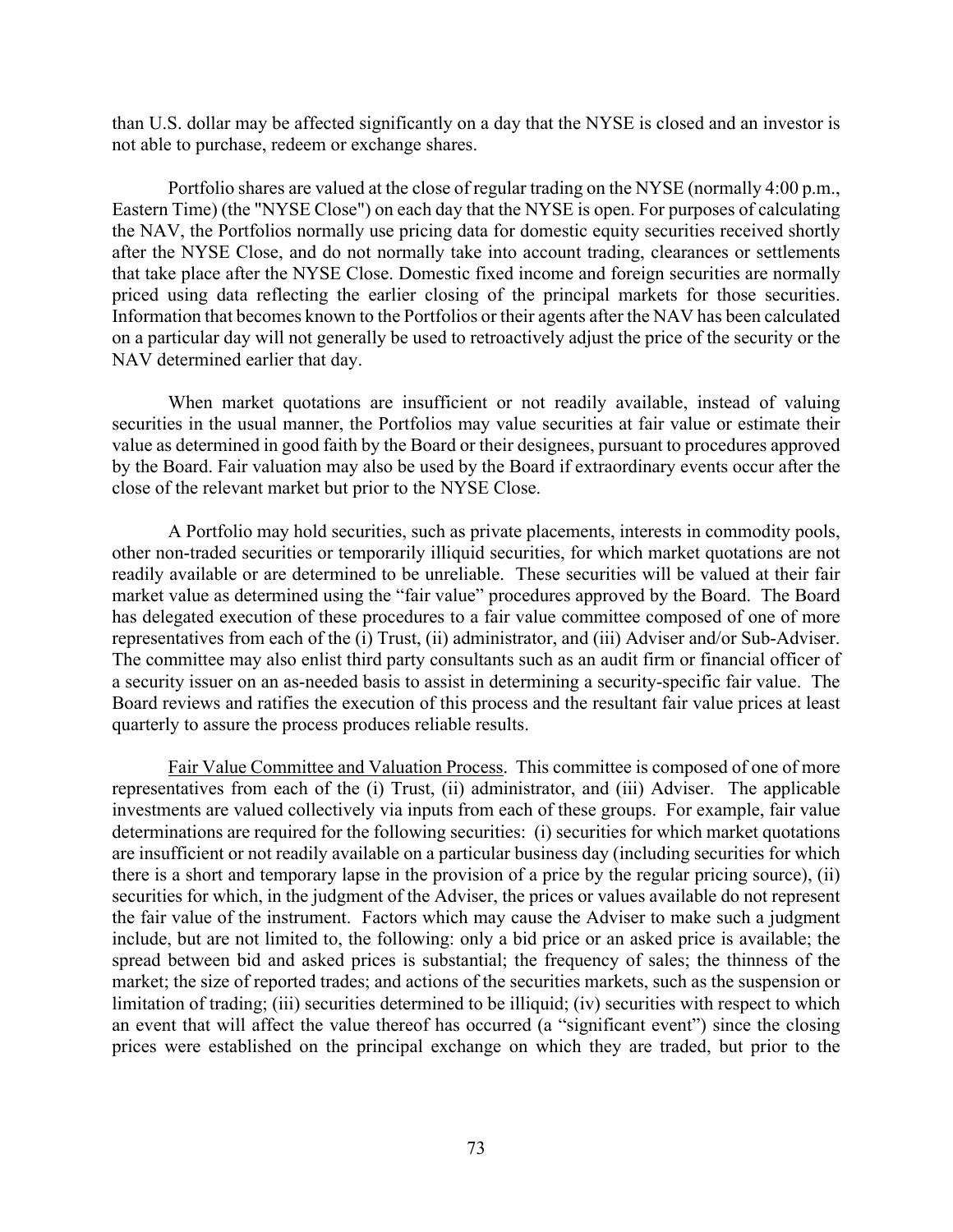than U.S. dollar may be affected significantly on a day that the NYSE is closed and an investor is not able to purchase, redeem or exchange shares.

Portfolio shares are valued at the close of regular trading on the NYSE (normally 4:00 p.m., Eastern Time) (the "NYSE Close") on each day that the NYSE is open. For purposes of calculating the NAV, the Portfolios normally use pricing data for domestic equity securities received shortly after the NYSE Close, and do not normally take into account trading, clearances or settlements that take place after the NYSE Close. Domestic fixed income and foreign securities are normally priced using data reflecting the earlier closing of the principal markets for those securities. Information that becomes known to the Portfolios or their agents after the NAV has been calculated on a particular day will not generally be used to retroactively adjust the price of the security or the NAV determined earlier that day.

When market quotations are insufficient or not readily available, instead of valuing securities in the usual manner, the Portfolios may value securities at fair value or estimate their value as determined in good faith by the Board or their designees, pursuant to procedures approved by the Board. Fair valuation may also be used by the Board if extraordinary events occur after the close of the relevant market but prior to the NYSE Close.

A Portfolio may hold securities, such as private placements, interests in commodity pools, other non-traded securities or temporarily illiquid securities, for which market quotations are not readily available or are determined to be unreliable. These securities will be valued at their fair market value as determined using the "fair value" procedures approved by the Board. The Board has delegated execution of these procedures to a fair value committee composed of one of more representatives from each of the (i) Trust, (ii) administrator, and (iii) Adviser and/or Sub-Adviser. The committee may also enlist third party consultants such as an audit firm or financial officer of a security issuer on an as-needed basis to assist in determining a security-specific fair value. The Board reviews and ratifies the execution of this process and the resultant fair value prices at least quarterly to assure the process produces reliable results.

Fair Value Committee and Valuation Process. This committee is composed of one of more representatives from each of the (i) Trust, (ii) administrator, and (iii) Adviser. The applicable investments are valued collectively via inputs from each of these groups. For example, fair value determinations are required for the following securities: (i) securities for which market quotations are insufficient or not readily available on a particular business day (including securities for which there is a short and temporary lapse in the provision of a price by the regular pricing source), (ii) securities for which, in the judgment of the Adviser, the prices or values available do not represent the fair value of the instrument. Factors which may cause the Adviser to make such a judgment include, but are not limited to, the following: only a bid price or an asked price is available; the spread between bid and asked prices is substantial; the frequency of sales; the thinness of the market; the size of reported trades; and actions of the securities markets, such as the suspension or limitation of trading; (iii) securities determined to be illiquid; (iv) securities with respect to which an event that will affect the value thereof has occurred (a "significant event") since the closing prices were established on the principal exchange on which they are traded, but prior to the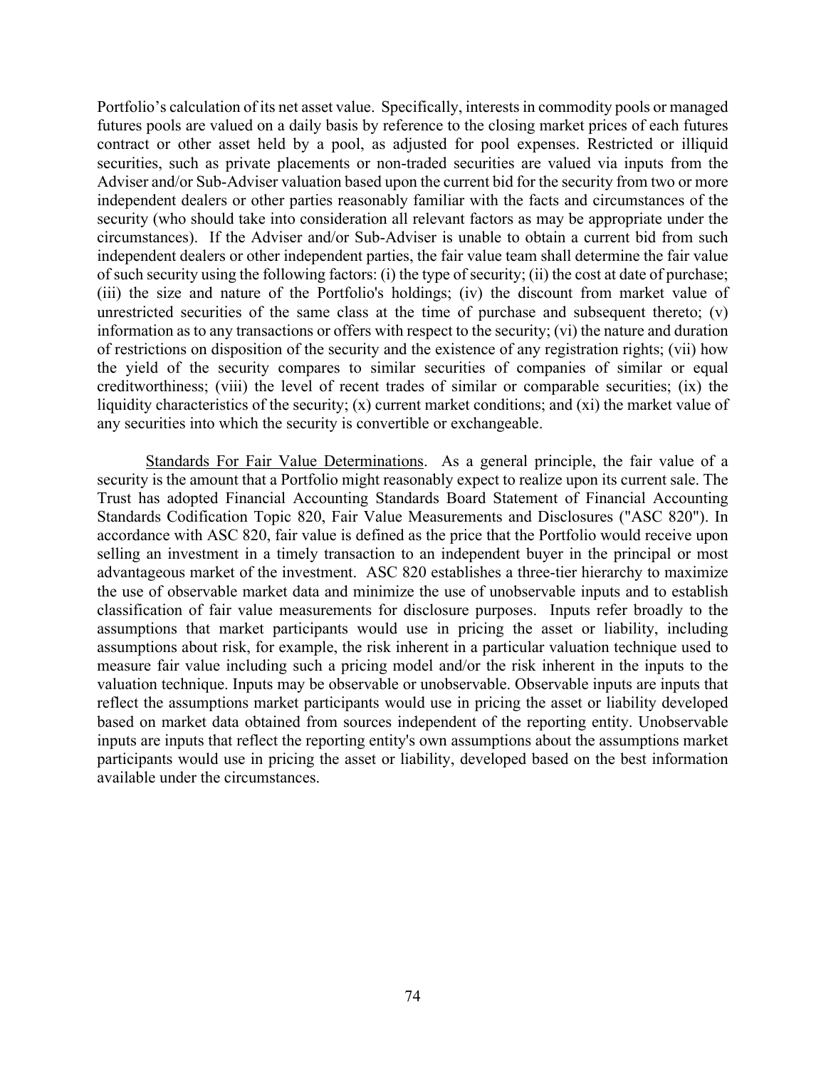Portfolio's calculation of its net asset value. Specifically, interests in commodity pools or managed futures pools are valued on a daily basis by reference to the closing market prices of each futures contract or other asset held by a pool, as adjusted for pool expenses. Restricted or illiquid securities, such as private placements or non-traded securities are valued via inputs from the Adviser and/or Sub-Adviser valuation based upon the current bid for the security from two or more independent dealers or other parties reasonably familiar with the facts and circumstances of the security (who should take into consideration all relevant factors as may be appropriate under the circumstances). If the Adviser and/or Sub-Adviser is unable to obtain a current bid from such independent dealers or other independent parties, the fair value team shall determine the fair value of such security using the following factors: (i) the type of security; (ii) the cost at date of purchase; (iii) the size and nature of the Portfolio's holdings; (iv) the discount from market value of unrestricted securities of the same class at the time of purchase and subsequent thereto; (v) information as to any transactions or offers with respect to the security; (vi) the nature and duration of restrictions on disposition of the security and the existence of any registration rights; (vii) how the yield of the security compares to similar securities of companies of similar or equal creditworthiness; (viii) the level of recent trades of similar or comparable securities; (ix) the liquidity characteristics of the security; (x) current market conditions; and (xi) the market value of any securities into which the security is convertible or exchangeable.

Standards For Fair Value Determinations. As a general principle, the fair value of a security is the amount that a Portfolio might reasonably expect to realize upon its current sale. The Trust has adopted Financial Accounting Standards Board Statement of Financial Accounting Standards Codification Topic 820, Fair Value Measurements and Disclosures ("ASC 820"). In accordance with ASC 820, fair value is defined as the price that the Portfolio would receive upon selling an investment in a timely transaction to an independent buyer in the principal or most advantageous market of the investment. ASC 820 establishes a three-tier hierarchy to maximize the use of observable market data and minimize the use of unobservable inputs and to establish classification of fair value measurements for disclosure purposes. Inputs refer broadly to the assumptions that market participants would use in pricing the asset or liability, including assumptions about risk, for example, the risk inherent in a particular valuation technique used to measure fair value including such a pricing model and/or the risk inherent in the inputs to the valuation technique. Inputs may be observable or unobservable. Observable inputs are inputs that reflect the assumptions market participants would use in pricing the asset or liability developed based on market data obtained from sources independent of the reporting entity. Unobservable inputs are inputs that reflect the reporting entity's own assumptions about the assumptions market participants would use in pricing the asset or liability, developed based on the best information available under the circumstances.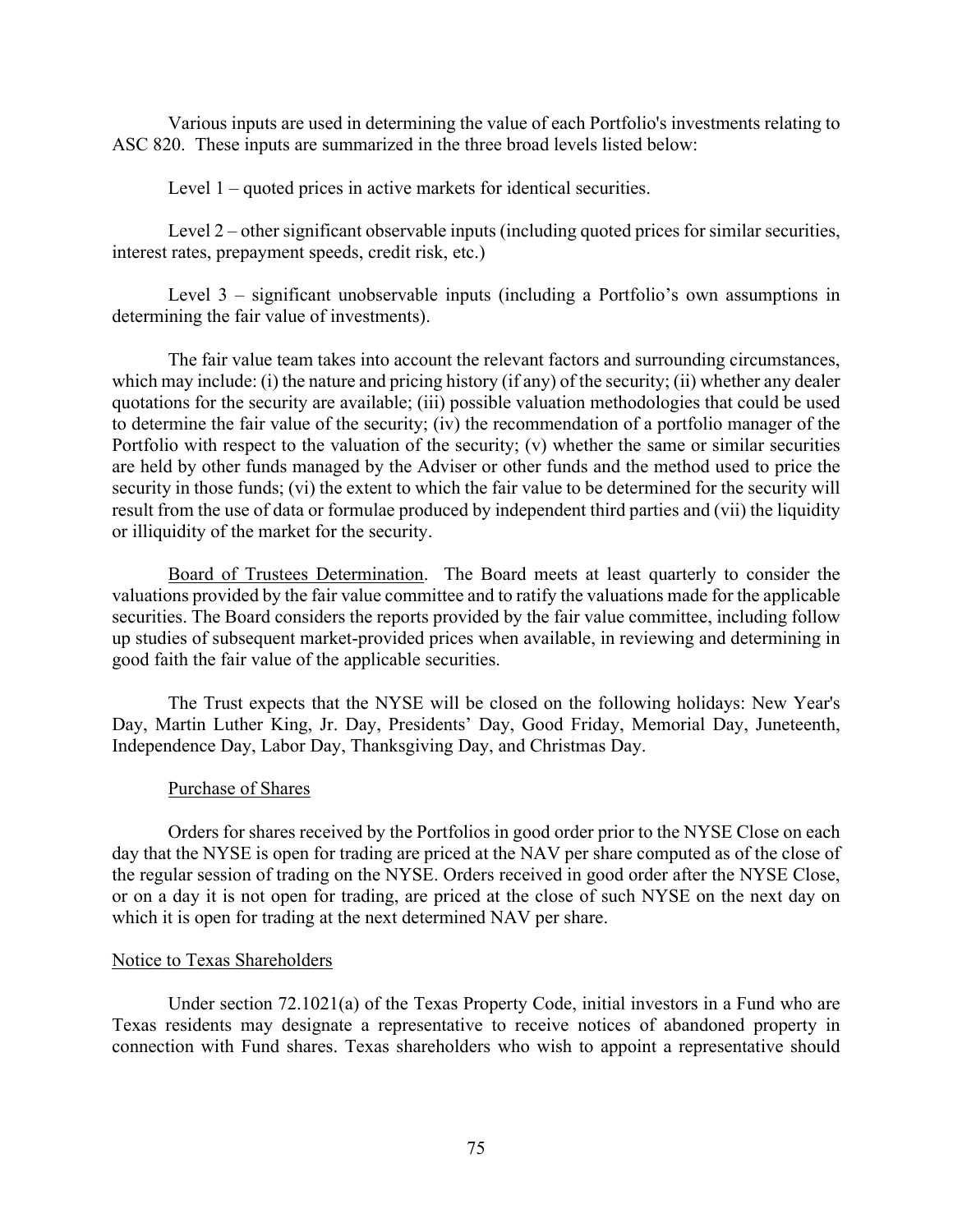Various inputs are used in determining the value of each Portfolio's investments relating to ASC 820. These inputs are summarized in the three broad levels listed below:

Level 1 – quoted prices in active markets for identical securities.

Level 2 – other significant observable inputs (including quoted prices for similar securities, interest rates, prepayment speeds, credit risk, etc.)

Level 3 – significant unobservable inputs (including a Portfolio's own assumptions in determining the fair value of investments).

The fair value team takes into account the relevant factors and surrounding circumstances, which may include: (i) the nature and pricing history (if any) of the security; (ii) whether any dealer quotations for the security are available; (iii) possible valuation methodologies that could be used to determine the fair value of the security; (iv) the recommendation of a portfolio manager of the Portfolio with respect to the valuation of the security; (v) whether the same or similar securities are held by other funds managed by the Adviser or other funds and the method used to price the security in those funds; (vi) the extent to which the fair value to be determined for the security will result from the use of data or formulae produced by independent third parties and (vii) the liquidity or illiquidity of the market for the security.

Board of Trustees Determination. The Board meets at least quarterly to consider the valuations provided by the fair value committee and to ratify the valuations made for the applicable securities. The Board considers the reports provided by the fair value committee, including follow up studies of subsequent market-provided prices when available, in reviewing and determining in good faith the fair value of the applicable securities.

The Trust expects that the NYSE will be closed on the following holidays: New Year's Day, Martin Luther King, Jr. Day, Presidents' Day, Good Friday, Memorial Day, Juneteenth, Independence Day, Labor Day, Thanksgiving Day, and Christmas Day.

## Purchase of Shares

Orders for shares received by the Portfolios in good order prior to the NYSE Close on each day that the NYSE is open for trading are priced at the NAV per share computed as of the close of the regular session of trading on the NYSE. Orders received in good order after the NYSE Close, or on a day it is not open for trading, are priced at the close of such NYSE on the next day on which it is open for trading at the next determined NAV per share.

## Notice to Texas Shareholders

Under section 72.1021(a) of the Texas Property Code, initial investors in a Fund who are Texas residents may designate a representative to receive notices of abandoned property in connection with Fund shares. Texas shareholders who wish to appoint a representative should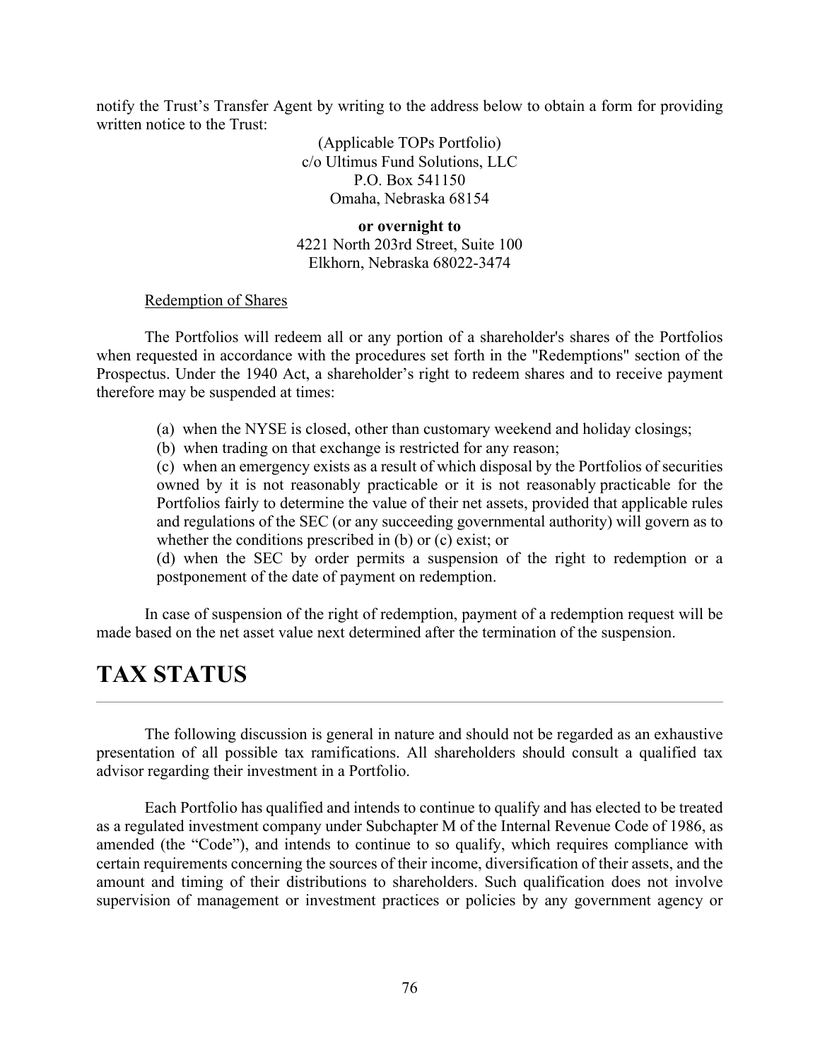notify the Trust's Transfer Agent by writing to the address below to obtain a form for providing written notice to the Trust:

(Applicable TOPs Portfolio)
c/o Ultimus Fund Solutions, LLC
P.O. Box 541150
Omaha, Nebraska 68154

**or overnight to**
4221 North 203rd Street, Suite 100
Elkhorn, Nebraska 68022-3474

Redemption of Shares

The Portfolios will redeem all or any portion of a shareholder's shares of the Portfolios when requested in accordance with the procedures set forth in the "Redemptions" section of the Prospectus. Under the 1940 Act, a shareholder's right to redeem shares and to receive payment therefore may be suspended at times:

(a) when the NYSE is closed, other than customary weekend and holiday closings;
(b) when trading on that exchange is restricted for any reason;
(c) when an emergency exists as a result of which disposal by the Portfolios of securities owned by it is not reasonably practicable or it is not reasonably practicable for the Portfolios fairly to determine the value of their net assets, provided that applicable rules and regulations of the SEC (or any succeeding governmental authority) will govern as to whether the conditions prescribed in (b) or (c) exist; or
(d) when the SEC by order permits a suspension of the right to redemption or a postponement of the date of payment on redemption.

In case of suspension of the right of redemption, payment of a redemption request will be made based on the net asset value next determined after the termination of the suspension.

# TAX STATUS

The following discussion is general in nature and should not be regarded as an exhaustive presentation of all possible tax ramifications. All shareholders should consult a qualified tax advisor regarding their investment in a Portfolio.

Each Portfolio has qualified and intends to continue to qualify and has elected to be treated as a regulated investment company under Subchapter M of the Internal Revenue Code of 1986, as amended (the "Code"), and intends to continue to so qualify, which requires compliance with certain requirements concerning the sources of their income, diversification of their assets, and the amount and timing of their distributions to shareholders. Such qualification does not involve supervision of management or investment practices or policies by any government agency or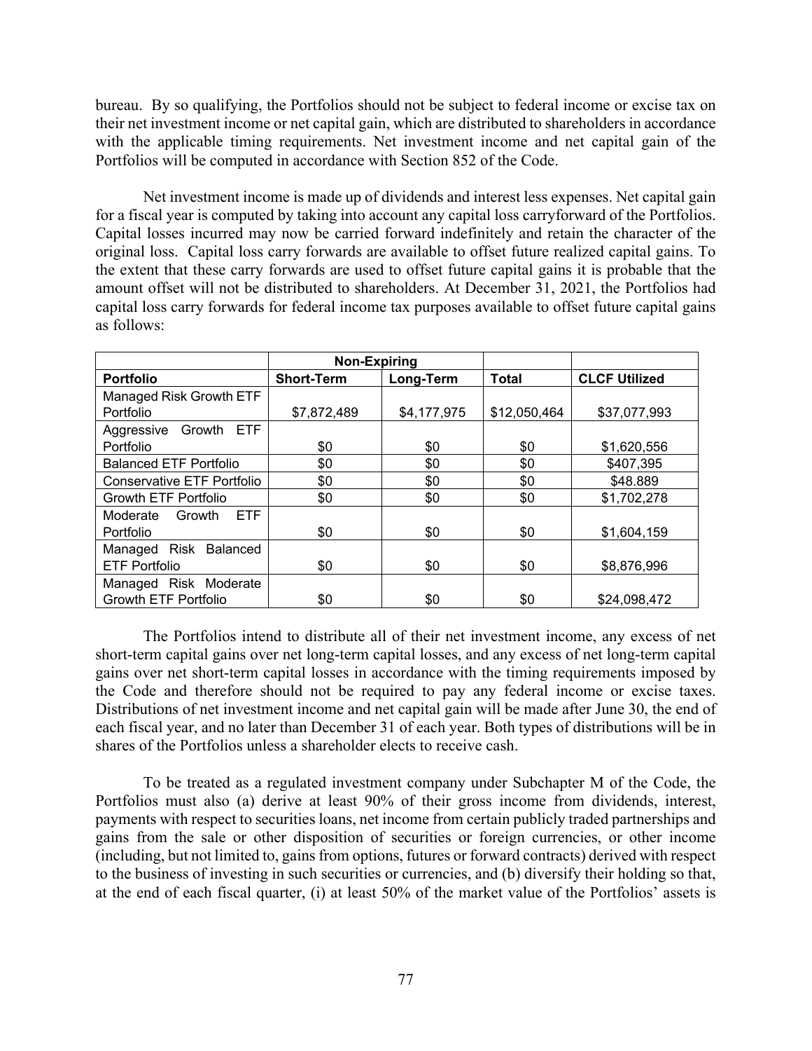bureau. By so qualifying, the Portfolios should not be subject to federal income or excise tax on their net investment income or net capital gain, which are distributed to shareholders in accordance with the applicable timing requirements. Net investment income and net capital gain of the Portfolios will be computed in accordance with Section 852 of the Code.

Net investment income is made up of dividends and interest less expenses. Net capital gain for a fiscal year is computed by taking into account any capital loss carryforward of the Portfolios. Capital losses incurred may now be carried forward indefinitely and retain the character of the original loss. Capital loss carry forwards are available to offset future realized capital gains. To the extent that these carry forwards are used to offset future capital gains it is probable that the amount offset will not be distributed to shareholders. At December 31, 2021, the Portfolios had capital loss carry forwards for federal income tax purposes available to offset future capital gains as follows:

| | **Non-Expiring** | | | |
|---|---|---|---|---|
| **Portfolio** | **Short-Term** | **Long-Term** | **Total** | **CLCF Utilized** |
| Managed Risk Growth ETF Portfolio | $7,872,489 | $4,177,975 | $12,050,464 | $37,077,993 |
| Aggressive Growth ETF Portfolio | $0 | $0 | $0 | $1,620,556 |
| Balanced ETF Portfolio | $0 | $0 | $0 | $407,395 |
| Conservative ETF Portfolio | $0 | $0 | $0 | $48.889 |
| Growth ETF Portfolio | $0 | $0 | $0 | $1,702,278 |
| Moderate Growth ETF Portfolio | $0 | $0 | $0 | $1,604,159 |
| Managed Risk Balanced ETF Portfolio | $0 | $0 | $0 | $8,876,996 |
| Managed Risk Moderate Growth ETF Portfolio | $0 | $0 | $0 | $24,098,472 |

The Portfolios intend to distribute all of their net investment income, any excess of net short-term capital gains over net long-term capital losses, and any excess of net long-term capital gains over net short-term capital losses in accordance with the timing requirements imposed by the Code and therefore should not be required to pay any federal income or excise taxes. Distributions of net investment income and net capital gain will be made after June 30, the end of each fiscal year, and no later than December 31 of each year. Both types of distributions will be in shares of the Portfolios unless a shareholder elects to receive cash.

To be treated as a regulated investment company under Subchapter M of the Code, the Portfolios must also (a) derive at least 90% of their gross income from dividends, interest, payments with respect to securities loans, net income from certain publicly traded partnerships and gains from the sale or other disposition of securities or foreign currencies, or other income (including, but not limited to, gains from options, futures or forward contracts) derived with respect to the business of investing in such securities or currencies, and (b) diversify their holding so that, at the end of each fiscal quarter, (i) at least 50% of the market value of the Portfolios' assets is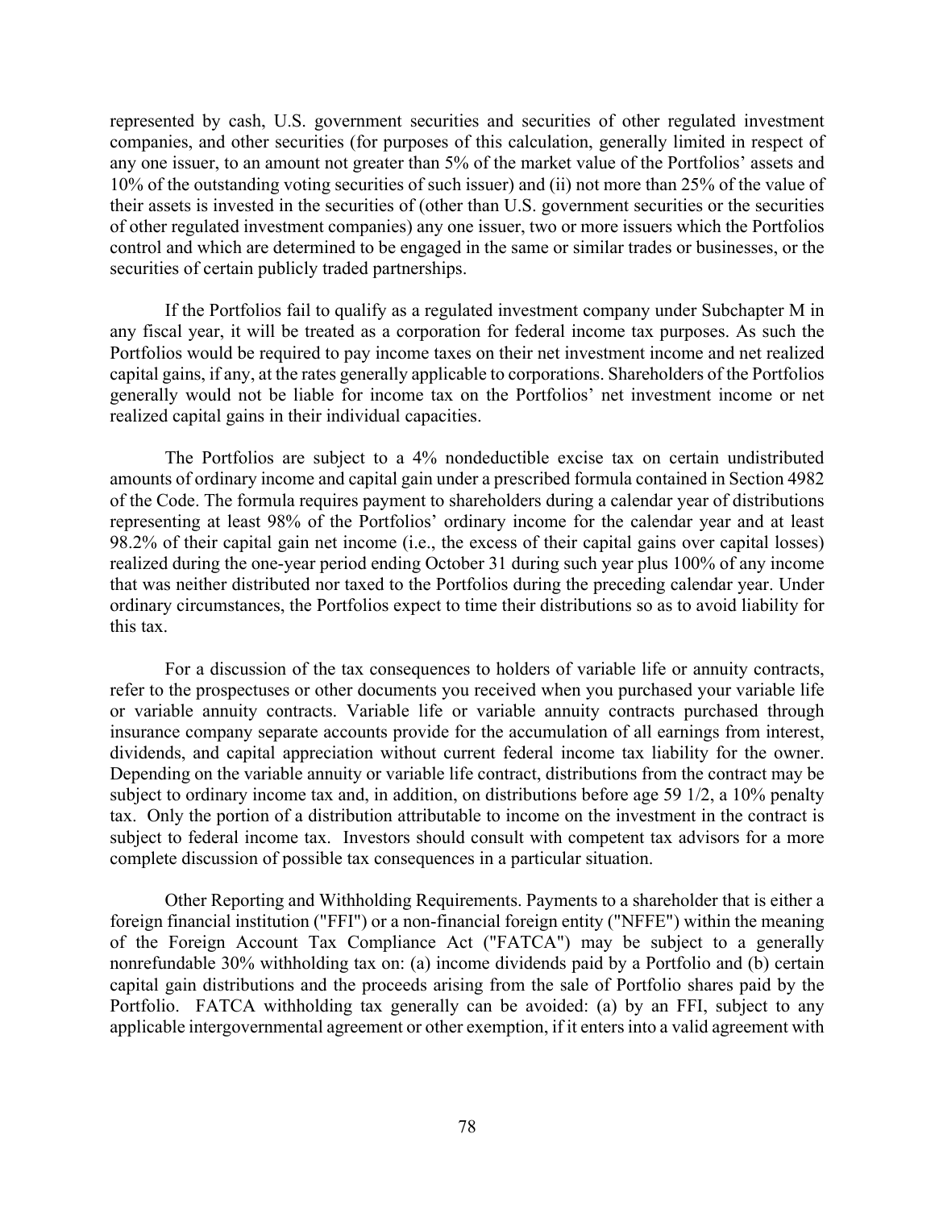represented by cash, U.S. government securities and securities of other regulated investment companies, and other securities (for purposes of this calculation, generally limited in respect of any one issuer, to an amount not greater than 5% of the market value of the Portfolios' assets and 10% of the outstanding voting securities of such issuer) and (ii) not more than 25% of the value of their assets is invested in the securities of (other than U.S. government securities or the securities of other regulated investment companies) any one issuer, two or more issuers which the Portfolios control and which are determined to be engaged in the same or similar trades or businesses, or the securities of certain publicly traded partnerships.

If the Portfolios fail to qualify as a regulated investment company under Subchapter M in any fiscal year, it will be treated as a corporation for federal income tax purposes. As such the Portfolios would be required to pay income taxes on their net investment income and net realized capital gains, if any, at the rates generally applicable to corporations. Shareholders of the Portfolios generally would not be liable for income tax on the Portfolios' net investment income or net realized capital gains in their individual capacities.

The Portfolios are subject to a 4% nondeductible excise tax on certain undistributed amounts of ordinary income and capital gain under a prescribed formula contained in Section 4982 of the Code. The formula requires payment to shareholders during a calendar year of distributions representing at least 98% of the Portfolios' ordinary income for the calendar year and at least 98.2% of their capital gain net income (i.e., the excess of their capital gains over capital losses) realized during the one-year period ending October 31 during such year plus 100% of any income that was neither distributed nor taxed to the Portfolios during the preceding calendar year. Under ordinary circumstances, the Portfolios expect to time their distributions so as to avoid liability for this tax.

For a discussion of the tax consequences to holders of variable life or annuity contracts, refer to the prospectuses or other documents you received when you purchased your variable life or variable annuity contracts. Variable life or variable annuity contracts purchased through insurance company separate accounts provide for the accumulation of all earnings from interest, dividends, and capital appreciation without current federal income tax liability for the owner. Depending on the variable annuity or variable life contract, distributions from the contract may be subject to ordinary income tax and, in addition, on distributions before age 59 1/2, a 10% penalty tax. Only the portion of a distribution attributable to income on the investment in the contract is subject to federal income tax. Investors should consult with competent tax advisors for a more complete discussion of possible tax consequences in a particular situation.

Other Reporting and Withholding Requirements. Payments to a shareholder that is either a foreign financial institution ("FFI") or a non-financial foreign entity ("NFFE") within the meaning of the Foreign Account Tax Compliance Act ("FATCA") may be subject to a generally nonrefundable 30% withholding tax on: (a) income dividends paid by a Portfolio and (b) certain capital gain distributions and the proceeds arising from the sale of Portfolio shares paid by the Portfolio. FATCA withholding tax generally can be avoided: (a) by an FFI, subject to any applicable intergovernmental agreement or other exemption, if it enters into a valid agreement with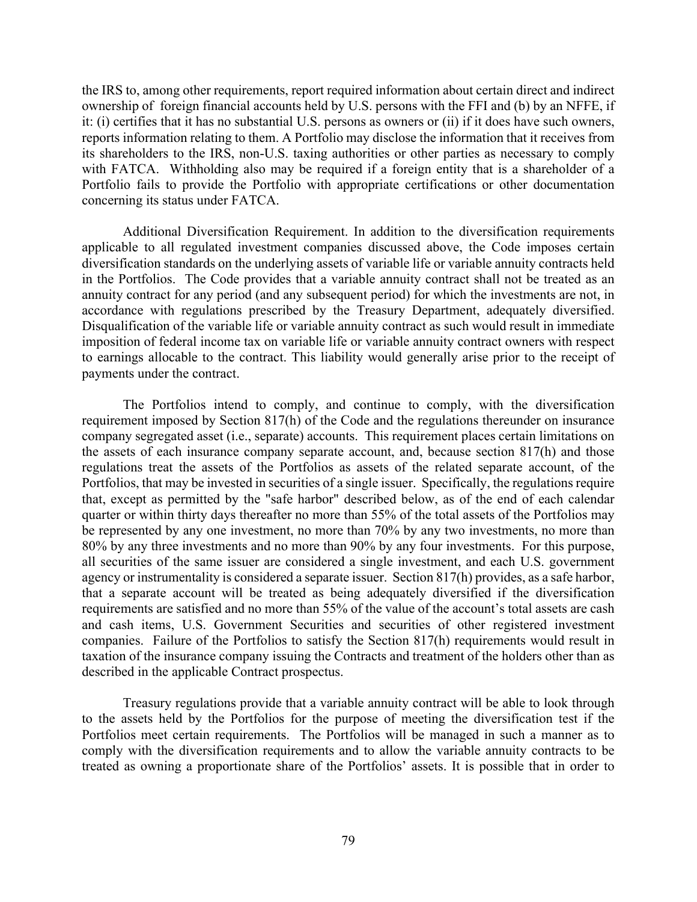the IRS to, among other requirements, report required information about certain direct and indirect ownership of foreign financial accounts held by U.S. persons with the FFI and (b) by an NFFE, if it: (i) certifies that it has no substantial U.S. persons as owners or (ii) if it does have such owners, reports information relating to them. A Portfolio may disclose the information that it receives from its shareholders to the IRS, non-U.S. taxing authorities or other parties as necessary to comply with FATCA. Withholding also may be required if a foreign entity that is a shareholder of a Portfolio fails to provide the Portfolio with appropriate certifications or other documentation concerning its status under FATCA.

Additional Diversification Requirement. In addition to the diversification requirements applicable to all regulated investment companies discussed above, the Code imposes certain diversification standards on the underlying assets of variable life or variable annuity contracts held in the Portfolios. The Code provides that a variable annuity contract shall not be treated as an annuity contract for any period (and any subsequent period) for which the investments are not, in accordance with regulations prescribed by the Treasury Department, adequately diversified. Disqualification of the variable life or variable annuity contract as such would result in immediate imposition of federal income tax on variable life or variable annuity contract owners with respect to earnings allocable to the contract. This liability would generally arise prior to the receipt of payments under the contract.

The Portfolios intend to comply, and continue to comply, with the diversification requirement imposed by Section 817(h) of the Code and the regulations thereunder on insurance company segregated asset (i.e., separate) accounts. This requirement places certain limitations on the assets of each insurance company separate account, and, because section 817(h) and those regulations treat the assets of the Portfolios as assets of the related separate account, of the Portfolios, that may be invested in securities of a single issuer. Specifically, the regulations require that, except as permitted by the "safe harbor" described below, as of the end of each calendar quarter or within thirty days thereafter no more than 55% of the total assets of the Portfolios may be represented by any one investment, no more than 70% by any two investments, no more than 80% by any three investments and no more than 90% by any four investments. For this purpose, all securities of the same issuer are considered a single investment, and each U.S. government agency or instrumentality is considered a separate issuer. Section 817(h) provides, as a safe harbor, that a separate account will be treated as being adequately diversified if the diversification requirements are satisfied and no more than 55% of the value of the account's total assets are cash and cash items, U.S. Government Securities and securities of other registered investment companies. Failure of the Portfolios to satisfy the Section 817(h) requirements would result in taxation of the insurance company issuing the Contracts and treatment of the holders other than as described in the applicable Contract prospectus.

Treasury regulations provide that a variable annuity contract will be able to look through to the assets held by the Portfolios for the purpose of meeting the diversification test if the Portfolios meet certain requirements. The Portfolios will be managed in such a manner as to comply with the diversification requirements and to allow the variable annuity contracts to be treated as owning a proportionate share of the Portfolios' assets. It is possible that in order to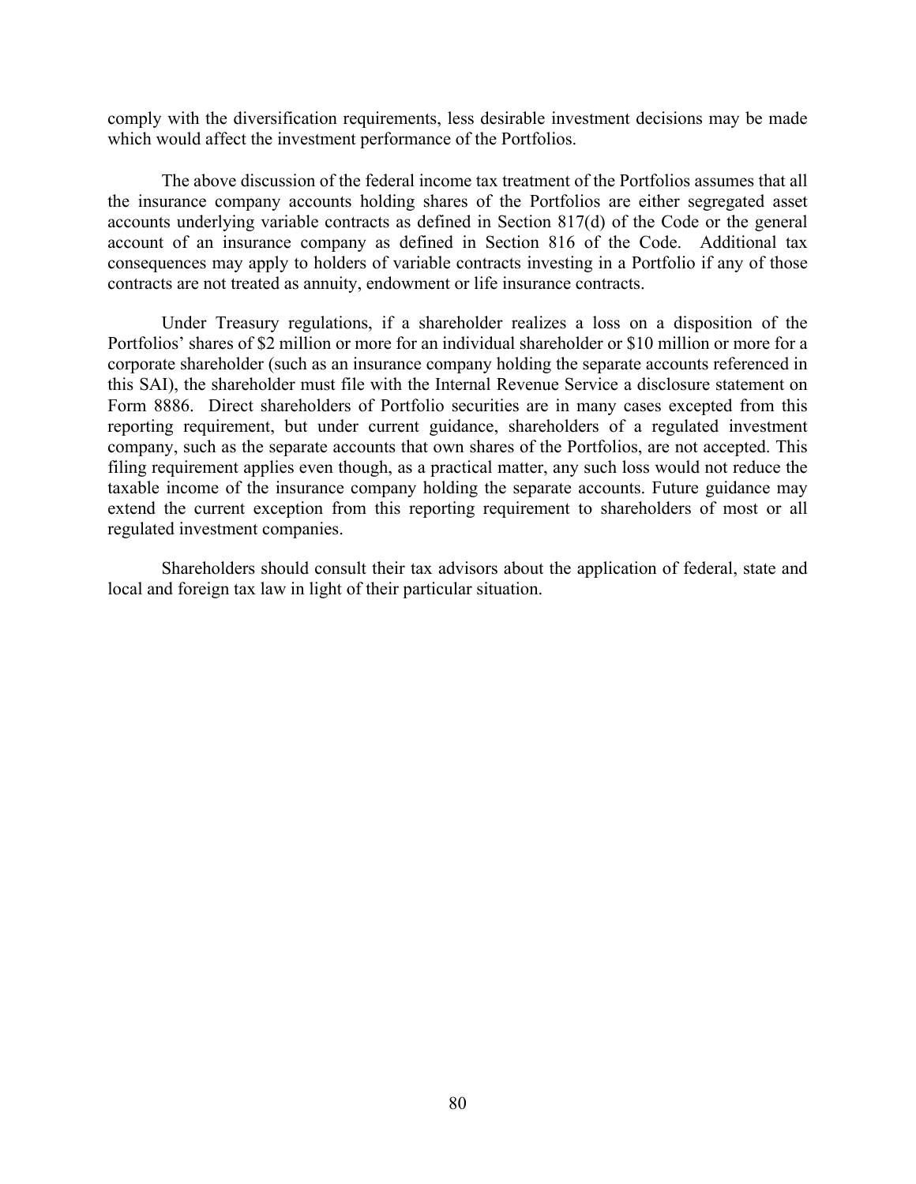comply with the diversification requirements, less desirable investment decisions may be made which would affect the investment performance of the Portfolios.

The above discussion of the federal income tax treatment of the Portfolios assumes that all the insurance company accounts holding shares of the Portfolios are either segregated asset accounts underlying variable contracts as defined in Section 817(d) of the Code or the general account of an insurance company as defined in Section 816 of the Code. Additional tax consequences may apply to holders of variable contracts investing in a Portfolio if any of those contracts are not treated as annuity, endowment or life insurance contracts.

Under Treasury regulations, if a shareholder realizes a loss on a disposition of the Portfolios' shares of $2 million or more for an individual shareholder or $10 million or more for a corporate shareholder (such as an insurance company holding the separate accounts referenced in this SAI), the shareholder must file with the Internal Revenue Service a disclosure statement on Form 8886. Direct shareholders of Portfolio securities are in many cases excepted from this reporting requirement, but under current guidance, shareholders of a regulated investment company, such as the separate accounts that own shares of the Portfolios, are not accepted. This filing requirement applies even though, as a practical matter, any such loss would not reduce the taxable income of the insurance company holding the separate accounts. Future guidance may extend the current exception from this reporting requirement to shareholders of most or all regulated investment companies.

Shareholders should consult their tax advisors about the application of federal, state and local and foreign tax law in light of their particular situation.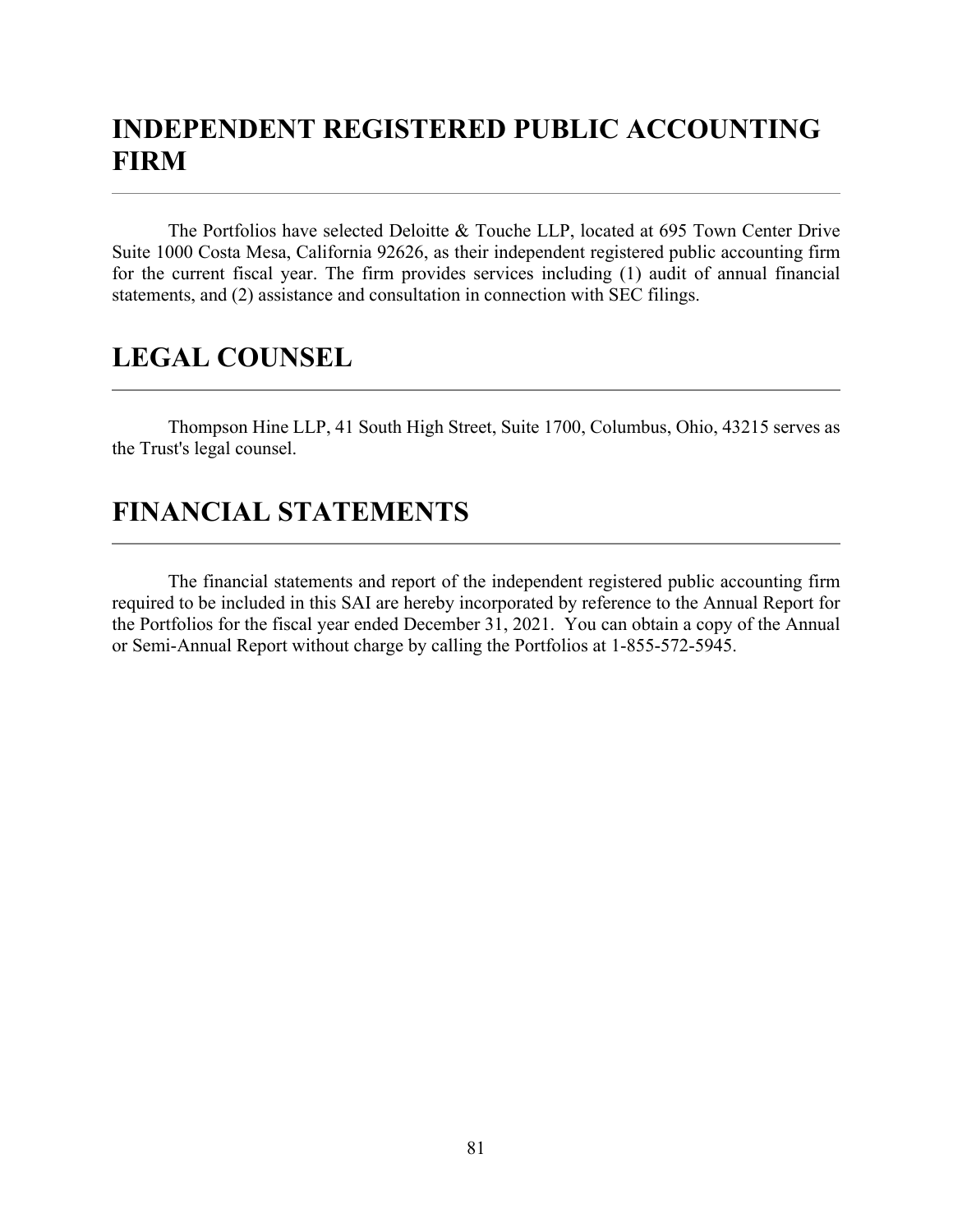# INDEPENDENT REGISTERED PUBLIC ACCOUNTING FIRM

The Portfolios have selected Deloitte & Touche LLP, located at 695 Town Center Drive Suite 1000 Costa Mesa, California 92626, as their independent registered public accounting firm for the current fiscal year. The firm provides services including (1) audit of annual financial statements, and (2) assistance and consultation in connection with SEC filings.

# LEGAL COUNSEL

Thompson Hine LLP, 41 South High Street, Suite 1700, Columbus, Ohio, 43215 serves as the Trust's legal counsel.

# FINANCIAL STATEMENTS

The financial statements and report of the independent registered public accounting firm required to be included in this SAI are hereby incorporated by reference to the Annual Report for the Portfolios for the fiscal year ended December 31, 2021. You can obtain a copy of the Annual or Semi-Annual Report without charge by calling the Portfolios at 1-855-572-5945.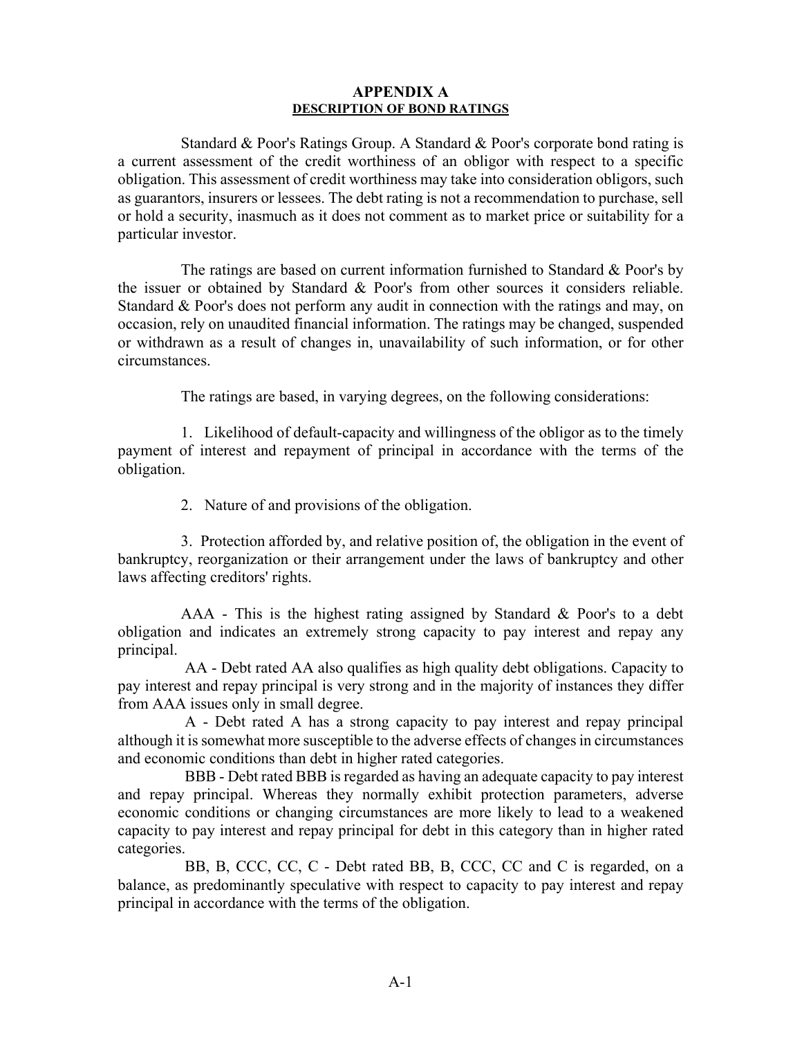# APPENDIX A

## DESCRIPTION OF BOND RATINGS

Standard & Poor's Ratings Group. A Standard & Poor's corporate bond rating is a current assessment of the credit worthiness of an obligor with respect to a specific obligation. This assessment of credit worthiness may take into consideration obligors, such as guarantors, insurers or lessees. The debt rating is not a recommendation to purchase, sell or hold a security, inasmuch as it does not comment as to market price or suitability for a particular investor.

The ratings are based on current information furnished to Standard & Poor's by the issuer or obtained by Standard & Poor's from other sources it considers reliable. Standard & Poor's does not perform any audit in connection with the ratings and may, on occasion, rely on unaudited financial information. The ratings may be changed, suspended or withdrawn as a result of changes in, unavailability of such information, or for other circumstances.

The ratings are based, in varying degrees, on the following considerations:

1. Likelihood of default-capacity and willingness of the obligor as to the timely payment of interest and repayment of principal in accordance with the terms of the obligation.

2. Nature of and provisions of the obligation.

3. Protection afforded by, and relative position of, the obligation in the event of bankruptcy, reorganization or their arrangement under the laws of bankruptcy and other laws affecting creditors' rights.

AAA - This is the highest rating assigned by Standard & Poor's to a debt obligation and indicates an extremely strong capacity to pay interest and repay any principal.

AA - Debt rated AA also qualifies as high quality debt obligations. Capacity to pay interest and repay principal is very strong and in the majority of instances they differ from AAA issues only in small degree.

A - Debt rated A has a strong capacity to pay interest and repay principal although it is somewhat more susceptible to the adverse effects of changes in circumstances and economic conditions than debt in higher rated categories.

BBB - Debt rated BBB is regarded as having an adequate capacity to pay interest and repay principal. Whereas they normally exhibit protection parameters, adverse economic conditions or changing circumstances are more likely to lead to a weakened capacity to pay interest and repay principal for debt in this category than in higher rated categories.

BB, B, CCC, CC, C - Debt rated BB, B, CCC, CC and C is regarded, on a balance, as predominantly speculative with respect to capacity to pay interest and repay principal in accordance with the terms of the obligation.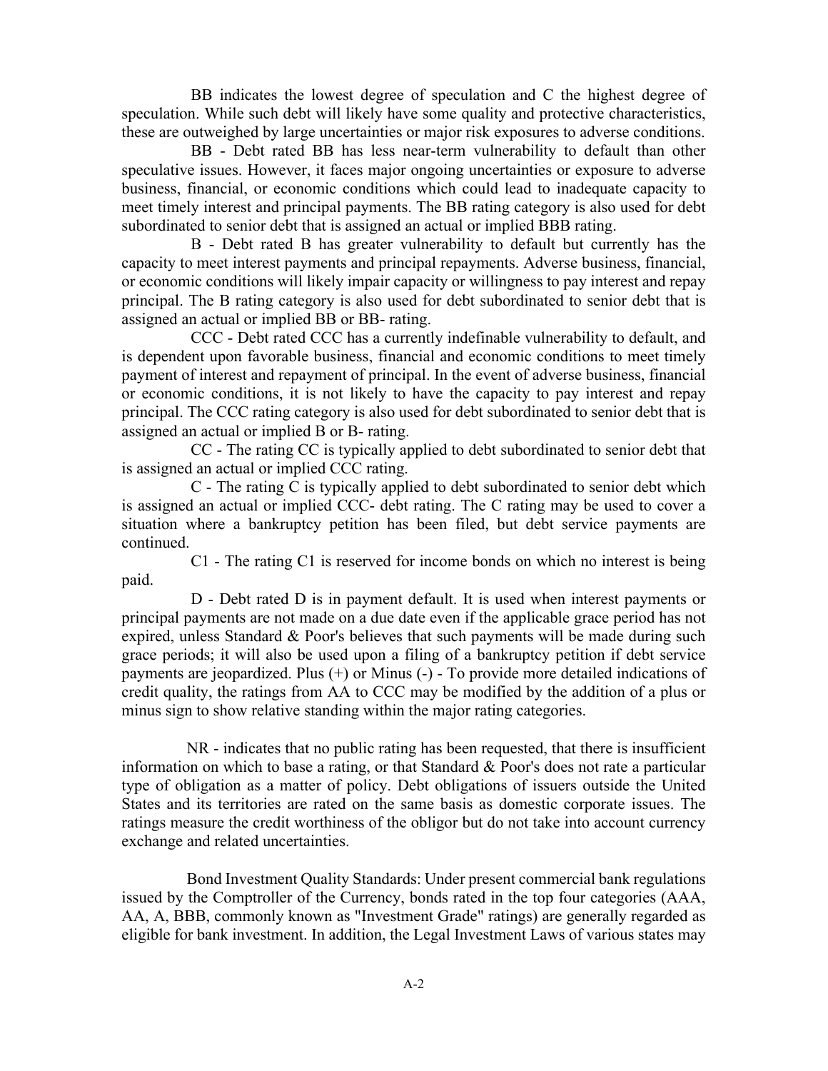BB indicates the lowest degree of speculation and C the highest degree of speculation. While such debt will likely have some quality and protective characteristics, these are outweighed by large uncertainties or major risk exposures to adverse conditions.

BB - Debt rated BB has less near-term vulnerability to default than other speculative issues. However, it faces major ongoing uncertainties or exposure to adverse business, financial, or economic conditions which could lead to inadequate capacity to meet timely interest and principal payments. The BB rating category is also used for debt subordinated to senior debt that is assigned an actual or implied BBB rating.

B - Debt rated B has greater vulnerability to default but currently has the capacity to meet interest payments and principal repayments. Adverse business, financial, or economic conditions will likely impair capacity or willingness to pay interest and repay principal. The B rating category is also used for debt subordinated to senior debt that is assigned an actual or implied BB or BB- rating.

CCC - Debt rated CCC has a currently indefinable vulnerability to default, and is dependent upon favorable business, financial and economic conditions to meet timely payment of interest and repayment of principal. In the event of adverse business, financial or economic conditions, it is not likely to have the capacity to pay interest and repay principal. The CCC rating category is also used for debt subordinated to senior debt that is assigned an actual or implied B or B- rating.

CC - The rating CC is typically applied to debt subordinated to senior debt that is assigned an actual or implied CCC rating.

C - The rating C is typically applied to debt subordinated to senior debt which is assigned an actual or implied CCC- debt rating. The C rating may be used to cover a situation where a bankruptcy petition has been filed, but debt service payments are continued.

C1 - The rating C1 is reserved for income bonds on which no interest is being paid.

D - Debt rated D is in payment default. It is used when interest payments or principal payments are not made on a due date even if the applicable grace period has not expired, unless Standard & Poor's believes that such payments will be made during such grace periods; it will also be used upon a filing of a bankruptcy petition if debt service payments are jeopardized. Plus (+) or Minus (-) - To provide more detailed indications of credit quality, the ratings from AA to CCC may be modified by the addition of a plus or minus sign to show relative standing within the major rating categories.

NR - indicates that no public rating has been requested, that there is insufficient information on which to base a rating, or that Standard & Poor's does not rate a particular type of obligation as a matter of policy. Debt obligations of issuers outside the United States and its territories are rated on the same basis as domestic corporate issues. The ratings measure the credit worthiness of the obligor but do not take into account currency exchange and related uncertainties.

Bond Investment Quality Standards: Under present commercial bank regulations issued by the Comptroller of the Currency, bonds rated in the top four categories (AAA, AA, A, BBB, commonly known as "Investment Grade" ratings) are generally regarded as eligible for bank investment. In addition, the Legal Investment Laws of various states may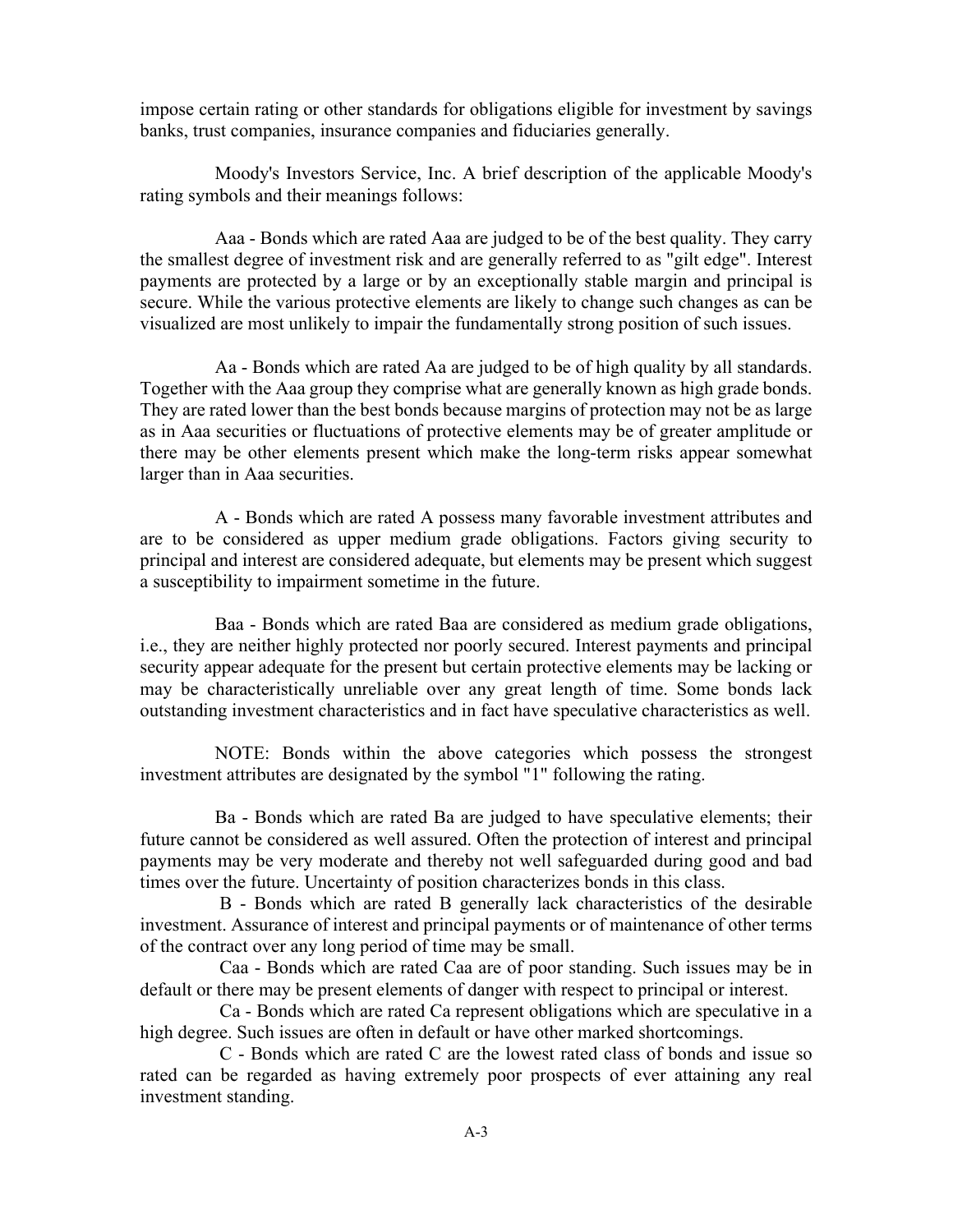impose certain rating or other standards for obligations eligible for investment by savings banks, trust companies, insurance companies and fiduciaries generally.

Moody's Investors Service, Inc. A brief description of the applicable Moody's rating symbols and their meanings follows:

Aaa - Bonds which are rated Aaa are judged to be of the best quality. They carry the smallest degree of investment risk and are generally referred to as "gilt edge". Interest payments are protected by a large or by an exceptionally stable margin and principal is secure. While the various protective elements are likely to change such changes as can be visualized are most unlikely to impair the fundamentally strong position of such issues.

Aa - Bonds which are rated Aa are judged to be of high quality by all standards. Together with the Aaa group they comprise what are generally known as high grade bonds. They are rated lower than the best bonds because margins of protection may not be as large as in Aaa securities or fluctuations of protective elements may be of greater amplitude or there may be other elements present which make the long-term risks appear somewhat larger than in Aaa securities.

A - Bonds which are rated A possess many favorable investment attributes and are to be considered as upper medium grade obligations. Factors giving security to principal and interest are considered adequate, but elements may be present which suggest a susceptibility to impairment sometime in the future.

Baa - Bonds which are rated Baa are considered as medium grade obligations, i.e., they are neither highly protected nor poorly secured. Interest payments and principal security appear adequate for the present but certain protective elements may be lacking or may be characteristically unreliable over any great length of time. Some bonds lack outstanding investment characteristics and in fact have speculative characteristics as well.

NOTE: Bonds within the above categories which possess the strongest investment attributes are designated by the symbol "1" following the rating.

Ba - Bonds which are rated Ba are judged to have speculative elements; their future cannot be considered as well assured. Often the protection of interest and principal payments may be very moderate and thereby not well safeguarded during good and bad times over the future. Uncertainty of position characterizes bonds in this class.

B - Bonds which are rated B generally lack characteristics of the desirable investment. Assurance of interest and principal payments or of maintenance of other terms of the contract over any long period of time may be small.

Caa - Bonds which are rated Caa are of poor standing. Such issues may be in default or there may be present elements of danger with respect to principal or interest.

Ca - Bonds which are rated Ca represent obligations which are speculative in a high degree. Such issues are often in default or have other marked shortcomings.

C - Bonds which are rated C are the lowest rated class of bonds and issue so rated can be regarded as having extremely poor prospects of ever attaining any real investment standing.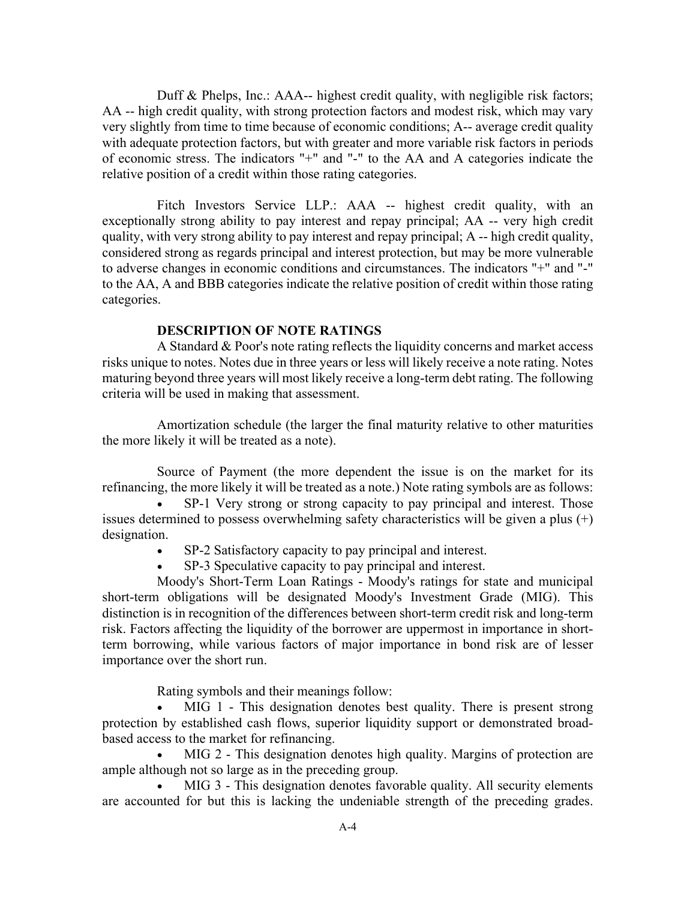Duff & Phelps, Inc.: AAA-- highest credit quality, with negligible risk factors; AA -- high credit quality, with strong protection factors and modest risk, which may vary very slightly from time to time because of economic conditions; A-- average credit quality with adequate protection factors, but with greater and more variable risk factors in periods of economic stress. The indicators "+" and "-" to the AA and A categories indicate the relative position of a credit within those rating categories.

Fitch Investors Service LLP.: AAA -- highest credit quality, with an exceptionally strong ability to pay interest and repay principal; AA -- very high credit quality, with very strong ability to pay interest and repay principal; A -- high credit quality, considered strong as regards principal and interest protection, but may be more vulnerable to adverse changes in economic conditions and circumstances. The indicators "+" and "-" to the AA, A and BBB categories indicate the relative position of credit within those rating categories.

**DESCRIPTION OF NOTE RATINGS**

A Standard & Poor's note rating reflects the liquidity concerns and market access risks unique to notes. Notes due in three years or less will likely receive a note rating. Notes maturing beyond three years will most likely receive a long-term debt rating. The following criteria will be used in making that assessment.

Amortization schedule (the larger the final maturity relative to other maturities the more likely it will be treated as a note).

Source of Payment (the more dependent the issue is on the market for its refinancing, the more likely it will be treated as a note.) Note rating symbols are as follows:

- SP-1 Very strong or strong capacity to pay principal and interest. Those issues determined to possess overwhelming safety characteristics will be given a plus (+) designation.
- SP-2 Satisfactory capacity to pay principal and interest.
- SP-3 Speculative capacity to pay principal and interest.

Moody's Short-Term Loan Ratings - Moody's ratings for state and municipal short-term obligations will be designated Moody's Investment Grade (MIG). This distinction is in recognition of the differences between short-term credit risk and long-term risk. Factors affecting the liquidity of the borrower are uppermost in importance in short-term borrowing, while various factors of major importance in bond risk are of lesser importance over the short run.

Rating symbols and their meanings follow:

- MIG 1 - This designation denotes best quality. There is present strong protection by established cash flows, superior liquidity support or demonstrated broad-based access to the market for refinancing.
- MIG 2 - This designation denotes high quality. Margins of protection are ample although not so large as in the preceding group.
- MIG 3 - This designation denotes favorable quality. All security elements are accounted for but this is lacking the undeniable strength of the preceding grades.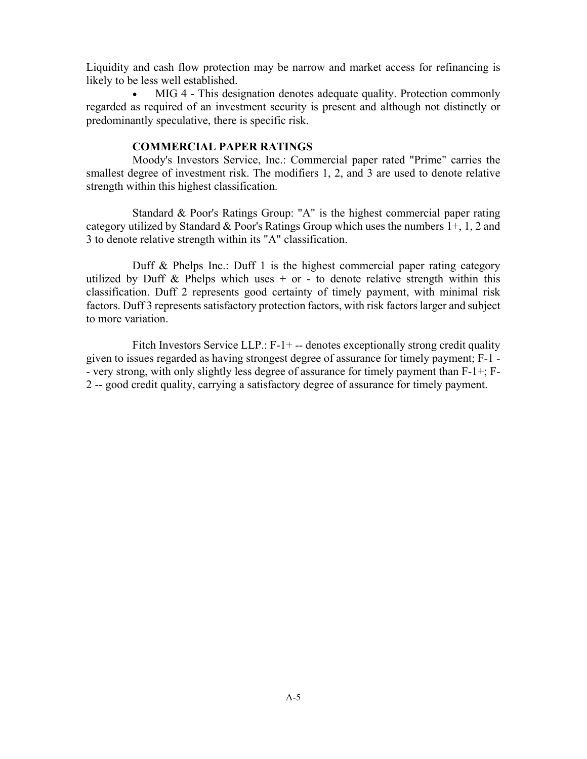Liquidity and cash flow protection may be narrow and market access for refinancing is likely to be less well established.

- MIG 4 - This designation denotes adequate quality. Protection commonly regarded as required of an investment security is present and although not distinctly or predominantly speculative, there is specific risk.

**COMMERCIAL PAPER RATINGS**

Moody's Investors Service, Inc.: Commercial paper rated "Prime" carries the smallest degree of investment risk. The modifiers 1, 2, and 3 are used to denote relative strength within this highest classification.

Standard & Poor's Ratings Group: "A" is the highest commercial paper rating category utilized by Standard & Poor's Ratings Group which uses the numbers 1+, 1, 2 and 3 to denote relative strength within its "A" classification.

Duff & Phelps Inc.: Duff 1 is the highest commercial paper rating category utilized by Duff & Phelps which uses + or - to denote relative strength within this classification. Duff 2 represents good certainty of timely payment, with minimal risk factors. Duff 3 represents satisfactory protection factors, with risk factors larger and subject to more variation.

Fitch Investors Service LLP.: F-1+ -- denotes exceptionally strong credit quality given to issues regarded as having strongest degree of assurance for timely payment; F-1 -- very strong, with only slightly less degree of assurance for timely payment than F-1+; F-2 -- good credit quality, carrying a satisfactory degree of assurance for timely payment.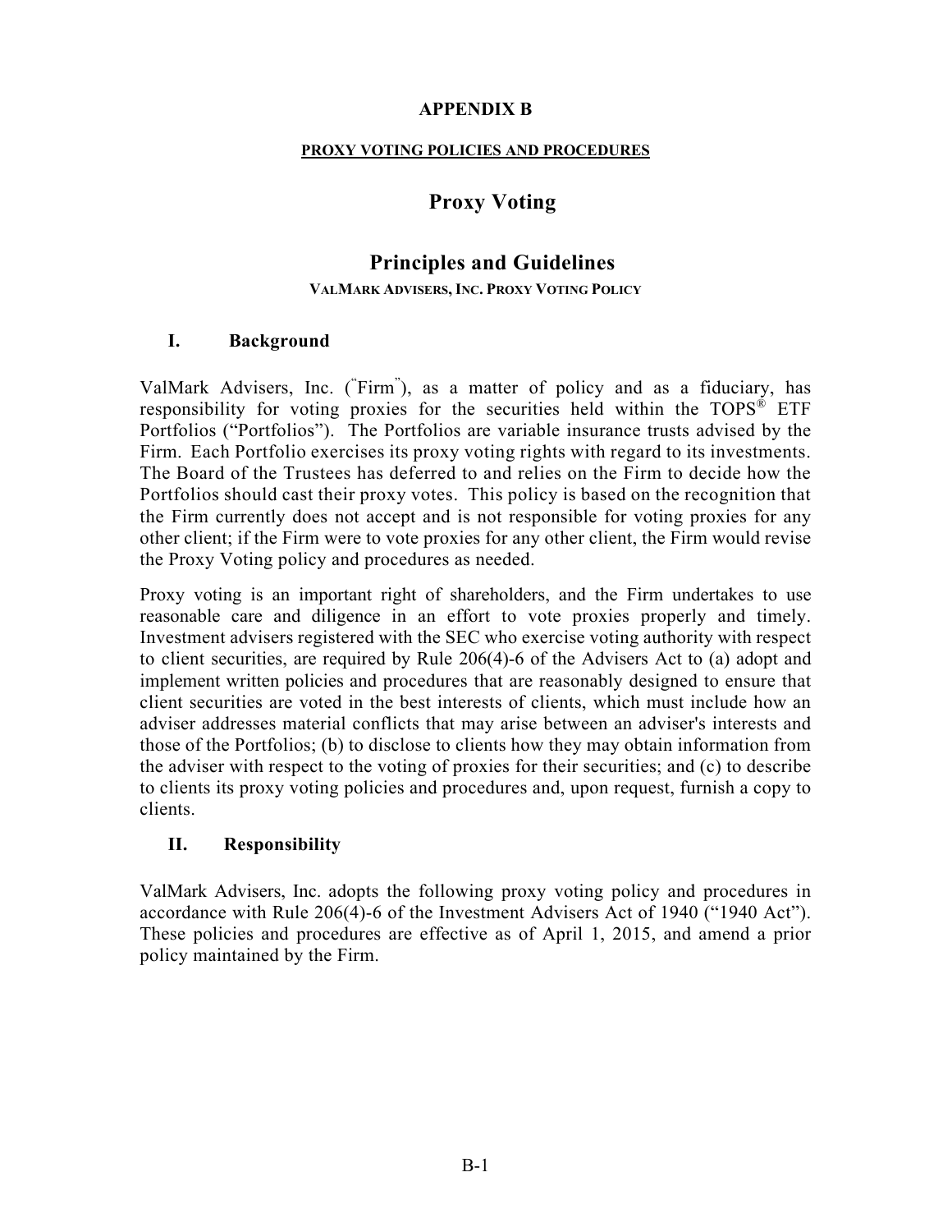**APPENDIX B**

**PROXY VOTING POLICIES AND PROCEDURES**

# Proxy Voting

# Principles and Guidelines

**VALMARK ADVISERS, INC. PROXY VOTING POLICY**

## I. Background

ValMark Advisers, Inc. ("Firm"), as a matter of policy and as a fiduciary, has responsibility for voting proxies for the securities held within the TOPS® ETF Portfolios ("Portfolios"). The Portfolios are variable insurance trusts advised by the Firm. Each Portfolio exercises its proxy voting rights with regard to its investments. The Board of the Trustees has deferred to and relies on the Firm to decide how the Portfolios should cast their proxy votes. This policy is based on the recognition that the Firm currently does not accept and is not responsible for voting proxies for any other client; if the Firm were to vote proxies for any other client, the Firm would revise the Proxy Voting policy and procedures as needed.

Proxy voting is an important right of shareholders, and the Firm undertakes to use reasonable care and diligence in an effort to vote proxies properly and timely. Investment advisers registered with the SEC who exercise voting authority with respect to client securities, are required by Rule 206(4)-6 of the Advisers Act to (a) adopt and implement written policies and procedures that are reasonably designed to ensure that client securities are voted in the best interests of clients, which must include how an adviser addresses material conflicts that may arise between an adviser's interests and those of the Portfolios; (b) to disclose to clients how they may obtain information from the adviser with respect to the voting of proxies for their securities; and (c) to describe to clients its proxy voting policies and procedures and, upon request, furnish a copy to clients.

## II. Responsibility

ValMark Advisers, Inc. adopts the following proxy voting policy and procedures in accordance with Rule 206(4)-6 of the Investment Advisers Act of 1940 ("1940 Act"). These policies and procedures are effective as of April 1, 2015, and amend a prior policy maintained by the Firm.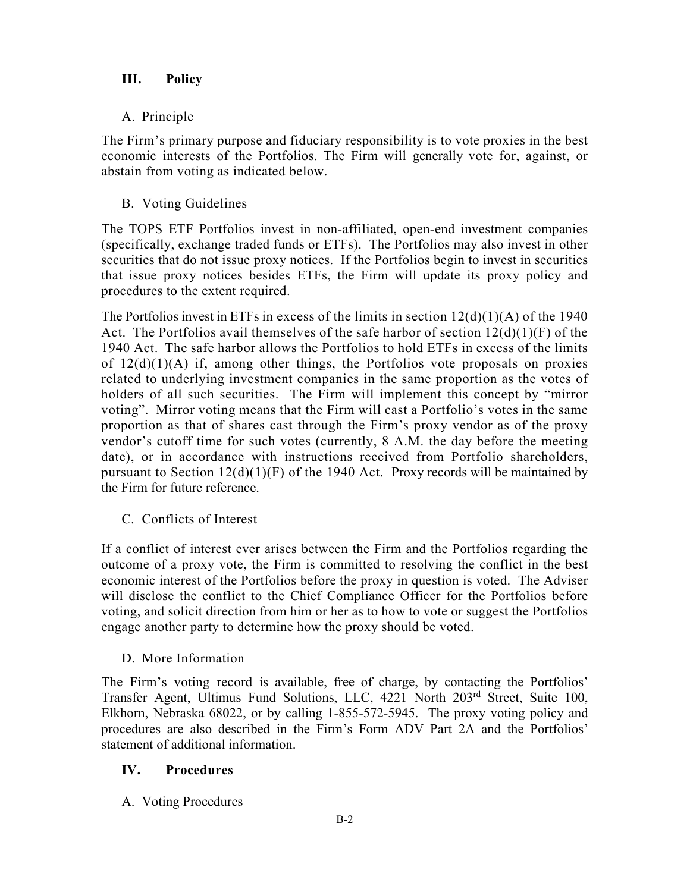## III. Policy

### A. Principle

The Firm's primary purpose and fiduciary responsibility is to vote proxies in the best economic interests of the Portfolios. The Firm will generally vote for, against, or abstain from voting as indicated below.

### B. Voting Guidelines

The TOPS ETF Portfolios invest in non-affiliated, open-end investment companies (specifically, exchange traded funds or ETFs). The Portfolios may also invest in other securities that do not issue proxy notices. If the Portfolios begin to invest in securities that issue proxy notices besides ETFs, the Firm will update its proxy policy and procedures to the extent required.

The Portfolios invest in ETFs in excess of the limits in section 12(d)(1)(A) of the 1940 Act. The Portfolios avail themselves of the safe harbor of section 12(d)(1)(F) of the 1940 Act. The safe harbor allows the Portfolios to hold ETFs in excess of the limits of 12(d)(1)(A) if, among other things, the Portfolios vote proposals on proxies related to underlying investment companies in the same proportion as the votes of holders of all such securities. The Firm will implement this concept by "mirror voting". Mirror voting means that the Firm will cast a Portfolio's votes in the same proportion as that of shares cast through the Firm's proxy vendor as of the proxy vendor's cutoff time for such votes (currently, 8 A.M. the day before the meeting date), or in accordance with instructions received from Portfolio shareholders, pursuant to Section 12(d)(1)(F) of the 1940 Act. Proxy records will be maintained by the Firm for future reference.

### C. Conflicts of Interest

If a conflict of interest ever arises between the Firm and the Portfolios regarding the outcome of a proxy vote, the Firm is committed to resolving the conflict in the best economic interest of the Portfolios before the proxy in question is voted. The Adviser will disclose the conflict to the Chief Compliance Officer for the Portfolios before voting, and solicit direction from him or her as to how to vote or suggest the Portfolios engage another party to determine how the proxy should be voted.

### D. More Information

The Firm's voting record is available, free of charge, by contacting the Portfolios' Transfer Agent, Ultimus Fund Solutions, LLC, 4221 North 203rd Street, Suite 100, Elkhorn, Nebraska 68022, or by calling 1-855-572-5945. The proxy voting policy and procedures are also described in the Firm's Form ADV Part 2A and the Portfolios' statement of additional information.

## IV. Procedures

### A. Voting Procedures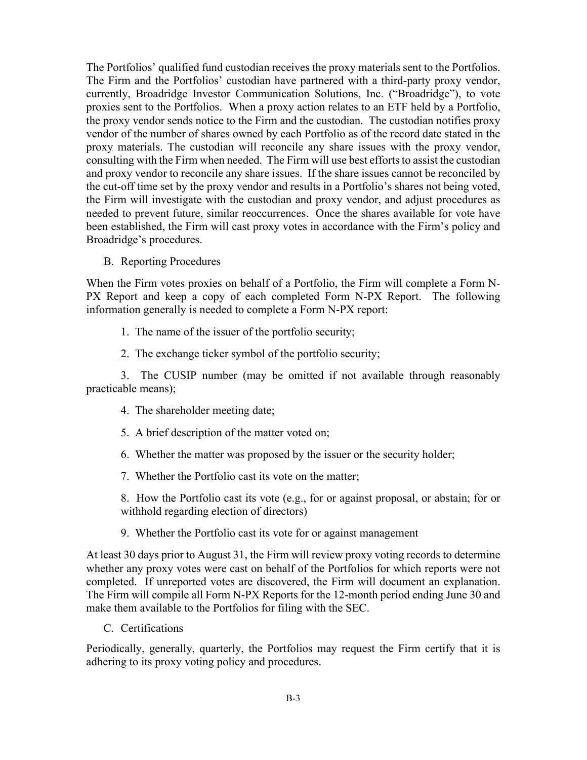The Portfolios' qualified fund custodian receives the proxy materials sent to the Portfolios. The Firm and the Portfolios' custodian have partnered with a third-party proxy vendor, currently, Broadridge Investor Communication Solutions, Inc. ("Broadridge"), to vote proxies sent to the Portfolios. When a proxy action relates to an ETF held by a Portfolio, the proxy vendor sends notice to the Firm and the custodian. The custodian notifies proxy vendor of the number of shares owned by each Portfolio as of the record date stated in the proxy materials. The custodian will reconcile any share issues with the proxy vendor, consulting with the Firm when needed. The Firm will use best efforts to assist the custodian and proxy vendor to reconcile any share issues. If the share issues cannot be reconciled by the cut-off time set by the proxy vendor and results in a Portfolio's shares not being voted, the Firm will investigate with the custodian and proxy vendor, and adjust procedures as needed to prevent future, similar reoccurrences. Once the shares available for vote have been established, the Firm will cast proxy votes in accordance with the Firm's policy and Broadridge's procedures.

B. Reporting Procedures

When the Firm votes proxies on behalf of a Portfolio, the Firm will complete a Form N-PX Report and keep a copy of each completed Form N-PX Report. The following information generally is needed to complete a Form N-PX report:

1. The name of the issuer of the portfolio security;
2. The exchange ticker symbol of the portfolio security;
3. The CUSIP number (may be omitted if not available through reasonably practicable means);
4. The shareholder meeting date;
5. A brief description of the matter voted on;
6. Whether the matter was proposed by the issuer or the security holder;
7. Whether the Portfolio cast its vote on the matter;
8. How the Portfolio cast its vote (e.g., for or against proposal, or abstain; for or withhold regarding election of directors)
9. Whether the Portfolio cast its vote for or against management

At least 30 days prior to August 31, the Firm will review proxy voting records to determine whether any proxy votes were cast on behalf of the Portfolios for which reports were not completed. If unreported votes are discovered, the Firm will document an explanation. The Firm will compile all Form N-PX Reports for the 12-month period ending June 30 and make them available to the Portfolios for filing with the SEC.

C. Certifications

Periodically, generally, quarterly, the Portfolios may request the Firm certify that it is adhering to its proxy voting policy and procedures.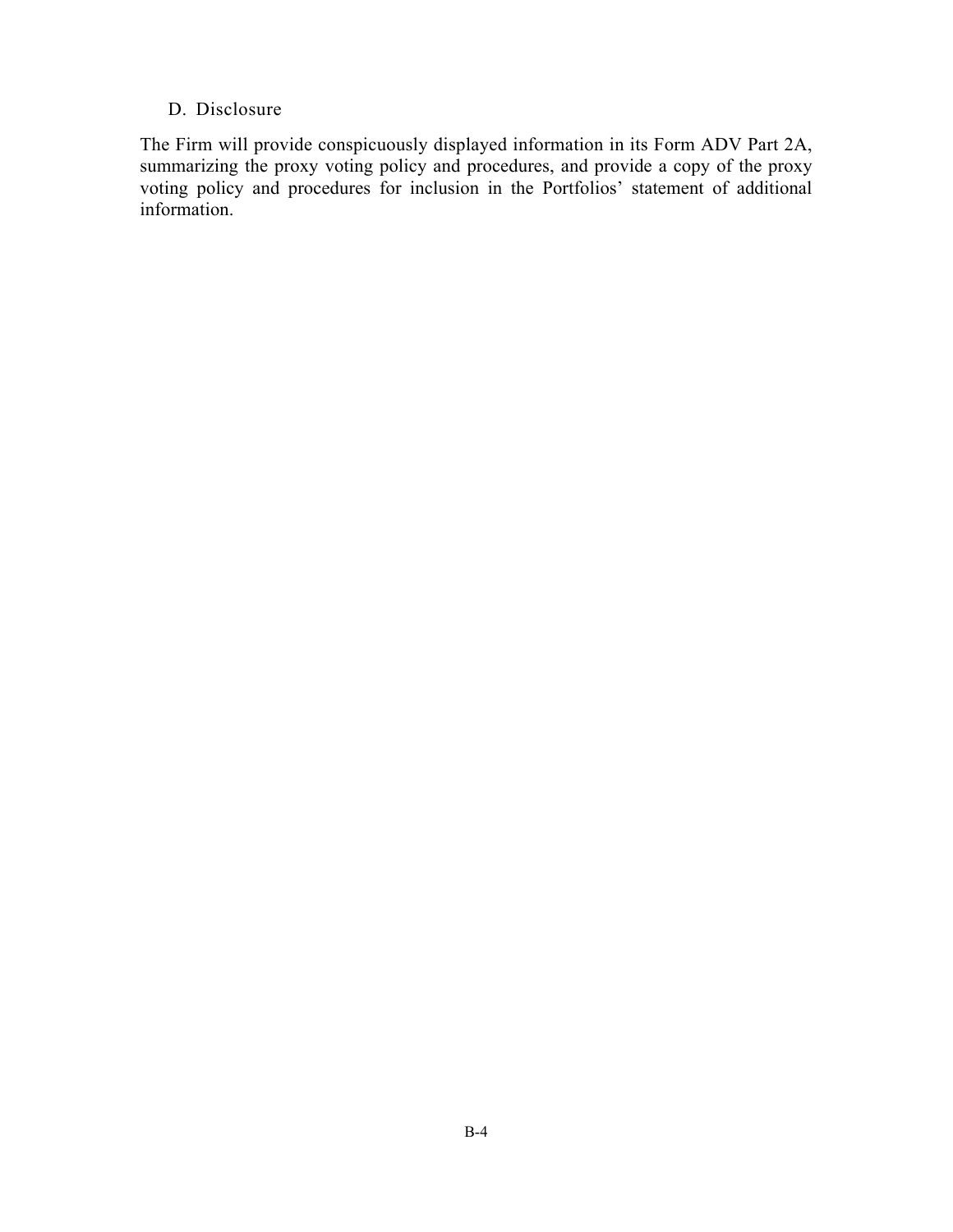### D. Disclosure

The Firm will provide conspicuously displayed information in its Form ADV Part 2A, summarizing the proxy voting policy and procedures, and provide a copy of the proxy voting policy and procedures for inclusion in the Portfolios' statement of additional information.